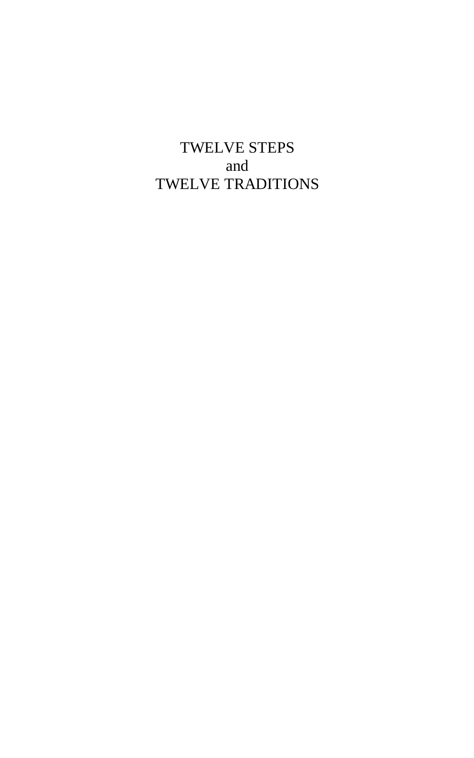# TWELVE STEPS
# and
# TWELVE TRADITIONS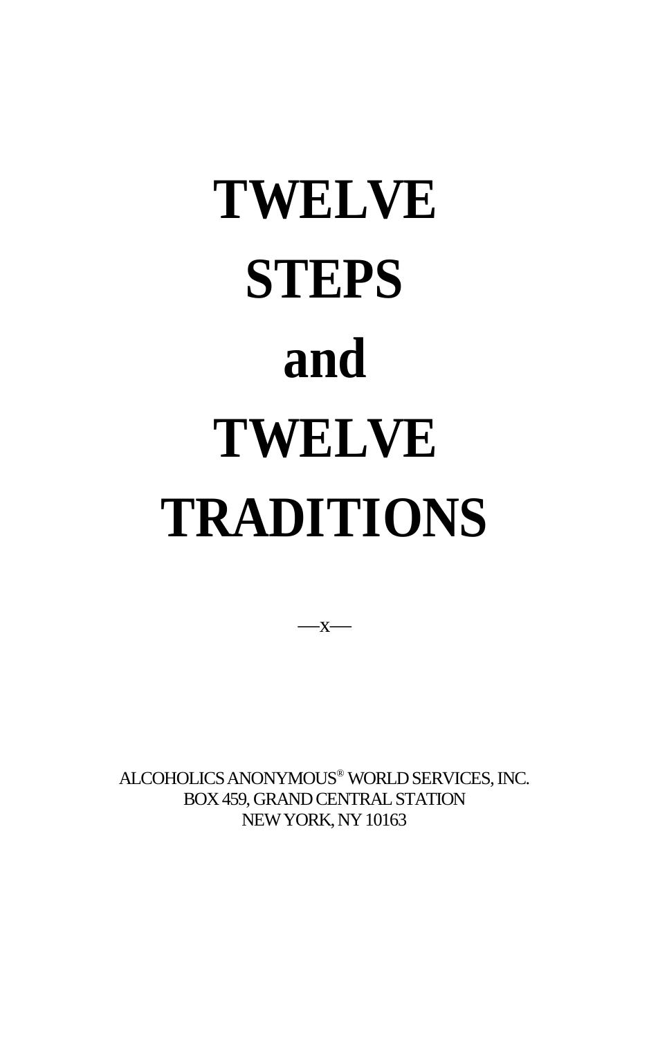# TWELVE STEPS and TWELVE TRADITIONS

—x—

ALCOHOLICS ANONYMOUS® WORLD SERVICES, INC.
BOX 459, GRAND CENTRAL STATION
NEW YORK, NY 10163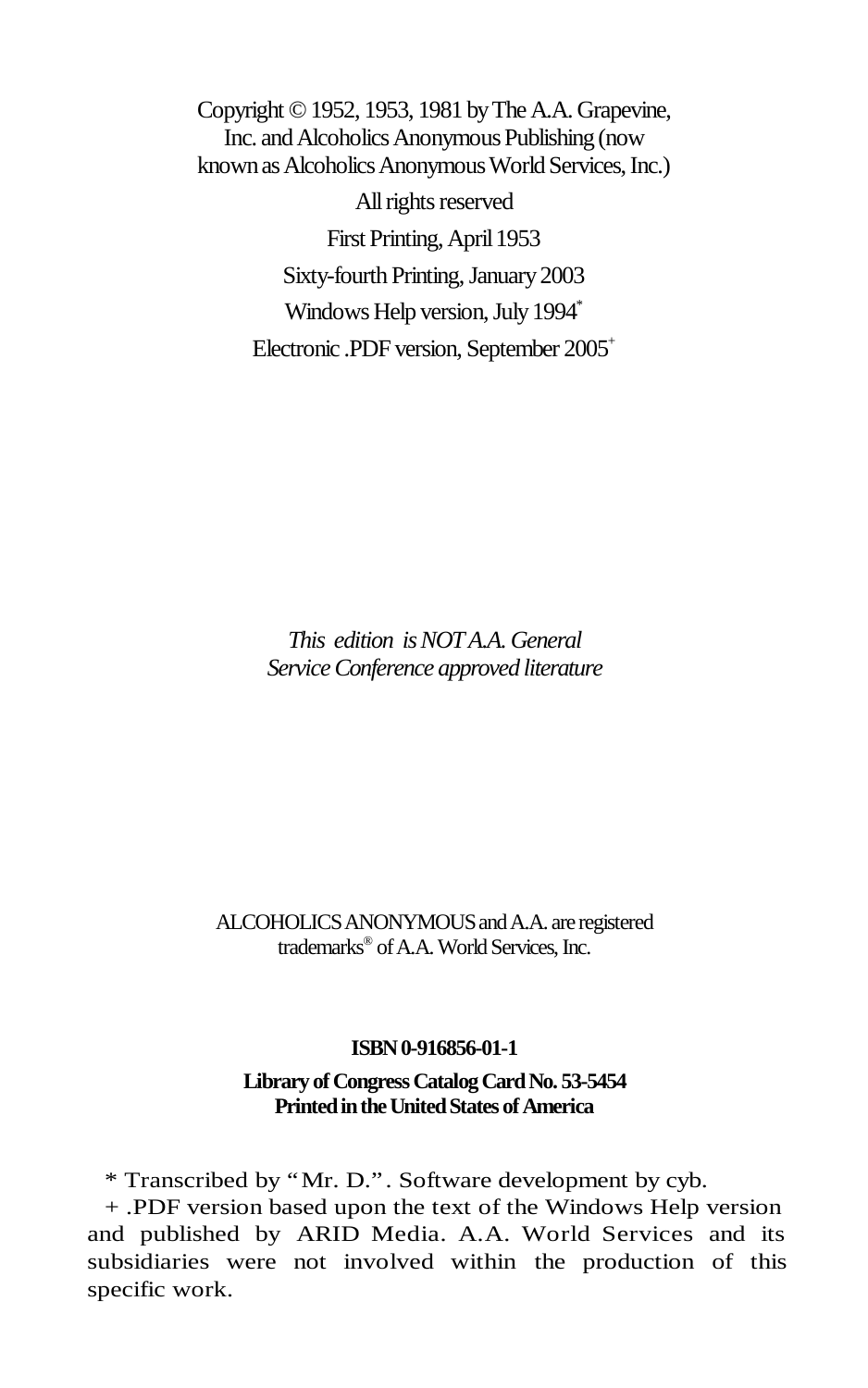Copyright © 1952, 1953, 1981 by The A.A. Grapevine, Inc. and Alcoholics Anonymous Publishing (now known as Alcoholics Anonymous World Services, Inc.)

All rights reserved

First Printing, April 1953

Sixty-fourth Printing, January 2003

Windows Help version, July 1994*

Electronic .PDF version, September 2005+

*This edition is NOT A.A. General Service Conference approved literature*

ALCOHOLICS ANONYMOUS and A.A. are registered trademarks® of A.A. World Services, Inc.

**ISBN 0-916856-01-1**

**Library of Congress Catalog Card No. 53-5454**
**Printed in the United States of America**

* Transcribed by "Mr. D.". Software development by cyb.

+ .PDF version based upon the text of the Windows Help version and published by ARID Media. A.A. World Services and its subsidiaries were not involved within the production of this specific work.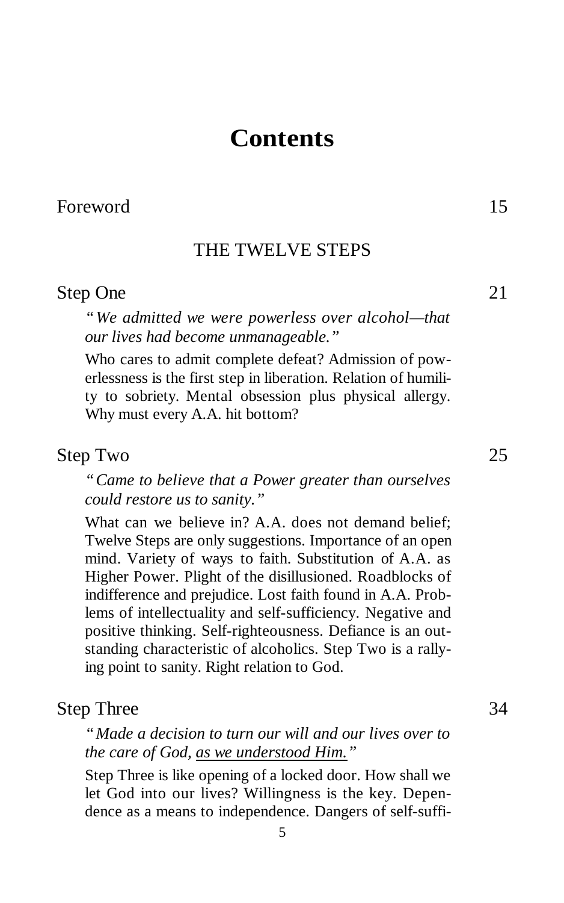# Contents

Foreword 15

## THE TWELVE STEPS

Step One 21

*"We admitted we were powerless over alcohol—that our lives had become unmanageable."*

Who cares to admit complete defeat? Admission of powerlessness is the first step in liberation. Relation of humility to sobriety. Mental obsession plus physical allergy. Why must every A.A. hit bottom?

Step Two 25

*"Came to believe that a Power greater than ourselves could restore us to sanity."*

What can we believe in? A.A. does not demand belief; Twelve Steps are only suggestions. Importance of an open mind. Variety of ways to faith. Substitution of A.A. as Higher Power. Plight of the disillusioned. Roadblocks of indifference and prejudice. Lost faith found in A.A. Problems of intellectuality and self-sufficiency. Negative and positive thinking. Self-righteousness. Defiance is an outstanding characteristic of alcoholics. Step Two is a rallying point to sanity. Right relation to God.

Step Three 34

*"Made a decision to turn our will and our lives over to the care of God, <u>as we understood Him.</u>"*

Step Three is like opening of a locked door. How shall we let God into our lives? Willingness is the key. Dependence as a means to independence. Dangers of self-suffi-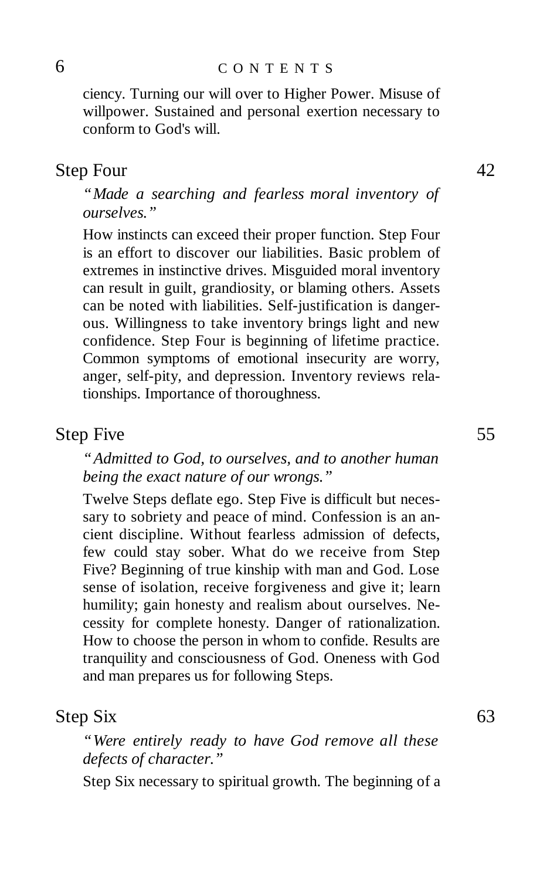ciency. Turning our will over to Higher Power. Misuse of willpower. Sustained and personal exertion necessary to conform to God's will.

## Step Four 42

*"Made a searching and fearless moral inventory of ourselves."*

How instincts can exceed their proper function. Step Four is an effort to discover our liabilities. Basic problem of extremes in instinctive drives. Misguided moral inventory can result in guilt, grandiosity, or blaming others. Assets can be noted with liabilities. Self-justification is dangerous. Willingness to take inventory brings light and new confidence. Step Four is beginning of lifetime practice. Common symptoms of emotional insecurity are worry, anger, self-pity, and depression. Inventory reviews relationships. Importance of thoroughness.

## Step Five 55

*"Admitted to God, to ourselves, and to another human being the exact nature of our wrongs."*

Twelve Steps deflate ego. Step Five is difficult but necessary to sobriety and peace of mind. Confession is an ancient discipline. Without fearless admission of defects, few could stay sober. What do we receive from Step Five? Beginning of true kinship with man and God. Lose sense of isolation, receive forgiveness and give it; learn humility; gain honesty and realism about ourselves. Necessity for complete honesty. Danger of rationalization. How to choose the person in whom to confide. Results are tranquility and consciousness of God. Oneness with God and man prepares us for following Steps.

## Step Six 63

*"Were entirely ready to have God remove all these defects of character."*

Step Six necessary to spiritual growth. The beginning of a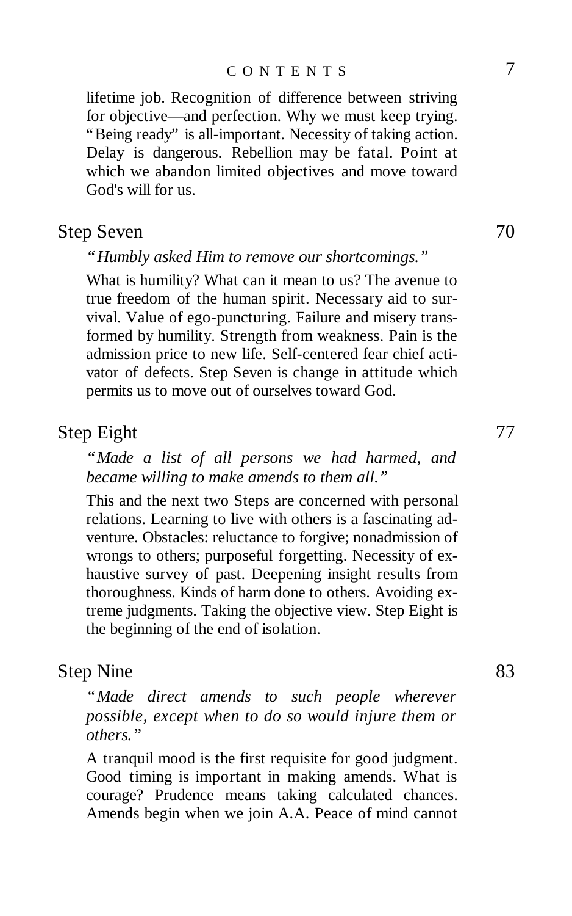lifetime job. Recognition of difference between striving for objective—and perfection. Why we must keep trying. "Being ready" is all-important. Necessity of taking action. Delay is dangerous. Rebellion may be fatal. Point at which we abandon limited objectives and move toward God's will for us.

## Step Seven — 70

*"Humbly asked Him to remove our shortcomings."*

What is humility? What can it mean to us? The avenue to true freedom of the human spirit. Necessary aid to survival. Value of ego-puncturing. Failure and misery transformed by humility. Strength from weakness. Pain is the admission price to new life. Self-centered fear chief activator of defects. Step Seven is change in attitude which permits us to move out of ourselves toward God.

## Step Eight — 77

*"Made a list of all persons we had harmed, and became willing to make amends to them all."*

This and the next two Steps are concerned with personal relations. Learning to live with others is a fascinating adventure. Obstacles: reluctance to forgive; nonadmission of wrongs to others; purposeful forgetting. Necessity of exhaustive survey of past. Deepening insight results from thoroughness. Kinds of harm done to others. Avoiding extreme judgments. Taking the objective view. Step Eight is the beginning of the end of isolation.

## Step Nine — 83

*"Made direct amends to such people wherever possible, except when to do so would injure them or others."*

A tranquil mood is the first requisite for good judgment. Good timing is important in making amends. What is courage? Prudence means taking calculated chances. Amends begin when we join A.A. Peace of mind cannot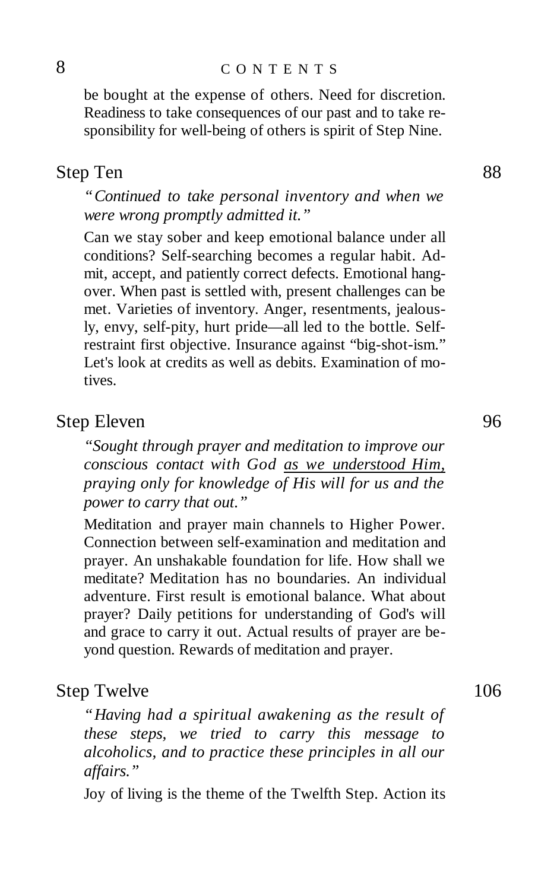be bought at the expense of others. Need for discretion. Readiness to take consequences of our past and to take responsibility for well-being of others is spirit of Step Nine.

## Step Ten 88

*"Continued to take personal inventory and when we were wrong promptly admitted it."*

Can we stay sober and keep emotional balance under all conditions? Self-searching becomes a regular habit. Admit, accept, and patiently correct defects. Emotional hangover. When past is settled with, present challenges can be met. Varieties of inventory. Anger, resentments, jealously, envy, self-pity, hurt pride—all led to the bottle. Self-restraint first objective. Insurance against "big-shot-ism." Let's look at credits as well as debits. Examination of motives.

## Step Eleven 96

*"Sought through prayer and meditation to improve our conscious contact with God <u>as we understood Him,</u> praying only for knowledge of His will for us and the power to carry that out."*

Meditation and prayer main channels to Higher Power. Connection between self-examination and meditation and prayer. An unshakable foundation for life. How shall we meditate? Meditation has no boundaries. An individual adventure. First result is emotional balance. What about prayer? Daily petitions for understanding of God's will and grace to carry it out. Actual results of prayer are beyond question. Rewards of meditation and prayer.

## Step Twelve 106

*"Having had a spiritual awakening as the result of these steps, we tried to carry this message to alcoholics, and to practice these principles in all our affairs."*

Joy of living is the theme of the Twelfth Step. Action its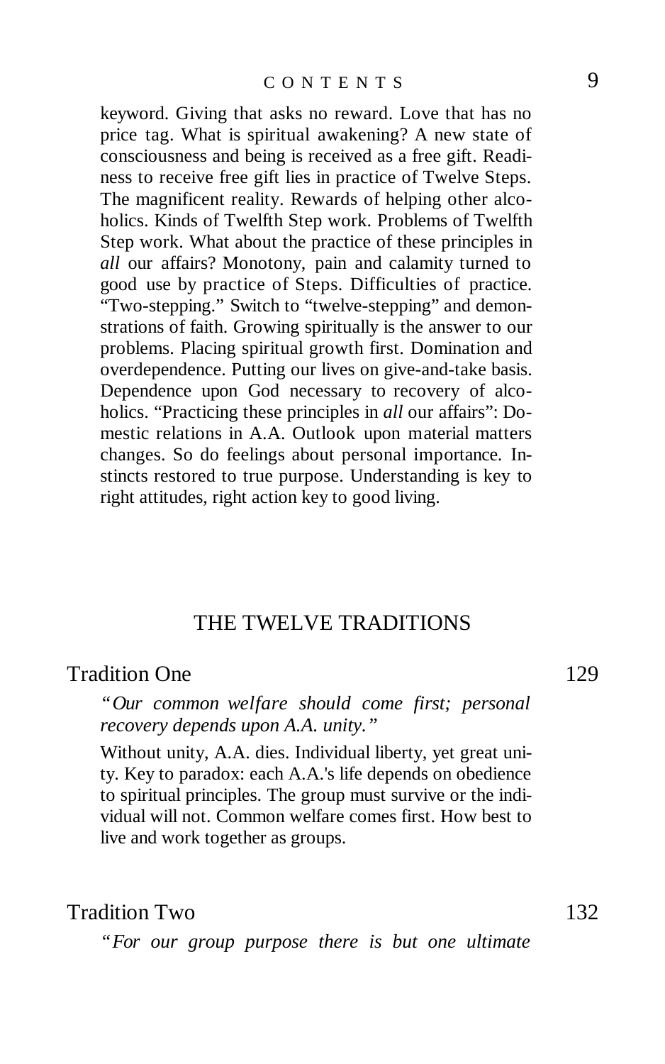keyword. Giving that asks no reward. Love that has no price tag. What is spiritual awakening? A new state of consciousness and being is received as a free gift. Readiness to receive free gift lies in practice of Twelve Steps. The magnificent reality. Rewards of helping other alcoholics. Kinds of Twelfth Step work. Problems of Twelfth Step work. What about the practice of these principles in *all* our affairs? Monotony, pain and calamity turned to good use by practice of Steps. Difficulties of practice. "Two-stepping." Switch to "twelve-stepping" and demonstrations of faith. Growing spiritually is the answer to our problems. Placing spiritual growth first. Domination and overdependence. Putting our lives on give-and-take basis. Dependence upon God necessary to recovery of alcoholics. "Practicing these principles in *all* our affairs": Domestic relations in A.A. Outlook upon material matters changes. So do feelings about personal importance. Instincts restored to true purpose. Understanding is key to right attitudes, right action key to good living.

## THE TWELVE TRADITIONS

### Tradition One — 129

*"Our common welfare should come first; personal recovery depends upon A.A. unity."*

Without unity, A.A. dies. Individual liberty, yet great unity. Key to paradox: each A.A.'s life depends on obedience to spiritual principles. The group must survive or the individual will not. Common welfare comes first. How best to live and work together as groups.

### Tradition Two — 132

*"For our group purpose there is but one ultimate*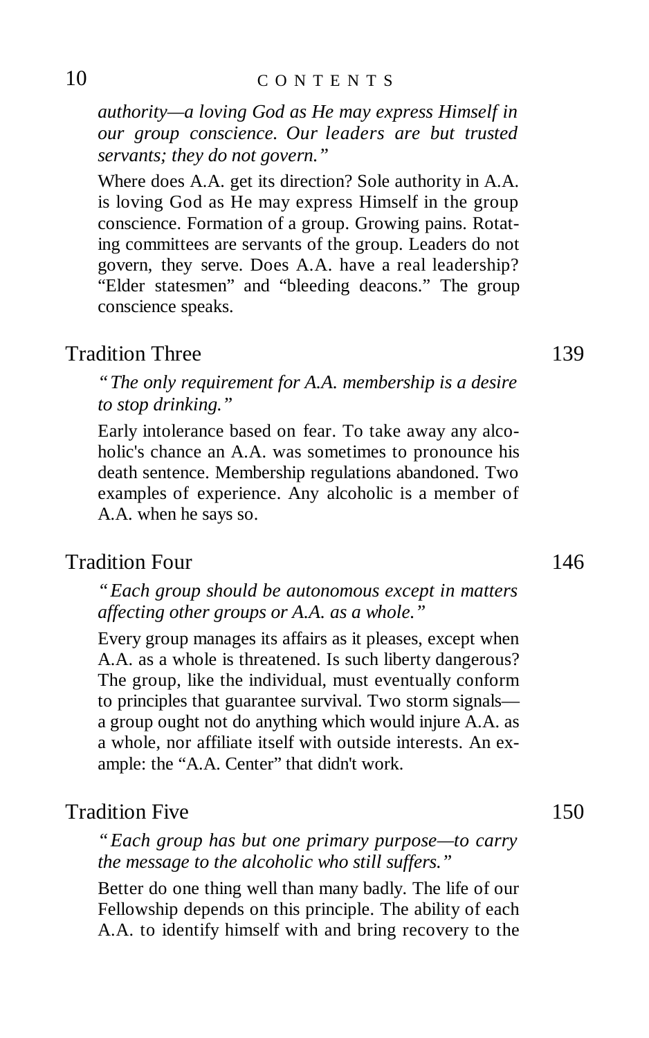*authority—a loving God as He may express Himself in our group conscience. Our leaders are but trusted servants; they do not govern."*

Where does A.A. get its direction? Sole authority in A.A. is loving God as He may express Himself in the group conscience. Formation of a group. Growing pains. Rotating committees are servants of the group. Leaders do not govern, they serve. Does A.A. have a real leadership? "Elder statesmen" and "bleeding deacons." The group conscience speaks.

## Tradition Three 139

*"The only requirement for A.A. membership is a desire to stop drinking."*

Early intolerance based on fear. To take away any alcoholic's chance an A.A. was sometimes to pronounce his death sentence. Membership regulations abandoned. Two examples of experience. Any alcoholic is a member of A.A. when he says so.

## Tradition Four 146

*"Each group should be autonomous except in matters affecting other groups or A.A. as a whole."*

Every group manages its affairs as it pleases, except when A.A. as a whole is threatened. Is such liberty dangerous? The group, like the individual, must eventually conform to principles that guarantee survival. Two storm signals—a group ought not do anything which would injure A.A. as a whole, nor affiliate itself with outside interests. An example: the "A.A. Center" that didn't work.

## Tradition Five 150

*"Each group has but one primary purpose—to carry the message to the alcoholic who still suffers."*

Better do one thing well than many badly. The life of our Fellowship depends on this principle. The ability of each A.A. to identify himself with and bring recovery to the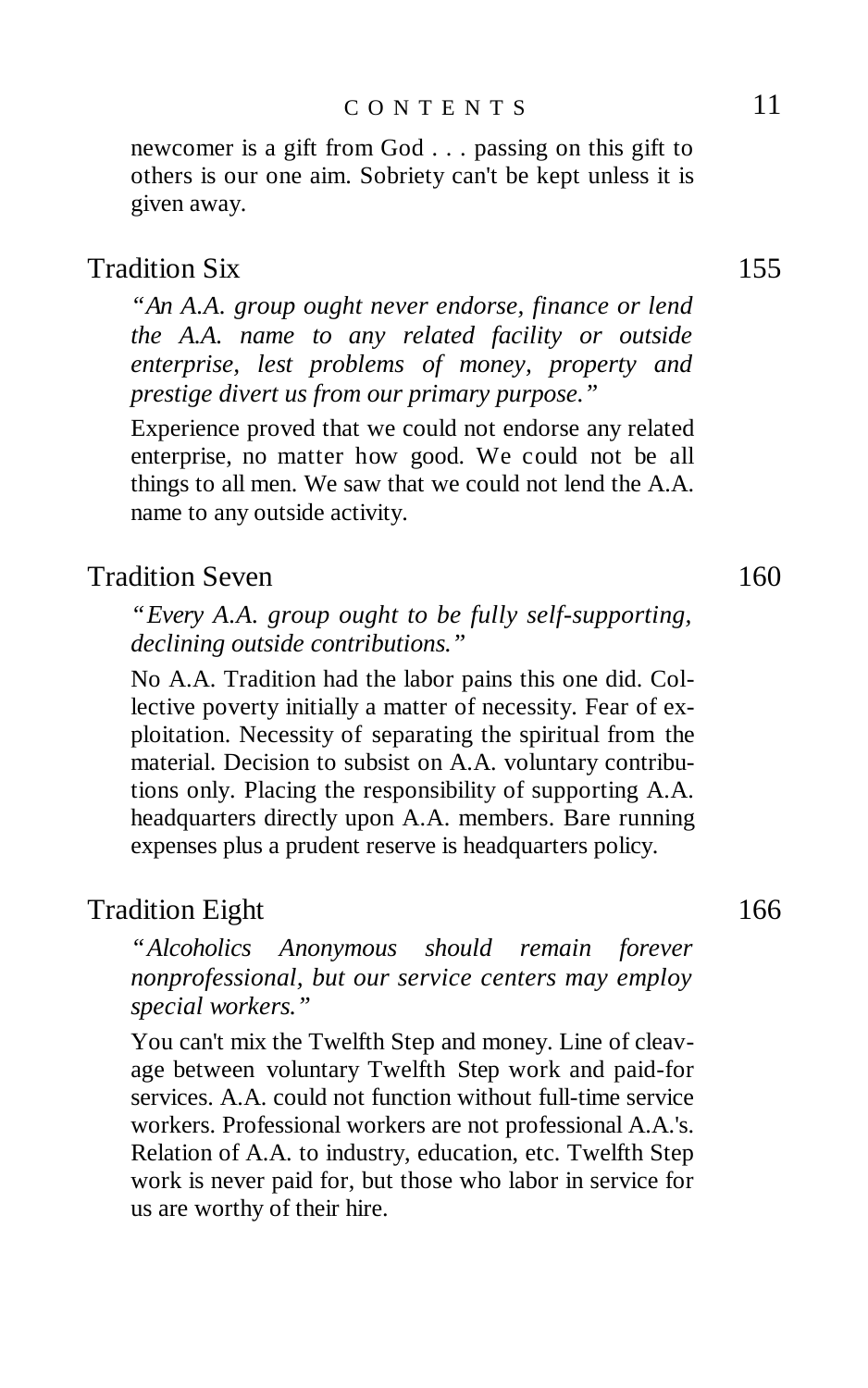newcomer is a gift from God . . . passing on this gift to others is our one aim. Sobriety can't be kept unless it is given away.

## Tradition Six 155

*"An A.A. group ought never endorse, finance or lend the A.A. name to any related facility or outside enterprise, lest problems of money, property and prestige divert us from our primary purpose."*

Experience proved that we could not endorse any related enterprise, no matter how good. We could not be all things to all men. We saw that we could not lend the A.A. name to any outside activity.

## Tradition Seven 160

*"Every A.A. group ought to be fully self-supporting, declining outside contributions."*

No A.A. Tradition had the labor pains this one did. Collective poverty initially a matter of necessity. Fear of exploitation. Necessity of separating the spiritual from the material. Decision to subsist on A.A. voluntary contributions only. Placing the responsibility of supporting A.A. headquarters directly upon A.A. members. Bare running expenses plus a prudent reserve is headquarters policy.

## Tradition Eight 166

*"Alcoholics Anonymous should remain forever nonprofessional, but our service centers may employ special workers."*

You can't mix the Twelfth Step and money. Line of cleavage between voluntary Twelfth Step work and paid-for services. A.A. could not function without full-time service workers. Professional workers are not professional A.A.'s. Relation of A.A. to industry, education, etc. Twelfth Step work is never paid for, but those who labor in service for us are worthy of their hire.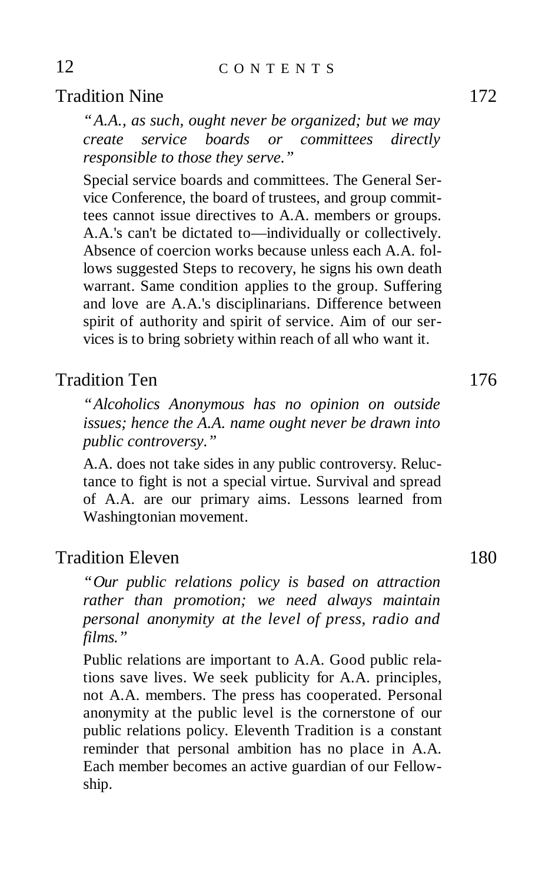## Tradition Nine 172

*"A.A., as such, ought never be organized; but we may create service boards or committees directly responsible to those they serve."*

Special service boards and committees. The General Service Conference, the board of trustees, and group committees cannot issue directives to A.A. members or groups. A.A.'s can't be dictated to—individually or collectively. Absence of coercion works because unless each A.A. follows suggested Steps to recovery, he signs his own death warrant. Same condition applies to the group. Suffering and love are A.A.'s disciplinarians. Difference between spirit of authority and spirit of service. Aim of our services is to bring sobriety within reach of all who want it.

## Tradition Ten 176

*"Alcoholics Anonymous has no opinion on outside issues; hence the A.A. name ought never be drawn into public controversy."*

A.A. does not take sides in any public controversy. Reluctance to fight is not a special virtue. Survival and spread of A.A. are our primary aims. Lessons learned from Washingtonian movement.

## Tradition Eleven 180

*"Our public relations policy is based on attraction rather than promotion; we need always maintain personal anonymity at the level of press, radio and films."*

Public relations are important to A.A. Good public relations save lives. We seek publicity for A.A. principles, not A.A. members. The press has cooperated. Personal anonymity at the public level is the cornerstone of our public relations policy. Eleventh Tradition is a constant reminder that personal ambition has no place in A.A. Each member becomes an active guardian of our Fellowship.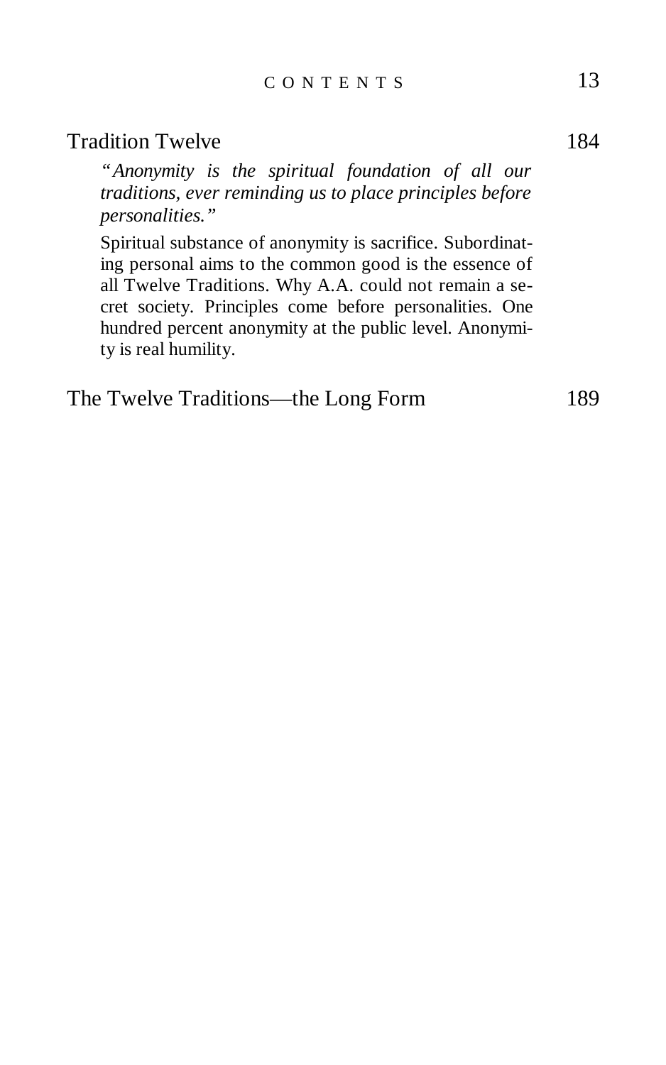Tradition Twelve 184

*"Anonymity is the spiritual foundation of all our traditions, ever reminding us to place principles before personalities."*

Spiritual substance of anonymity is sacrifice. Subordinating personal aims to the common good is the essence of all Twelve Traditions. Why A.A. could not remain a secret society. Principles come before personalities. One hundred percent anonymity at the public level. Anonymity is real humility.

The Twelve Traditions—the Long Form 189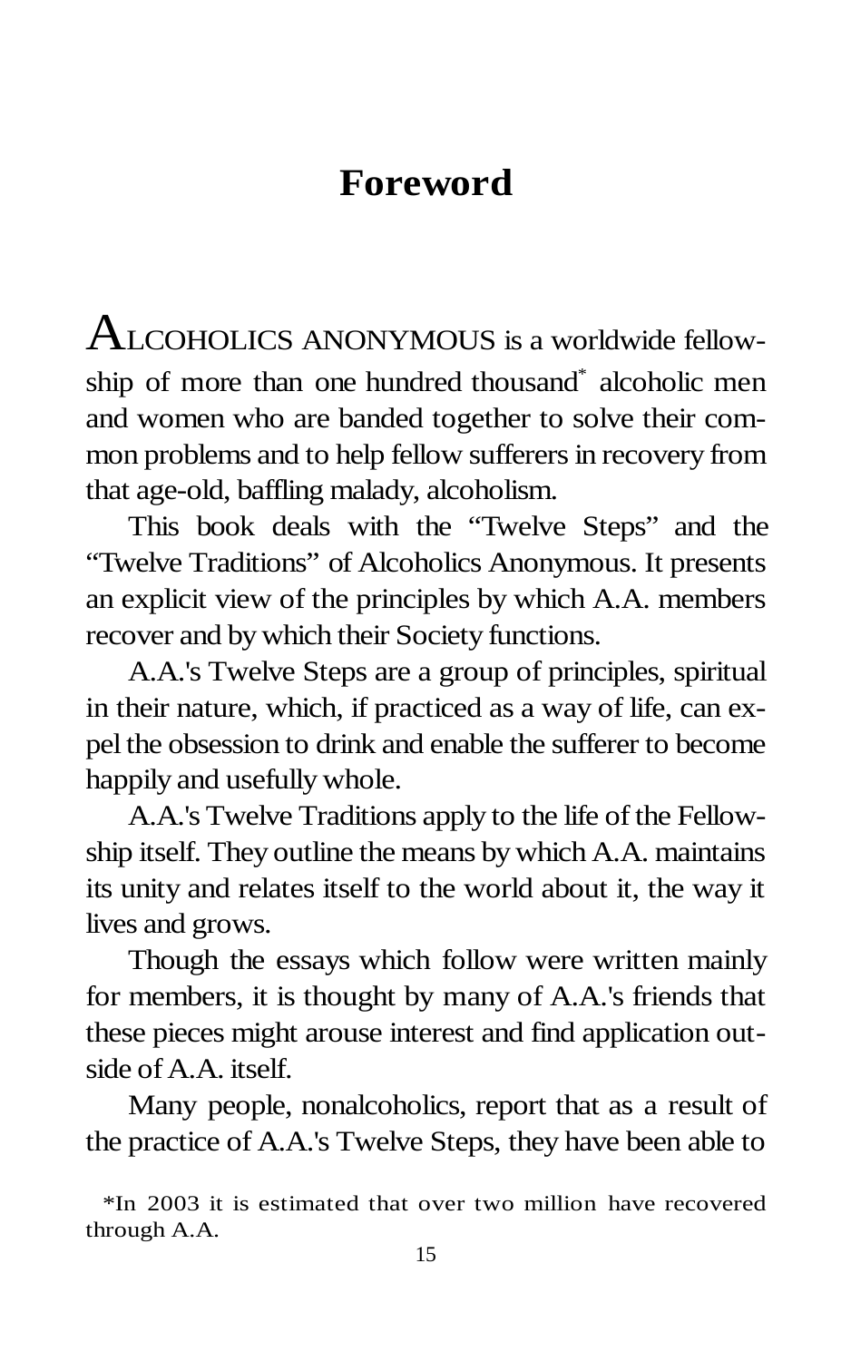# Foreword

ALCOHOLICS ANONYMOUS is a worldwide fellowship of more than one hundred thousand* alcoholic men and women who are banded together to solve their common problems and to help fellow sufferers in recovery from that age-old, baffling malady, alcoholism.

This book deals with the "Twelve Steps" and the "Twelve Traditions" of Alcoholics Anonymous. It presents an explicit view of the principles by which A.A. members recover and by which their Society functions.

A.A.'s Twelve Steps are a group of principles, spiritual in their nature, which, if practiced as a way of life, can expel the obsession to drink and enable the sufferer to become happily and usefully whole.

A.A.'s Twelve Traditions apply to the life of the Fellowship itself. They outline the means by which A.A. maintains its unity and relates itself to the world about it, the way it lives and grows.

Though the essays which follow were written mainly for members, it is thought by many of A.A.'s friends that these pieces might arouse interest and find application outside of A.A. itself.

Many people, nonalcoholics, report that as a result of the practice of A.A.'s Twelve Steps, they have been able to

*In 2003 it is estimated that over two million have recovered through A.A.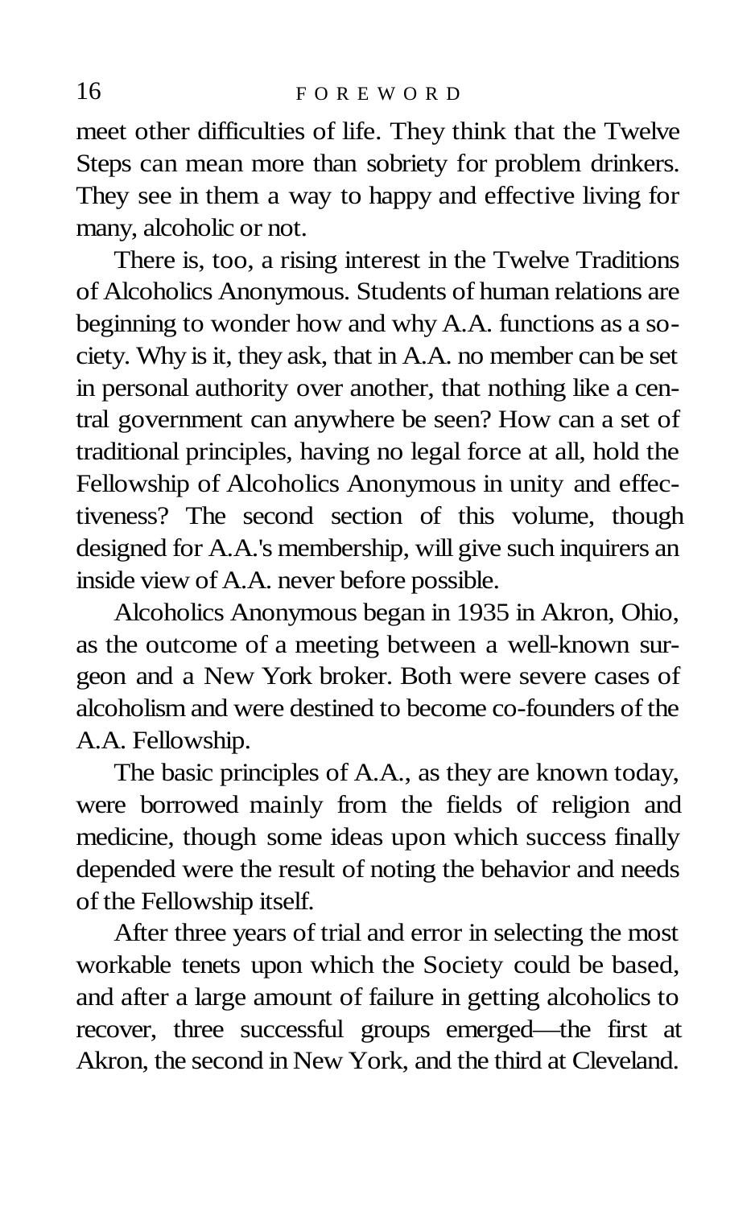meet other difficulties of life. They think that the Twelve Steps can mean more than sobriety for problem drinkers. They see in them a way to happy and effective living for many, alcoholic or not.

There is, too, a rising interest in the Twelve Traditions of Alcoholics Anonymous. Students of human relations are beginning to wonder how and why A.A. functions as a society. Why is it, they ask, that in A.A. no member can be set in personal authority over another, that nothing like a central government can anywhere be seen? How can a set of traditional principles, having no legal force at all, hold the Fellowship of Alcoholics Anonymous in unity and effectiveness? The second section of this volume, though designed for A.A.'s membership, will give such inquirers an inside view of A.A. never before possible.

Alcoholics Anonymous began in 1935 in Akron, Ohio, as the outcome of a meeting between a well-known surgeon and a New York broker. Both were severe cases of alcoholism and were destined to become co-founders of the A.A. Fellowship.

The basic principles of A.A., as they are known today, were borrowed mainly from the fields of religion and medicine, though some ideas upon which success finally depended were the result of noting the behavior and needs of the Fellowship itself.

After three years of trial and error in selecting the most workable tenets upon which the Society could be based, and after a large amount of failure in getting alcoholics to recover, three successful groups emerged—the first at Akron, the second in New York, and the third at Cleveland.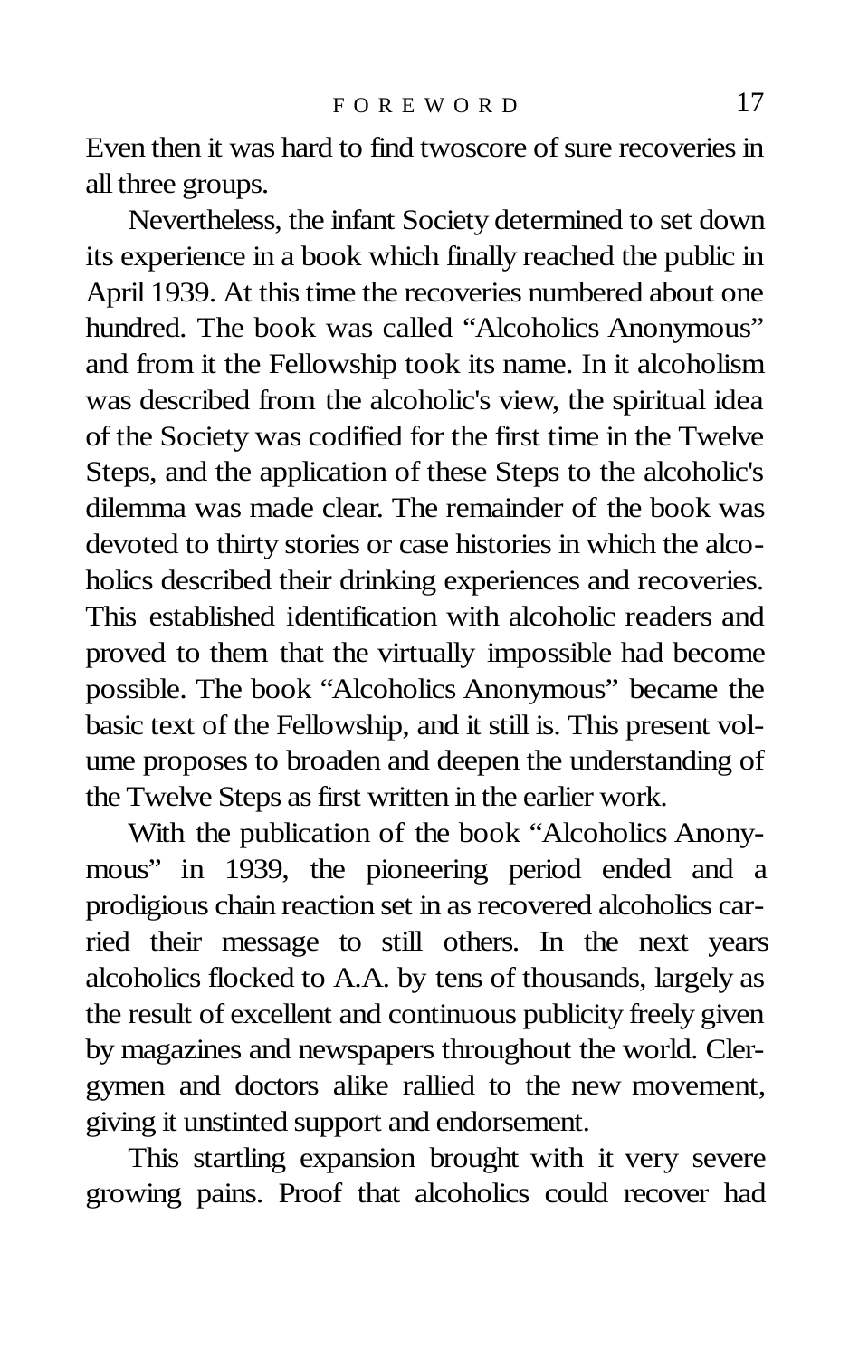Even then it was hard to find twoscore of sure recoveries in all three groups.

Nevertheless, the infant Society determined to set down its experience in a book which finally reached the public in April 1939. At this time the recoveries numbered about one hundred. The book was called "Alcoholics Anonymous" and from it the Fellowship took its name. In it alcoholism was described from the alcoholic's view, the spiritual idea of the Society was codified for the first time in the Twelve Steps, and the application of these Steps to the alcoholic's dilemma was made clear. The remainder of the book was devoted to thirty stories or case histories in which the alcoholics described their drinking experiences and recoveries. This established identification with alcoholic readers and proved to them that the virtually impossible had become possible. The book "Alcoholics Anonymous" became the basic text of the Fellowship, and it still is. This present volume proposes to broaden and deepen the understanding of the Twelve Steps as first written in the earlier work.

With the publication of the book "Alcoholics Anonymous" in 1939, the pioneering period ended and a prodigious chain reaction set in as recovered alcoholics carried their message to still others. In the next years alcoholics flocked to A.A. by tens of thousands, largely as the result of excellent and continuous publicity freely given by magazines and newspapers throughout the world. Clergymen and doctors alike rallied to the new movement, giving it unstinted support and endorsement.

This startling expansion brought with it very severe growing pains. Proof that alcoholics could recover had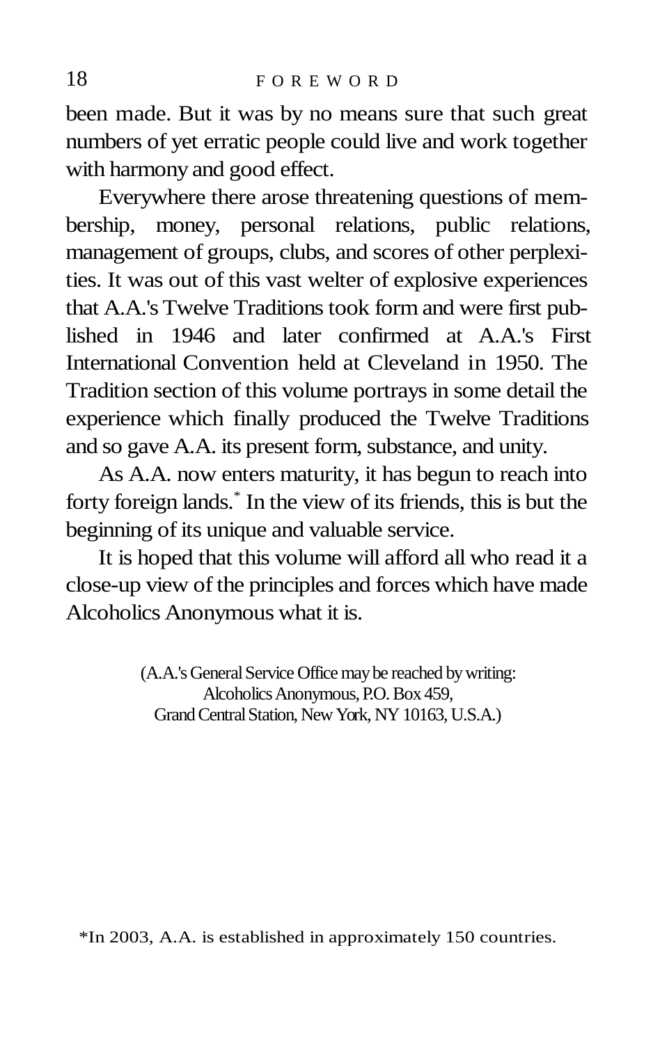been made. But it was by no means sure that such great numbers of yet erratic people could live and work together with harmony and good effect.

Everywhere there arose threatening questions of membership, money, personal relations, public relations, management of groups, clubs, and scores of other perplexities. It was out of this vast welter of explosive experiences that A.A.'s Twelve Traditions took form and were first published in 1946 and later confirmed at A.A.'s First International Convention held at Cleveland in 1950. The Tradition section of this volume portrays in some detail the experience which finally produced the Twelve Traditions and so gave A.A. its present form, substance, and unity.

As A.A. now enters maturity, it has begun to reach into forty foreign lands.* In the view of its friends, this is but the beginning of its unique and valuable service.

It is hoped that this volume will afford all who read it a close-up view of the principles and forces which have made Alcoholics Anonymous what it is.

(A.A.'s General Service Office may be reached by writing:
Alcoholics Anonymous, P.O. Box 459,
Grand Central Station, New York, NY 10163, U.S.A.)

*In 2003, A.A. is established in approximately 150 countries.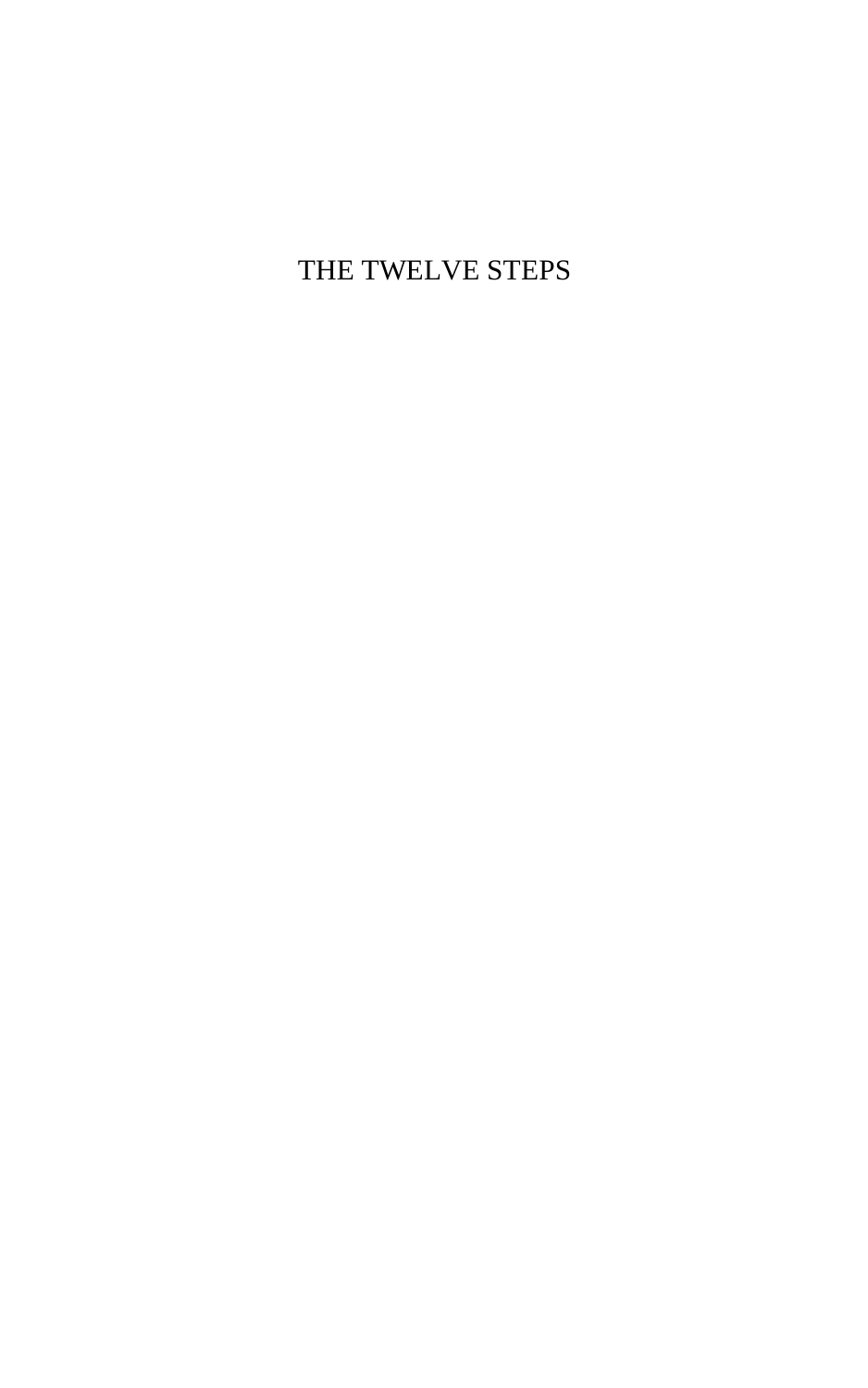# THE TWELVE STEPS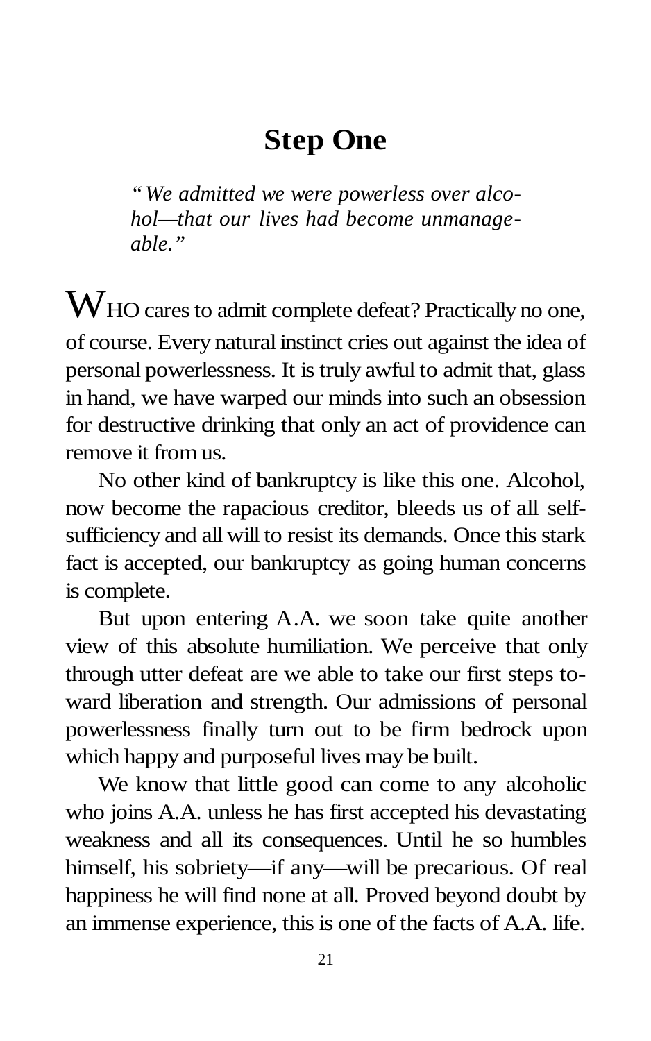# Step One

*"We admitted we were powerless over alcohol—that our lives had become unmanageable."*

WHO cares to admit complete defeat? Practically no one, of course. Every natural instinct cries out against the idea of personal powerlessness. It is truly awful to admit that, glass in hand, we have warped our minds into such an obsession for destructive drinking that only an act of providence can remove it from us.

No other kind of bankruptcy is like this one. Alcohol, now become the rapacious creditor, bleeds us of all self-sufficiency and all will to resist its demands. Once this stark fact is accepted, our bankruptcy as going human concerns is complete.

But upon entering A.A. we soon take quite another view of this absolute humiliation. We perceive that only through utter defeat are we able to take our first steps toward liberation and strength. Our admissions of personal powerlessness finally turn out to be firm bedrock upon which happy and purposeful lives may be built.

We know that little good can come to any alcoholic who joins A.A. unless he has first accepted his devastating weakness and all its consequences. Until he so humbles himself, his sobriety—if any—will be precarious. Of real happiness he will find none at all. Proved beyond doubt by an immense experience, this is one of the facts of A.A. life.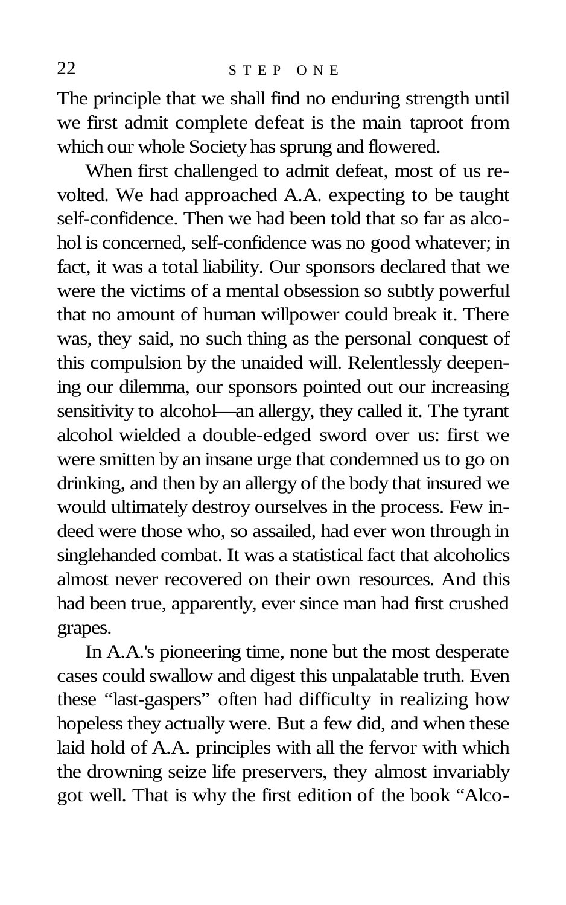The principle that we shall find no enduring strength until we first admit complete defeat is the main taproot from which our whole Society has sprung and flowered.

When first challenged to admit defeat, most of us revolted. We had approached A.A. expecting to be taught self-confidence. Then we had been told that so far as alcohol is concerned, self-confidence was no good whatever; in fact, it was a total liability. Our sponsors declared that we were the victims of a mental obsession so subtly powerful that no amount of human willpower could break it. There was, they said, no such thing as the personal conquest of this compulsion by the unaided will. Relentlessly deepening our dilemma, our sponsors pointed out our increasing sensitivity to alcohol—an allergy, they called it. The tyrant alcohol wielded a double-edged sword over us: first we were smitten by an insane urge that condemned us to go on drinking, and then by an allergy of the body that insured we would ultimately destroy ourselves in the process. Few indeed were those who, so assailed, had ever won through in singlehanded combat. It was a statistical fact that alcoholics almost never recovered on their own resources. And this had been true, apparently, ever since man had first crushed grapes.

In A.A.'s pioneering time, none but the most desperate cases could swallow and digest this unpalatable truth. Even these "last-gaspers" often had difficulty in realizing how hopeless they actually were. But a few did, and when these laid hold of A.A. principles with all the fervor with which the drowning seize life preservers, they almost invariably got well. That is why the first edition of the book "Alco-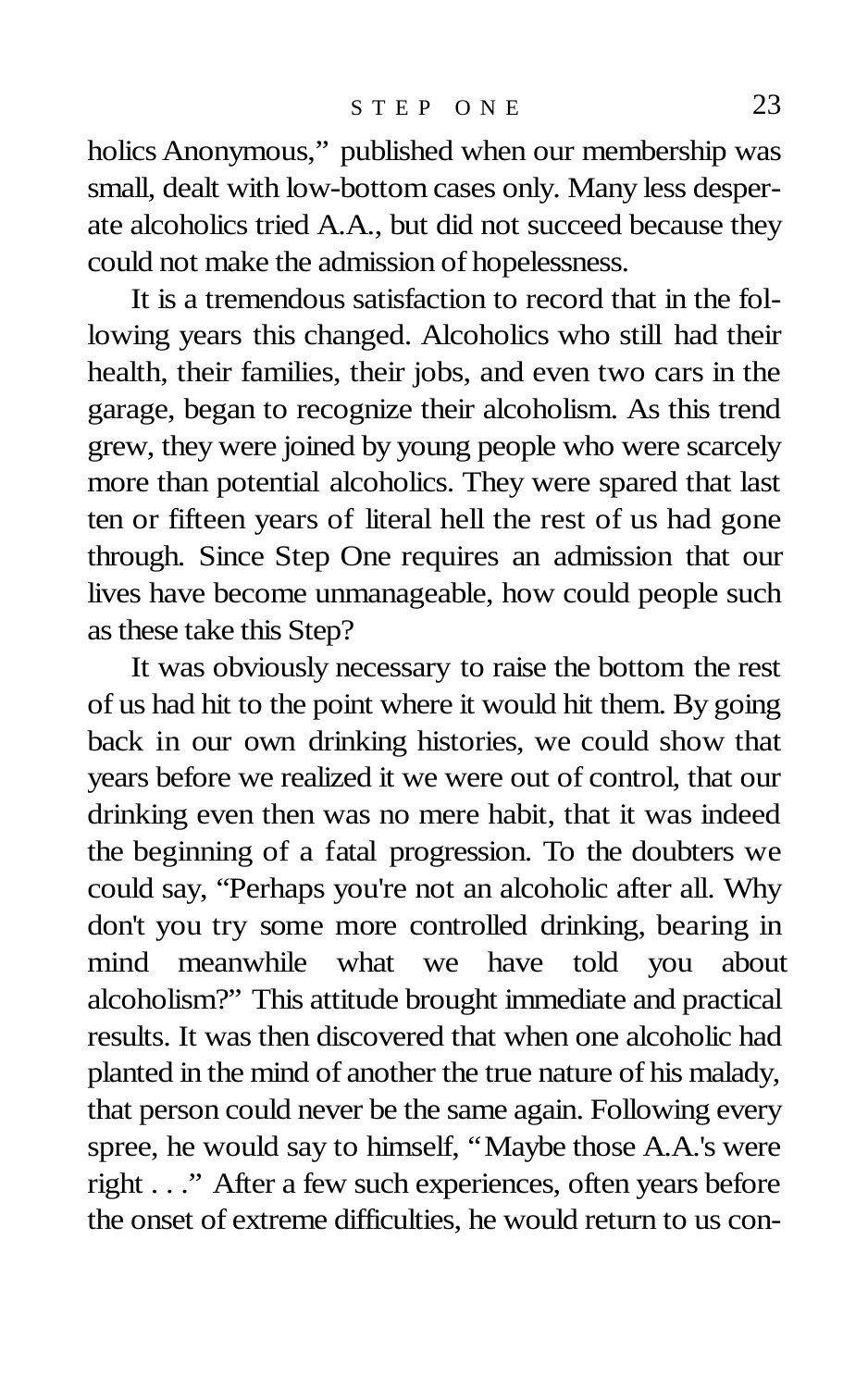holics Anonymous," published when our membership was small, dealt with low-bottom cases only. Many less desperate alcoholics tried A.A., but did not succeed because they could not make the admission of hopelessness.

It is a tremendous satisfaction to record that in the following years this changed. Alcoholics who still had their health, their families, their jobs, and even two cars in the garage, began to recognize their alcoholism. As this trend grew, they were joined by young people who were scarcely more than potential alcoholics. They were spared that last ten or fifteen years of literal hell the rest of us had gone through. Since Step One requires an admission that our lives have become unmanageable, how could people such as these take this Step?

It was obviously necessary to raise the bottom the rest of us had hit to the point where it would hit them. By going back in our own drinking histories, we could show that years before we realized it we were out of control, that our drinking even then was no mere habit, that it was indeed the beginning of a fatal progression. To the doubters we could say, "Perhaps you're not an alcoholic after all. Why don't you try some more controlled drinking, bearing in mind meanwhile what we have told you about alcoholism?" This attitude brought immediate and practical results. It was then discovered that when one alcoholic had planted in the mind of another the true nature of his malady, that person could never be the same again. Following every spree, he would say to himself, "Maybe those A.A.'s were right . . ." After a few such experiences, often years before the onset of extreme difficulties, he would return to us con-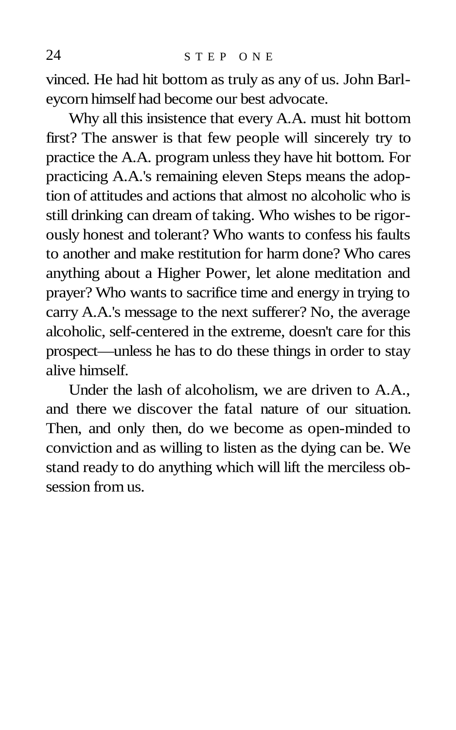vinced. He had hit bottom as truly as any of us. John Barleycorn himself had become our best advocate.

Why all this insistence that every A.A. must hit bottom first? The answer is that few people will sincerely try to practice the A.A. program unless they have hit bottom. For practicing A.A.'s remaining eleven Steps means the adoption of attitudes and actions that almost no alcoholic who is still drinking can dream of taking. Who wishes to be rigorously honest and tolerant? Who wants to confess his faults to another and make restitution for harm done? Who cares anything about a Higher Power, let alone meditation and prayer? Who wants to sacrifice time and energy in trying to carry A.A.'s message to the next sufferer? No, the average alcoholic, self-centered in the extreme, doesn't care for this prospect—unless he has to do these things in order to stay alive himself.

Under the lash of alcoholism, we are driven to A.A., and there we discover the fatal nature of our situation. Then, and only then, do we become as open-minded to conviction and as willing to listen as the dying can be. We stand ready to do anything which will lift the merciless obsession from us.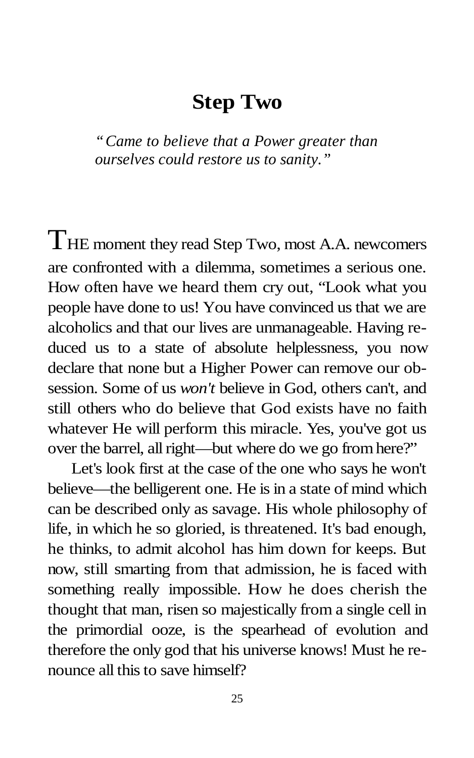# Step Two

*"Came to believe that a Power greater than ourselves could restore us to sanity."*

THE moment they read Step Two, most A.A. newcomers are confronted with a dilemma, sometimes a serious one. How often have we heard them cry out, "Look what you people have done to us! You have convinced us that we are alcoholics and that our lives are unmanageable. Having reduced us to a state of absolute helplessness, you now declare that none but a Higher Power can remove our obsession. Some of us *won't* believe in God, others can't, and still others who do believe that God exists have no faith whatever He will perform this miracle. Yes, you've got us over the barrel, all right—but where do we go from here?"

Let's look first at the case of the one who says he won't believe—the belligerent one. He is in a state of mind which can be described only as savage. His whole philosophy of life, in which he so gloried, is threatened. It's bad enough, he thinks, to admit alcohol has him down for keeps. But now, still smarting from that admission, he is faced with something really impossible. How he does cherish the thought that man, risen so majestically from a single cell in the primordial ooze, is the spearhead of evolution and therefore the only god that his universe knows! Must he renounce all this to save himself?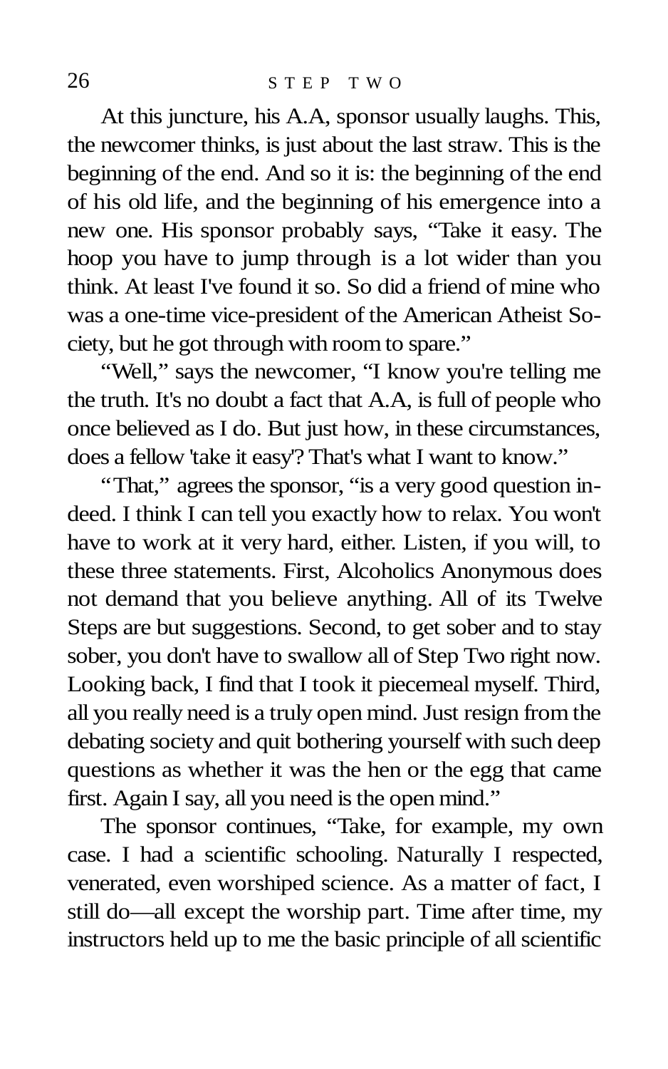At this juncture, his A.A, sponsor usually laughs. This, the newcomer thinks, is just about the last straw. This is the beginning of the end. And so it is: the beginning of the end of his old life, and the beginning of his emergence into a new one. His sponsor probably says, "Take it easy. The hoop you have to jump through is a lot wider than you think. At least I've found it so. So did a friend of mine who was a one-time vice-president of the American Atheist Society, but he got through with room to spare."

"Well," says the newcomer, "I know you're telling me the truth. It's no doubt a fact that A.A, is full of people who once believed as I do. But just how, in these circumstances, does a fellow 'take it easy'? That's what I want to know."

"That," agrees the sponsor, "is a very good question indeed. I think I can tell you exactly how to relax. You won't have to work at it very hard, either. Listen, if you will, to these three statements. First, Alcoholics Anonymous does not demand that you believe anything. All of its Twelve Steps are but suggestions. Second, to get sober and to stay sober, you don't have to swallow all of Step Two right now. Looking back, I find that I took it piecemeal myself. Third, all you really need is a truly open mind. Just resign from the debating society and quit bothering yourself with such deep questions as whether it was the hen or the egg that came first. Again I say, all you need is the open mind."

The sponsor continues, "Take, for example, my own case. I had a scientific schooling. Naturally I respected, venerated, even worshiped science. As a matter of fact, I still do—all except the worship part. Time after time, my instructors held up to me the basic principle of all scientific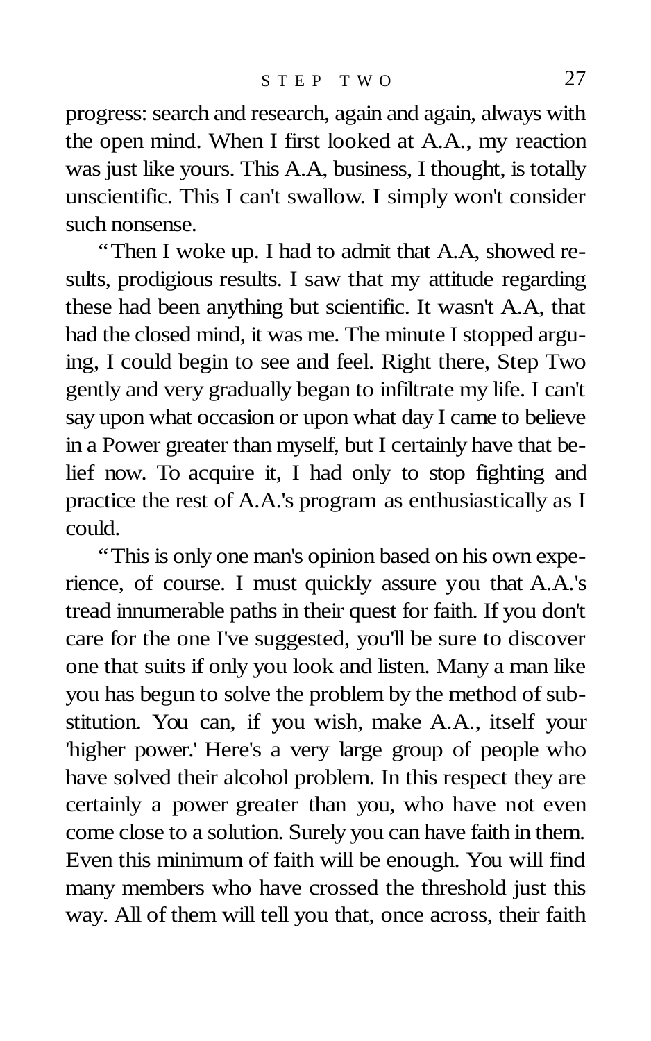progress: search and research, again and again, always with the open mind. When I first looked at A.A., my reaction was just like yours. This A.A, business, I thought, is totally unscientific. This I can't swallow. I simply won't consider such nonsense.

"Then I woke up. I had to admit that A.A, showed results, prodigious results. I saw that my attitude regarding these had been anything but scientific. It wasn't A.A, that had the closed mind, it was me. The minute I stopped arguing, I could begin to see and feel. Right there, Step Two gently and very gradually began to infiltrate my life. I can't say upon what occasion or upon what day I came to believe in a Power greater than myself, but I certainly have that belief now. To acquire it, I had only to stop fighting and practice the rest of A.A.'s program as enthusiastically as I could.

"This is only one man's opinion based on his own experience, of course. I must quickly assure you that A.A.'s tread innumerable paths in their quest for faith. If you don't care for the one I've suggested, you'll be sure to discover one that suits if only you look and listen. Many a man like you has begun to solve the problem by the method of substitution. You can, if you wish, make A.A., itself your 'higher power.' Here's a very large group of people who have solved their alcohol problem. In this respect they are certainly a power greater than you, who have not even come close to a solution. Surely you can have faith in them. Even this minimum of faith will be enough. You will find many members who have crossed the threshold just this way. All of them will tell you that, once across, their faith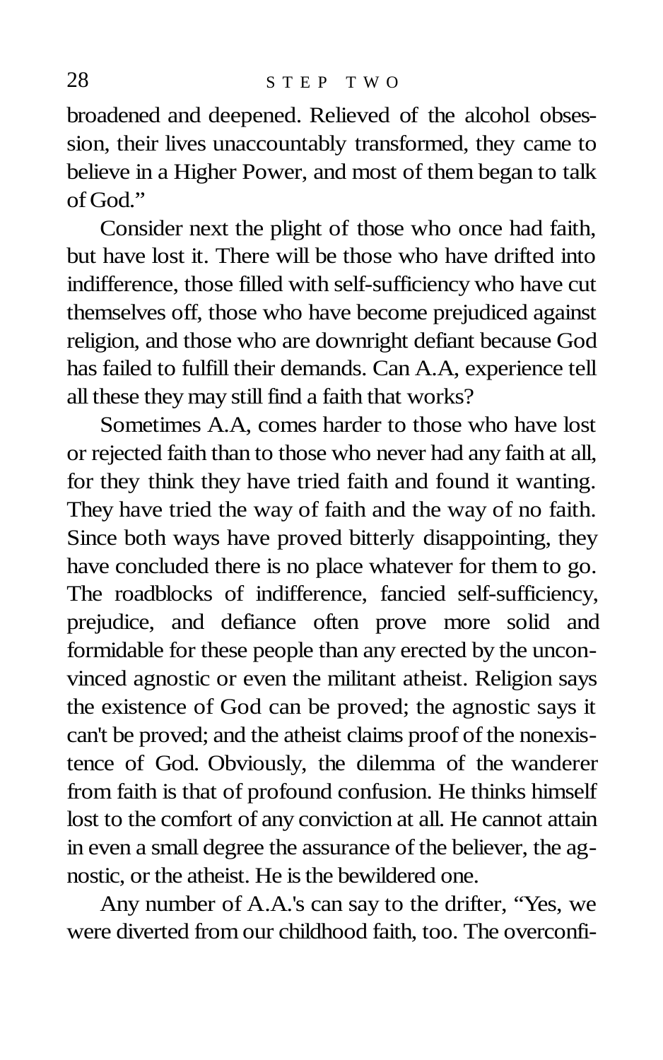broadened and deepened. Relieved of the alcohol obsession, their lives unaccountably transformed, they came to believe in a Higher Power, and most of them began to talk of God."

Consider next the plight of those who once had faith, but have lost it. There will be those who have drifted into indifference, those filled with self-sufficiency who have cut themselves off, those who have become prejudiced against religion, and those who are downright defiant because God has failed to fulfill their demands. Can A.A, experience tell all these they may still find a faith that works?

Sometimes A.A, comes harder to those who have lost or rejected faith than to those who never had any faith at all, for they think they have tried faith and found it wanting. They have tried the way of faith and the way of no faith. Since both ways have proved bitterly disappointing, they have concluded there is no place whatever for them to go. The roadblocks of indifference, fancied self-sufficiency, prejudice, and defiance often prove more solid and formidable for these people than any erected by the unconvinced agnostic or even the militant atheist. Religion says the existence of God can be proved; the agnostic says it can't be proved; and the atheist claims proof of the nonexistence of God. Obviously, the dilemma of the wanderer from faith is that of profound confusion. He thinks himself lost to the comfort of any conviction at all. He cannot attain in even a small degree the assurance of the believer, the agnostic, or the atheist. He is the bewildered one.

Any number of A.A.'s can say to the drifter, "Yes, we were diverted from our childhood faith, too. The overconfi-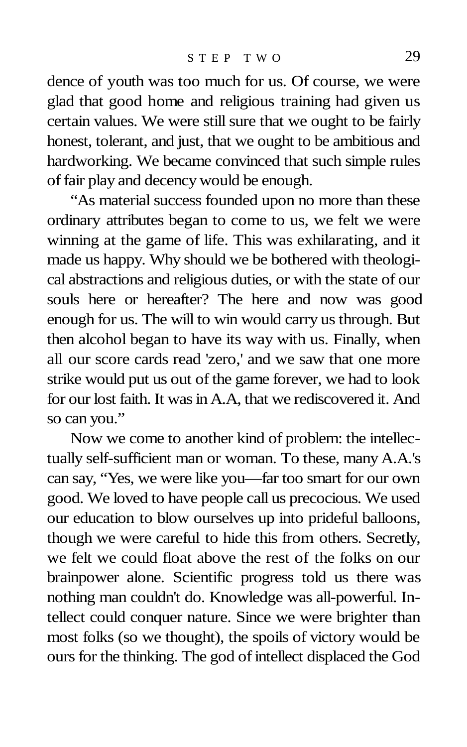dence of youth was too much for us. Of course, we were glad that good home and religious training had given us certain values. We were still sure that we ought to be fairly honest, tolerant, and just, that we ought to be ambitious and hardworking. We became convinced that such simple rules of fair play and decency would be enough.

"As material success founded upon no more than these ordinary attributes began to come to us, we felt we were winning at the game of life. This was exhilarating, and it made us happy. Why should we be bothered with theological abstractions and religious duties, or with the state of our souls here or hereafter? The here and now was good enough for us. The will to win would carry us through. But then alcohol began to have its way with us. Finally, when all our score cards read 'zero,' and we saw that one more strike would put us out of the game forever, we had to look for our lost faith. It was in A.A, that we rediscovered it. And so can you."

Now we come to another kind of problem: the intellectually self-sufficient man or woman. To these, many A.A.'s can say, "Yes, we were like you—far too smart for our own good. We loved to have people call us precocious. We used our education to blow ourselves up into prideful balloons, though we were careful to hide this from others. Secretly, we felt we could float above the rest of the folks on our brainpower alone. Scientific progress told us there was nothing man couldn't do. Knowledge was all-powerful. Intellect could conquer nature. Since we were brighter than most folks (so we thought), the spoils of victory would be ours for the thinking. The god of intellect displaced the God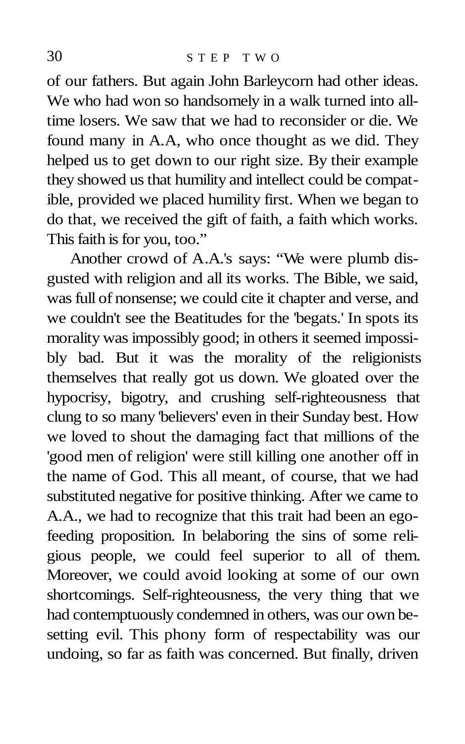of our fathers. But again John Barleycorn had other ideas. We who had won so handsomely in a walk turned into all-time losers. We saw that we had to reconsider or die. We found many in A.A, who once thought as we did. They helped us to get down to our right size. By their example they showed us that humility and intellect could be compatible, provided we placed humility first. When we began to do that, we received the gift of faith, a faith which works. This faith is for you, too."

Another crowd of A.A.'s says: "We were plumb disgusted with religion and all its works. The Bible, we said, was full of nonsense; we could cite it chapter and verse, and we couldn't see the Beatitudes for the 'begats.' In spots its morality was impossibly good; in others it seemed impossibly bad. But it was the morality of the religionists themselves that really got us down. We gloated over the hypocrisy, bigotry, and crushing self-righteousness that clung to so many 'believers' even in their Sunday best. How we loved to shout the damaging fact that millions of the 'good men of religion' were still killing one another off in the name of God. This all meant, of course, that we had substituted negative for positive thinking. After we came to A.A., we had to recognize that this trait had been an ego-feeding proposition. In belaboring the sins of some religious people, we could feel superior to all of them. Moreover, we could avoid looking at some of our own shortcomings. Self-righteousness, the very thing that we had contemptuously condemned in others, was our own besetting evil. This phony form of respectability was our undoing, so far as faith was concerned. But finally, driven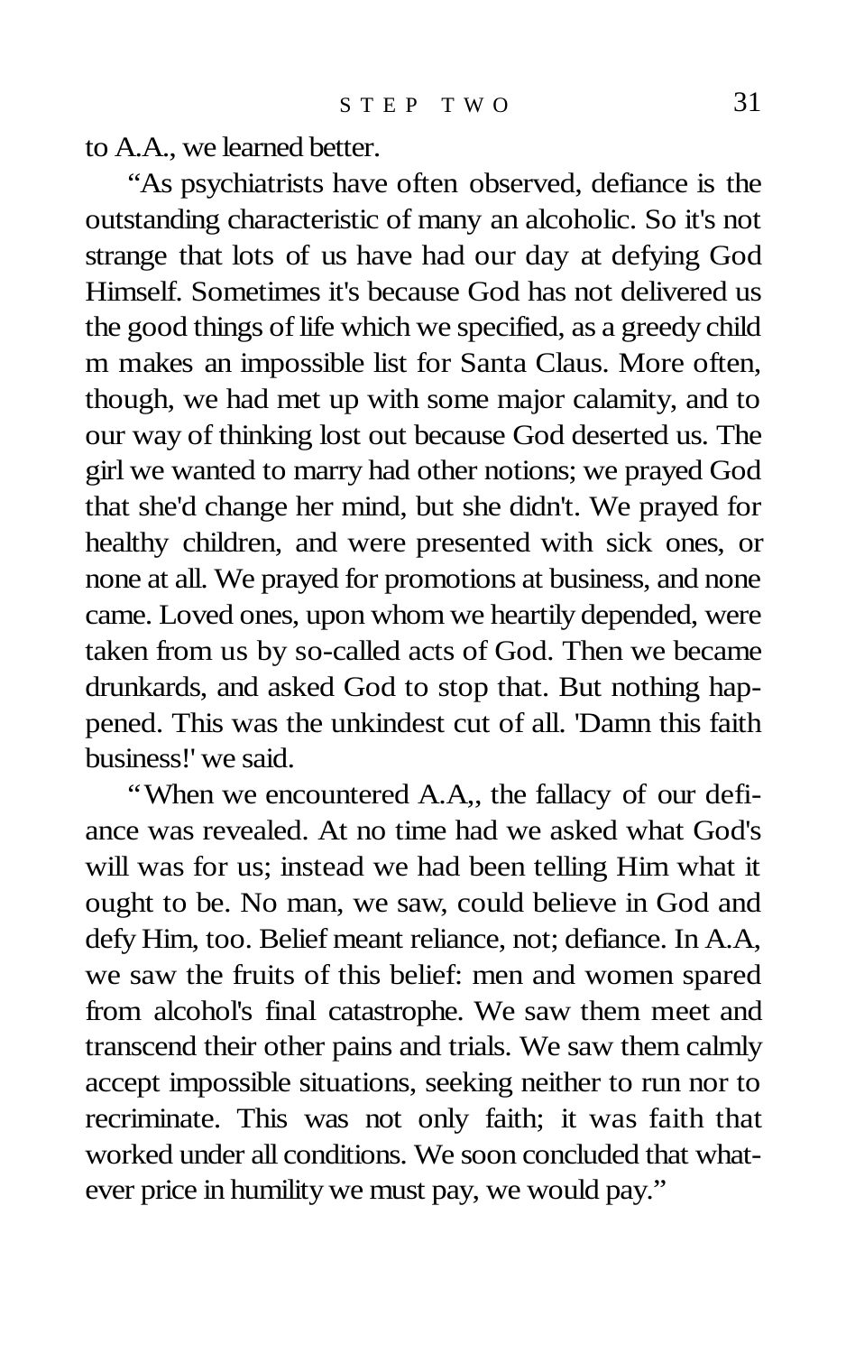to A.A., we learned better.

"As psychiatrists have often observed, defiance is the outstanding characteristic of many an alcoholic. So it's not strange that lots of us have had our day at defying God Himself. Sometimes it's because God has not delivered us the good things of life which we specified, as a greedy child m makes an impossible list for Santa Claus. More often, though, we had met up with some major calamity, and to our way of thinking lost out because God deserted us. The girl we wanted to marry had other notions; we prayed God that she'd change her mind, but she didn't. We prayed for healthy children, and were presented with sick ones, or none at all. We prayed for promotions at business, and none came. Loved ones, upon whom we heartily depended, were taken from us by so-called acts of God. Then we became drunkards, and asked God to stop that. But nothing happened. This was the unkindest cut of all. 'Damn this faith business!' we said.

"When we encountered A.A,, the fallacy of our defiance was revealed. At no time had we asked what God's will was for us; instead we had been telling Him what it ought to be. No man, we saw, could believe in God and defy Him, too. Belief meant reliance, not; defiance. In A.A, we saw the fruits of this belief: men and women spared from alcohol's final catastrophe. We saw them meet and transcend their other pains and trials. We saw them calmly accept impossible situations, seeking neither to run nor to recriminate. This was not only faith; it was faith that worked under all conditions. We soon concluded that whatever price in humility we must pay, we would pay."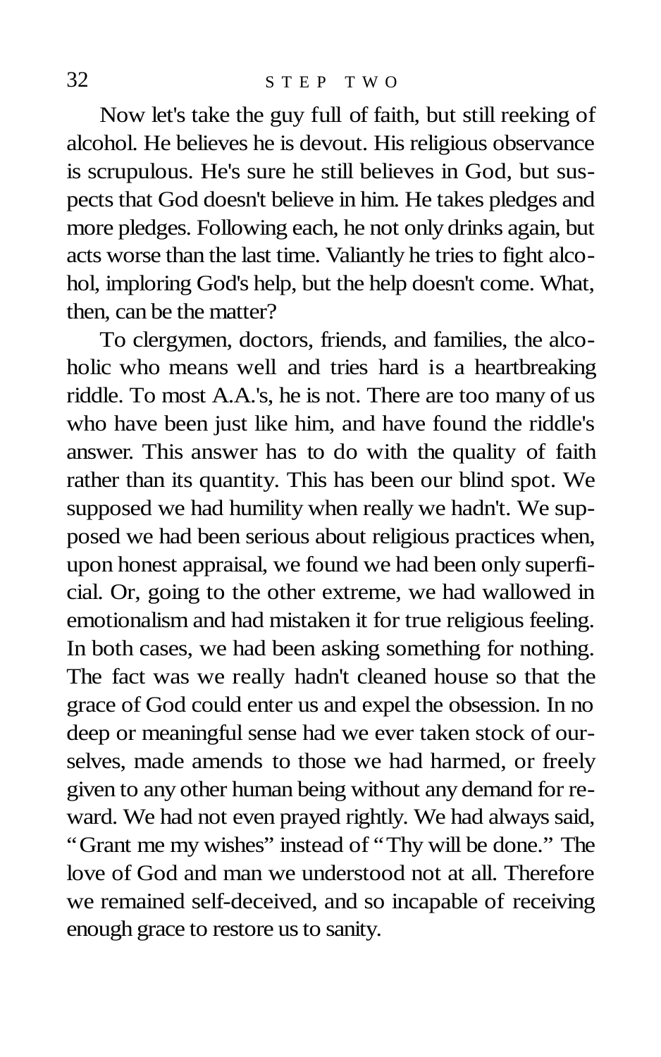Now let's take the guy full of faith, but still reeking of alcohol. He believes he is devout. His religious observance is scrupulous. He's sure he still believes in God, but suspects that God doesn't believe in him. He takes pledges and more pledges. Following each, he not only drinks again, but acts worse than the last time. Valiantly he tries to fight alcohol, imploring God's help, but the help doesn't come. What, then, can be the matter?

To clergymen, doctors, friends, and families, the alcoholic who means well and tries hard is a heartbreaking riddle. To most A.A.'s, he is not. There are too many of us who have been just like him, and have found the riddle's answer. This answer has to do with the quality of faith rather than its quantity. This has been our blind spot. We supposed we had humility when really we hadn't. We supposed we had been serious about religious practices when, upon honest appraisal, we found we had been only superficial. Or, going to the other extreme, we had wallowed in emotionalism and had mistaken it for true religious feeling. In both cases, we had been asking something for nothing. The fact was we really hadn't cleaned house so that the grace of God could enter us and expel the obsession. In no deep or meaningful sense had we ever taken stock of ourselves, made amends to those we had harmed, or freely given to any other human being without any demand for reward. We had not even prayed rightly. We had always said, "Grant me my wishes" instead of "Thy will be done." The love of God and man we understood not at all. Therefore we remained self-deceived, and so incapable of receiving enough grace to restore us to sanity.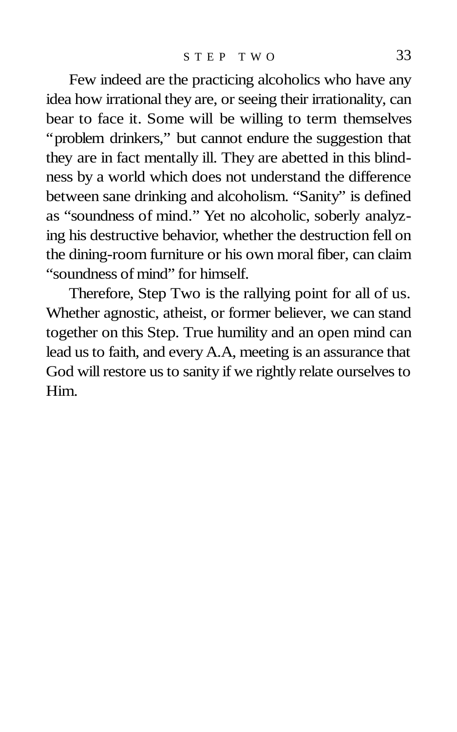Few indeed are the practicing alcoholics who have any idea how irrational they are, or seeing their irrationality, can bear to face it. Some will be willing to term themselves "problem drinkers," but cannot endure the suggestion that they are in fact mentally ill. They are abetted in this blindness by a world which does not understand the difference between sane drinking and alcoholism. "Sanity" is defined as "soundness of mind." Yet no alcoholic, soberly analyzing his destructive behavior, whether the destruction fell on the dining-room furniture or his own moral fiber, can claim "soundness of mind" for himself.

Therefore, Step Two is the rallying point for all of us. Whether agnostic, atheist, or former believer, we can stand together on this Step. True humility and an open mind can lead us to faith, and every A.A, meeting is an assurance that God will restore us to sanity if we rightly relate ourselves to Him.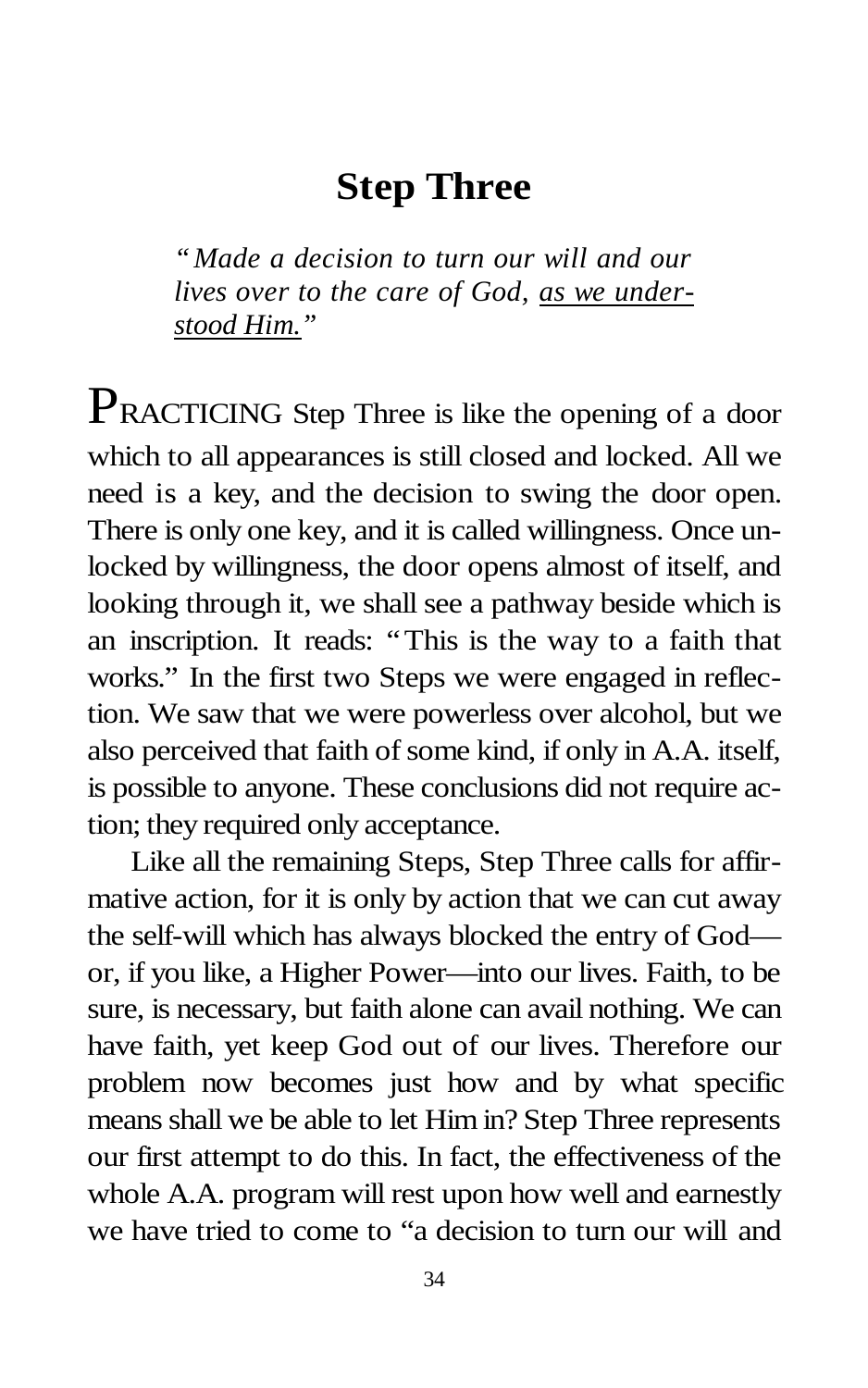# Step Three

*"Made a decision to turn our will and our lives over to the care of God, as we understood Him."*

PRACTICING Step Three is like the opening of a door which to all appearances is still closed and locked. All we need is a key, and the decision to swing the door open. There is only one key, and it is called willingness. Once unlocked by willingness, the door opens almost of itself, and looking through it, we shall see a pathway beside which is an inscription. It reads: "This is the way to a faith that works." In the first two Steps we were engaged in reflection. We saw that we were powerless over alcohol, but we also perceived that faith of some kind, if only in A.A. itself, is possible to anyone. These conclusions did not require action; they required only acceptance.

Like all the remaining Steps, Step Three calls for affirmative action, for it is only by action that we can cut away the self-will which has always blocked the entry of God—or, if you like, a Higher Power—into our lives. Faith, to be sure, is necessary, but faith alone can avail nothing. We can have faith, yet keep God out of our lives. Therefore our problem now becomes just how and by what specific means shall we be able to let Him in? Step Three represents our first attempt to do this. In fact, the effectiveness of the whole A.A. program will rest upon how well and earnestly we have tried to come to "a decision to turn our will and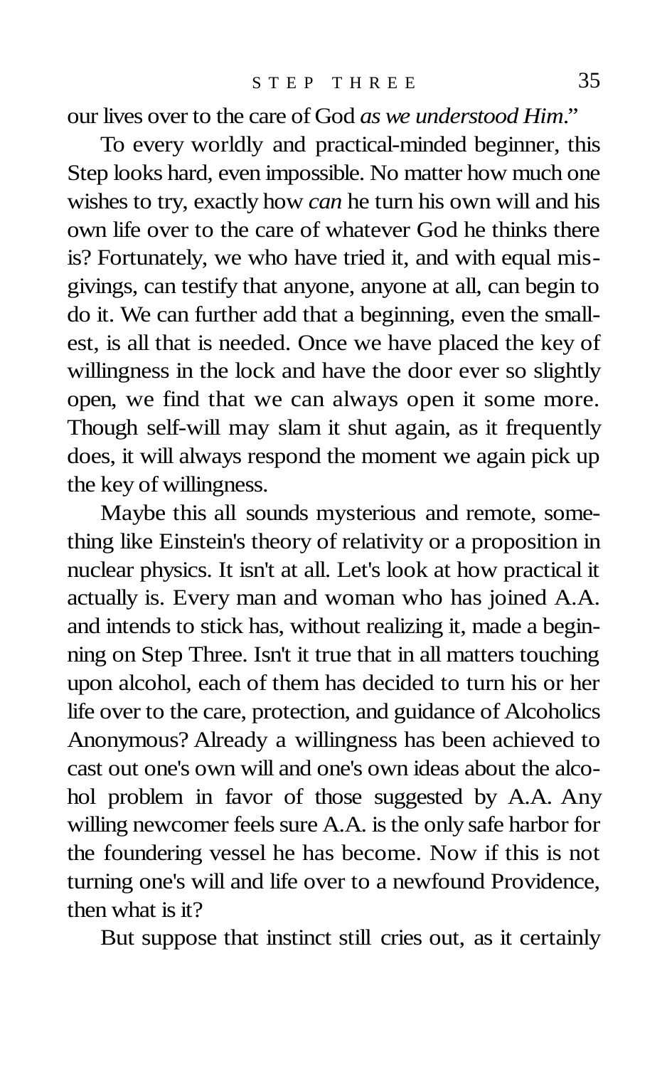our lives over to the care of God *as we understood Him*."

To every worldly and practical-minded beginner, this Step looks hard, even impossible. No matter how much one wishes to try, exactly how *can* he turn his own will and his own life over to the care of whatever God he thinks there is? Fortunately, we who have tried it, and with equal misgivings, can testify that anyone, anyone at all, can begin to do it. We can further add that a beginning, even the smallest, is all that is needed. Once we have placed the key of willingness in the lock and have the door ever so slightly open, we find that we can always open it some more. Though self-will may slam it shut again, as it frequently does, it will always respond the moment we again pick up the key of willingness.

Maybe this all sounds mysterious and remote, something like Einstein's theory of relativity or a proposition in nuclear physics. It isn't at all. Let's look at how practical it actually is. Every man and woman who has joined A.A. and intends to stick has, without realizing it, made a beginning on Step Three. Isn't it true that in all matters touching upon alcohol, each of them has decided to turn his or her life over to the care, protection, and guidance of Alcoholics Anonymous? Already a willingness has been achieved to cast out one's own will and one's own ideas about the alcohol problem in favor of those suggested by A.A. Any willing newcomer feels sure A.A. is the only safe harbor for the foundering vessel he has become. Now if this is not turning one's will and life over to a newfound Providence, then what is it?

But suppose that instinct still cries out, as it certainly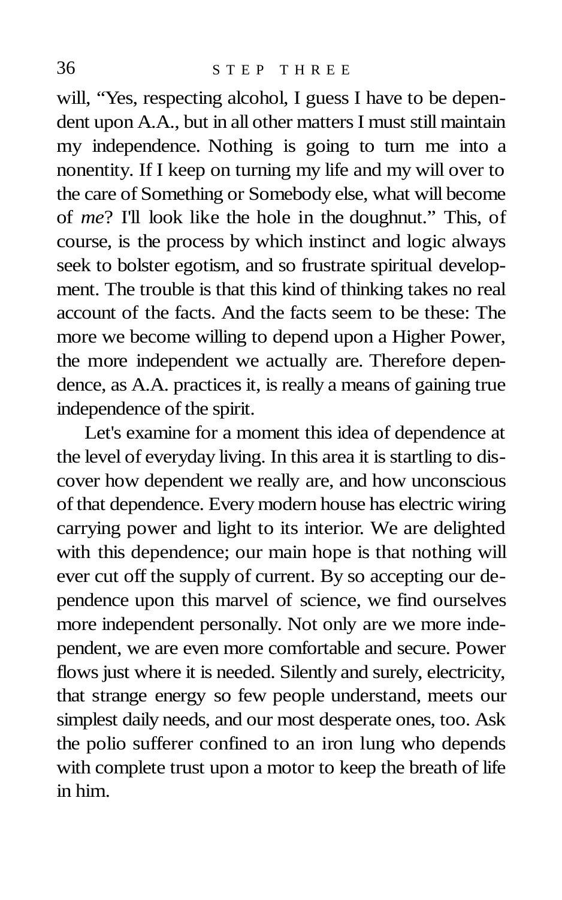will, "Yes, respecting alcohol, I guess I have to be dependent upon A.A., but in all other matters I must still maintain my independence. Nothing is going to turn me into a nonentity. If I keep on turning my life and my will over to the care of Something or Somebody else, what will become of *me*? I'll look like the hole in the doughnut." This, of course, is the process by which instinct and logic always seek to bolster egotism, and so frustrate spiritual development. The trouble is that this kind of thinking takes no real account of the facts. And the facts seem to be these: The more we become willing to depend upon a Higher Power, the more independent we actually are. Therefore dependence, as A.A. practices it, is really a means of gaining true independence of the spirit.

Let's examine for a moment this idea of dependence at the level of everyday living. In this area it is startling to discover how dependent we really are, and how unconscious of that dependence. Every modern house has electric wiring carrying power and light to its interior. We are delighted with this dependence; our main hope is that nothing will ever cut off the supply of current. By so accepting our dependence upon this marvel of science, we find ourselves more independent personally. Not only are we more independent, we are even more comfortable and secure. Power flows just where it is needed. Silently and surely, electricity, that strange energy so few people understand, meets our simplest daily needs, and our most desperate ones, too. Ask the polio sufferer confined to an iron lung who depends with complete trust upon a motor to keep the breath of life in him.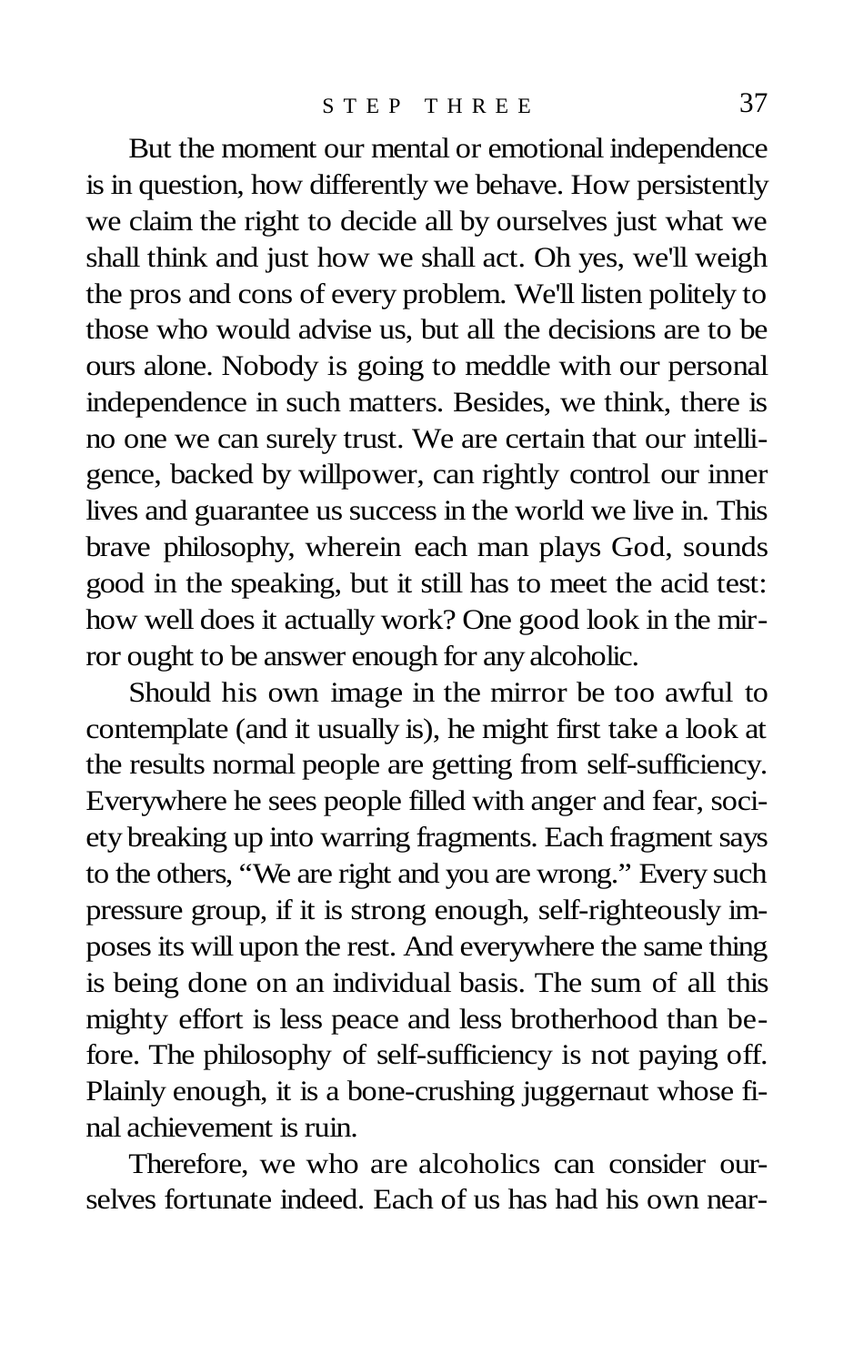But the moment our mental or emotional independence is in question, how differently we behave. How persistently we claim the right to decide all by ourselves just what we shall think and just how we shall act. Oh yes, we'll weigh the pros and cons of every problem. We'll listen politely to those who would advise us, but all the decisions are to be ours alone. Nobody is going to meddle with our personal independence in such matters. Besides, we think, there is no one we can surely trust. We are certain that our intelligence, backed by willpower, can rightly control our inner lives and guarantee us success in the world we live in. This brave philosophy, wherein each man plays God, sounds good in the speaking, but it still has to meet the acid test: how well does it actually work? One good look in the mirror ought to be answer enough for any alcoholic.

Should his own image in the mirror be too awful to contemplate (and it usually is), he might first take a look at the results normal people are getting from self-sufficiency. Everywhere he sees people filled with anger and fear, society breaking up into warring fragments. Each fragment says to the others, "We are right and you are wrong." Every such pressure group, if it is strong enough, self-righteously imposes its will upon the rest. And everywhere the same thing is being done on an individual basis. The sum of all this mighty effort is less peace and less brotherhood than before. The philosophy of self-sufficiency is not paying off. Plainly enough, it is a bone-crushing juggernaut whose final achievement is ruin.

Therefore, we who are alcoholics can consider ourselves fortunate indeed. Each of us has had his own near-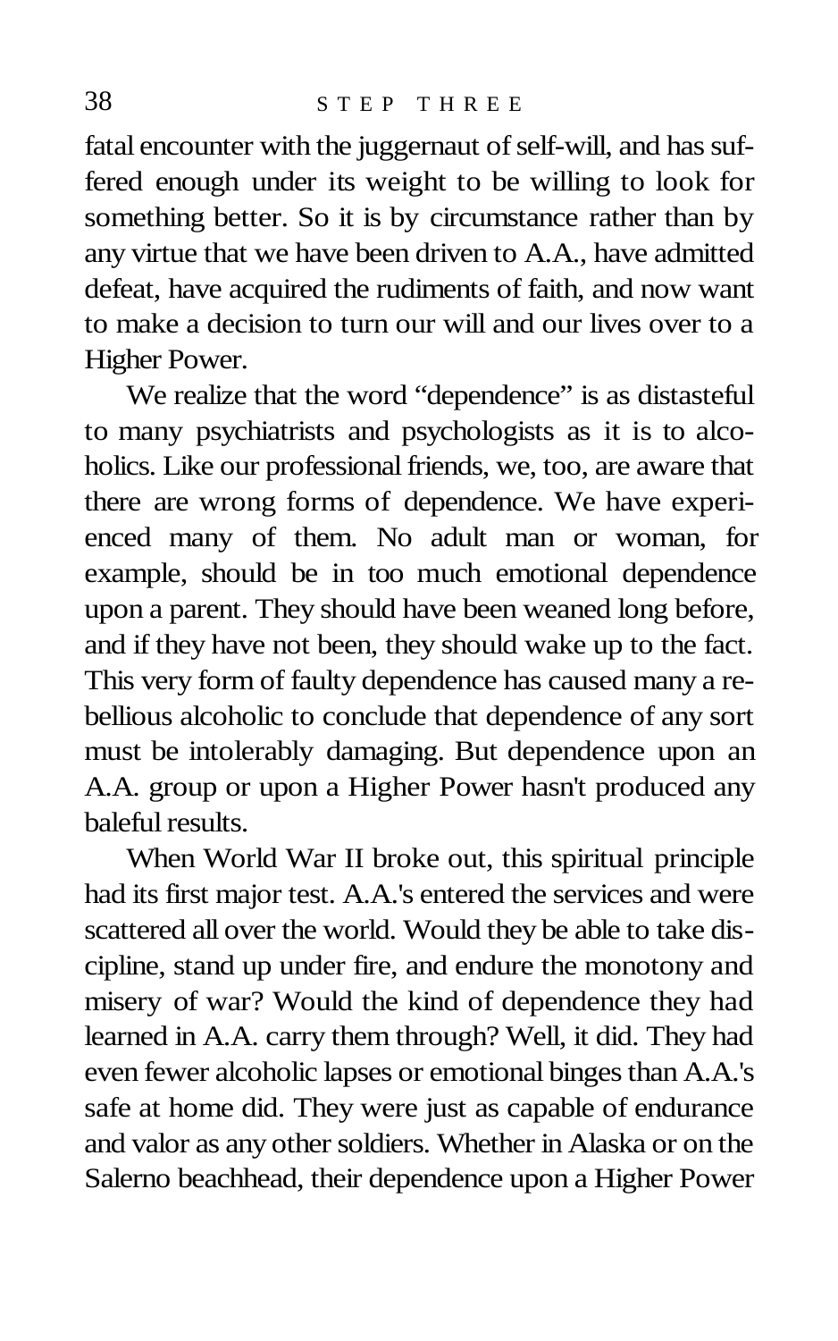fatal encounter with the juggernaut of self-will, and has suffered enough under its weight to be willing to look for something better. So it is by circumstance rather than by any virtue that we have been driven to A.A., have admitted defeat, have acquired the rudiments of faith, and now want to make a decision to turn our will and our lives over to a Higher Power.

We realize that the word "dependence" is as distasteful to many psychiatrists and psychologists as it is to alcoholics. Like our professional friends, we, too, are aware that there are wrong forms of dependence. We have experienced many of them. No adult man or woman, for example, should be in too much emotional dependence upon a parent. They should have been weaned long before, and if they have not been, they should wake up to the fact. This very form of faulty dependence has caused many a rebellious alcoholic to conclude that dependence of any sort must be intolerably damaging. But dependence upon an A.A. group or upon a Higher Power hasn't produced any baleful results.

When World War II broke out, this spiritual principle had its first major test. A.A.'s entered the services and were scattered all over the world. Would they be able to take discipline, stand up under fire, and endure the monotony and misery of war? Would the kind of dependence they had learned in A.A. carry them through? Well, it did. They had even fewer alcoholic lapses or emotional binges than A.A.'s safe at home did. They were just as capable of endurance and valor as any other soldiers. Whether in Alaska or on the Salerno beachhead, their dependence upon a Higher Power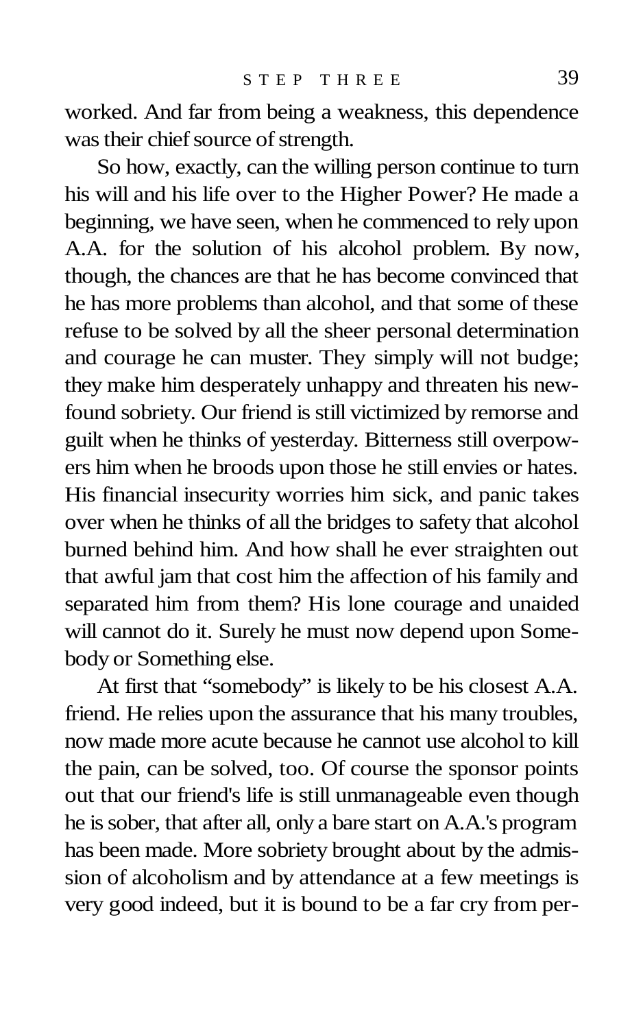worked. And far from being a weakness, this dependence was their chief source of strength.

So how, exactly, can the willing person continue to turn his will and his life over to the Higher Power? He made a beginning, we have seen, when he commenced to rely upon A.A. for the solution of his alcohol problem. By now, though, the chances are that he has become convinced that he has more problems than alcohol, and that some of these refuse to be solved by all the sheer personal determination and courage he can muster. They simply will not budge; they make him desperately unhappy and threaten his new-found sobriety. Our friend is still victimized by remorse and guilt when he thinks of yesterday. Bitterness still overpowers him when he broods upon those he still envies or hates. His financial insecurity worries him sick, and panic takes over when he thinks of all the bridges to safety that alcohol burned behind him. And how shall he ever straighten out that awful jam that cost him the affection of his family and separated him from them? His lone courage and unaided will cannot do it. Surely he must now depend upon Somebody or Something else.

At first that "somebody" is likely to be his closest A.A. friend. He relies upon the assurance that his many troubles, now made more acute because he cannot use alcohol to kill the pain, can be solved, too. Of course the sponsor points out that our friend's life is still unmanageable even though he is sober, that after all, only a bare start on A.A.'s program has been made. More sobriety brought about by the admission of alcoholism and by attendance at a few meetings is very good indeed, but it is bound to be a far cry from per-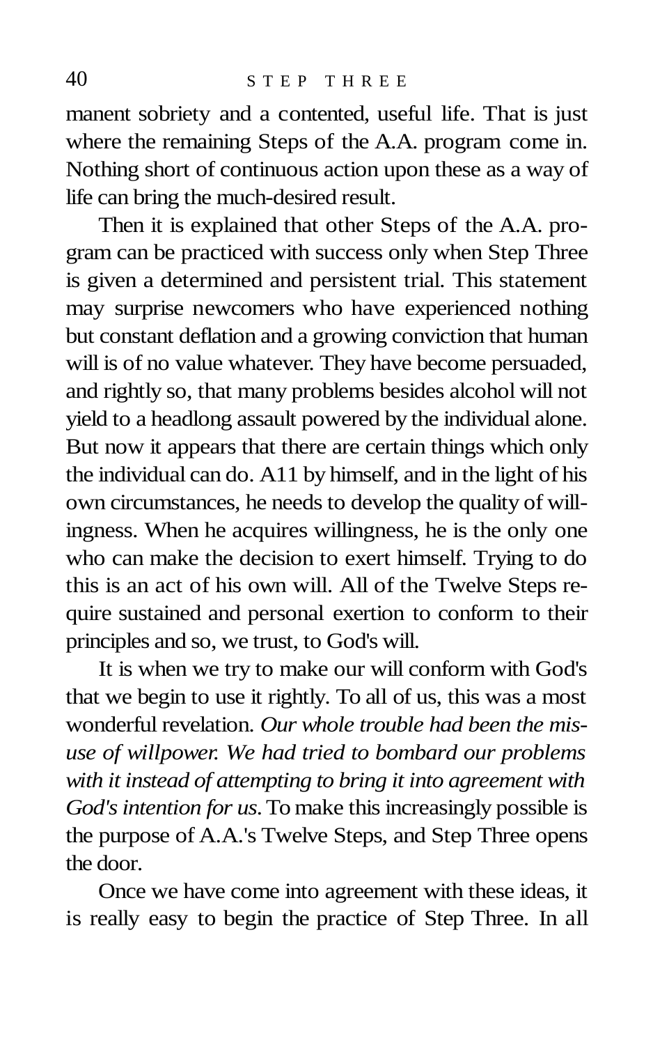manent sobriety and a contented, useful life. That is just where the remaining Steps of the A.A. program come in. Nothing short of continuous action upon these as a way of life can bring the much-desired result.

Then it is explained that other Steps of the A.A. program can be practiced with success only when Step Three is given a determined and persistent trial. This statement may surprise newcomers who have experienced nothing but constant deflation and a growing conviction that human will is of no value whatever. They have become persuaded, and rightly so, that many problems besides alcohol will not yield to a headlong assault powered by the individual alone. But now it appears that there are certain things which only the individual can do. A11 by himself, and in the light of his own circumstances, he needs to develop the quality of willingness. When he acquires willingness, he is the only one who can make the decision to exert himself. Trying to do this is an act of his own will. All of the Twelve Steps require sustained and personal exertion to conform to their principles and so, we trust, to God's will.

It is when we try to make our will conform with God's that we begin to use it rightly. To all of us, this was a most wonderful revelation. *Our whole trouble had been the misuse of willpower. We had tried to bombard our problems with it instead of attempting to bring it into agreement with God's intention for us.* To make this increasingly possible is the purpose of A.A.'s Twelve Steps, and Step Three opens the door.

Once we have come into agreement with these ideas, it is really easy to begin the practice of Step Three. In all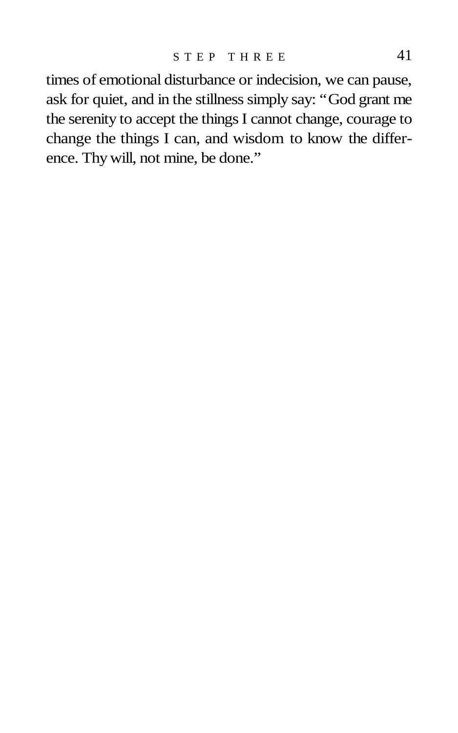times of emotional disturbance or indecision, we can pause, ask for quiet, and in the stillness simply say: "God grant me the serenity to accept the things I cannot change, courage to change the things I can, and wisdom to know the difference. Thy will, not mine, be done."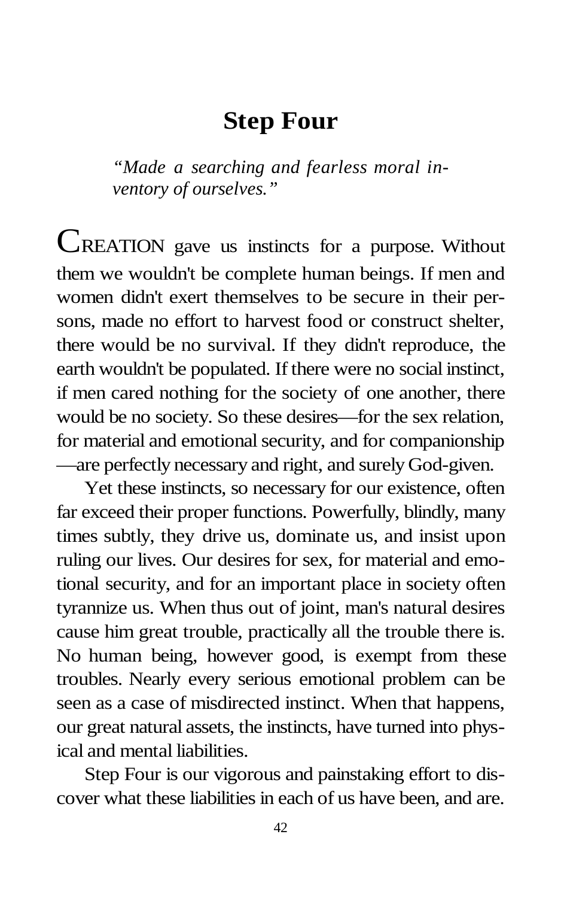# Step Four

*"Made a searching and fearless moral inventory of ourselves."*

CREATION gave us instincts for a purpose. Without them we wouldn't be complete human beings. If men and women didn't exert themselves to be secure in their persons, made no effort to harvest food or construct shelter, there would be no survival. If they didn't reproduce, the earth wouldn't be populated. If there were no social instinct, if men cared nothing for the society of one another, there would be no society. So these desires—for the sex relation, for material and emotional security, and for companionship—are perfectly necessary and right, and surely God-given.

Yet these instincts, so necessary for our existence, often far exceed their proper functions. Powerfully, blindly, many times subtly, they drive us, dominate us, and insist upon ruling our lives. Our desires for sex, for material and emotional security, and for an important place in society often tyrannize us. When thus out of joint, man's natural desires cause him great trouble, practically all the trouble there is. No human being, however good, is exempt from these troubles. Nearly every serious emotional problem can be seen as a case of misdirected instinct. When that happens, our great natural assets, the instincts, have turned into physical and mental liabilities.

Step Four is our vigorous and painstaking effort to discover what these liabilities in each of us have been, and are.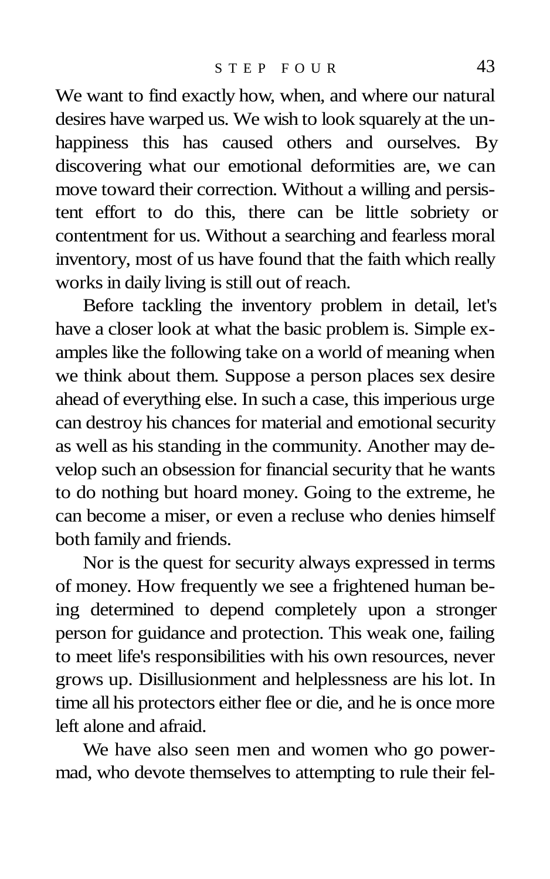We want to find exactly how, when, and where our natural desires have warped us. We wish to look squarely at the unhappiness this has caused others and ourselves. By discovering what our emotional deformities are, we can move toward their correction. Without a willing and persistent effort to do this, there can be little sobriety or contentment for us. Without a searching and fearless moral inventory, most of us have found that the faith which really works in daily living is still out of reach.

Before tackling the inventory problem in detail, let's have a closer look at what the basic problem is. Simple examples like the following take on a world of meaning when we think about them. Suppose a person places sex desire ahead of everything else. In such a case, this imperious urge can destroy his chances for material and emotional security as well as his standing in the community. Another may develop such an obsession for financial security that he wants to do nothing but hoard money. Going to the extreme, he can become a miser, or even a recluse who denies himself both family and friends.

Nor is the quest for security always expressed in terms of money. How frequently we see a frightened human being determined to depend completely upon a stronger person for guidance and protection. This weak one, failing to meet life's responsibilities with his own resources, never grows up. Disillusionment and helplessness are his lot. In time all his protectors either flee or die, and he is once more left alone and afraid.

We have also seen men and women who go power-mad, who devote themselves to attempting to rule their fel-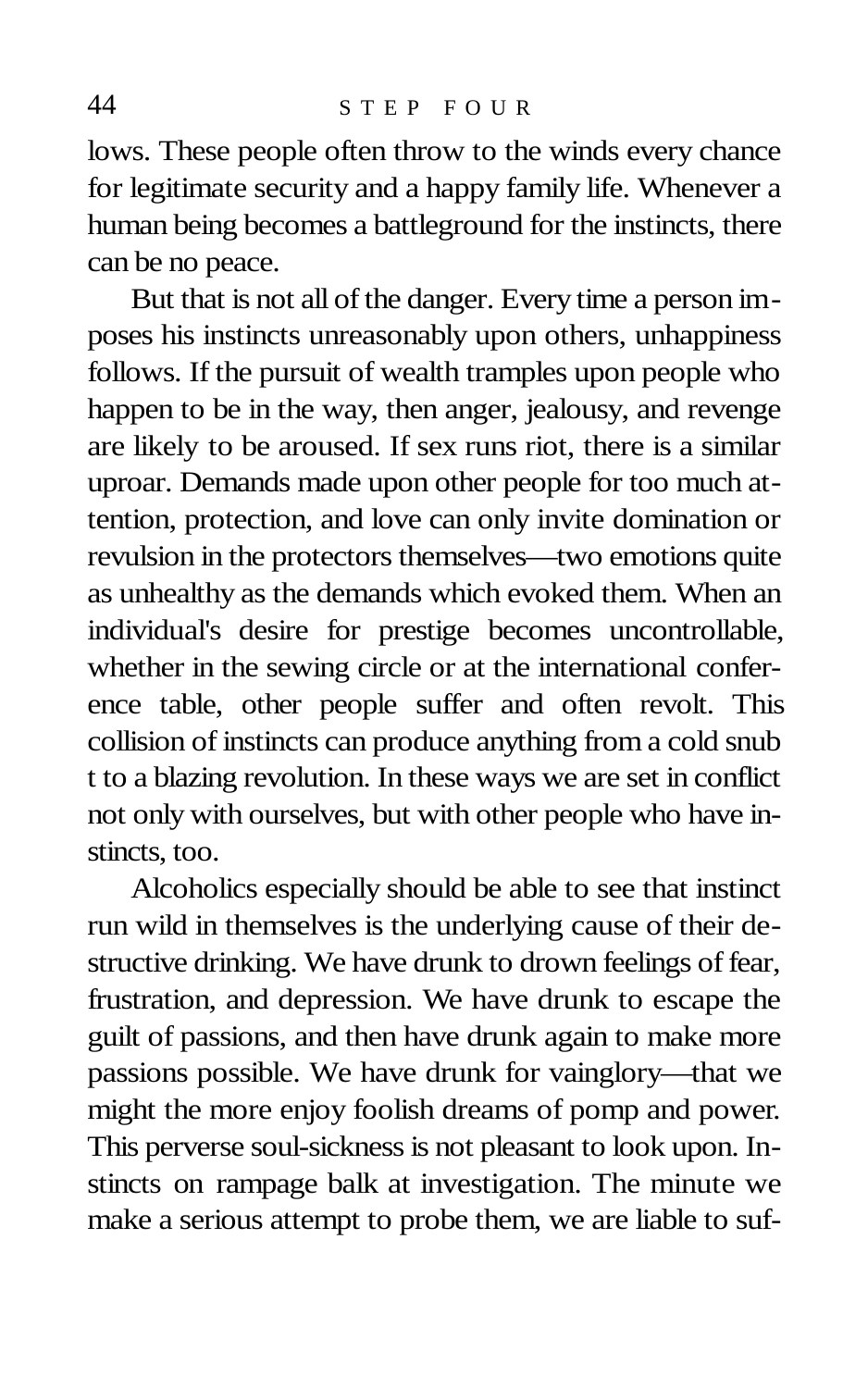lows. These people often throw to the winds every chance for legitimate security and a happy family life. Whenever a human being becomes a battleground for the instincts, there can be no peace.

But that is not all of the danger. Every time a person imposes his instincts unreasonably upon others, unhappiness follows. If the pursuit of wealth tramples upon people who happen to be in the way, then anger, jealousy, and revenge are likely to be aroused. If sex runs riot, there is a similar uproar. Demands made upon other people for too much attention, protection, and love can only invite domination or revulsion in the protectors themselves—two emotions quite as unhealthy as the demands which evoked them. When an individual's desire for prestige becomes uncontrollable, whether in the sewing circle or at the international conference table, other people suffer and often revolt. This collision of instincts can produce anything from a cold snub t to a blazing revolution. In these ways we are set in conflict not only with ourselves, but with other people who have instincts, too.

Alcoholics especially should be able to see that instinct run wild in themselves is the underlying cause of their destructive drinking. We have drunk to drown feelings of fear, frustration, and depression. We have drunk to escape the guilt of passions, and then have drunk again to make more passions possible. We have drunk for vainglory—that we might the more enjoy foolish dreams of pomp and power. This perverse soul-sickness is not pleasant to look upon. Instincts on rampage balk at investigation. The minute we make a serious attempt to probe them, we are liable to suf-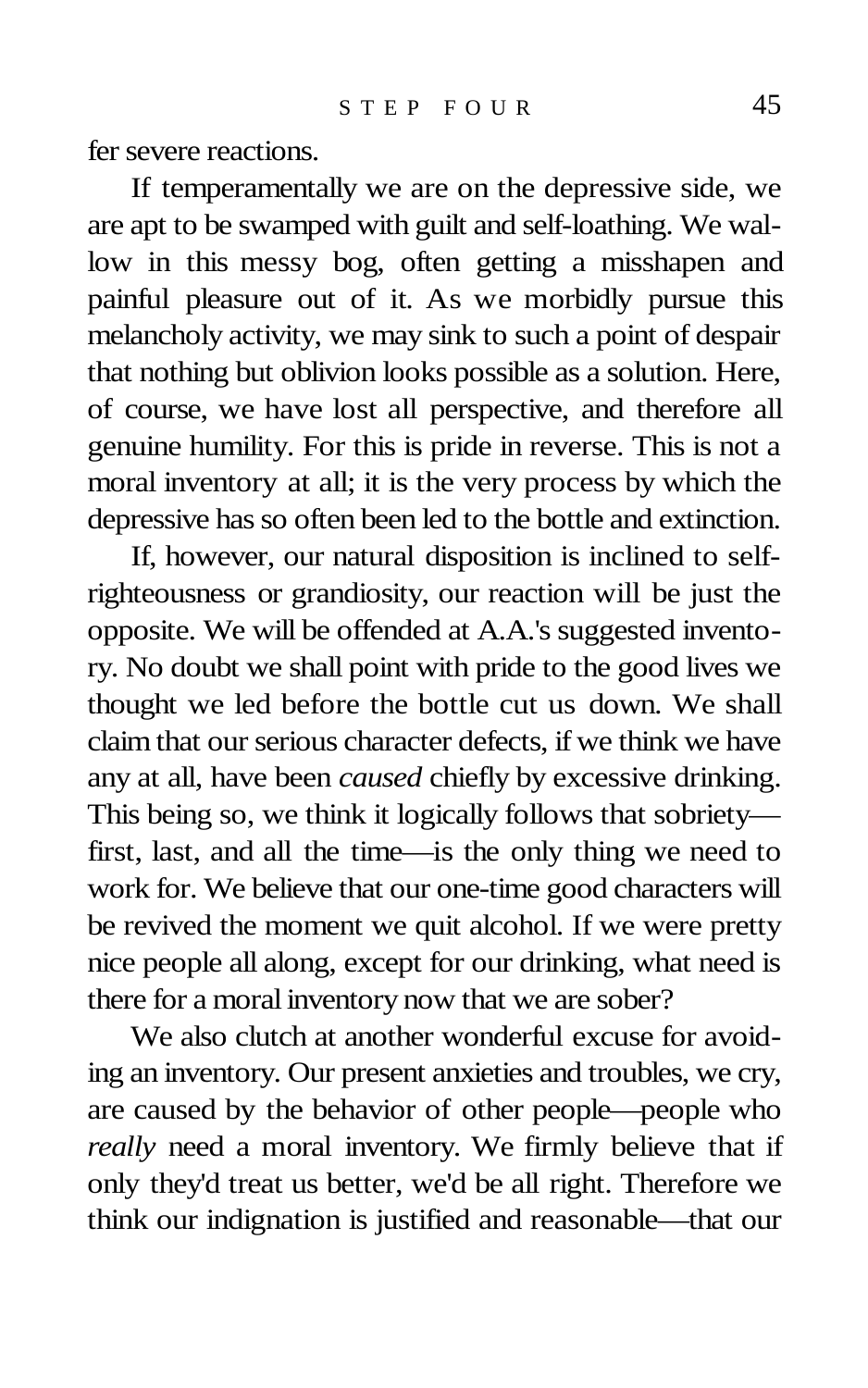fer severe reactions.

If temperamentally we are on the depressive side, we are apt to be swamped with guilt and self-loathing. We wallow in this messy bog, often getting a misshapen and painful pleasure out of it. As we morbidly pursue this melancholy activity, we may sink to such a point of despair that nothing but oblivion looks possible as a solution. Here, of course, we have lost all perspective, and therefore all genuine humility. For this is pride in reverse. This is not a moral inventory at all; it is the very process by which the depressive has so often been led to the bottle and extinction.

If, however, our natural disposition is inclined to self-righteousness or grandiosity, our reaction will be just the opposite. We will be offended at A.A.'s suggested inventory. No doubt we shall point with pride to the good lives we thought we led before the bottle cut us down. We shall claim that our serious character defects, if we think we have any at all, have been *caused* chiefly by excessive drinking. This being so, we think it logically follows that sobriety—first, last, and all the time—is the only thing we need to work for. We believe that our one-time good characters will be revived the moment we quit alcohol. If we were pretty nice people all along, except for our drinking, what need is there for a moral inventory now that we are sober?

We also clutch at another wonderful excuse for avoiding an inventory. Our present anxieties and troubles, we cry, are caused by the behavior of other people—people who *really* need a moral inventory. We firmly believe that if only they'd treat us better, we'd be all right. Therefore we think our indignation is justified and reasonable—that our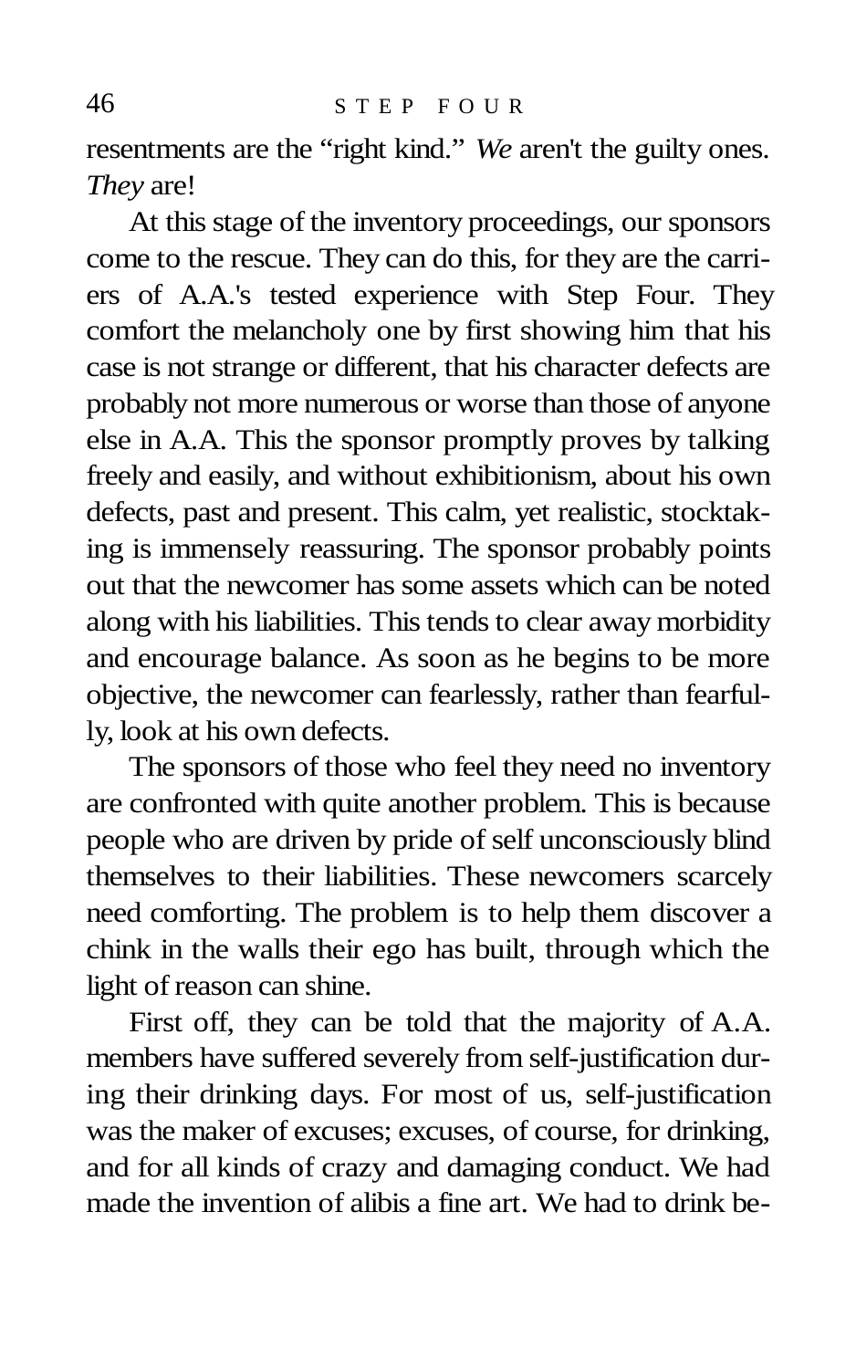resentments are the "right kind." *We* aren't the guilty ones. *They* are!

At this stage of the inventory proceedings, our sponsors come to the rescue. They can do this, for they are the carriers of A.A.'s tested experience with Step Four. They comfort the melancholy one by first showing him that his case is not strange or different, that his character defects are probably not more numerous or worse than those of anyone else in A.A. This the sponsor promptly proves by talking freely and easily, and without exhibitionism, about his own defects, past and present. This calm, yet realistic, stocktaking is immensely reassuring. The sponsor probably points out that the newcomer has some assets which can be noted along with his liabilities. This tends to clear away morbidity and encourage balance. As soon as he begins to be more objective, the newcomer can fearlessly, rather than fearfully, look at his own defects.

The sponsors of those who feel they need no inventory are confronted with quite another problem. This is because people who are driven by pride of self unconsciously blind themselves to their liabilities. These newcomers scarcely need comforting. The problem is to help them discover a chink in the walls their ego has built, through which the light of reason can shine.

First off, they can be told that the majority of A.A. members have suffered severely from self-justification during their drinking days. For most of us, self-justification was the maker of excuses; excuses, of course, for drinking, and for all kinds of crazy and damaging conduct. We had made the invention of alibis a fine art. We had to drink be-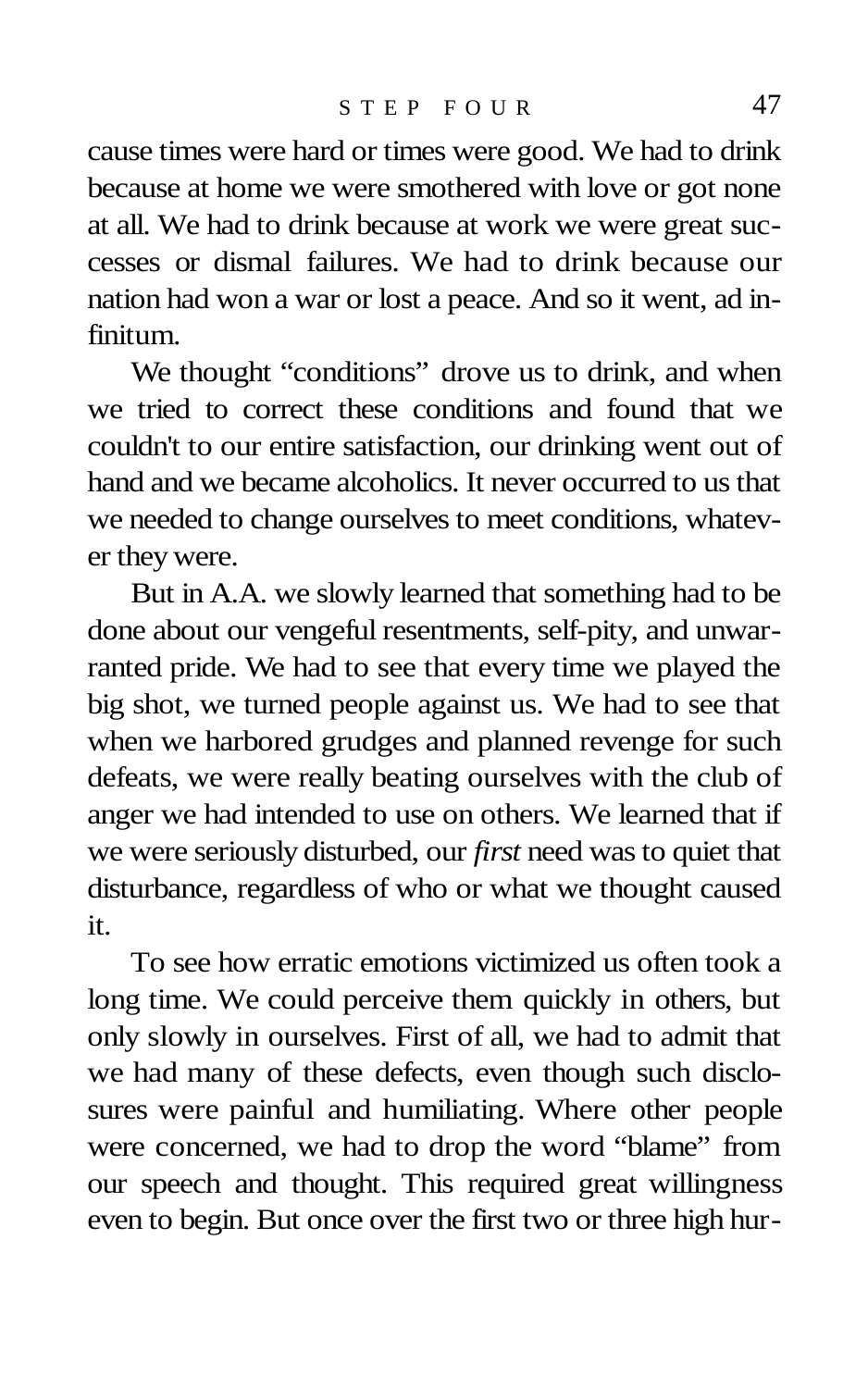cause times were hard or times were good. We had to drink because at home we were smothered with love or got none at all. We had to drink because at work we were great successes or dismal failures. We had to drink because our nation had won a war or lost a peace. And so it went, ad infinitum.

We thought "conditions" drove us to drink, and when we tried to correct these conditions and found that we couldn't to our entire satisfaction, our drinking went out of hand and we became alcoholics. It never occurred to us that we needed to change ourselves to meet conditions, whatever they were.

But in A.A. we slowly learned that something had to be done about our vengeful resentments, self-pity, and unwarranted pride. We had to see that every time we played the big shot, we turned people against us. We had to see that when we harbored grudges and planned revenge for such defeats, we were really beating ourselves with the club of anger we had intended to use on others. We learned that if we were seriously disturbed, our *first* need was to quiet that disturbance, regardless of who or what we thought caused it.

To see how erratic emotions victimized us often took a long time. We could perceive them quickly in others, but only slowly in ourselves. First of all, we had to admit that we had many of these defects, even though such disclosures were painful and humiliating. Where other people were concerned, we had to drop the word "blame" from our speech and thought. This required great willingness even to begin. But once over the first two or three high hur-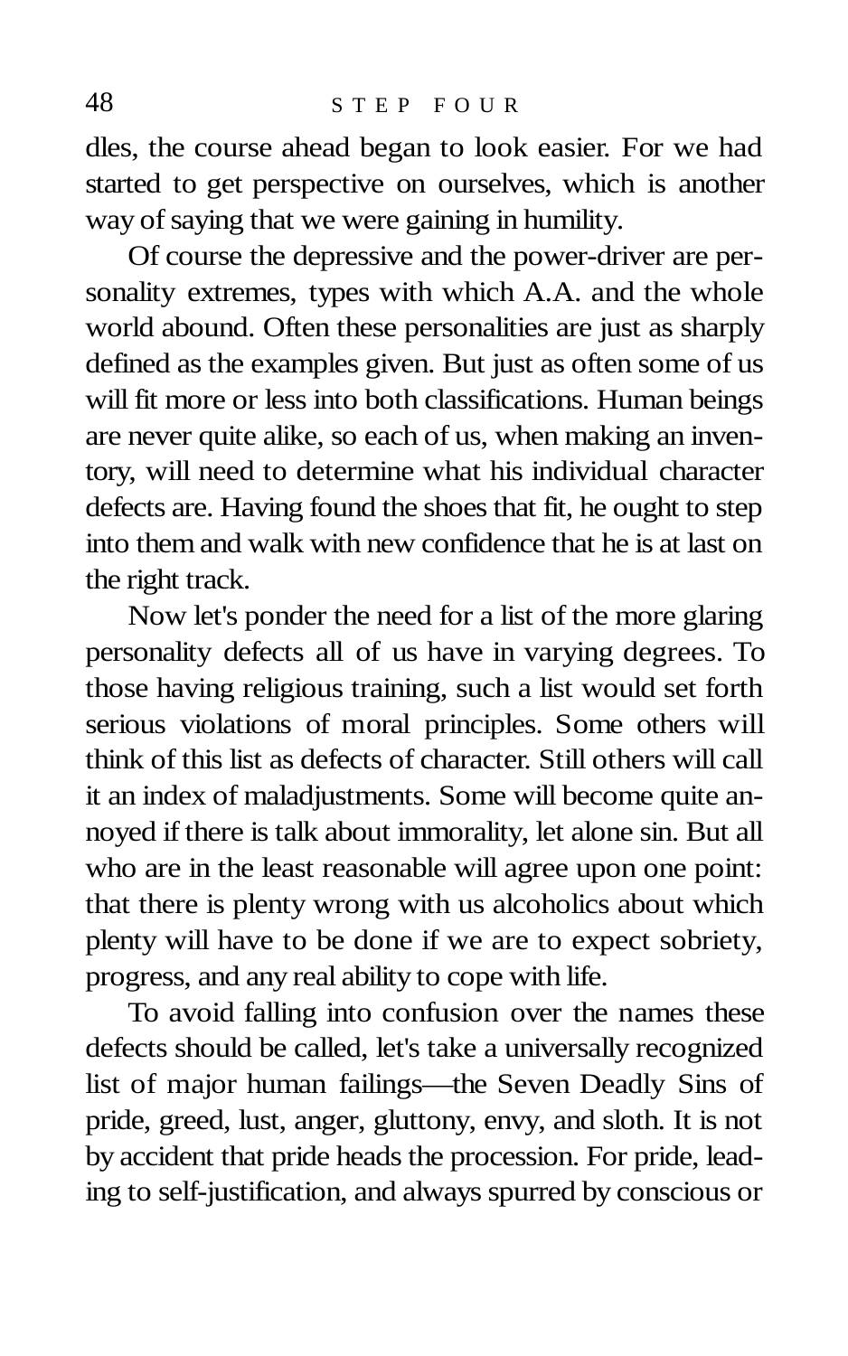dles, the course ahead began to look easier. For we had started to get perspective on ourselves, which is another way of saying that we were gaining in humility.

Of course the depressive and the power-driver are personality extremes, types with which A.A. and the whole world abound. Often these personalities are just as sharply defined as the examples given. But just as often some of us will fit more or less into both classifications. Human beings are never quite alike, so each of us, when making an inventory, will need to determine what his individual character defects are. Having found the shoes that fit, he ought to step into them and walk with new confidence that he is at last on the right track.

Now let's ponder the need for a list of the more glaring personality defects all of us have in varying degrees. To those having religious training, such a list would set forth serious violations of moral principles. Some others will think of this list as defects of character. Still others will call it an index of maladjustments. Some will become quite annoyed if there is talk about immorality, let alone sin. But all who are in the least reasonable will agree upon one point: that there is plenty wrong with us alcoholics about which plenty will have to be done if we are to expect sobriety, progress, and any real ability to cope with life.

To avoid falling into confusion over the names these defects should be called, let's take a universally recognized list of major human failings—the Seven Deadly Sins of pride, greed, lust, anger, gluttony, envy, and sloth. It is not by accident that pride heads the procession. For pride, leading to self-justification, and always spurred by conscious or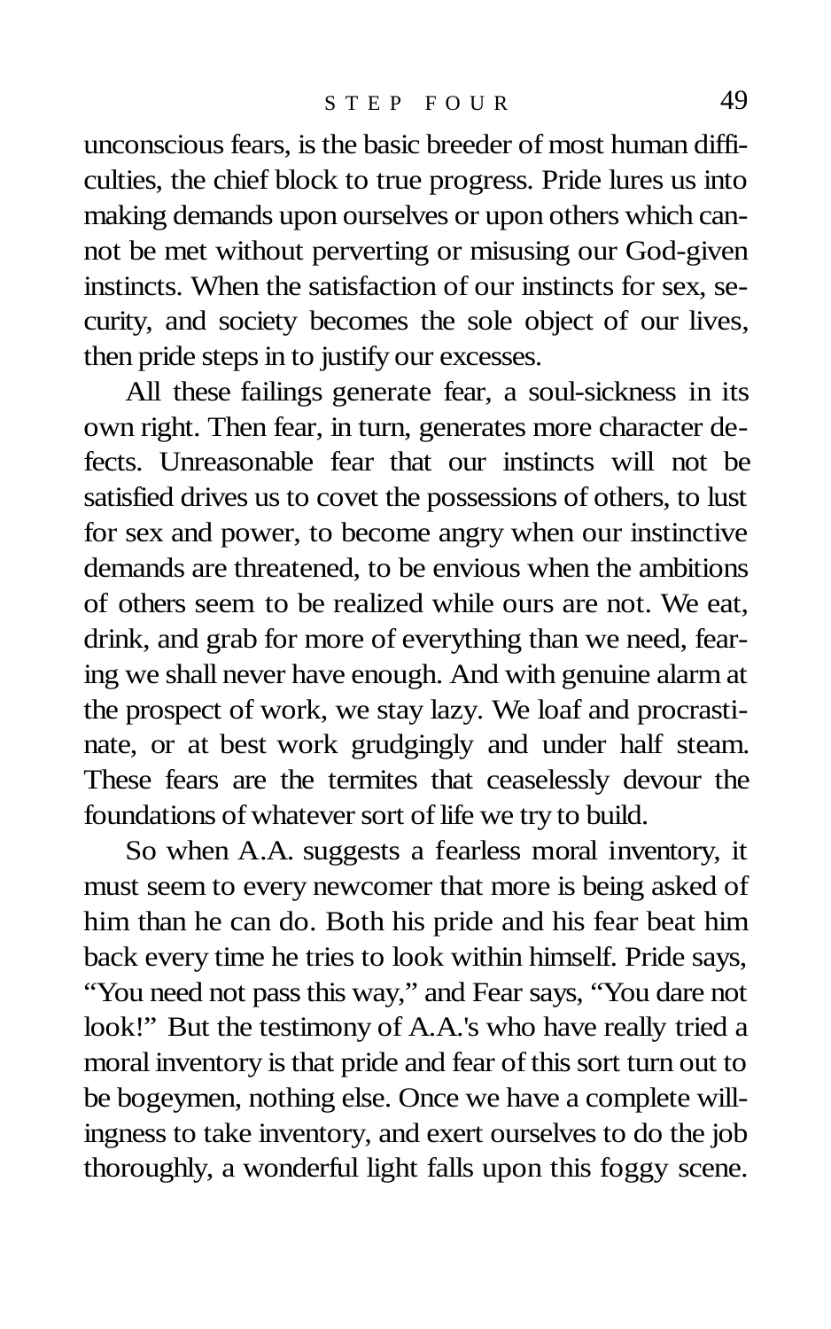unconscious fears, is the basic breeder of most human difficulties, the chief block to true progress. Pride lures us into making demands upon ourselves or upon others which cannot be met without perverting or misusing our God-given instincts. When the satisfaction of our instincts for sex, security, and society becomes the sole object of our lives, then pride steps in to justify our excesses.

All these failings generate fear, a soul-sickness in its own right. Then fear, in turn, generates more character defects. Unreasonable fear that our instincts will not be satisfied drives us to covet the possessions of others, to lust for sex and power, to become angry when our instinctive demands are threatened, to be envious when the ambitions of others seem to be realized while ours are not. We eat, drink, and grab for more of everything than we need, fearing we shall never have enough. And with genuine alarm at the prospect of work, we stay lazy. We loaf and procrastinate, or at best work grudgingly and under half steam. These fears are the termites that ceaselessly devour the foundations of whatever sort of life we try to build.

So when A.A. suggests a fearless moral inventory, it must seem to every newcomer that more is being asked of him than he can do. Both his pride and his fear beat him back every time he tries to look within himself. Pride says, "You need not pass this way," and Fear says, "You dare not look!" But the testimony of A.A.'s who have really tried a moral inventory is that pride and fear of this sort turn out to be bogeymen, nothing else. Once we have a complete willingness to take inventory, and exert ourselves to do the job thoroughly, a wonderful light falls upon this foggy scene.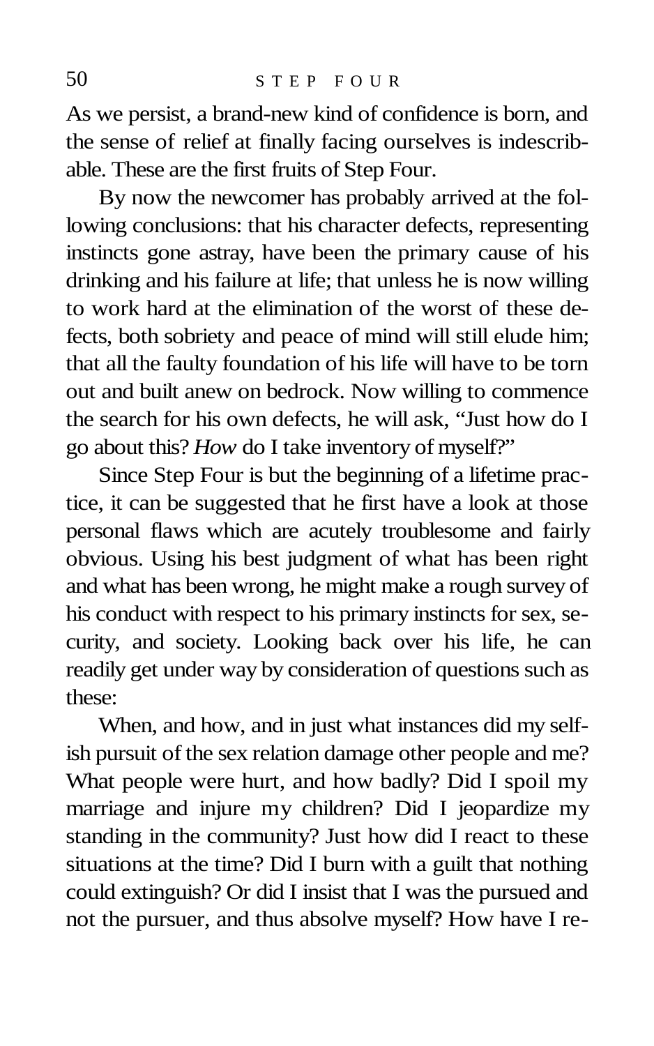As we persist, a brand-new kind of confidence is born, and the sense of relief at finally facing ourselves is indescribable. These are the first fruits of Step Four.

By now the newcomer has probably arrived at the following conclusions: that his character defects, representing instincts gone astray, have been the primary cause of his drinking and his failure at life; that unless he is now willing to work hard at the elimination of the worst of these defects, both sobriety and peace of mind will still elude him; that all the faulty foundation of his life will have to be torn out and built anew on bedrock. Now willing to commence the search for his own defects, he will ask, "Just how do I go about this? *How* do I take inventory of myself?"

Since Step Four is but the beginning of a lifetime practice, it can be suggested that he first have a look at those personal flaws which are acutely troublesome and fairly obvious. Using his best judgment of what has been right and what has been wrong, he might make a rough survey of his conduct with respect to his primary instincts for sex, security, and society. Looking back over his life, he can readily get under way by consideration of questions such as these:

When, and how, and in just what instances did my selfish pursuit of the sex relation damage other people and me? What people were hurt, and how badly? Did I spoil my marriage and injure my children? Did I jeopardize my standing in the community? Just how did I react to these situations at the time? Did I burn with a guilt that nothing could extinguish? Or did I insist that I was the pursued and not the pursuer, and thus absolve myself? How have I re-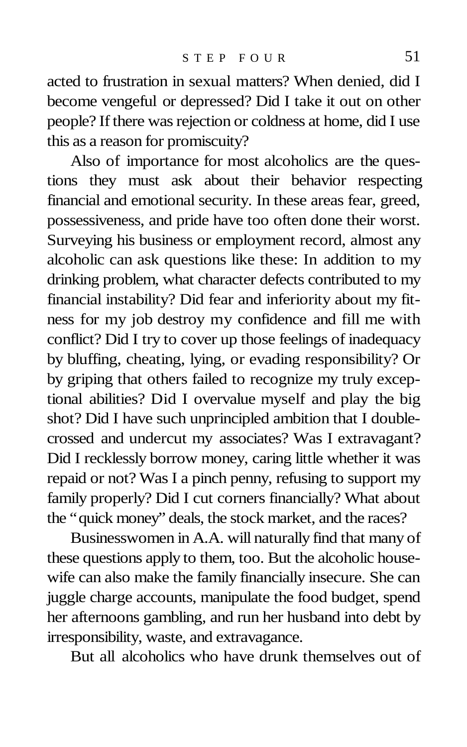acted to frustration in sexual matters? When denied, did I become vengeful or depressed? Did I take it out on other people? If there was rejection or coldness at home, did I use this as a reason for promiscuity?

Also of importance for most alcoholics are the questions they must ask about their behavior respecting financial and emotional security. In these areas fear, greed, possessiveness, and pride have too often done their worst. Surveying his business or employment record, almost any alcoholic can ask questions like these: In addition to my drinking problem, what character defects contributed to my financial instability? Did fear and inferiority about my fitness for my job destroy my confidence and fill me with conflict? Did I try to cover up those feelings of inadequacy by bluffing, cheating, lying, or evading responsibility? Or by griping that others failed to recognize my truly exceptional abilities? Did I overvalue myself and play the big shot? Did I have such unprincipled ambition that I double-crossed and undercut my associates? Was I extravagant? Did I recklessly borrow money, caring little whether it was repaid or not? Was I a pinch penny, refusing to support my family properly? Did I cut corners financially? What about the "quick money" deals, the stock market, and the races?

Businesswomen in A.A. will naturally find that many of these questions apply to them, too. But the alcoholic housewife can also make the family financially insecure. She can juggle charge accounts, manipulate the food budget, spend her afternoons gambling, and run her husband into debt by irresponsibility, waste, and extravagance.

But all alcoholics who have drunk themselves out of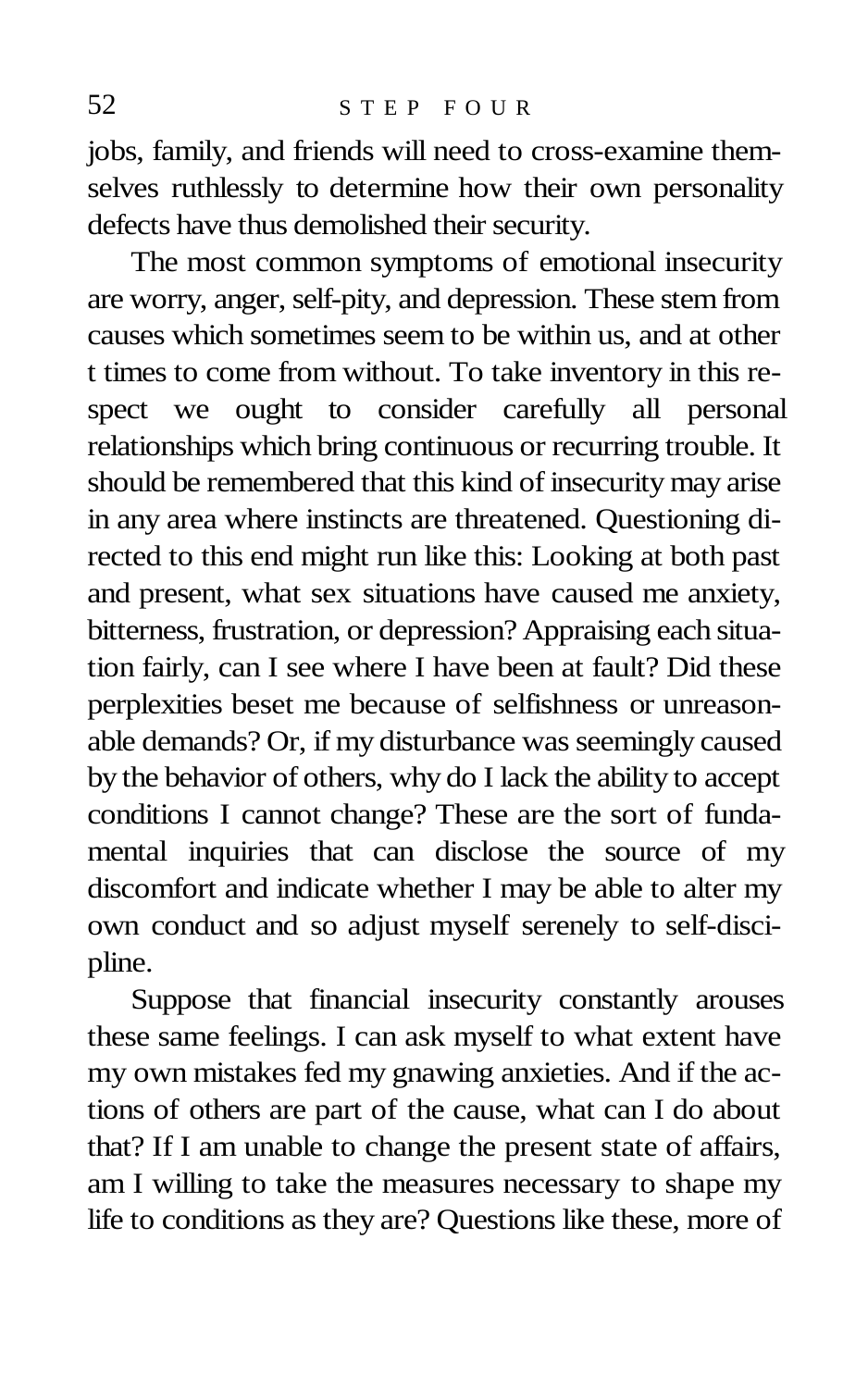jobs, family, and friends will need to cross-examine themselves ruthlessly to determine how their own personality defects have thus demolished their security.

The most common symptoms of emotional insecurity are worry, anger, self-pity, and depression. These stem from causes which sometimes seem to be within us, and at other t times to come from without. To take inventory in this respect we ought to consider carefully all personal relationships which bring continuous or recurring trouble. It should be remembered that this kind of insecurity may arise in any area where instincts are threatened. Questioning directed to this end might run like this: Looking at both past and present, what sex situations have caused me anxiety, bitterness, frustration, or depression? Appraising each situation fairly, can I see where I have been at fault? Did these perplexities beset me because of selfishness or unreasonable demands? Or, if my disturbance was seemingly caused by the behavior of others, why do I lack the ability to accept conditions I cannot change? These are the sort of fundamental inquiries that can disclose the source of my discomfort and indicate whether I may be able to alter my own conduct and so adjust myself serenely to self-discipline.

Suppose that financial insecurity constantly arouses these same feelings. I can ask myself to what extent have my own mistakes fed my gnawing anxieties. And if the actions of others are part of the cause, what can I do about that? If I am unable to change the present state of affairs, am I willing to take the measures necessary to shape my life to conditions as they are? Questions like these, more of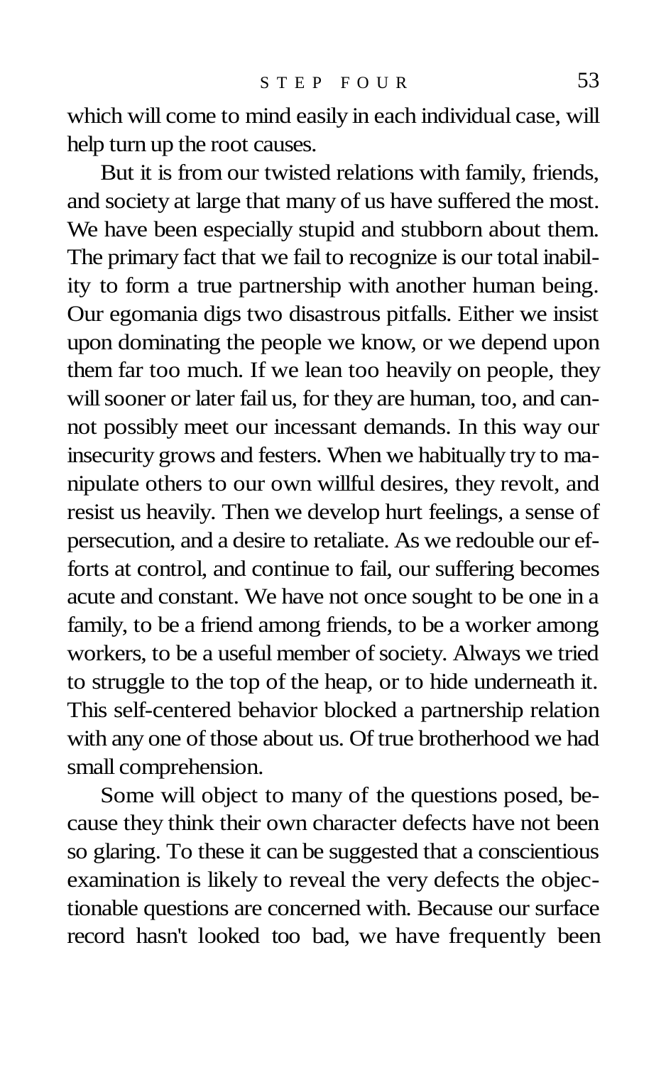which will come to mind easily in each individual case, will help turn up the root causes.

But it is from our twisted relations with family, friends, and society at large that many of us have suffered the most. We have been especially stupid and stubborn about them. The primary fact that we fail to recognize is our total inability to form a true partnership with another human being. Our egomania digs two disastrous pitfalls. Either we insist upon dominating the people we know, or we depend upon them far too much. If we lean too heavily on people, they will sooner or later fail us, for they are human, too, and cannot possibly meet our incessant demands. In this way our insecurity grows and festers. When we habitually try to manipulate others to our own willful desires, they revolt, and resist us heavily. Then we develop hurt feelings, a sense of persecution, and a desire to retaliate. As we redouble our efforts at control, and continue to fail, our suffering becomes acute and constant. We have not once sought to be one in a family, to be a friend among friends, to be a worker among workers, to be a useful member of society. Always we tried to struggle to the top of the heap, or to hide underneath it. This self-centered behavior blocked a partnership relation with any one of those about us. Of true brotherhood we had small comprehension.

Some will object to many of the questions posed, because they think their own character defects have not been so glaring. To these it can be suggested that a conscientious examination is likely to reveal the very defects the objectionable questions are concerned with. Because our surface record hasn't looked too bad, we have frequently been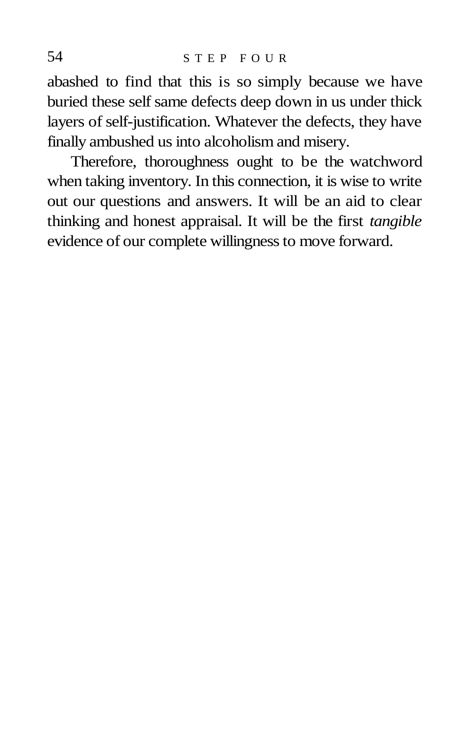abashed to find that this is so simply because we have buried these self same defects deep down in us under thick layers of self-justification. Whatever the defects, they have finally ambushed us into alcoholism and misery.

Therefore, thoroughness ought to be the watchword when taking inventory. In this connection, it is wise to write out our questions and answers. It will be an aid to clear thinking and honest appraisal. It will be the first *tangible* evidence of our complete willingness to move forward.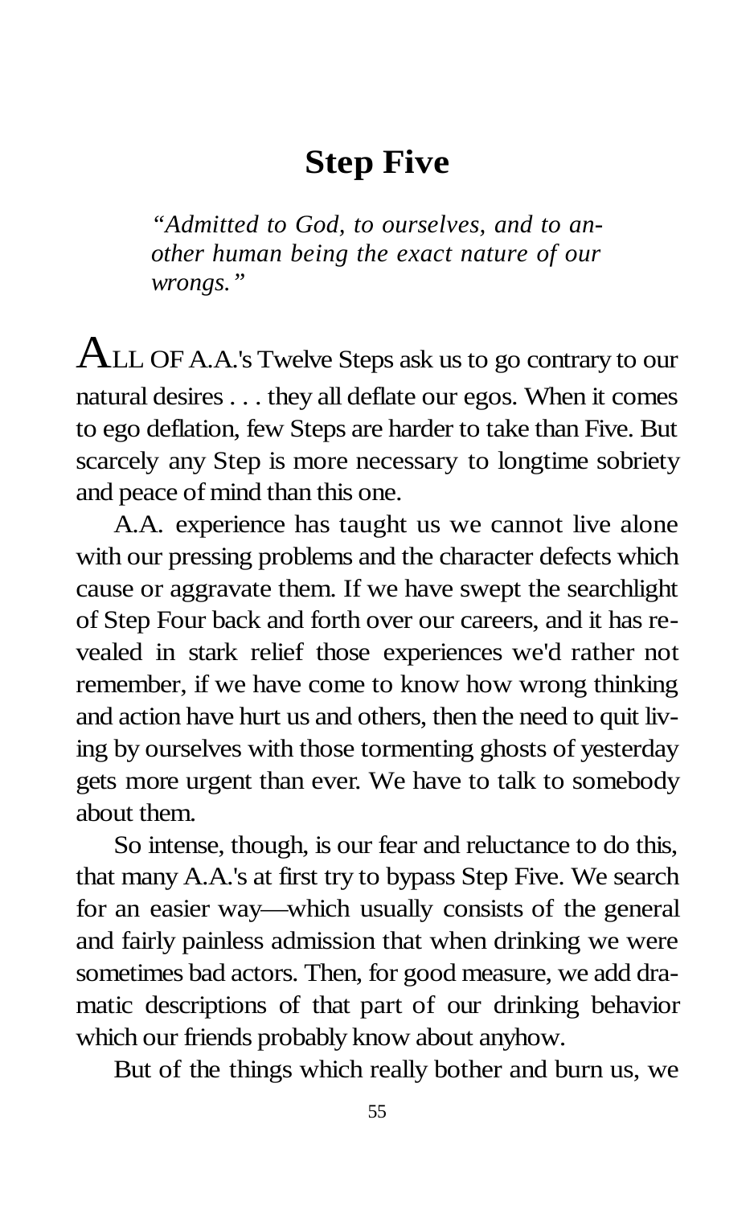# Step Five

*"Admitted to God, to ourselves, and to another human being the exact nature of our wrongs."*

ALL OF A.A.'s Twelve Steps ask us to go contrary to our natural desires . . . they all deflate our egos. When it comes to ego deflation, few Steps are harder to take than Five. But scarcely any Step is more necessary to longtime sobriety and peace of mind than this one.

A.A. experience has taught us we cannot live alone with our pressing problems and the character defects which cause or aggravate them. If we have swept the searchlight of Step Four back and forth over our careers, and it has revealed in stark relief those experiences we'd rather not remember, if we have come to know how wrong thinking and action have hurt us and others, then the need to quit living by ourselves with those tormenting ghosts of yesterday gets more urgent than ever. We have to talk to somebody about them.

So intense, though, is our fear and reluctance to do this, that many A.A.'s at first try to bypass Step Five. We search for an easier way—which usually consists of the general and fairly painless admission that when drinking we were sometimes bad actors. Then, for good measure, we add dramatic descriptions of that part of our drinking behavior which our friends probably know about anyhow.

But of the things which really bother and burn us, we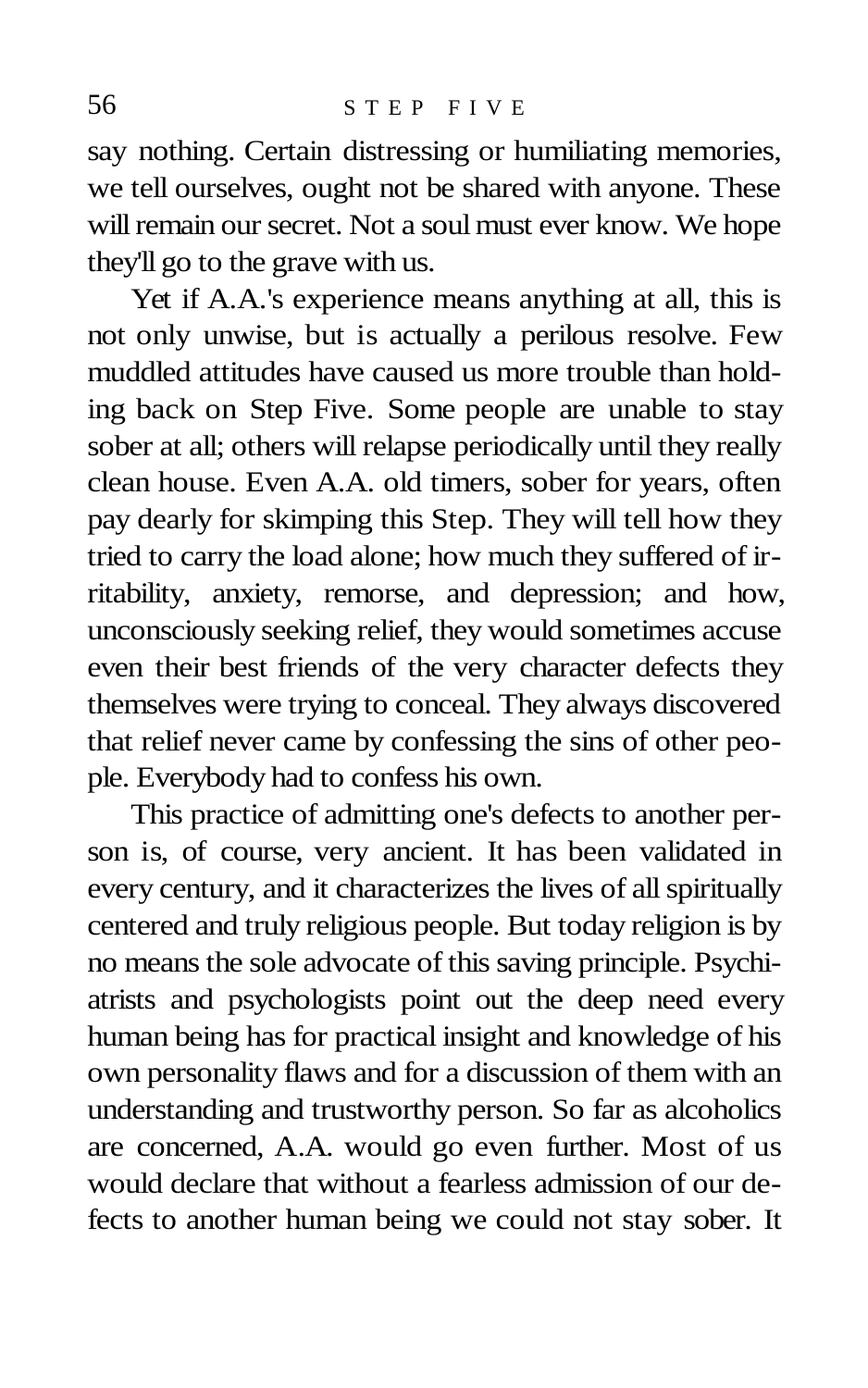say nothing. Certain distressing or humiliating memories, we tell ourselves, ought not be shared with anyone. These will remain our secret. Not a soul must ever know. We hope they'll go to the grave with us.

Yet if A.A.'s experience means anything at all, this is not only unwise, but is actually a perilous resolve. Few muddled attitudes have caused us more trouble than holding back on Step Five. Some people are unable to stay sober at all; others will relapse periodically until they really clean house. Even A.A. old timers, sober for years, often pay dearly for skimping this Step. They will tell how they tried to carry the load alone; how much they suffered of irritability, anxiety, remorse, and depression; and how, unconsciously seeking relief, they would sometimes accuse even their best friends of the very character defects they themselves were trying to conceal. They always discovered that relief never came by confessing the sins of other people. Everybody had to confess his own.

This practice of admitting one's defects to another person is, of course, very ancient. It has been validated in every century, and it characterizes the lives of all spiritually centered and truly religious people. But today religion is by no means the sole advocate of this saving principle. Psychiatrists and psychologists point out the deep need every human being has for practical insight and knowledge of his own personality flaws and for a discussion of them with an understanding and trustworthy person. So far as alcoholics are concerned, A.A. would go even further. Most of us would declare that without a fearless admission of our defects to another human being we could not stay sober. It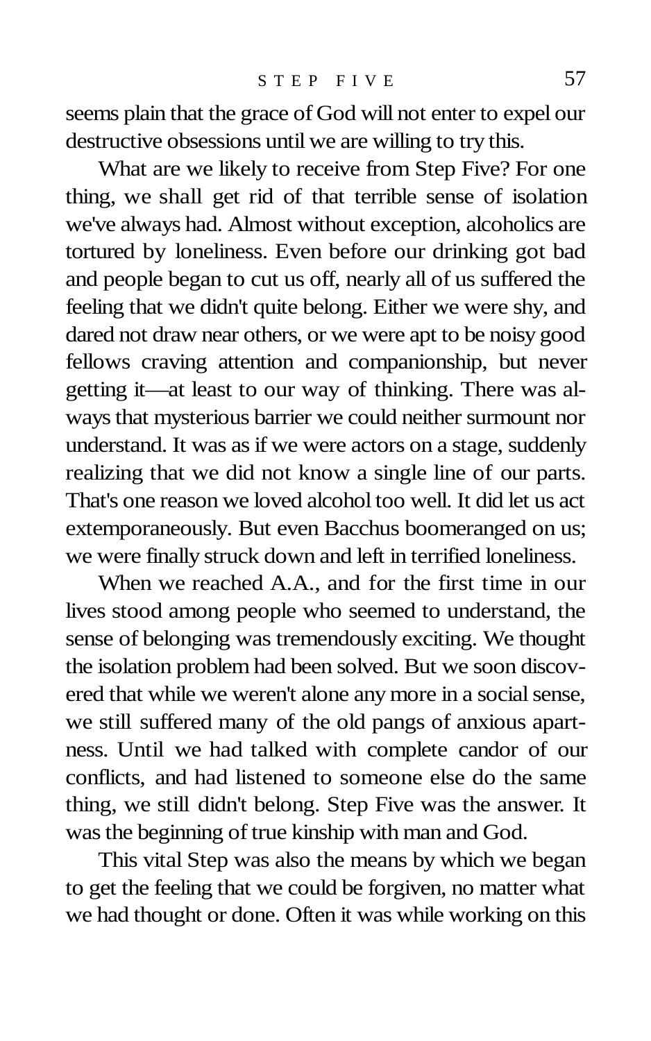seems plain that the grace of God will not enter to expel our destructive obsessions until we are willing to try this.

What are we likely to receive from Step Five? For one thing, we shall get rid of that terrible sense of isolation we've always had. Almost without exception, alcoholics are tortured by loneliness. Even before our drinking got bad and people began to cut us off, nearly all of us suffered the feeling that we didn't quite belong. Either we were shy, and dared not draw near others, or we were apt to be noisy good fellows craving attention and companionship, but never getting it—at least to our way of thinking. There was always that mysterious barrier we could neither surmount nor understand. It was as if we were actors on a stage, suddenly realizing that we did not know a single line of our parts. That's one reason we loved alcohol too well. It did let us act extemporaneously. But even Bacchus boomeranged on us; we were finally struck down and left in terrified loneliness.

When we reached A.A., and for the first time in our lives stood among people who seemed to understand, the sense of belonging was tremendously exciting. We thought the isolation problem had been solved. But we soon discovered that while we weren't alone any more in a social sense, we still suffered many of the old pangs of anxious apartness. Until we had talked with complete candor of our conflicts, and had listened to someone else do the same thing, we still didn't belong. Step Five was the answer. It was the beginning of true kinship with man and God.

This vital Step was also the means by which we began to get the feeling that we could be forgiven, no matter what we had thought or done. Often it was while working on this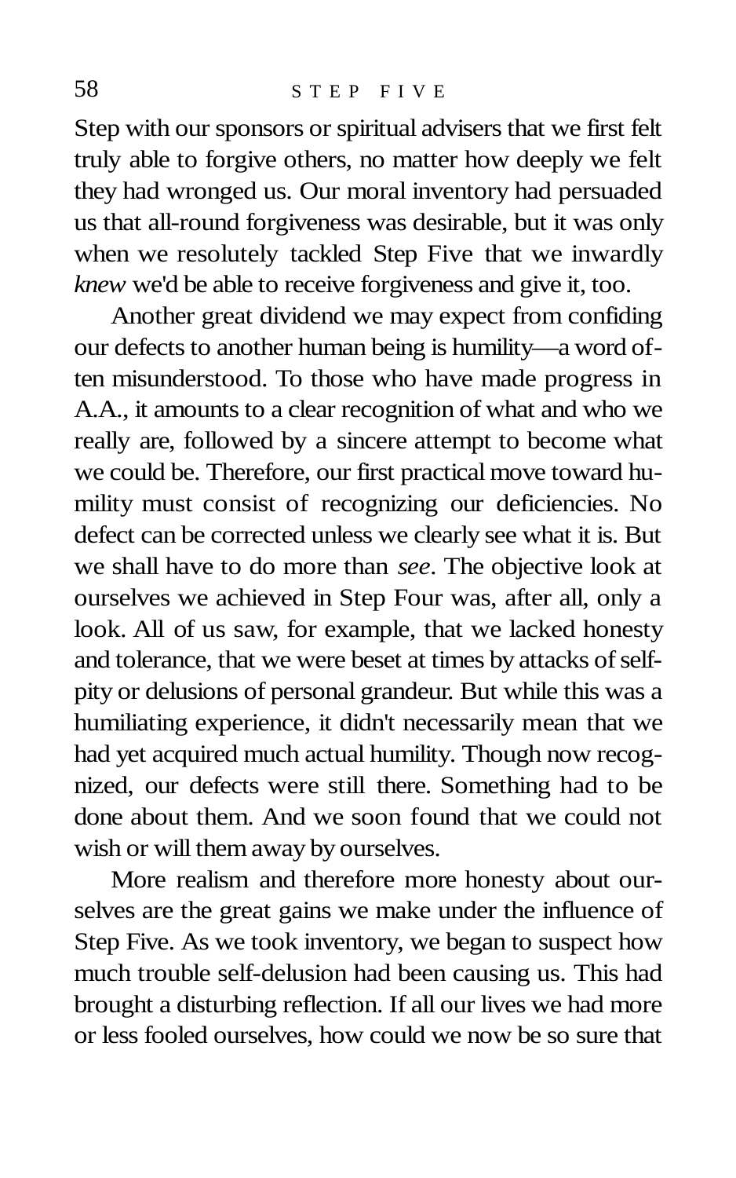Step with our sponsors or spiritual advisers that we first felt truly able to forgive others, no matter how deeply we felt they had wronged us. Our moral inventory had persuaded us that all-round forgiveness was desirable, but it was only when we resolutely tackled Step Five that we inwardly *knew* we'd be able to receive forgiveness and give it, too.

Another great dividend we may expect from confiding our defects to another human being is humility—a word often misunderstood. To those who have made progress in A.A., it amounts to a clear recognition of what and who we really are, followed by a sincere attempt to become what we could be. Therefore, our first practical move toward humility must consist of recognizing our deficiencies. No defect can be corrected unless we clearly see what it is. But we shall have to do more than *see*. The objective look at ourselves we achieved in Step Four was, after all, only a look. All of us saw, for example, that we lacked honesty and tolerance, that we were beset at times by attacks of self-pity or delusions of personal grandeur. But while this was a humiliating experience, it didn't necessarily mean that we had yet acquired much actual humility. Though now recognized, our defects were still there. Something had to be done about them. And we soon found that we could not wish or will them away by ourselves.

More realism and therefore more honesty about ourselves are the great gains we make under the influence of Step Five. As we took inventory, we began to suspect how much trouble self-delusion had been causing us. This had brought a disturbing reflection. If all our lives we had more or less fooled ourselves, how could we now be so sure that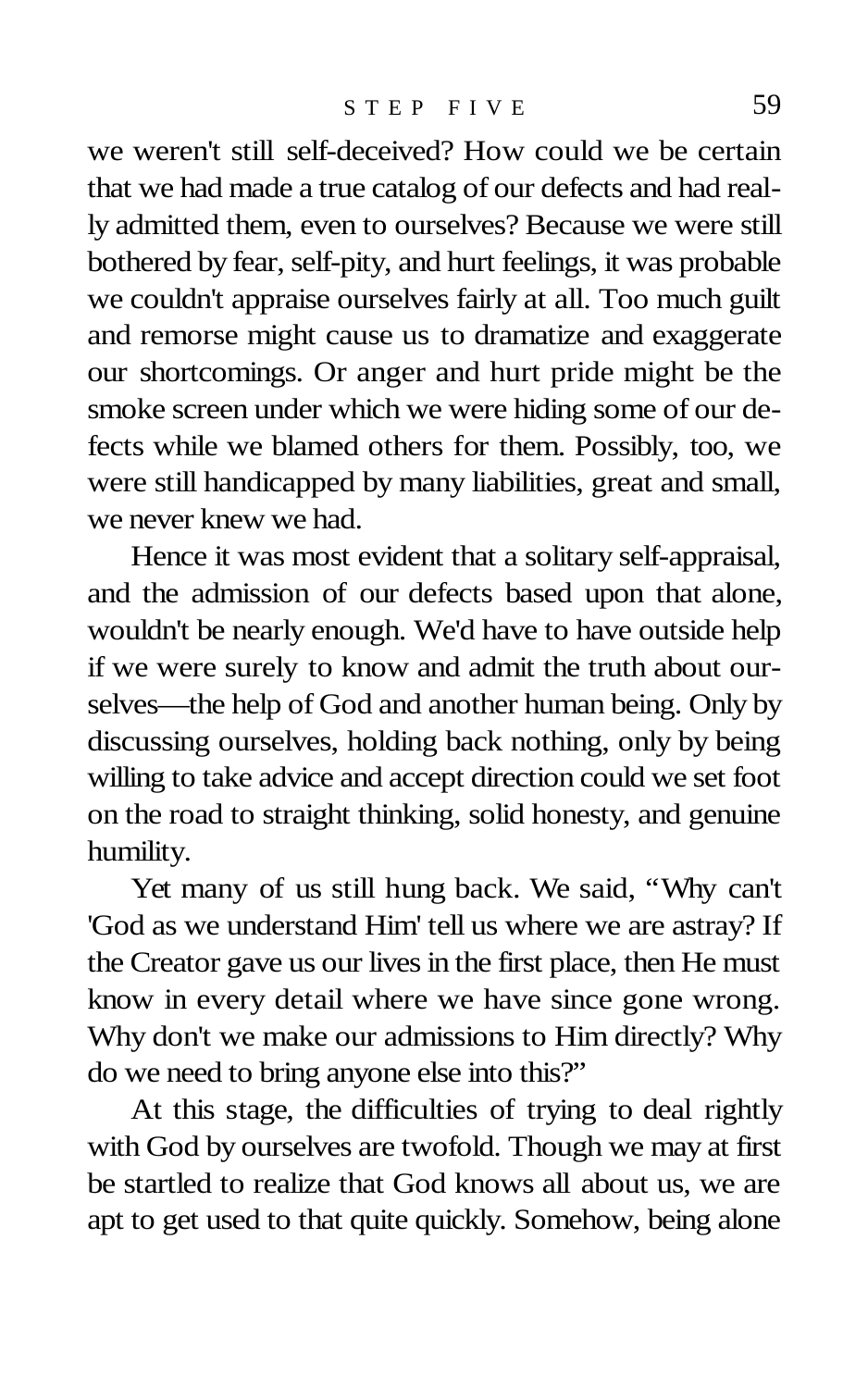we weren't still self-deceived? How could we be certain that we had made a true catalog of our defects and had really admitted them, even to ourselves? Because we were still bothered by fear, self-pity, and hurt feelings, it was probable we couldn't appraise ourselves fairly at all. Too much guilt and remorse might cause us to dramatize and exaggerate our shortcomings. Or anger and hurt pride might be the smoke screen under which we were hiding some of our defects while we blamed others for them. Possibly, too, we were still handicapped by many liabilities, great and small, we never knew we had.

Hence it was most evident that a solitary self-appraisal, and the admission of our defects based upon that alone, wouldn't be nearly enough. We'd have to have outside help if we were surely to know and admit the truth about ourselves—the help of God and another human being. Only by discussing ourselves, holding back nothing, only by being willing to take advice and accept direction could we set foot on the road to straight thinking, solid honesty, and genuine humility.

Yet many of us still hung back. We said, "Why can't 'God as we understand Him' tell us where we are astray? If the Creator gave us our lives in the first place, then He must know in every detail where we have since gone wrong. Why don't we make our admissions to Him directly? Why do we need to bring anyone else into this?"

At this stage, the difficulties of trying to deal rightly with God by ourselves are twofold. Though we may at first be startled to realize that God knows all about us, we are apt to get used to that quite quickly. Somehow, being alone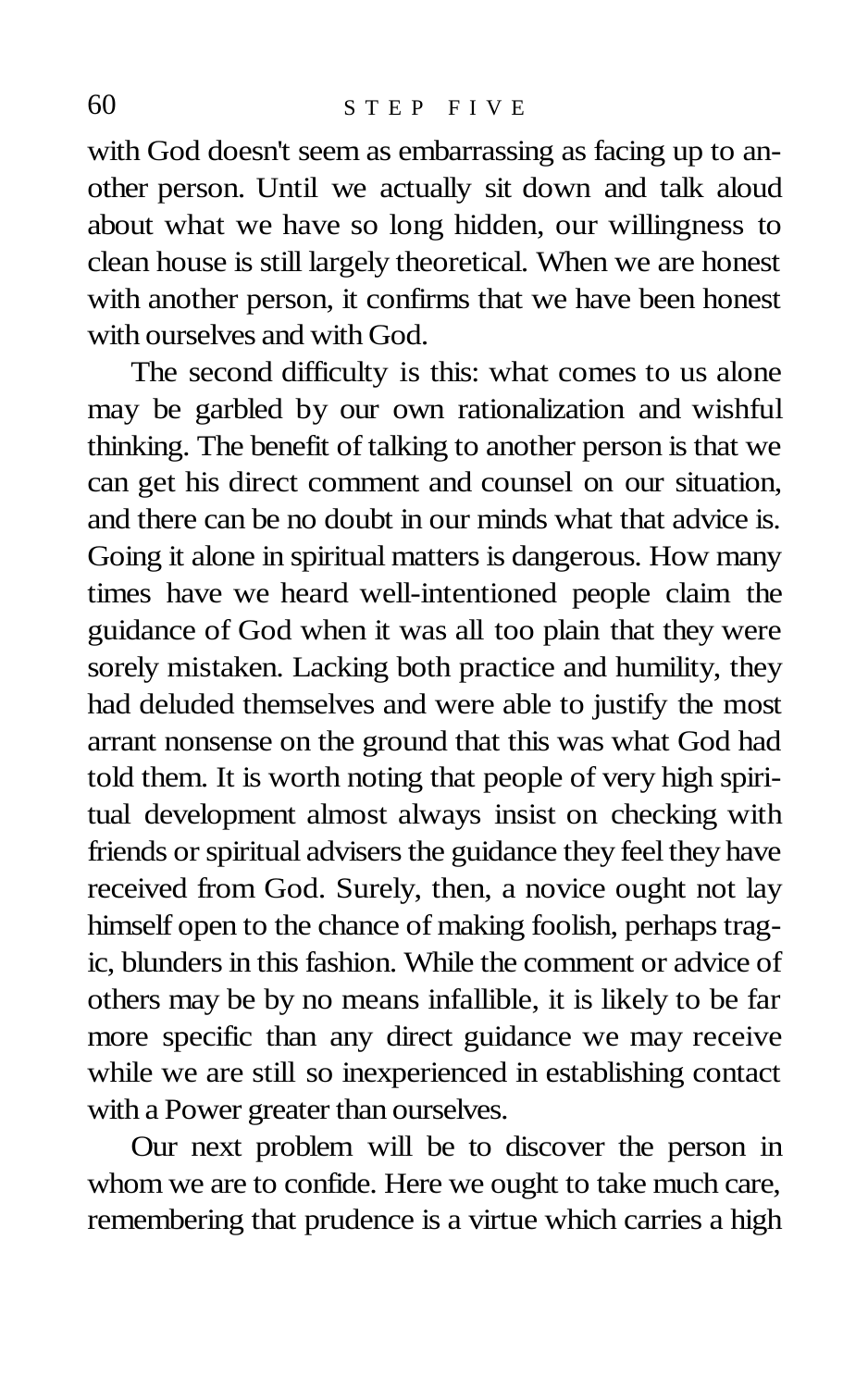with God doesn't seem as embarrassing as facing up to another person. Until we actually sit down and talk aloud about what we have so long hidden, our willingness to clean house is still largely theoretical. When we are honest with another person, it confirms that we have been honest with ourselves and with God.

The second difficulty is this: what comes to us alone may be garbled by our own rationalization and wishful thinking. The benefit of talking to another person is that we can get his direct comment and counsel on our situation, and there can be no doubt in our minds what that advice is. Going it alone in spiritual matters is dangerous. How many times have we heard well-intentioned people claim the guidance of God when it was all too plain that they were sorely mistaken. Lacking both practice and humility, they had deluded themselves and were able to justify the most arrant nonsense on the ground that this was what God had told them. It is worth noting that people of very high spiritual development almost always insist on checking with friends or spiritual advisers the guidance they feel they have received from God. Surely, then, a novice ought not lay himself open to the chance of making foolish, perhaps tragic, blunders in this fashion. While the comment or advice of others may be by no means infallible, it is likely to be far more specific than any direct guidance we may receive while we are still so inexperienced in establishing contact with a Power greater than ourselves.

Our next problem will be to discover the person in whom we are to confide. Here we ought to take much care, remembering that prudence is a virtue which carries a high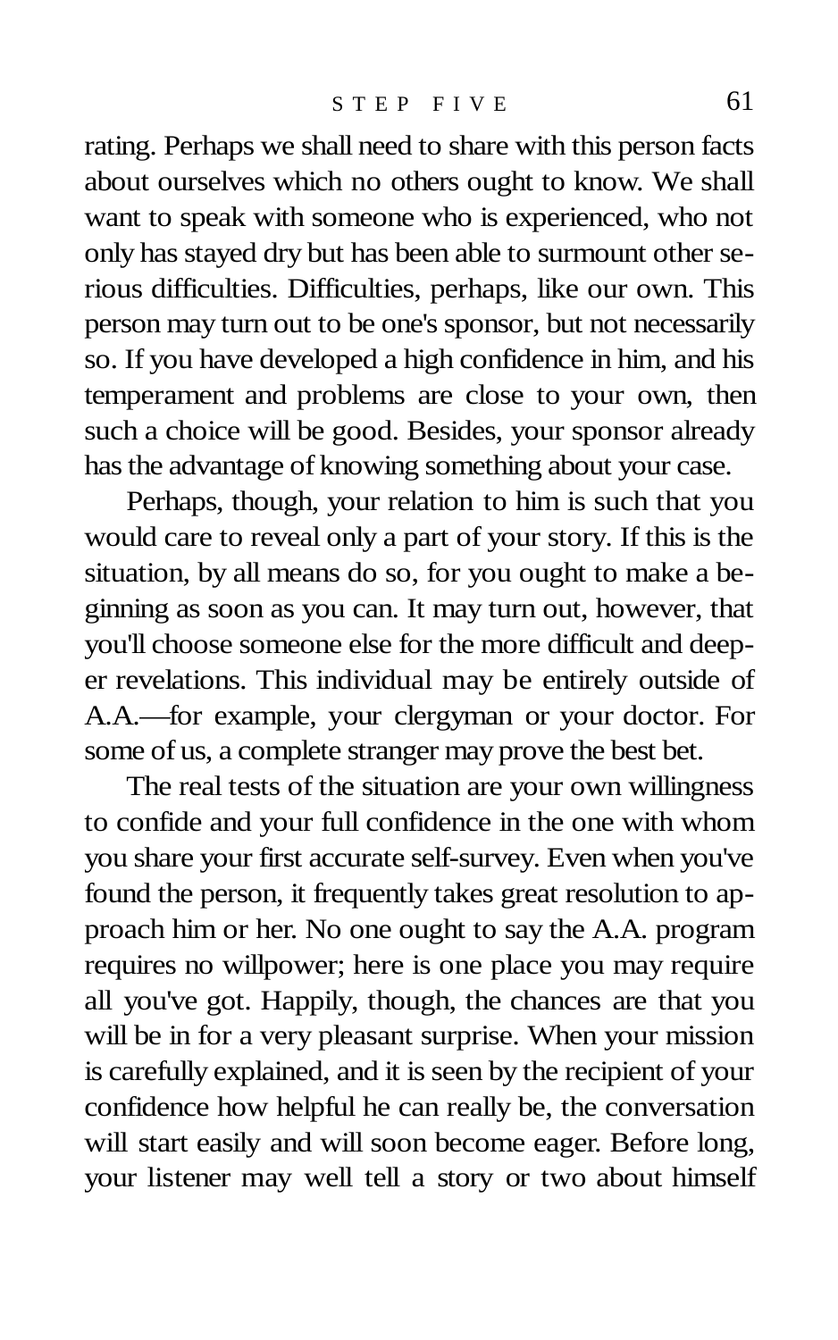rating. Perhaps we shall need to share with this person facts about ourselves which no others ought to know. We shall want to speak with someone who is experienced, who not only has stayed dry but has been able to surmount other serious difficulties. Difficulties, perhaps, like our own. This person may turn out to be one's sponsor, but not necessarily so. If you have developed a high confidence in him, and his temperament and problems are close to your own, then such a choice will be good. Besides, your sponsor already has the advantage of knowing something about your case.

Perhaps, though, your relation to him is such that you would care to reveal only a part of your story. If this is the situation, by all means do so, for you ought to make a beginning as soon as you can. It may turn out, however, that you'll choose someone else for the more difficult and deeper revelations. This individual may be entirely outside of A.A.—for example, your clergyman or your doctor. For some of us, a complete stranger may prove the best bet.

The real tests of the situation are your own willingness to confide and your full confidence in the one with whom you share your first accurate self-survey. Even when you've found the person, it frequently takes great resolution to approach him or her. No one ought to say the A.A. program requires no willpower; here is one place you may require all you've got. Happily, though, the chances are that you will be in for a very pleasant surprise. When your mission is carefully explained, and it is seen by the recipient of your confidence how helpful he can really be, the conversation will start easily and will soon become eager. Before long, your listener may well tell a story or two about himself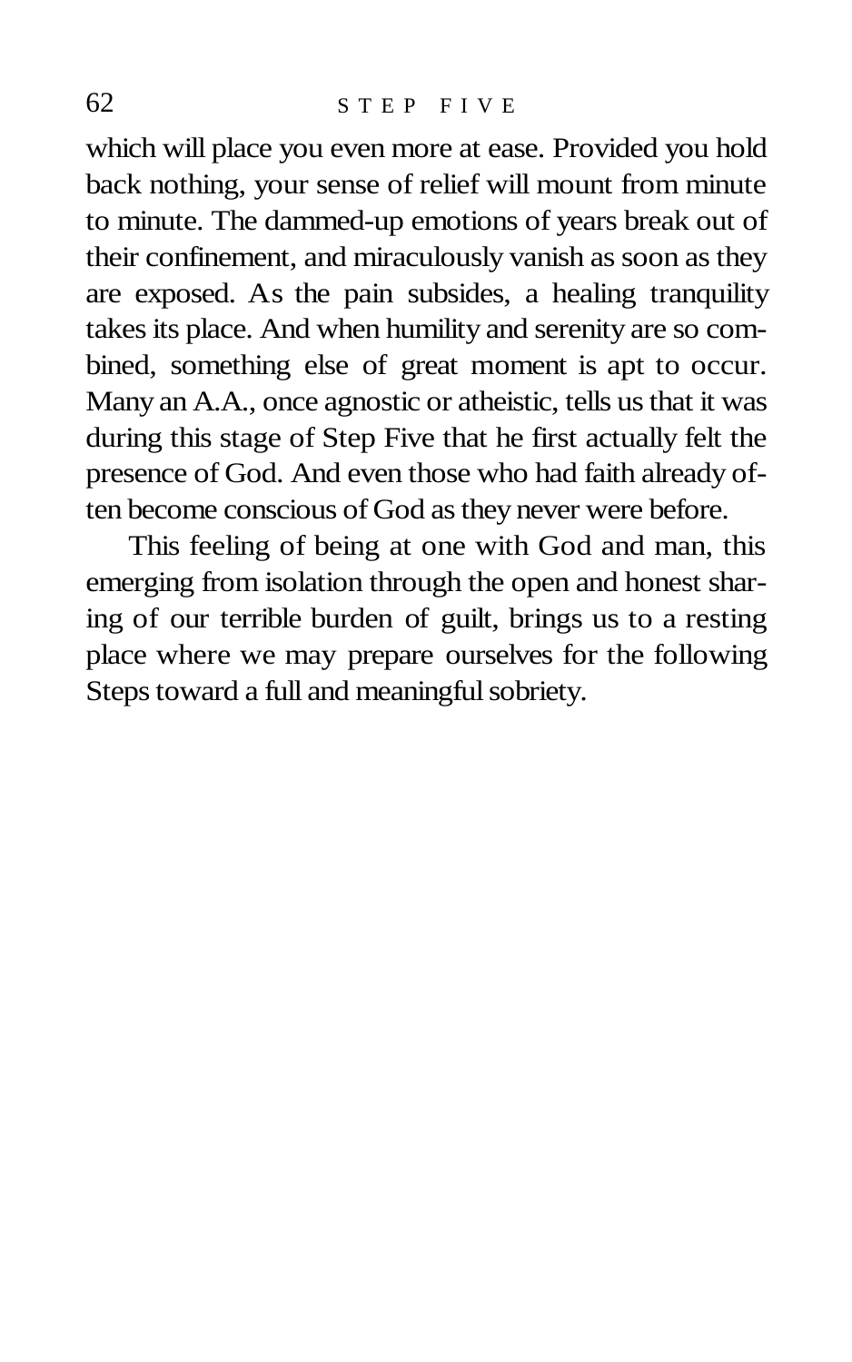which will place you even more at ease. Provided you hold back nothing, your sense of relief will mount from minute to minute. The dammed-up emotions of years break out of their confinement, and miraculously vanish as soon as they are exposed. As the pain subsides, a healing tranquility takes its place. And when humility and serenity are so combined, something else of great moment is apt to occur. Many an A.A., once agnostic or atheistic, tells us that it was during this stage of Step Five that he first actually felt the presence of God. And even those who had faith already often become conscious of God as they never were before.

This feeling of being at one with God and man, this emerging from isolation through the open and honest sharing of our terrible burden of guilt, brings us to a resting place where we may prepare ourselves for the following Steps toward a full and meaningful sobriety.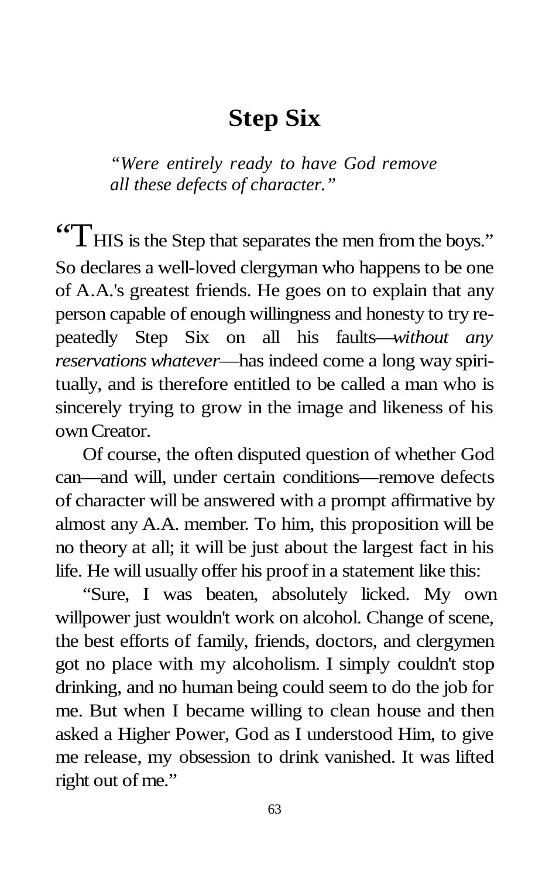# Step Six

*"Were entirely ready to have God remove all these defects of character."*

"THIS is the Step that separates the men from the boys." So declares a well-loved clergyman who happens to be one of A.A.'s greatest friends. He goes on to explain that any person capable of enough willingness and honesty to try repeatedly Step Six on all his faults—*without any reservations whatever*—has indeed come a long way spiritually, and is therefore entitled to be called a man who is sincerely trying to grow in the image and likeness of his own Creator.

Of course, the often disputed question of whether God can—and will, under certain conditions—remove defects of character will be answered with a prompt affirmative by almost any A.A. member. To him, this proposition will be no theory at all; it will be just about the largest fact in his life. He will usually offer his proof in a statement like this:

"Sure, I was beaten, absolutely licked. My own willpower just wouldn't work on alcohol. Change of scene, the best efforts of family, friends, doctors, and clergymen got no place with my alcoholism. I simply couldn't stop drinking, and no human being could seem to do the job for me. But when I became willing to clean house and then asked a Higher Power, God as I understood Him, to give me release, my obsession to drink vanished. It was lifted right out of me."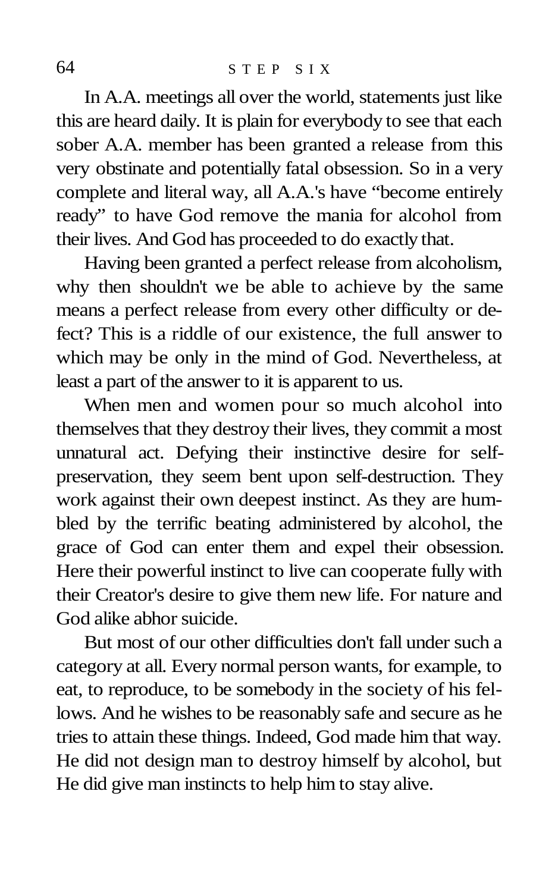In A.A. meetings all over the world, statements just like this are heard daily. It is plain for everybody to see that each sober A.A. member has been granted a release from this very obstinate and potentially fatal obsession. So in a very complete and literal way, all A.A.'s have "become entirely ready" to have God remove the mania for alcohol from their lives. And God has proceeded to do exactly that.

Having been granted a perfect release from alcoholism, why then shouldn't we be able to achieve by the same means a perfect release from every other difficulty or defect? This is a riddle of our existence, the full answer to which may be only in the mind of God. Nevertheless, at least a part of the answer to it is apparent to us.

When men and women pour so much alcohol into themselves that they destroy their lives, they commit a most unnatural act. Defying their instinctive desire for self-preservation, they seem bent upon self-destruction. They work against their own deepest instinct. As they are humbled by the terrific beating administered by alcohol, the grace of God can enter them and expel their obsession. Here their powerful instinct to live can cooperate fully with their Creator's desire to give them new life. For nature and God alike abhor suicide.

But most of our other difficulties don't fall under such a category at all. Every normal person wants, for example, to eat, to reproduce, to be somebody in the society of his fellows. And he wishes to be reasonably safe and secure as he tries to attain these things. Indeed, God made him that way. He did not design man to destroy himself by alcohol, but He did give man instincts to help him to stay alive.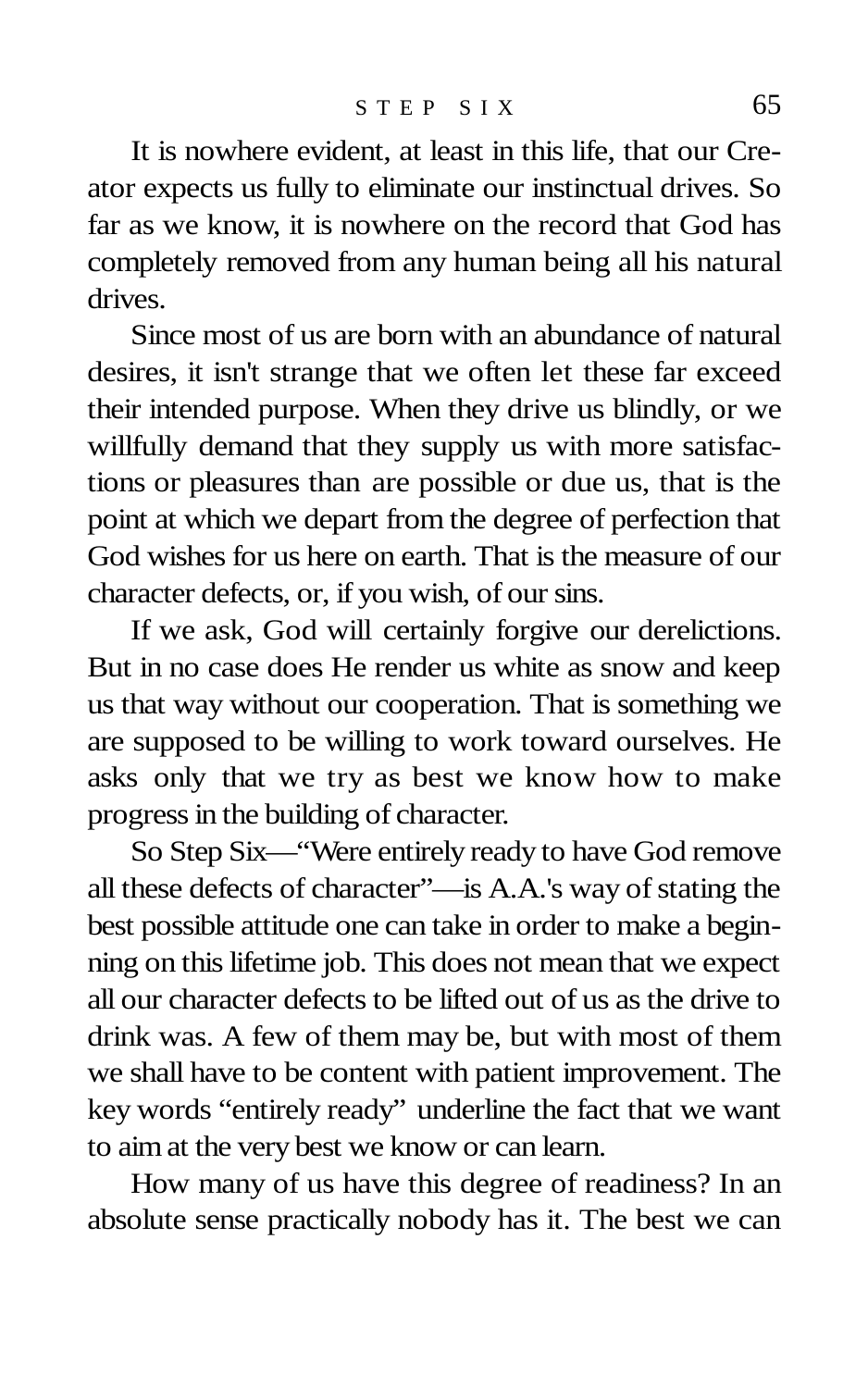It is nowhere evident, at least in this life, that our Creator expects us fully to eliminate our instinctual drives. So far as we know, it is nowhere on the record that God has completely removed from any human being all his natural drives.

Since most of us are born with an abundance of natural desires, it isn't strange that we often let these far exceed their intended purpose. When they drive us blindly, or we willfully demand that they supply us with more satisfactions or pleasures than are possible or due us, that is the point at which we depart from the degree of perfection that God wishes for us here on earth. That is the measure of our character defects, or, if you wish, of our sins.

If we ask, God will certainly forgive our derelictions. But in no case does He render us white as snow and keep us that way without our cooperation. That is something we are supposed to be willing to work toward ourselves. He asks only that we try as best we know how to make progress in the building of character.

So Step Six—"Were entirely ready to have God remove all these defects of character"—is A.A.'s way of stating the best possible attitude one can take in order to make a beginning on this lifetime job. This does not mean that we expect all our character defects to be lifted out of us as the drive to drink was. A few of them may be, but with most of them we shall have to be content with patient improvement. The key words "entirely ready" underline the fact that we want to aim at the very best we know or can learn.

How many of us have this degree of readiness? In an absolute sense practically nobody has it. The best we can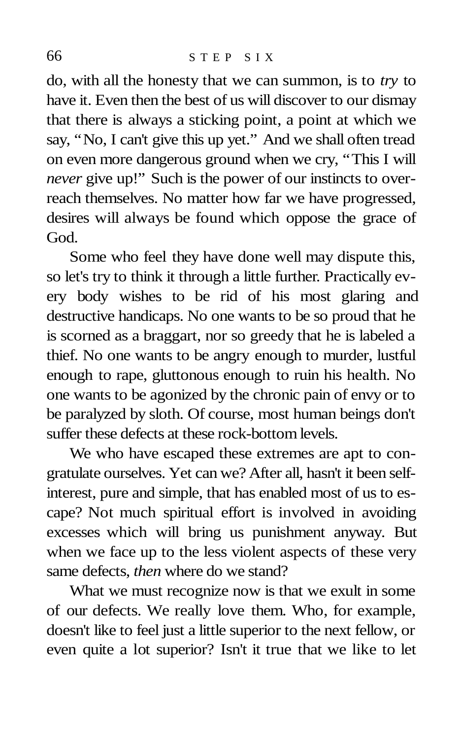do, with all the honesty that we can summon, is to *try* to have it. Even then the best of us will discover to our dismay that there is always a sticking point, a point at which we say, "No, I can't give this up yet." And we shall often tread on even more dangerous ground when we cry, "This I will *never* give up!" Such is the power of our instincts to over-reach themselves. No matter how far we have progressed, desires will always be found which oppose the grace of God.

Some who feel they have done well may dispute this, so let's try to think it through a little further. Practically every body wishes to be rid of his most glaring and destructive handicaps. No one wants to be so proud that he is scorned as a braggart, nor so greedy that he is labeled a thief. No one wants to be angry enough to murder, lustful enough to rape, gluttonous enough to ruin his health. No one wants to be agonized by the chronic pain of envy or to be paralyzed by sloth. Of course, most human beings don't suffer these defects at these rock-bottom levels.

We who have escaped these extremes are apt to congratulate ourselves. Yet can we? After all, hasn't it been self-interest, pure and simple, that has enabled most of us to escape? Not much spiritual effort is involved in avoiding excesses which will bring us punishment anyway. But when we face up to the less violent aspects of these very same defects, *then* where do we stand?

What we must recognize now is that we exult in some of our defects. We really love them. Who, for example, doesn't like to feel just a little superior to the next fellow, or even quite a lot superior? Isn't it true that we like to let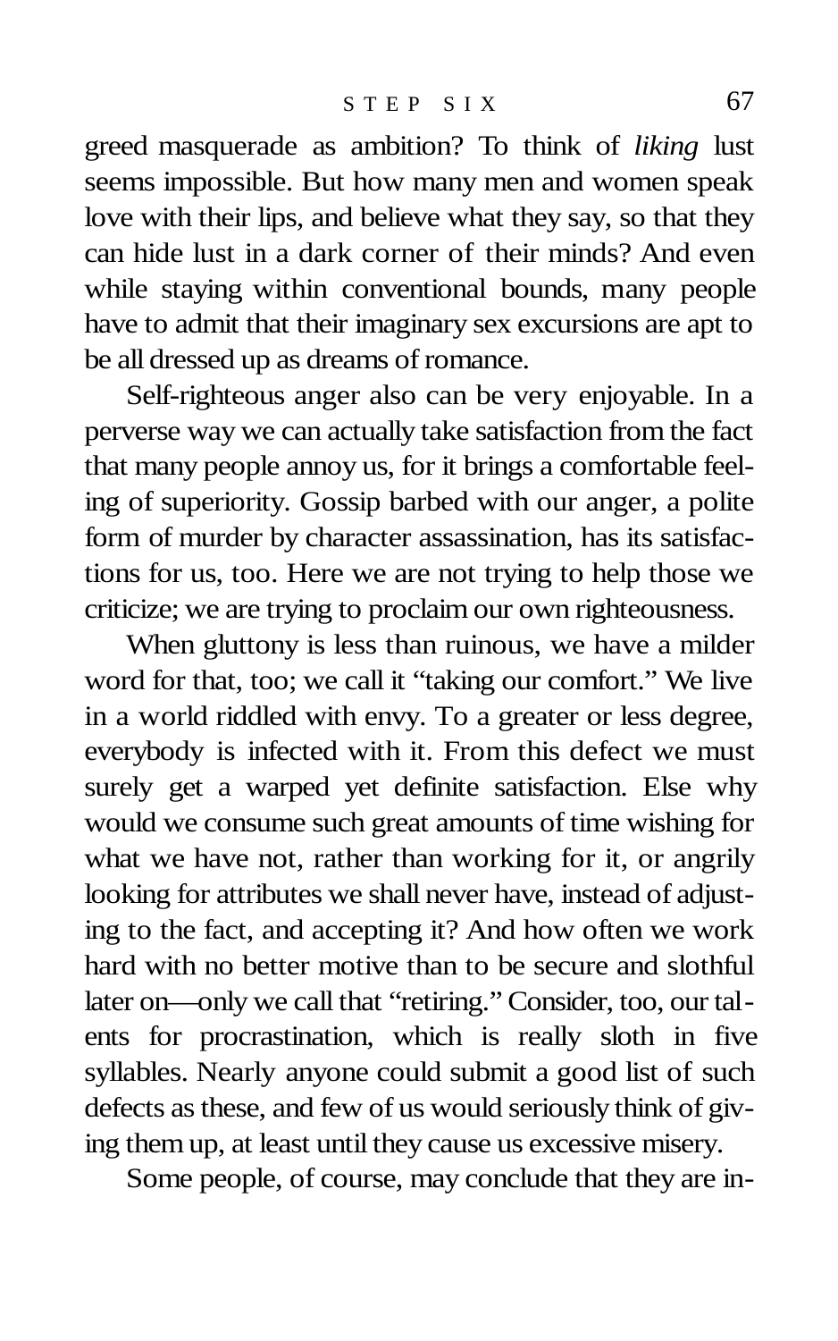greed masquerade as ambition? To think of *liking* lust seems impossible. But how many men and women speak love with their lips, and believe what they say, so that they can hide lust in a dark corner of their minds? And even while staying within conventional bounds, many people have to admit that their imaginary sex excursions are apt to be all dressed up as dreams of romance.

Self-righteous anger also can be very enjoyable. In a perverse way we can actually take satisfaction from the fact that many people annoy us, for it brings a comfortable feeling of superiority. Gossip barbed with our anger, a polite form of murder by character assassination, has its satisfactions for us, too. Here we are not trying to help those we criticize; we are trying to proclaim our own righteousness.

When gluttony is less than ruinous, we have a milder word for that, too; we call it "taking our comfort." We live in a world riddled with envy. To a greater or less degree, everybody is infected with it. From this defect we must surely get a warped yet definite satisfaction. Else why would we consume such great amounts of time wishing for what we have not, rather than working for it, or angrily looking for attributes we shall never have, instead of adjusting to the fact, and accepting it? And how often we work hard with no better motive than to be secure and slothful later on—only we call that "retiring." Consider, too, our talents for procrastination, which is really sloth in five syllables. Nearly anyone could submit a good list of such defects as these, and few of us would seriously think of giving them up, at least until they cause us excessive misery.

Some people, of course, may conclude that they are in-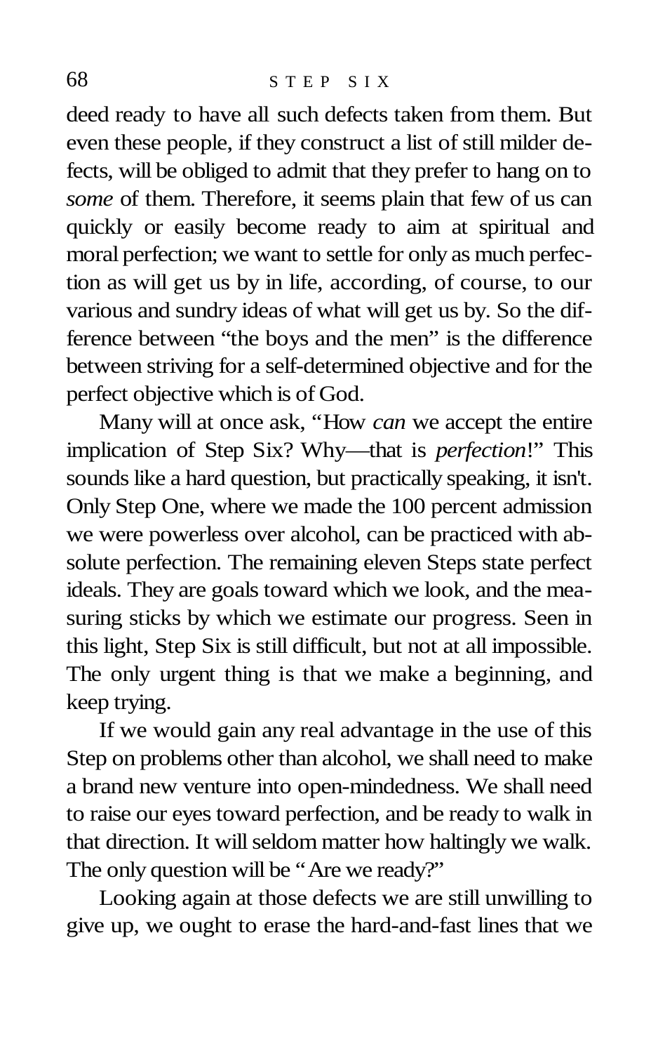deed ready to have all such defects taken from them. But even these people, if they construct a list of still milder defects, will be obliged to admit that they prefer to hang on to *some* of them. Therefore, it seems plain that few of us can quickly or easily become ready to aim at spiritual and moral perfection; we want to settle for only as much perfection as will get us by in life, according, of course, to our various and sundry ideas of what will get us by. So the difference between "the boys and the men" is the difference between striving for a self-determined objective and for the perfect objective which is of God.

Many will at once ask, "How *can* we accept the entire implication of Step Six? Why—that is *perfection*!" This sounds like a hard question, but practically speaking, it isn't. Only Step One, where we made the 100 percent admission we were powerless over alcohol, can be practiced with absolute perfection. The remaining eleven Steps state perfect ideals. They are goals toward which we look, and the measuring sticks by which we estimate our progress. Seen in this light, Step Six is still difficult, but not at all impossible. The only urgent thing is that we make a beginning, and keep trying.

If we would gain any real advantage in the use of this Step on problems other than alcohol, we shall need to make a brand new venture into open-mindedness. We shall need to raise our eyes toward perfection, and be ready to walk in that direction. It will seldom matter how haltingly we walk. The only question will be "Are we ready?"

Looking again at those defects we are still unwilling to give up, we ought to erase the hard-and-fast lines that we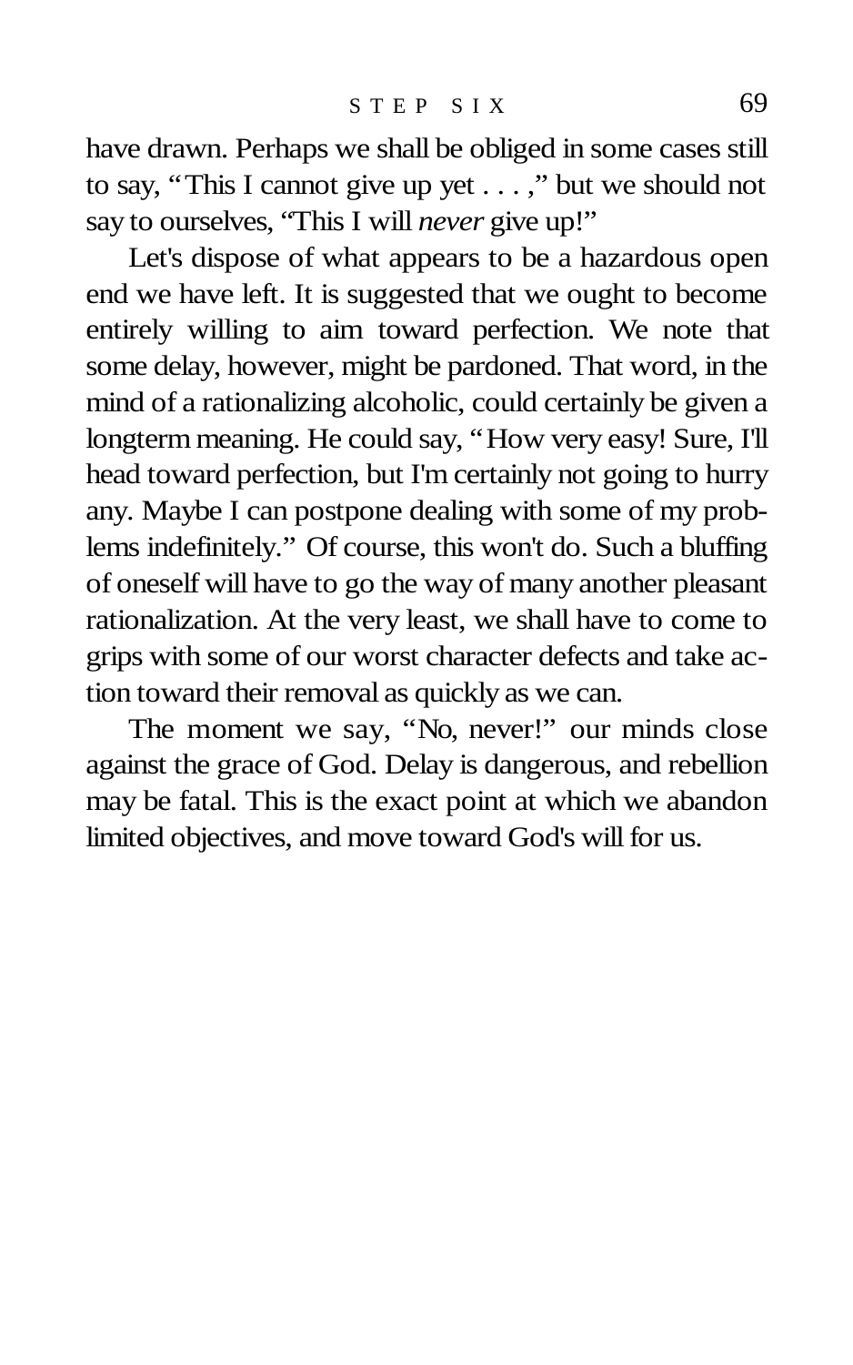have drawn. Perhaps we shall be obliged in some cases still to say, "This I cannot give up yet . . . ," but we should not say to ourselves, "This I will *never* give up!"

Let's dispose of what appears to be a hazardous open end we have left. It is suggested that we ought to become entirely willing to aim toward perfection. We note that some delay, however, might be pardoned. That word, in the mind of a rationalizing alcoholic, could certainly be given a longterm meaning. He could say, "How very easy! Sure, I'll head toward perfection, but I'm certainly not going to hurry any. Maybe I can postpone dealing with some of my problems indefinitely." Of course, this won't do. Such a bluffing of oneself will have to go the way of many another pleasant rationalization. At the very least, we shall have to come to grips with some of our worst character defects and take action toward their removal as quickly as we can.

The moment we say, "No, never!" our minds close against the grace of God. Delay is dangerous, and rebellion may be fatal. This is the exact point at which we abandon limited objectives, and move toward God's will for us.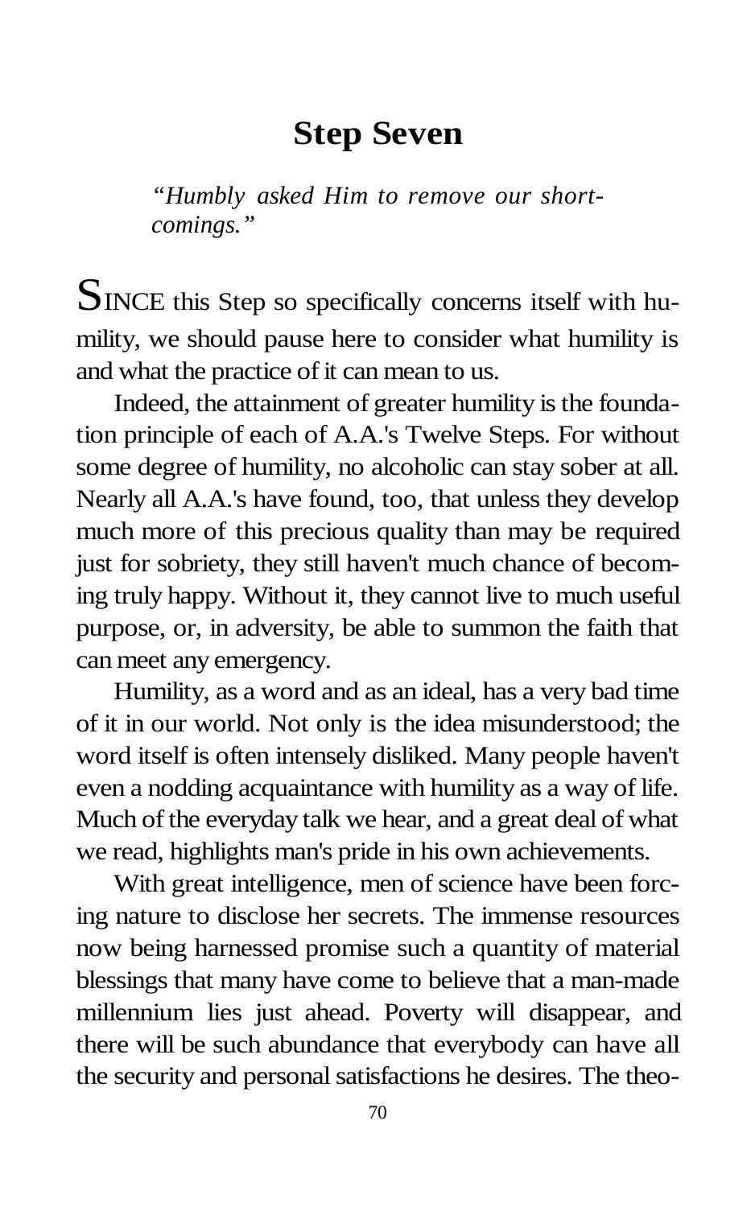# Step Seven

*"Humbly asked Him to remove our shortcomings."*

SINCE this Step so specifically concerns itself with humility, we should pause here to consider what humility is and what the practice of it can mean to us.

Indeed, the attainment of greater humility is the foundation principle of each of A.A.'s Twelve Steps. For without some degree of humility, no alcoholic can stay sober at all. Nearly all A.A.'s have found, too, that unless they develop much more of this precious quality than may be required just for sobriety, they still haven't much chance of becoming truly happy. Without it, they cannot live to much useful purpose, or, in adversity, be able to summon the faith that can meet any emergency.

Humility, as a word and as an ideal, has a very bad time of it in our world. Not only is the idea misunderstood; the word itself is often intensely disliked. Many people haven't even a nodding acquaintance with humility as a way of life. Much of the everyday talk we hear, and a great deal of what we read, highlights man's pride in his own achievements.

With great intelligence, men of science have been forcing nature to disclose her secrets. The immense resources now being harnessed promise such a quantity of material blessings that many have come to believe that a man-made millennium lies just ahead. Poverty will disappear, and there will be such abundance that everybody can have all the security and personal satisfactions he desires. The theo-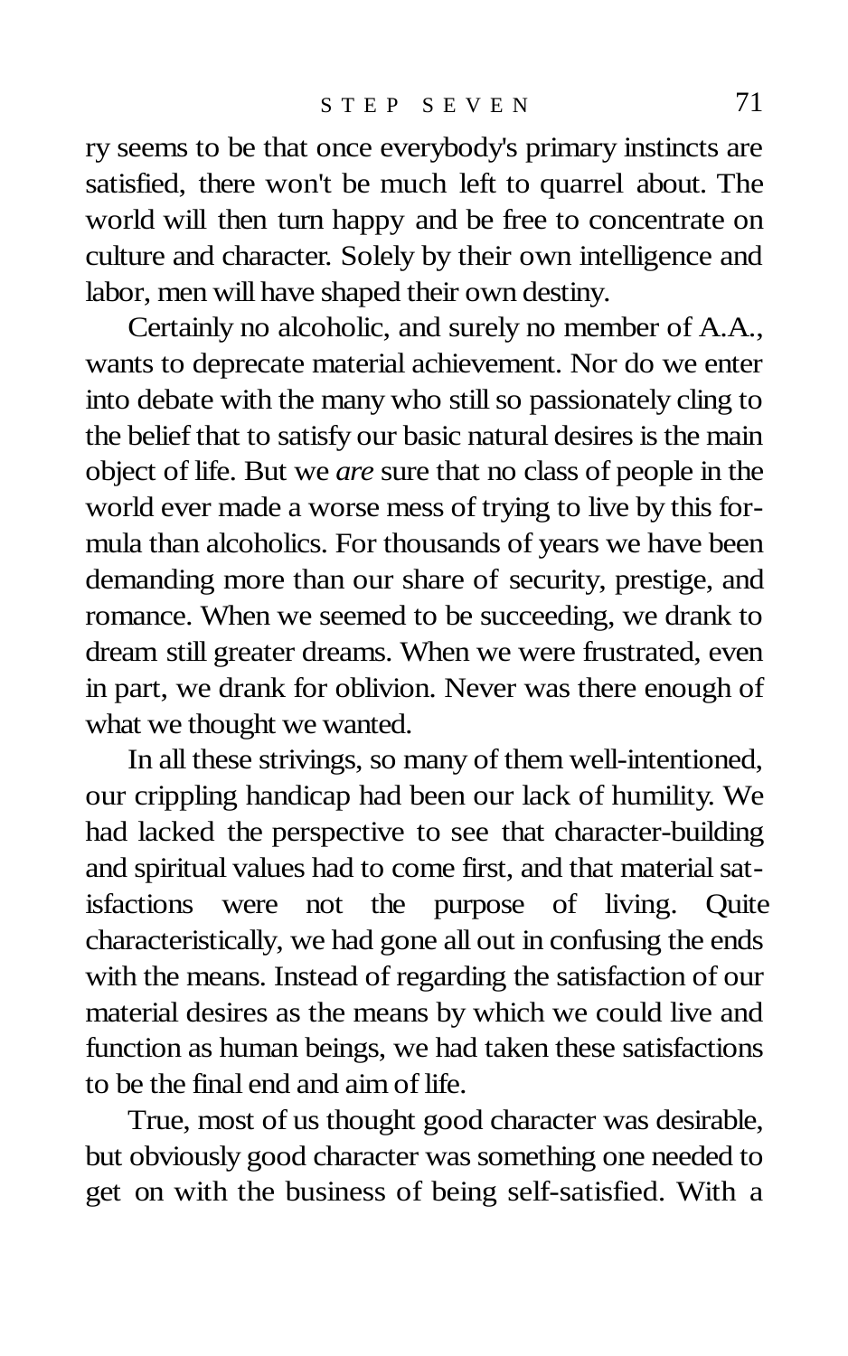ry seems to be that once everybody's primary instincts are satisfied, there won't be much left to quarrel about. The world will then turn happy and be free to concentrate on culture and character. Solely by their own intelligence and labor, men will have shaped their own destiny.

Certainly no alcoholic, and surely no member of A.A., wants to deprecate material achievement. Nor do we enter into debate with the many who still so passionately cling to the belief that to satisfy our basic natural desires is the main object of life. But we *are* sure that no class of people in the world ever made a worse mess of trying to live by this formula than alcoholics. For thousands of years we have been demanding more than our share of security, prestige, and romance. When we seemed to be succeeding, we drank to dream still greater dreams. When we were frustrated, even in part, we drank for oblivion. Never was there enough of what we thought we wanted.

In all these strivings, so many of them well-intentioned, our crippling handicap had been our lack of humility. We had lacked the perspective to see that character-building and spiritual values had to come first, and that material satisfactions were not the purpose of living. Quite characteristically, we had gone all out in confusing the ends with the means. Instead of regarding the satisfaction of our material desires as the means by which we could live and function as human beings, we had taken these satisfactions to be the final end and aim of life.

True, most of us thought good character was desirable, but obviously good character was something one needed to get on with the business of being self-satisfied. With a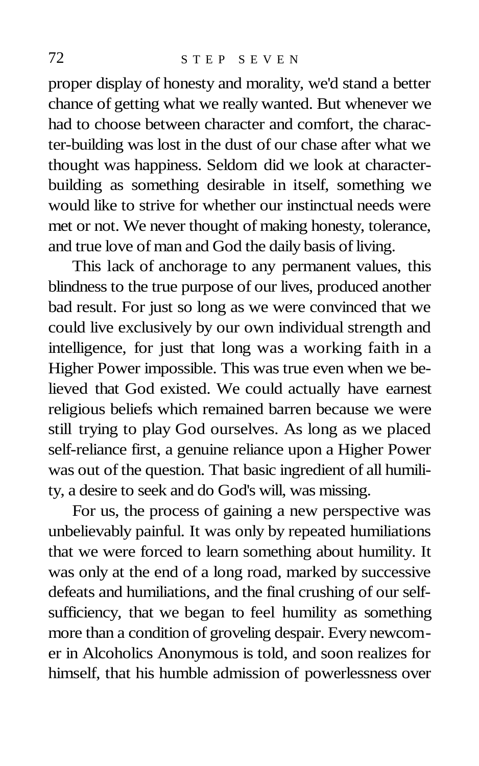proper display of honesty and morality, we'd stand a better chance of getting what we really wanted. But whenever we had to choose between character and comfort, the character-building was lost in the dust of our chase after what we thought was happiness. Seldom did we look at character-building as something desirable in itself, something we would like to strive for whether our instinctual needs were met or not. We never thought of making honesty, tolerance, and true love of man and God the daily basis of living.

This lack of anchorage to any permanent values, this blindness to the true purpose of our lives, produced another bad result. For just so long as we were convinced that we could live exclusively by our own individual strength and intelligence, for just that long was a working faith in a Higher Power impossible. This was true even when we believed that God existed. We could actually have earnest religious beliefs which remained barren because we were still trying to play God ourselves. As long as we placed self-reliance first, a genuine reliance upon a Higher Power was out of the question. That basic ingredient of all humility, a desire to seek and do God's will, was missing.

For us, the process of gaining a new perspective was unbelievably painful. It was only by repeated humiliations that we were forced to learn something about humility. It was only at the end of a long road, marked by successive defeats and humiliations, and the final crushing of our self-sufficiency, that we began to feel humility as something more than a condition of groveling despair. Every newcomer in Alcoholics Anonymous is told, and soon realizes for himself, that his humble admission of powerlessness over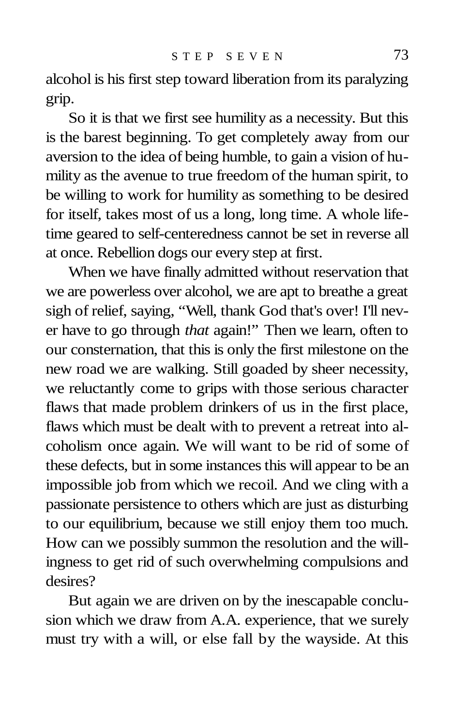alcohol is his first step toward liberation from its paralyzing grip.

So it is that we first see humility as a necessity. But this is the barest beginning. To get completely away from our aversion to the idea of being humble, to gain a vision of humility as the avenue to true freedom of the human spirit, to be willing to work for humility as something to be desired for itself, takes most of us a long, long time. A whole lifetime geared to self-centeredness cannot be set in reverse all at once. Rebellion dogs our every step at first.

When we have finally admitted without reservation that we are powerless over alcohol, we are apt to breathe a great sigh of relief, saying, "Well, thank God that's over! I'll never have to go through *that* again!" Then we learn, often to our consternation, that this is only the first milestone on the new road we are walking. Still goaded by sheer necessity, we reluctantly come to grips with those serious character flaws that made problem drinkers of us in the first place, flaws which must be dealt with to prevent a retreat into alcoholism once again. We will want to be rid of some of these defects, but in some instances this will appear to be an impossible job from which we recoil. And we cling with a passionate persistence to others which are just as disturbing to our equilibrium, because we still enjoy them too much. How can we possibly summon the resolution and the willingness to get rid of such overwhelming compulsions and desires?

But again we are driven on by the inescapable conclusion which we draw from A.A. experience, that we surely must try with a will, or else fall by the wayside. At this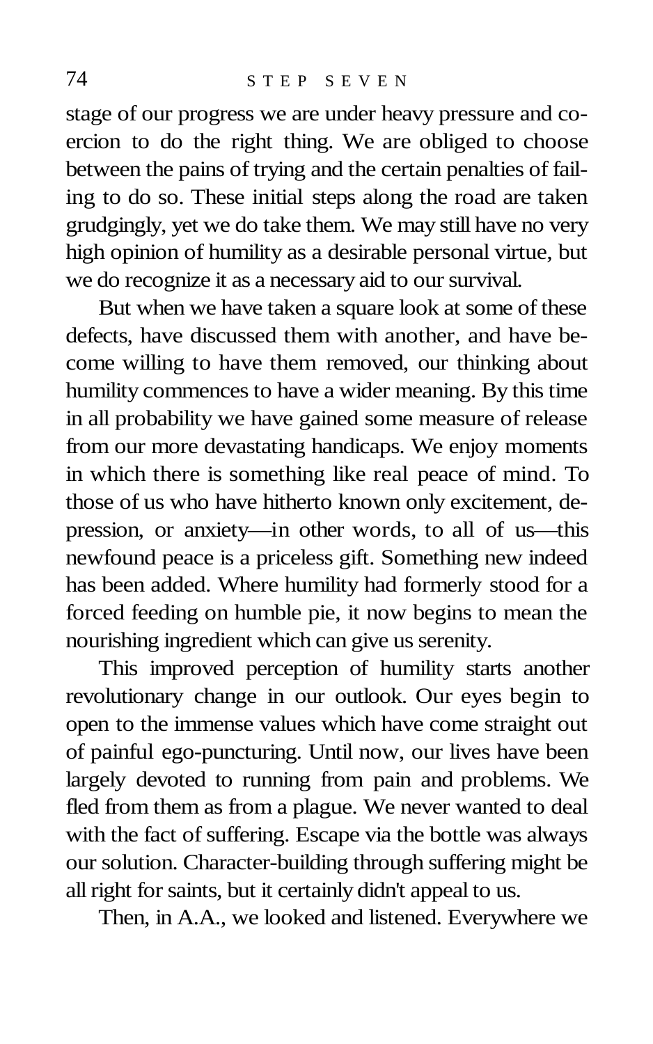stage of our progress we are under heavy pressure and coercion to do the right thing. We are obliged to choose between the pains of trying and the certain penalties of failing to do so. These initial steps along the road are taken grudgingly, yet we do take them. We may still have no very high opinion of humility as a desirable personal virtue, but we do recognize it as a necessary aid to our survival.

But when we have taken a square look at some of these defects, have discussed them with another, and have become willing to have them removed, our thinking about humility commences to have a wider meaning. By this time in all probability we have gained some measure of release from our more devastating handicaps. We enjoy moments in which there is something like real peace of mind. To those of us who have hitherto known only excitement, depression, or anxiety—in other words, to all of us—this newfound peace is a priceless gift. Something new indeed has been added. Where humility had formerly stood for a forced feeding on humble pie, it now begins to mean the nourishing ingredient which can give us serenity.

This improved perception of humility starts another revolutionary change in our outlook. Our eyes begin to open to the immense values which have come straight out of painful ego-puncturing. Until now, our lives have been largely devoted to running from pain and problems. We fled from them as from a plague. We never wanted to deal with the fact of suffering. Escape via the bottle was always our solution. Character-building through suffering might be all right for saints, but it certainly didn't appeal to us.

Then, in A.A., we looked and listened. Everywhere we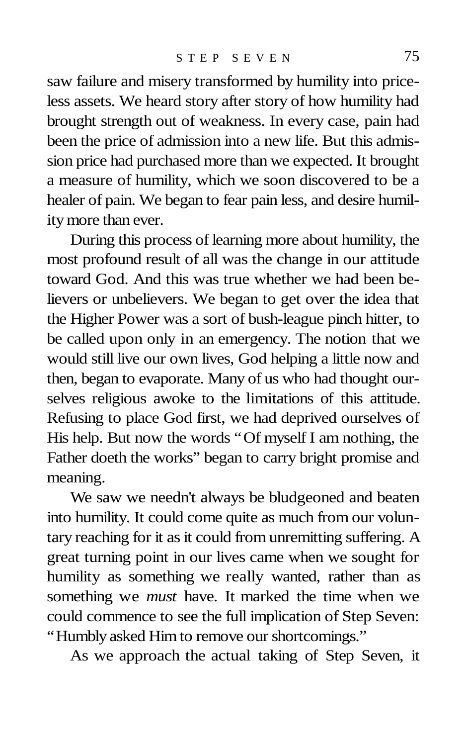saw failure and misery transformed by humility into priceless assets. We heard story after story of how humility had brought strength out of weakness. In every case, pain had been the price of admission into a new life. But this admission price had purchased more than we expected. It brought a measure of humility, which we soon discovered to be a healer of pain. We began to fear pain less, and desire humility more than ever.

During this process of learning more about humility, the most profound result of all was the change in our attitude toward God. And this was true whether we had been believers or unbelievers. We began to get over the idea that the Higher Power was a sort of bush-league pinch hitter, to be called upon only in an emergency. The notion that we would still live our own lives, God helping a little now and then, began to evaporate. Many of us who had thought ourselves religious awoke to the limitations of this attitude. Refusing to place God first, we had deprived ourselves of His help. But now the words "Of myself I am nothing, the Father doeth the works" began to carry bright promise and meaning.

We saw we needn't always be bludgeoned and beaten into humility. It could come quite as much from our voluntary reaching for it as it could from unremitting suffering. A great turning point in our lives came when we sought for humility as something we really wanted, rather than as something we *must* have. It marked the time when we could commence to see the full implication of Step Seven: "Humbly asked Him to remove our shortcomings."

As we approach the actual taking of Step Seven, it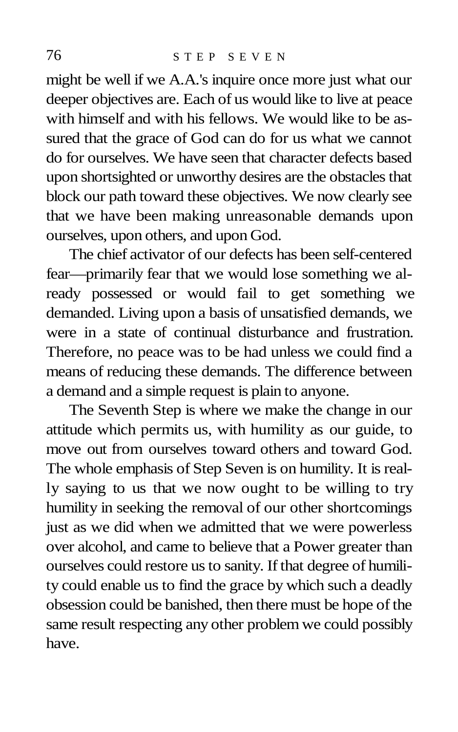might be well if we A.A.'s inquire once more just what our deeper objectives are. Each of us would like to live at peace with himself and with his fellows. We would like to be assured that the grace of God can do for us what we cannot do for ourselves. We have seen that character defects based upon shortsighted or unworthy desires are the obstacles that block our path toward these objectives. We now clearly see that we have been making unreasonable demands upon ourselves, upon others, and upon God.

The chief activator of our defects has been self-centered fear—primarily fear that we would lose something we already possessed or would fail to get something we demanded. Living upon a basis of unsatisfied demands, we were in a state of continual disturbance and frustration. Therefore, no peace was to be had unless we could find a means of reducing these demands. The difference between a demand and a simple request is plain to anyone.

The Seventh Step is where we make the change in our attitude which permits us, with humility as our guide, to move out from ourselves toward others and toward God. The whole emphasis of Step Seven is on humility. It is really saying to us that we now ought to be willing to try humility in seeking the removal of our other shortcomings just as we did when we admitted that we were powerless over alcohol, and came to believe that a Power greater than ourselves could restore us to sanity. If that degree of humility could enable us to find the grace by which such a deadly obsession could be banished, then there must be hope of the same result respecting any other problem we could possibly have.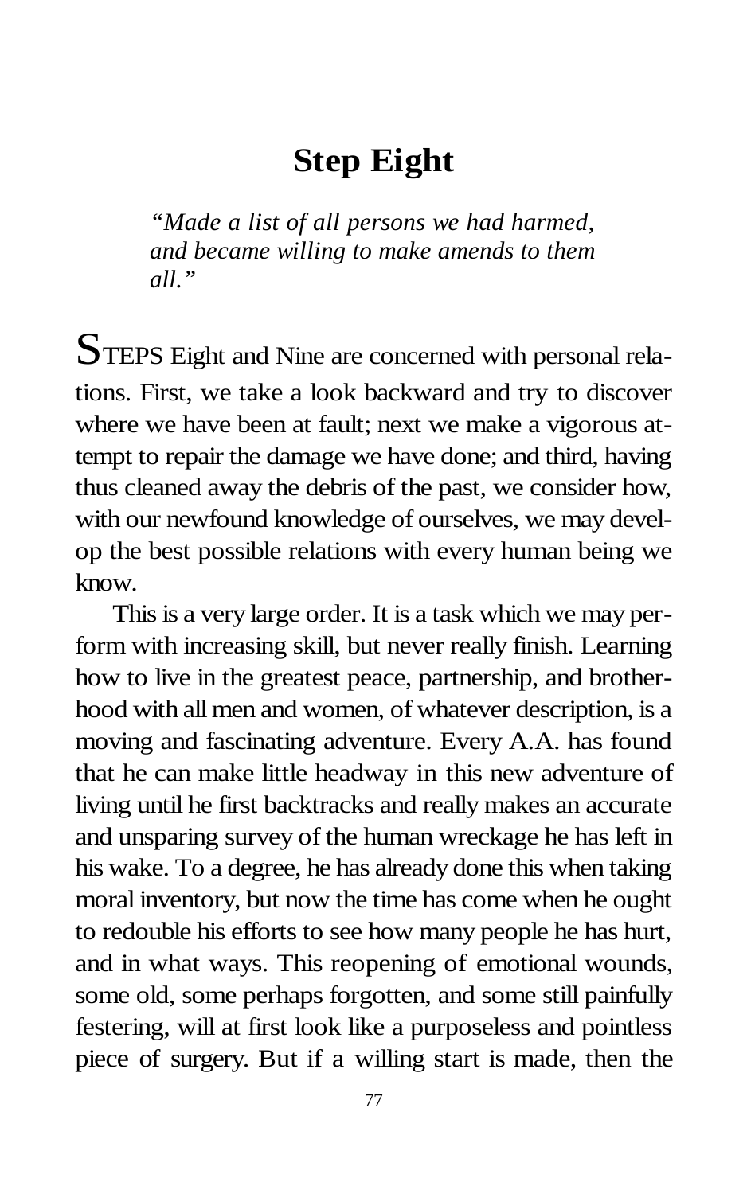# Step Eight

*"Made a list of all persons we had harmed, and became willing to make amends to them all."*

STEPS Eight and Nine are concerned with personal relations. First, we take a look backward and try to discover where we have been at fault; next we make a vigorous attempt to repair the damage we have done; and third, having thus cleaned away the debris of the past, we consider how, with our newfound knowledge of ourselves, we may develop the best possible relations with every human being we know.

This is a very large order. It is a task which we may perform with increasing skill, but never really finish. Learning how to live in the greatest peace, partnership, and brotherhood with all men and women, of whatever description, is a moving and fascinating adventure. Every A.A. has found that he can make little headway in this new adventure of living until he first backtracks and really makes an accurate and unsparing survey of the human wreckage he has left in his wake. To a degree, he has already done this when taking moral inventory, but now the time has come when he ought to redouble his efforts to see how many people he has hurt, and in what ways. This reopening of emotional wounds, some old, some perhaps forgotten, and some still painfully festering, will at first look like a purposeless and pointless piece of surgery. But if a willing start is made, then the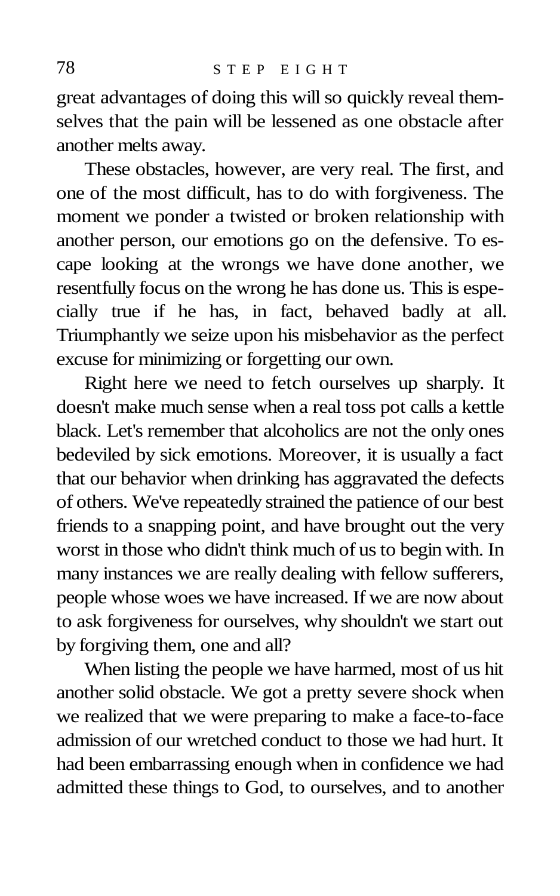great advantages of doing this will so quickly reveal themselves that the pain will be lessened as one obstacle after another melts away.

These obstacles, however, are very real. The first, and one of the most difficult, has to do with forgiveness. The moment we ponder a twisted or broken relationship with another person, our emotions go on the defensive. To escape looking at the wrongs we have done another, we resentfully focus on the wrong he has done us. This is especially true if he has, in fact, behaved badly at all. Triumphantly we seize upon his misbehavior as the perfect excuse for minimizing or forgetting our own.

Right here we need to fetch ourselves up sharply. It doesn't make much sense when a real toss pot calls a kettle black. Let's remember that alcoholics are not the only ones bedeviled by sick emotions. Moreover, it is usually a fact that our behavior when drinking has aggravated the defects of others. We've repeatedly strained the patience of our best friends to a snapping point, and have brought out the very worst in those who didn't think much of us to begin with. In many instances we are really dealing with fellow sufferers, people whose woes we have increased. If we are now about to ask forgiveness for ourselves, why shouldn't we start out by forgiving them, one and all?

When listing the people we have harmed, most of us hit another solid obstacle. We got a pretty severe shock when we realized that we were preparing to make a face-to-face admission of our wretched conduct to those we had hurt. It had been embarrassing enough when in confidence we had admitted these things to God, to ourselves, and to another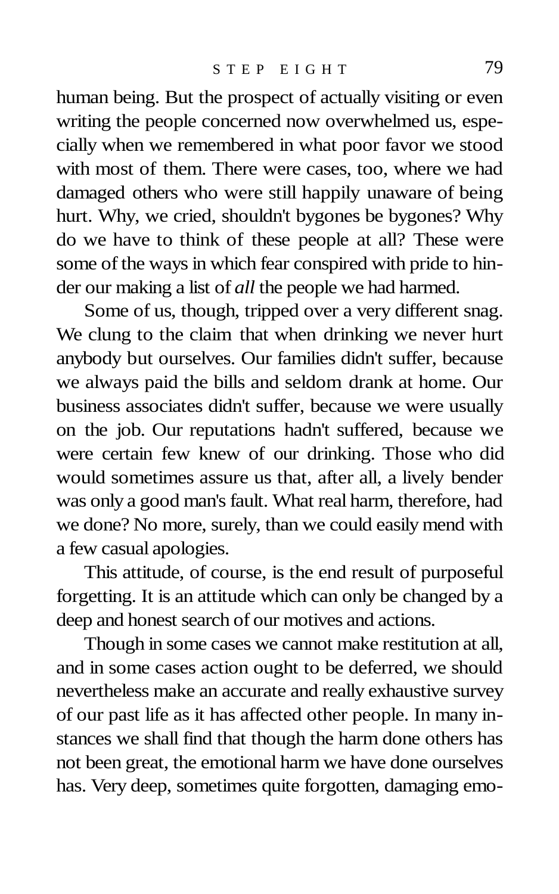human being. But the prospect of actually visiting or even writing the people concerned now overwhelmed us, especially when we remembered in what poor favor we stood with most of them. There were cases, too, where we had damaged others who were still happily unaware of being hurt. Why, we cried, shouldn't bygones be bygones? Why do we have to think of these people at all? These were some of the ways in which fear conspired with pride to hinder our making a list of *all* the people we had harmed.

Some of us, though, tripped over a very different snag. We clung to the claim that when drinking we never hurt anybody but ourselves. Our families didn't suffer, because we always paid the bills and seldom drank at home. Our business associates didn't suffer, because we were usually on the job. Our reputations hadn't suffered, because we were certain few knew of our drinking. Those who did would sometimes assure us that, after all, a lively bender was only a good man's fault. What real harm, therefore, had we done? No more, surely, than we could easily mend with a few casual apologies.

This attitude, of course, is the end result of purposeful forgetting. It is an attitude which can only be changed by a deep and honest search of our motives and actions.

Though in some cases we cannot make restitution at all, and in some cases action ought to be deferred, we should nevertheless make an accurate and really exhaustive survey of our past life as it has affected other people. In many instances we shall find that though the harm done others has not been great, the emotional harm we have done ourselves has. Very deep, sometimes quite forgotten, damaging emo-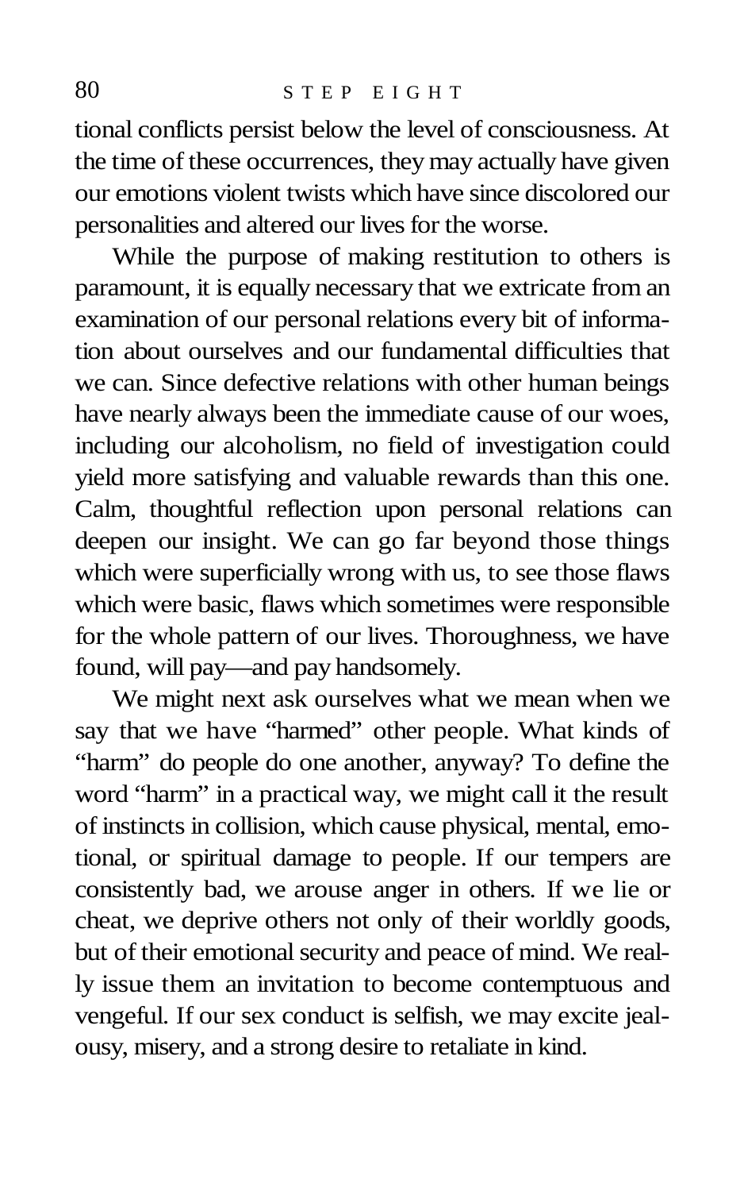tional conflicts persist below the level of consciousness. At the time of these occurrences, they may actually have given our emotions violent twists which have since discolored our personalities and altered our lives for the worse.

While the purpose of making restitution to others is paramount, it is equally necessary that we extricate from an examination of our personal relations every bit of information about ourselves and our fundamental difficulties that we can. Since defective relations with other human beings have nearly always been the immediate cause of our woes, including our alcoholism, no field of investigation could yield more satisfying and valuable rewards than this one. Calm, thoughtful reflection upon personal relations can deepen our insight. We can go far beyond those things which were superficially wrong with us, to see those flaws which were basic, flaws which sometimes were responsible for the whole pattern of our lives. Thoroughness, we have found, will pay—and pay handsomely.

We might next ask ourselves what we mean when we say that we have "harmed" other people. What kinds of "harm" do people do one another, anyway? To define the word "harm" in a practical way, we might call it the result of instincts in collision, which cause physical, mental, emotional, or spiritual damage to people. If our tempers are consistently bad, we arouse anger in others. If we lie or cheat, we deprive others not only of their worldly goods, but of their emotional security and peace of mind. We really issue them an invitation to become contemptuous and vengeful. If our sex conduct is selfish, we may excite jealousy, misery, and a strong desire to retaliate in kind.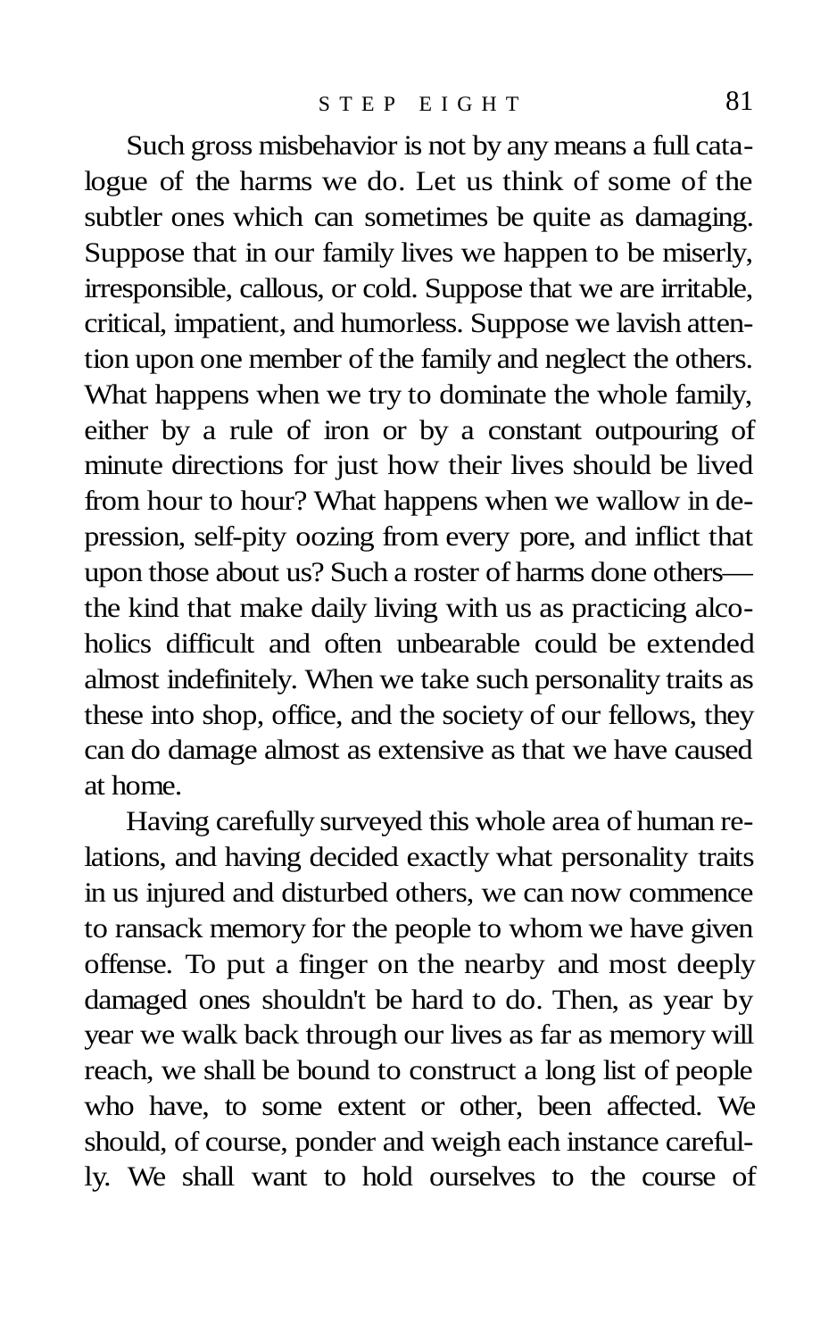Such gross misbehavior is not by any means a full catalogue of the harms we do. Let us think of some of the subtler ones which can sometimes be quite as damaging. Suppose that in our family lives we happen to be miserly, irresponsible, callous, or cold. Suppose that we are irritable, critical, impatient, and humorless. Suppose we lavish attention upon one member of the family and neglect the others. What happens when we try to dominate the whole family, either by a rule of iron or by a constant outpouring of minute directions for just how their lives should be lived from hour to hour? What happens when we wallow in depression, self-pity oozing from every pore, and inflict that upon those about us? Such a roster of harms done others—the kind that make daily living with us as practicing alcoholics difficult and often unbearable could be extended almost indefinitely. When we take such personality traits as these into shop, office, and the society of our fellows, they can do damage almost as extensive as that we have caused at home.

Having carefully surveyed this whole area of human relations, and having decided exactly what personality traits in us injured and disturbed others, we can now commence to ransack memory for the people to whom we have given offense. To put a finger on the nearby and most deeply damaged ones shouldn't be hard to do. Then, as year by year we walk back through our lives as far as memory will reach, we shall be bound to construct a long list of people who have, to some extent or other, been affected. We should, of course, ponder and weigh each instance carefully. We shall want to hold ourselves to the course of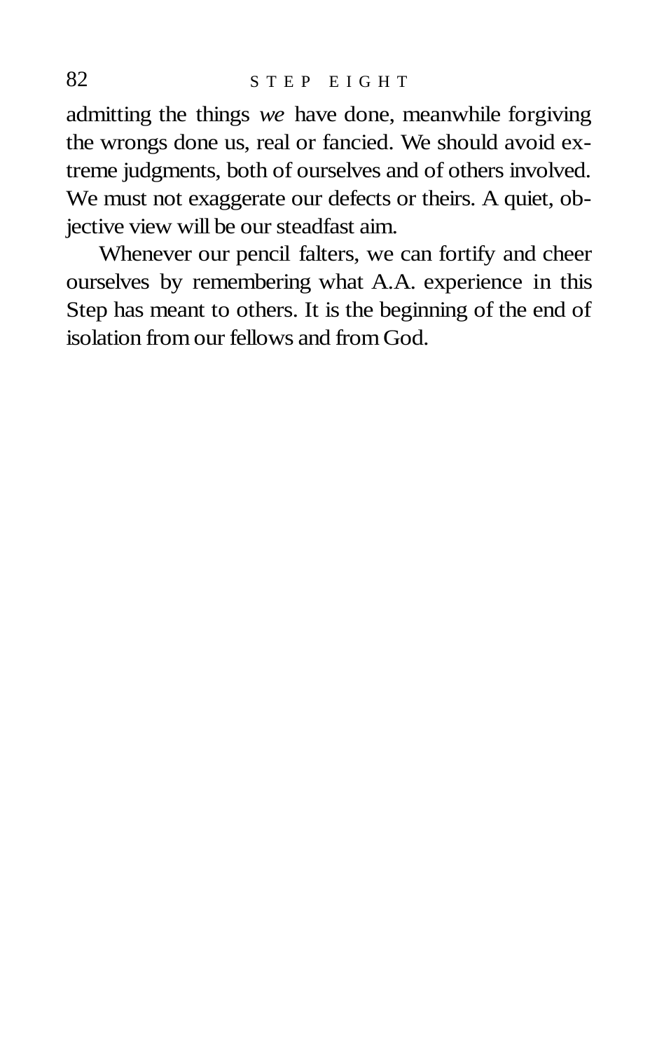admitting the things *we* have done, meanwhile forgiving the wrongs done us, real or fancied. We should avoid extreme judgments, both of ourselves and of others involved. We must not exaggerate our defects or theirs. A quiet, objective view will be our steadfast aim.

Whenever our pencil falters, we can fortify and cheer ourselves by remembering what A.A. experience in this Step has meant to others. It is the beginning of the end of isolation from our fellows and from God.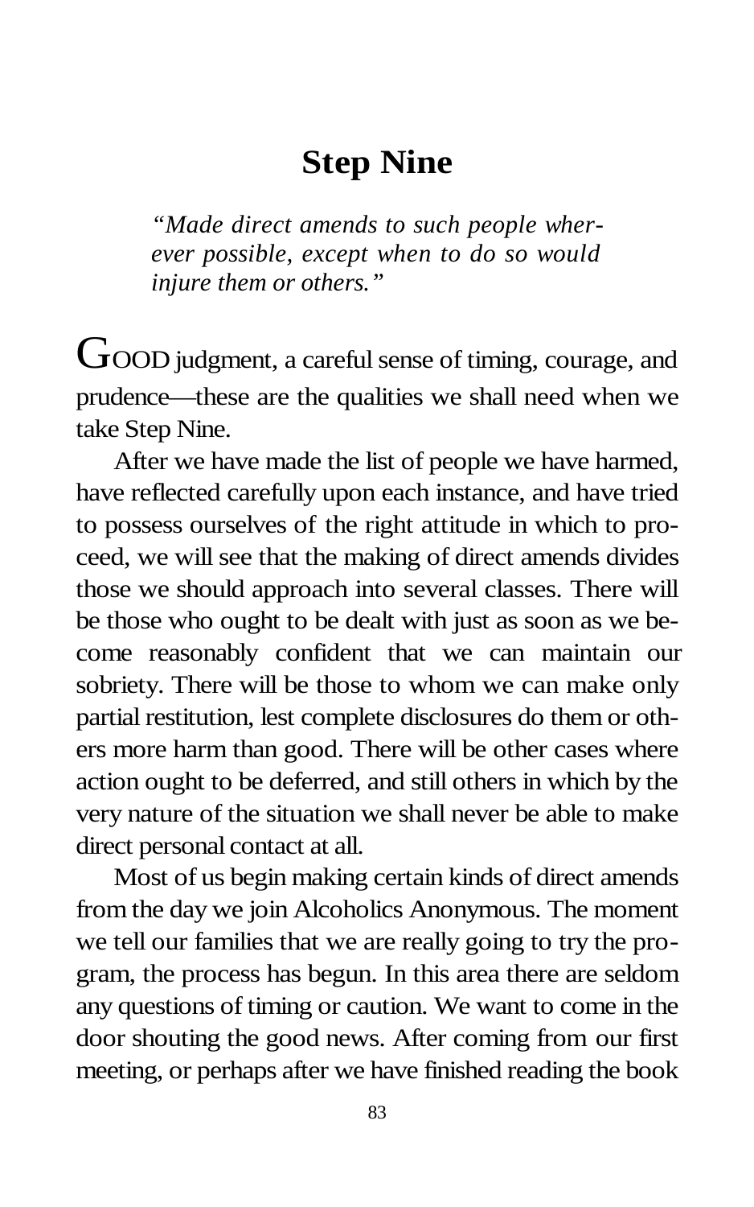# Step Nine

*"Made direct amends to such people wherever possible, except when to do so would injure them or others."*

GOOD judgment, a careful sense of timing, courage, and prudence—these are the qualities we shall need when we take Step Nine.

After we have made the list of people we have harmed, have reflected carefully upon each instance, and have tried to possess ourselves of the right attitude in which to proceed, we will see that the making of direct amends divides those we should approach into several classes. There will be those who ought to be dealt with just as soon as we become reasonably confident that we can maintain our sobriety. There will be those to whom we can make only partial restitution, lest complete disclosures do them or others more harm than good. There will be other cases where action ought to be deferred, and still others in which by the very nature of the situation we shall never be able to make direct personal contact at all.

Most of us begin making certain kinds of direct amends from the day we join Alcoholics Anonymous. The moment we tell our families that we are really going to try the program, the process has begun. In this area there are seldom any questions of timing or caution. We want to come in the door shouting the good news. After coming from our first meeting, or perhaps after we have finished reading the book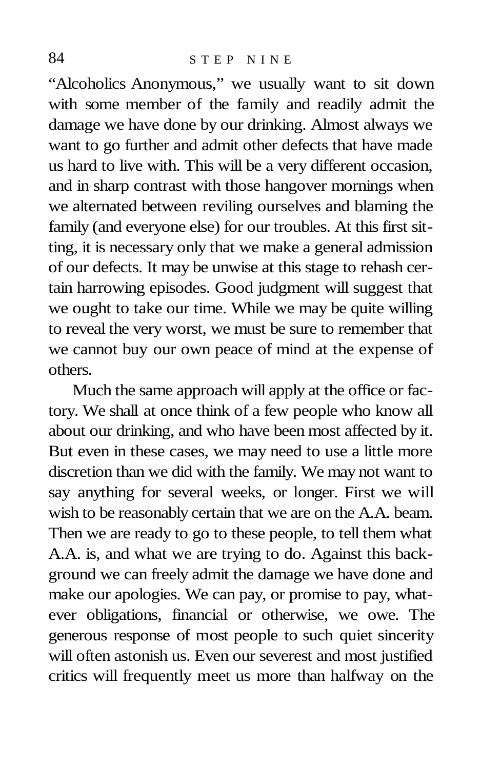"Alcoholics Anonymous," we usually want to sit down with some member of the family and readily admit the damage we have done by our drinking. Almost always we want to go further and admit other defects that have made us hard to live with. This will be a very different occasion, and in sharp contrast with those hangover mornings when we alternated between reviling ourselves and blaming the family (and everyone else) for our troubles. At this first sitting, it is necessary only that we make a general admission of our defects. It may be unwise at this stage to rehash certain harrowing episodes. Good judgment will suggest that we ought to take our time. While we may be quite willing to reveal the very worst, we must be sure to remember that we cannot buy our own peace of mind at the expense of others.

Much the same approach will apply at the office or factory. We shall at once think of a few people who know all about our drinking, and who have been most affected by it. But even in these cases, we may need to use a little more discretion than we did with the family. We may not want to say anything for several weeks, or longer. First we will wish to be reasonably certain that we are on the A.A. beam. Then we are ready to go to these people, to tell them what A.A. is, and what we are trying to do. Against this background we can freely admit the damage we have done and make our apologies. We can pay, or promise to pay, whatever obligations, financial or otherwise, we owe. The generous response of most people to such quiet sincerity will often astonish us. Even our severest and most justified critics will frequently meet us more than halfway on the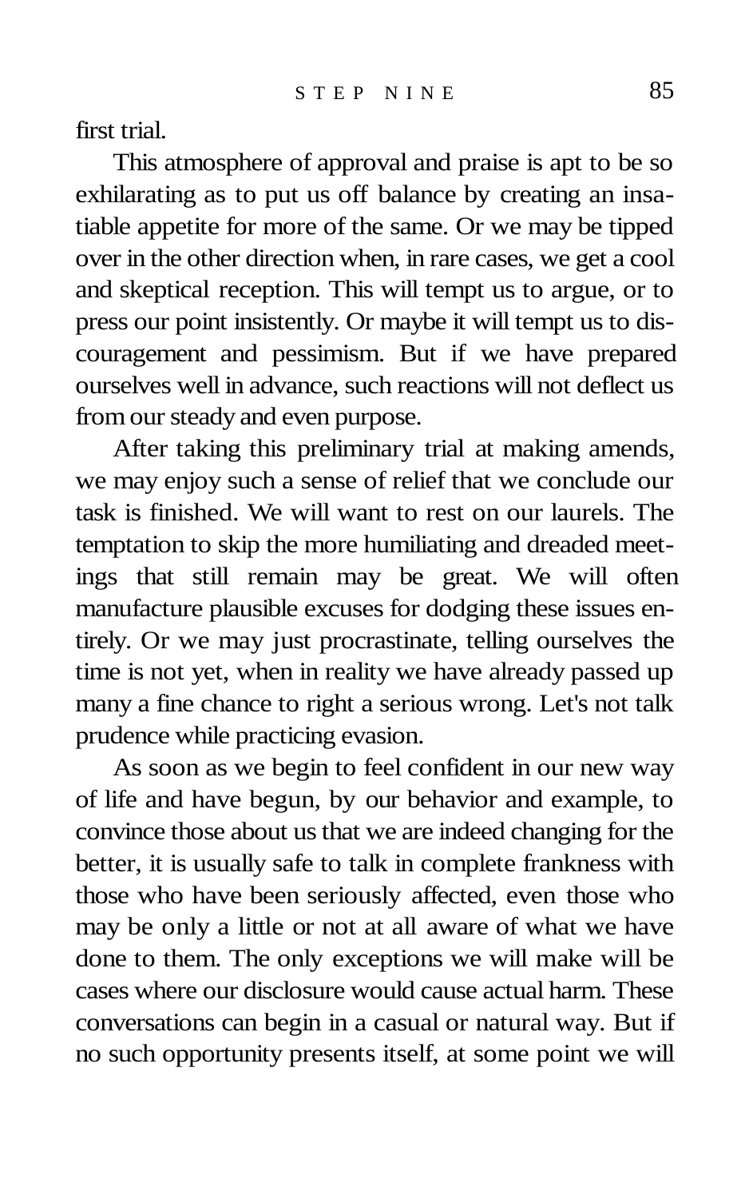first trial.

This atmosphere of approval and praise is apt to be so exhilarating as to put us off balance by creating an insatiable appetite for more of the same. Or we may be tipped over in the other direction when, in rare cases, we get a cool and skeptical reception. This will tempt us to argue, or to press our point insistently. Or maybe it will tempt us to discouragement and pessimism. But if we have prepared ourselves well in advance, such reactions will not deflect us from our steady and even purpose.

After taking this preliminary trial at making amends, we may enjoy such a sense of relief that we conclude our task is finished. We will want to rest on our laurels. The temptation to skip the more humiliating and dreaded meetings that still remain may be great. We will often manufacture plausible excuses for dodging these issues entirely. Or we may just procrastinate, telling ourselves the time is not yet, when in reality we have already passed up many a fine chance to right a serious wrong. Let's not talk prudence while practicing evasion.

As soon as we begin to feel confident in our new way of life and have begun, by our behavior and example, to convince those about us that we are indeed changing for the better, it is usually safe to talk in complete frankness with those who have been seriously affected, even those who may be only a little or not at all aware of what we have done to them. The only exceptions we will make will be cases where our disclosure would cause actual harm. These conversations can begin in a casual or natural way. But if no such opportunity presents itself, at some point we will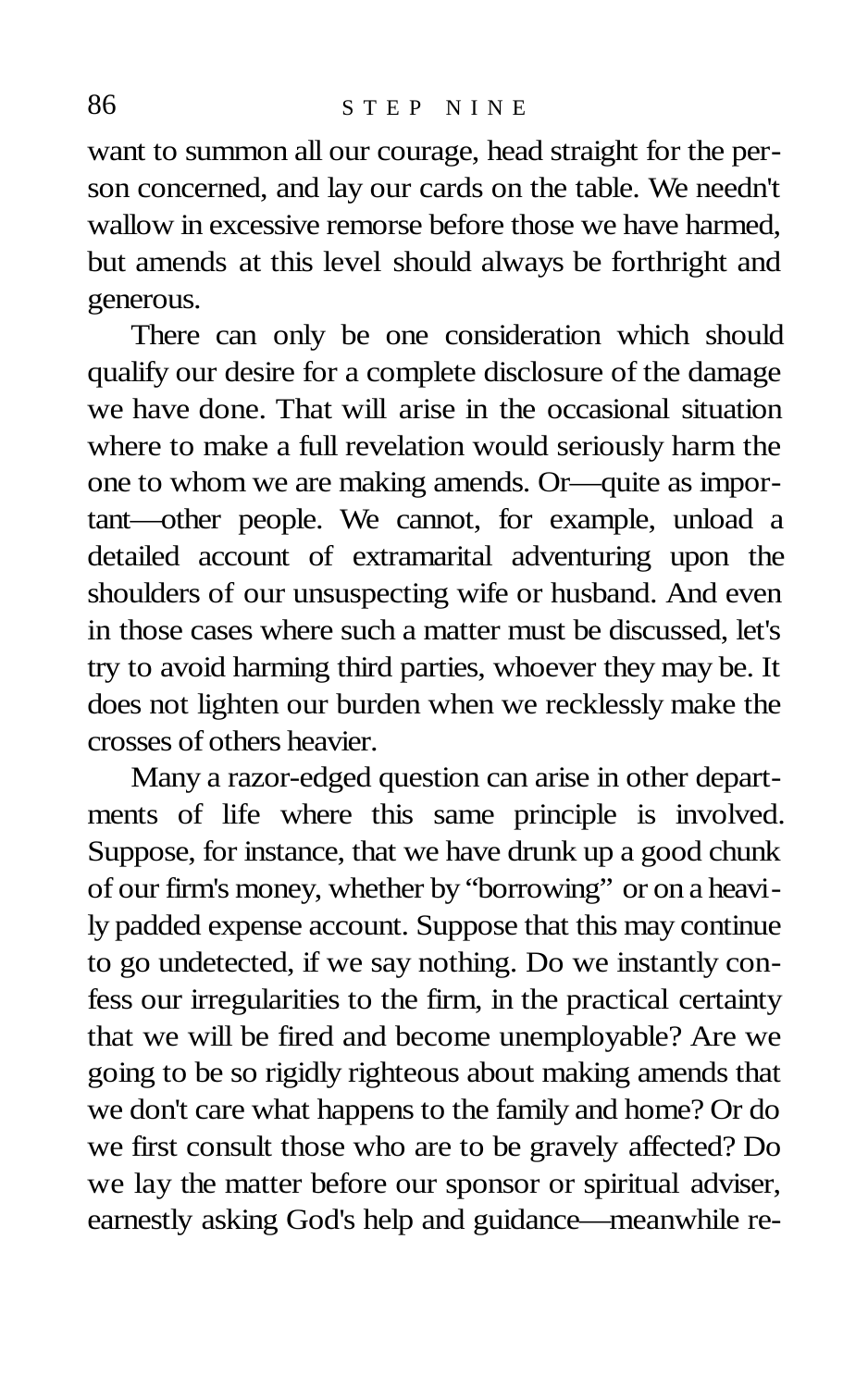want to summon all our courage, head straight for the person concerned, and lay our cards on the table. We needn't wallow in excessive remorse before those we have harmed, but amends at this level should always be forthright and generous.

There can only be one consideration which should qualify our desire for a complete disclosure of the damage we have done. That will arise in the occasional situation where to make a full revelation would seriously harm the one to whom we are making amends. Or—quite as important—other people. We cannot, for example, unload a detailed account of extramarital adventuring upon the shoulders of our unsuspecting wife or husband. And even in those cases where such a matter must be discussed, let's try to avoid harming third parties, whoever they may be. It does not lighten our burden when we recklessly make the crosses of others heavier.

Many a razor-edged question can arise in other departments of life where this same principle is involved. Suppose, for instance, that we have drunk up a good chunk of our firm's money, whether by "borrowing" or on a heavily padded expense account. Suppose that this may continue to go undetected, if we say nothing. Do we instantly confess our irregularities to the firm, in the practical certainty that we will be fired and become unemployable? Are we going to be so rigidly righteous about making amends that we don't care what happens to the family and home? Or do we first consult those who are to be gravely affected? Do we lay the matter before our sponsor or spiritual adviser, earnestly asking God's help and guidance—meanwhile re-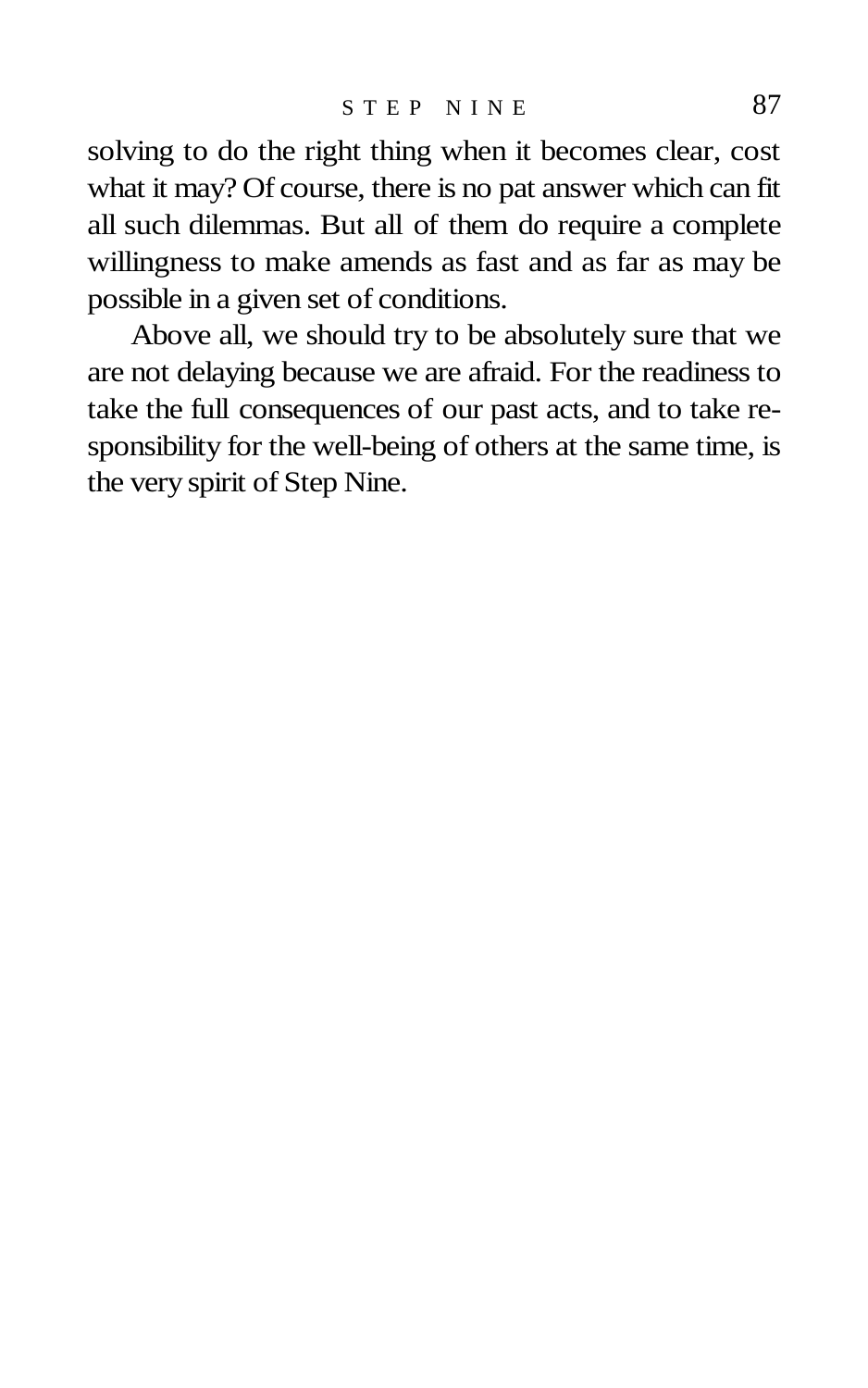solving to do the right thing when it becomes clear, cost what it may? Of course, there is no pat answer which can fit all such dilemmas. But all of them do require a complete willingness to make amends as fast and as far as may be possible in a given set of conditions.

Above all, we should try to be absolutely sure that we are not delaying because we are afraid. For the readiness to take the full consequences of our past acts, and to take responsibility for the well-being of others at the same time, is the very spirit of Step Nine.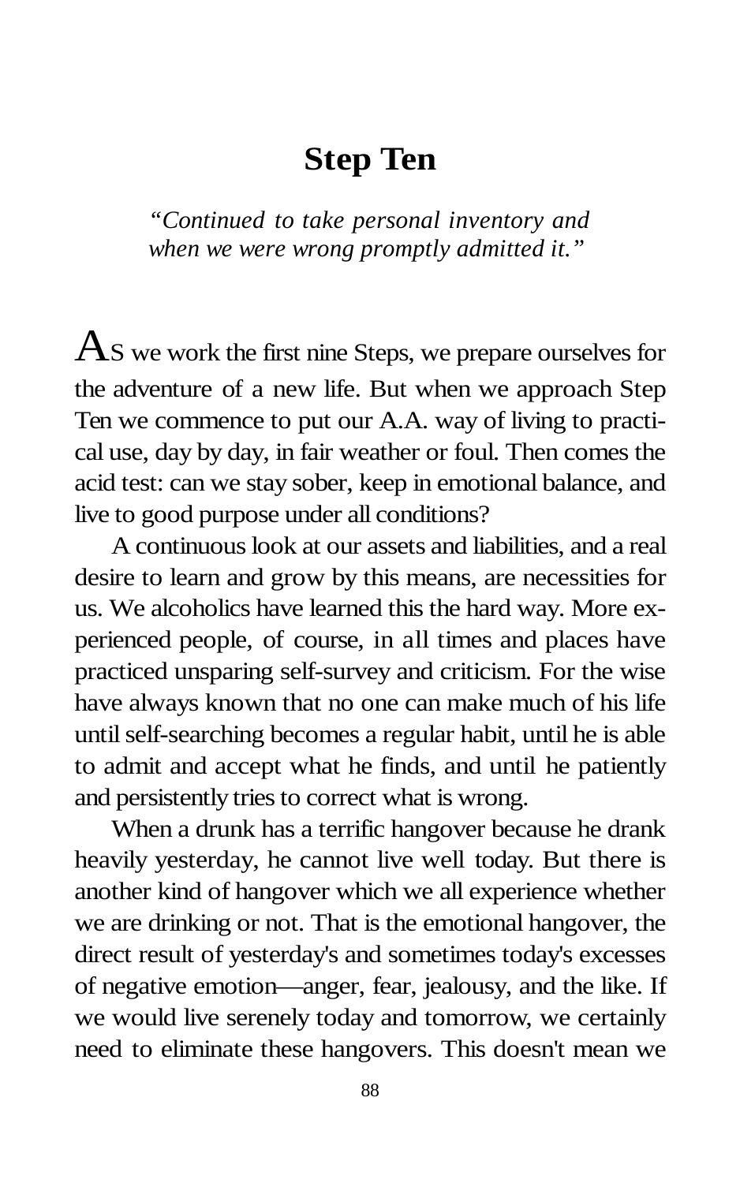# Step Ten

*"Continued to take personal inventory and when we were wrong promptly admitted it."*

AS we work the first nine Steps, we prepare ourselves for the adventure of a new life. But when we approach Step Ten we commence to put our A.A. way of living to practical use, day by day, in fair weather or foul. Then comes the acid test: can we stay sober, keep in emotional balance, and live to good purpose under all conditions?

A continuous look at our assets and liabilities, and a real desire to learn and grow by this means, are necessities for us. We alcoholics have learned this the hard way. More experienced people, of course, in all times and places have practiced unsparing self-survey and criticism. For the wise have always known that no one can make much of his life until self-searching becomes a regular habit, until he is able to admit and accept what he finds, and until he patiently and persistently tries to correct what is wrong.

When a drunk has a terrific hangover because he drank heavily yesterday, he cannot live well today. But there is another kind of hangover which we all experience whether we are drinking or not. That is the emotional hangover, the direct result of yesterday's and sometimes today's excesses of negative emotion—anger, fear, jealousy, and the like. If we would live serenely today and tomorrow, we certainly need to eliminate these hangovers. This doesn't mean we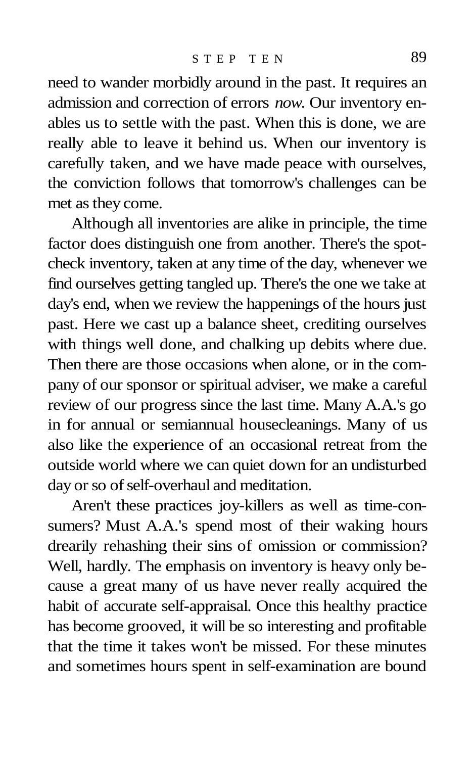need to wander morbidly around in the past. It requires an admission and correction of errors *now*. Our inventory enables us to settle with the past. When this is done, we are really able to leave it behind us. When our inventory is carefully taken, and we have made peace with ourselves, the conviction follows that tomorrow's challenges can be met as they come.

Although all inventories are alike in principle, the time factor does distinguish one from another. There's the spot-check inventory, taken at any time of the day, whenever we find ourselves getting tangled up. There's the one we take at day's end, when we review the happenings of the hours just past. Here we cast up a balance sheet, crediting ourselves with things well done, and chalking up debits where due. Then there are those occasions when alone, or in the company of our sponsor or spiritual adviser, we make a careful review of our progress since the last time. Many A.A.'s go in for annual or semiannual housecleanings. Many of us also like the experience of an occasional retreat from the outside world where we can quiet down for an undisturbed day or so of self-overhaul and meditation.

Aren't these practices joy-killers as well as time-consumers? Must A.A.'s spend most of their waking hours drearily rehashing their sins of omission or commission? Well, hardly. The emphasis on inventory is heavy only because a great many of us have never really acquired the habit of accurate self-appraisal. Once this healthy practice has become grooved, it will be so interesting and profitable that the time it takes won't be missed. For these minutes and sometimes hours spent in self-examination are bound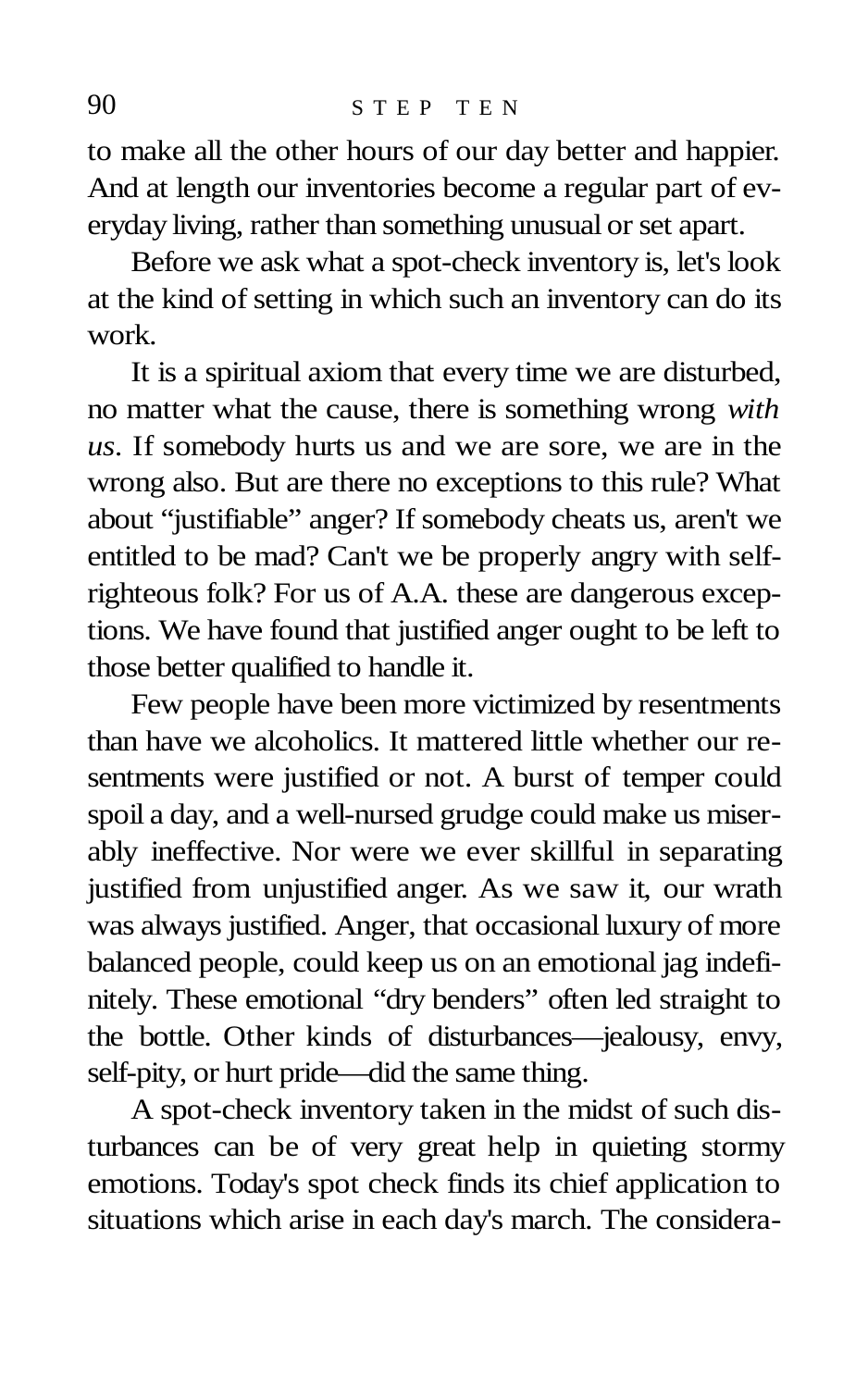to make all the other hours of our day better and happier. And at length our inventories become a regular part of everyday living, rather than something unusual or set apart.

Before we ask what a spot-check inventory is, let's look at the kind of setting in which such an inventory can do its work.

It is a spiritual axiom that every time we are disturbed, no matter what the cause, there is something wrong *with us*. If somebody hurts us and we are sore, we are in the wrong also. But are there no exceptions to this rule? What about "justifiable" anger? If somebody cheats us, aren't we entitled to be mad? Can't we be properly angry with self-righteous folk? For us of A.A. these are dangerous exceptions. We have found that justified anger ought to be left to those better qualified to handle it.

Few people have been more victimized by resentments than have we alcoholics. It mattered little whether our resentments were justified or not. A burst of temper could spoil a day, and a well-nursed grudge could make us miserably ineffective. Nor were we ever skillful in separating justified from unjustified anger. As we saw it, our wrath was always justified. Anger, that occasional luxury of more balanced people, could keep us on an emotional jag indefinitely. These emotional "dry benders" often led straight to the bottle. Other kinds of disturbances—jealousy, envy, self-pity, or hurt pride—did the same thing.

A spot-check inventory taken in the midst of such disturbances can be of very great help in quieting stormy emotions. Today's spot check finds its chief application to situations which arise in each day's march. The considera-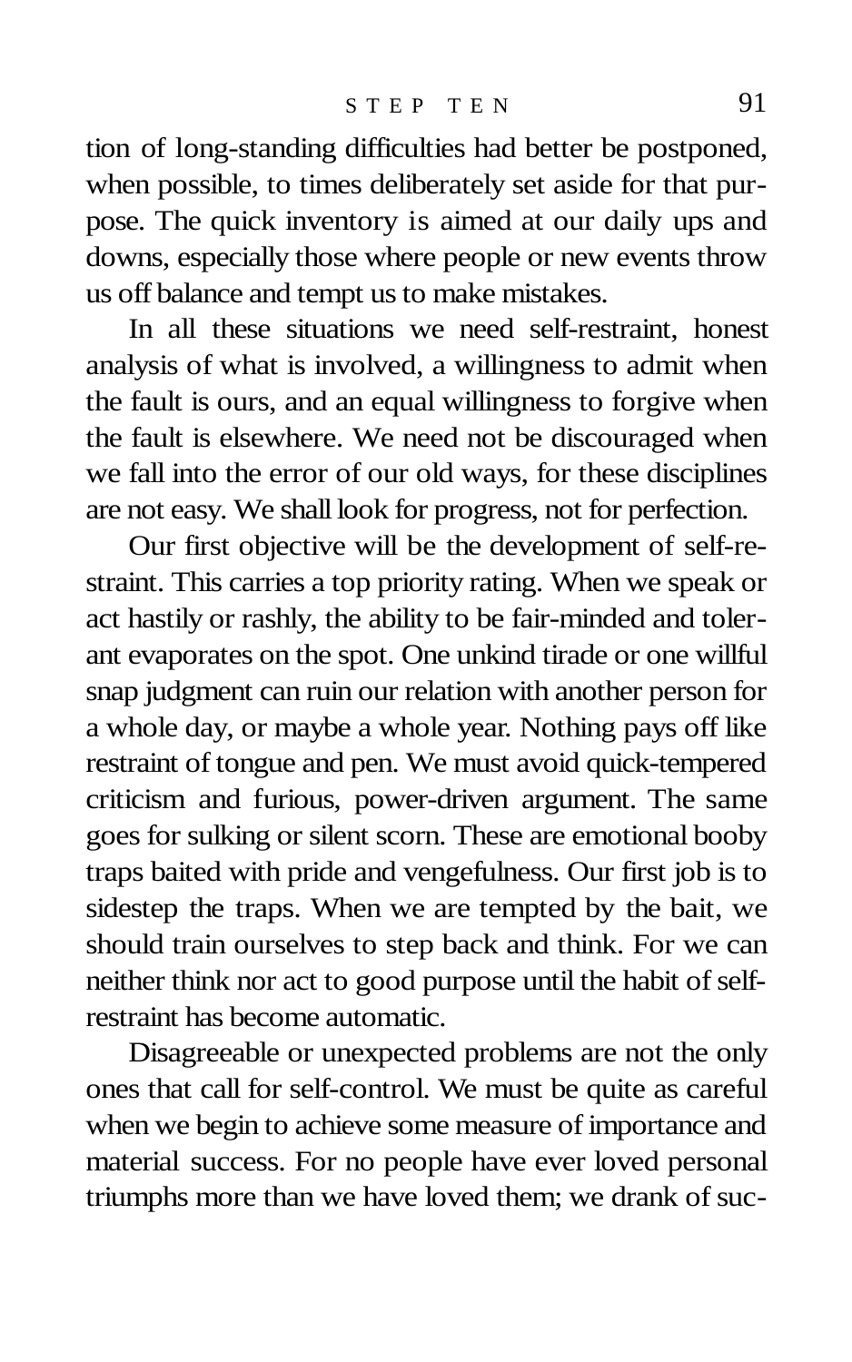tion of long-standing difficulties had better be postponed, when possible, to times deliberately set aside for that purpose. The quick inventory is aimed at our daily ups and downs, especially those where people or new events throw us off balance and tempt us to make mistakes.

In all these situations we need self-restraint, honest analysis of what is involved, a willingness to admit when the fault is ours, and an equal willingness to forgive when the fault is elsewhere. We need not be discouraged when we fall into the error of our old ways, for these disciplines are not easy. We shall look for progress, not for perfection.

Our first objective will be the development of self-restraint. This carries a top priority rating. When we speak or act hastily or rashly, the ability to be fair-minded and tolerant evaporates on the spot. One unkind tirade or one willful snap judgment can ruin our relation with another person for a whole day, or maybe a whole year. Nothing pays off like restraint of tongue and pen. We must avoid quick-tempered criticism and furious, power-driven argument. The same goes for sulking or silent scorn. These are emotional booby traps baited with pride and vengefulness. Our first job is to sidestep the traps. When we are tempted by the bait, we should train ourselves to step back and think. For we can neither think nor act to good purpose until the habit of self-restraint has become automatic.

Disagreeable or unexpected problems are not the only ones that call for self-control. We must be quite as careful when we begin to achieve some measure of importance and material success. For no people have ever loved personal triumphs more than we have loved them; we drank of suc-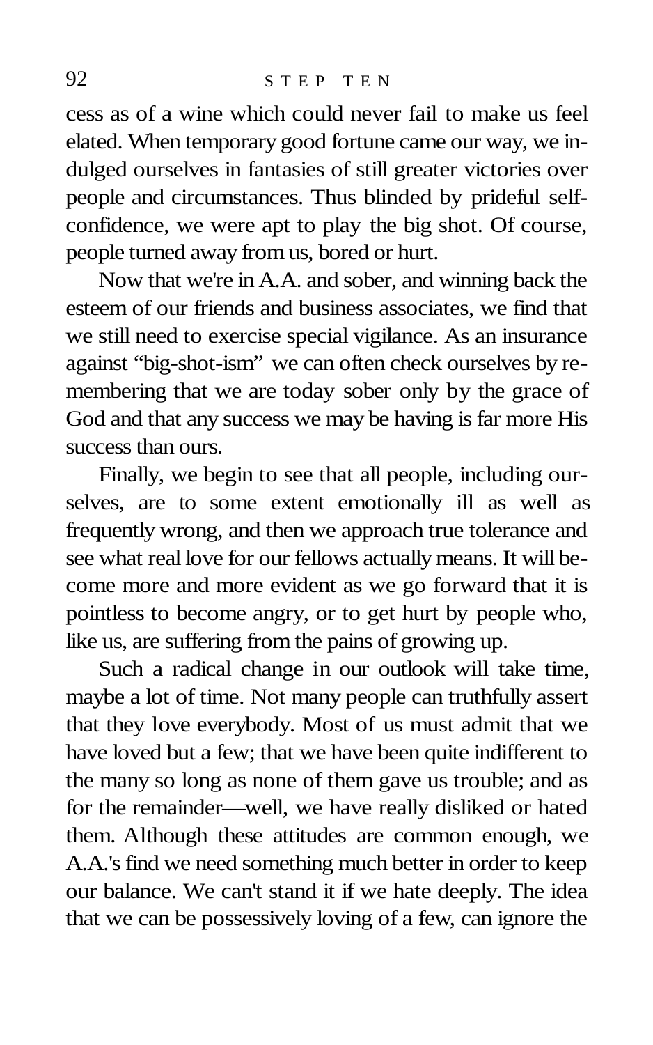cess as of a wine which could never fail to make us feel elated. When temporary good fortune came our way, we indulged ourselves in fantasies of still greater victories over people and circumstances. Thus blinded by prideful self-confidence, we were apt to play the big shot. Of course, people turned away from us, bored or hurt.

Now that we're in A.A. and sober, and winning back the esteem of our friends and business associates, we find that we still need to exercise special vigilance. As an insurance against "big-shot-ism" we can often check ourselves by remembering that we are today sober only by the grace of God and that any success we may be having is far more His success than ours.

Finally, we begin to see that all people, including ourselves, are to some extent emotionally ill as well as frequently wrong, and then we approach true tolerance and see what real love for our fellows actually means. It will become more and more evident as we go forward that it is pointless to become angry, or to get hurt by people who, like us, are suffering from the pains of growing up.

Such a radical change in our outlook will take time, maybe a lot of time. Not many people can truthfully assert that they love everybody. Most of us must admit that we have loved but a few; that we have been quite indifferent to the many so long as none of them gave us trouble; and as for the remainder—well, we have really disliked or hated them. Although these attitudes are common enough, we A.A.'s find we need something much better in order to keep our balance. We can't stand it if we hate deeply. The idea that we can be possessively loving of a few, can ignore the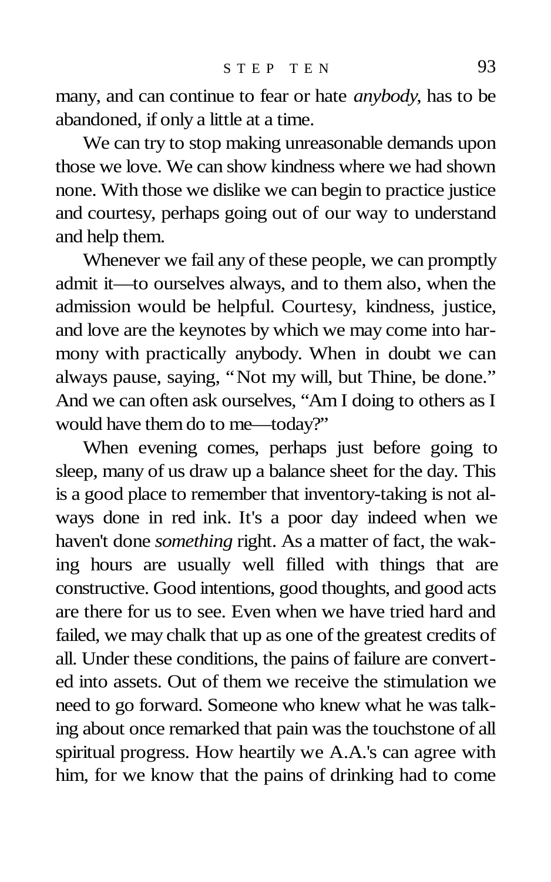many, and can continue to fear or hate *anybody*, has to be abandoned, if only a little at a time.

We can try to stop making unreasonable demands upon those we love. We can show kindness where we had shown none. With those we dislike we can begin to practice justice and courtesy, perhaps going out of our way to understand and help them.

Whenever we fail any of these people, we can promptly admit it—to ourselves always, and to them also, when the admission would be helpful. Courtesy, kindness, justice, and love are the keynotes by which we may come into harmony with practically anybody. When in doubt we can always pause, saying, "Not my will, but Thine, be done." And we can often ask ourselves, "Am I doing to others as I would have them do to me—today?"

When evening comes, perhaps just before going to sleep, many of us draw up a balance sheet for the day. This is a good place to remember that inventory-taking is not always done in red ink. It's a poor day indeed when we haven't done *something* right. As a matter of fact, the waking hours are usually well filled with things that are constructive. Good intentions, good thoughts, and good acts are there for us to see. Even when we have tried hard and failed, we may chalk that up as one of the greatest credits of all. Under these conditions, the pains of failure are converted into assets. Out of them we receive the stimulation we need to go forward. Someone who knew what he was talking about once remarked that pain was the touchstone of all spiritual progress. How heartily we A.A.'s can agree with him, for we know that the pains of drinking had to come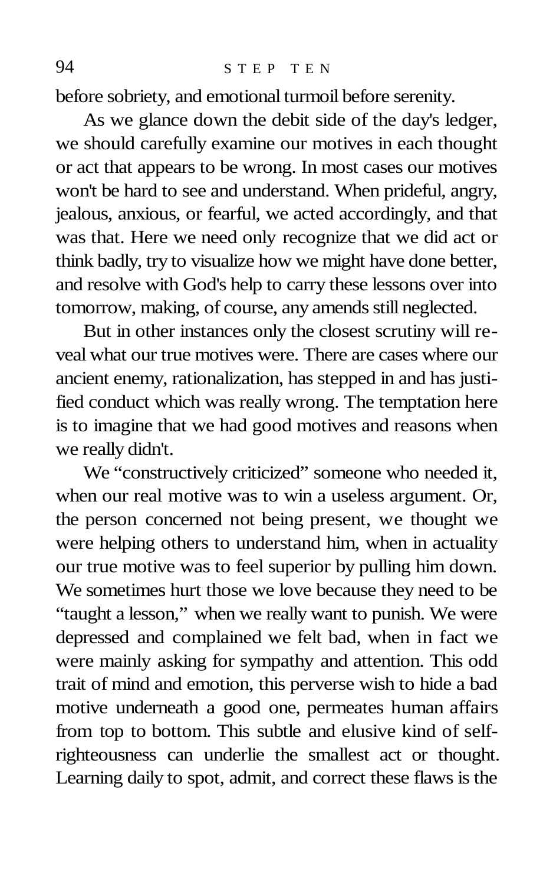before sobriety, and emotional turmoil before serenity.

As we glance down the debit side of the day's ledger, we should carefully examine our motives in each thought or act that appears to be wrong. In most cases our motives won't be hard to see and understand. When prideful, angry, jealous, anxious, or fearful, we acted accordingly, and that was that. Here we need only recognize that we did act or think badly, try to visualize how we might have done better, and resolve with God's help to carry these lessons over into tomorrow, making, of course, any amends still neglected.

But in other instances only the closest scrutiny will reveal what our true motives were. There are cases where our ancient enemy, rationalization, has stepped in and has justified conduct which was really wrong. The temptation here is to imagine that we had good motives and reasons when we really didn't.

We "constructively criticized" someone who needed it, when our real motive was to win a useless argument. Or, the person concerned not being present, we thought we were helping others to understand him, when in actuality our true motive was to feel superior by pulling him down. We sometimes hurt those we love because they need to be "taught a lesson," when we really want to punish. We were depressed and complained we felt bad, when in fact we were mainly asking for sympathy and attention. This odd trait of mind and emotion, this perverse wish to hide a bad motive underneath a good one, permeates human affairs from top to bottom. This subtle and elusive kind of self-righteousness can underlie the smallest act or thought. Learning daily to spot, admit, and correct these flaws is the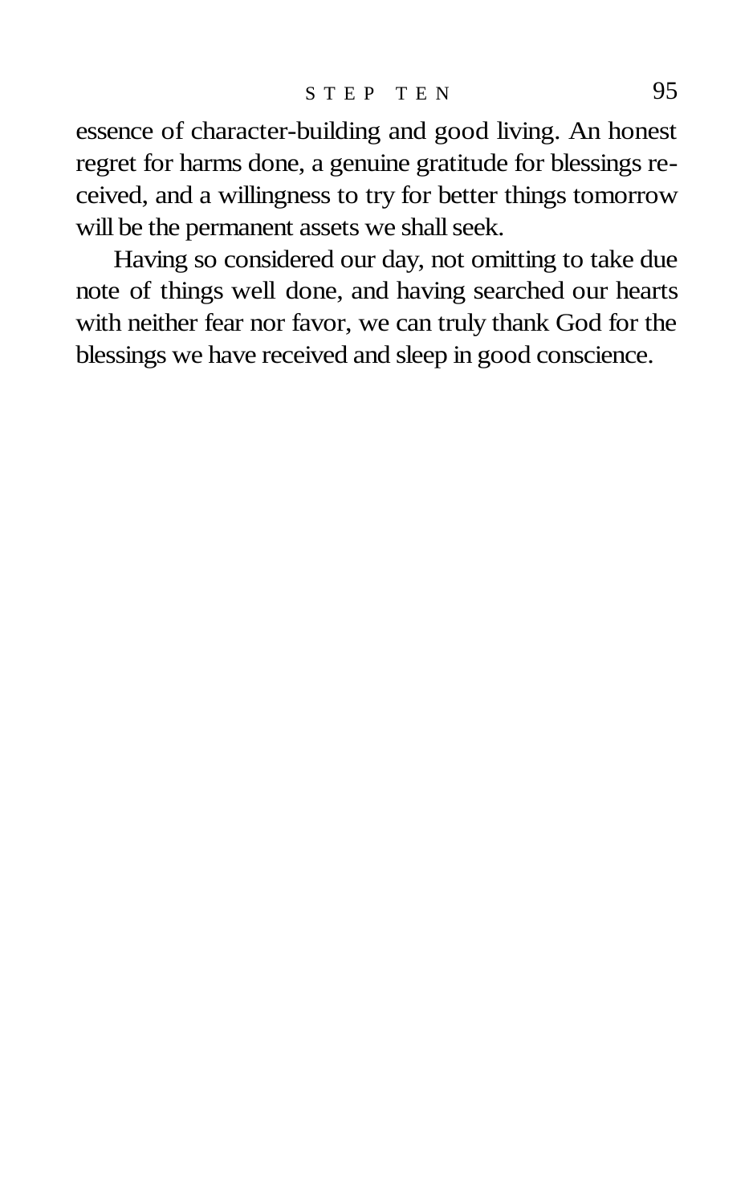essence of character-building and good living. An honest regret for harms done, a genuine gratitude for blessings received, and a willingness to try for better things tomorrow will be the permanent assets we shall seek.

Having so considered our day, not omitting to take due note of things well done, and having searched our hearts with neither fear nor favor, we can truly thank God for the blessings we have received and sleep in good conscience.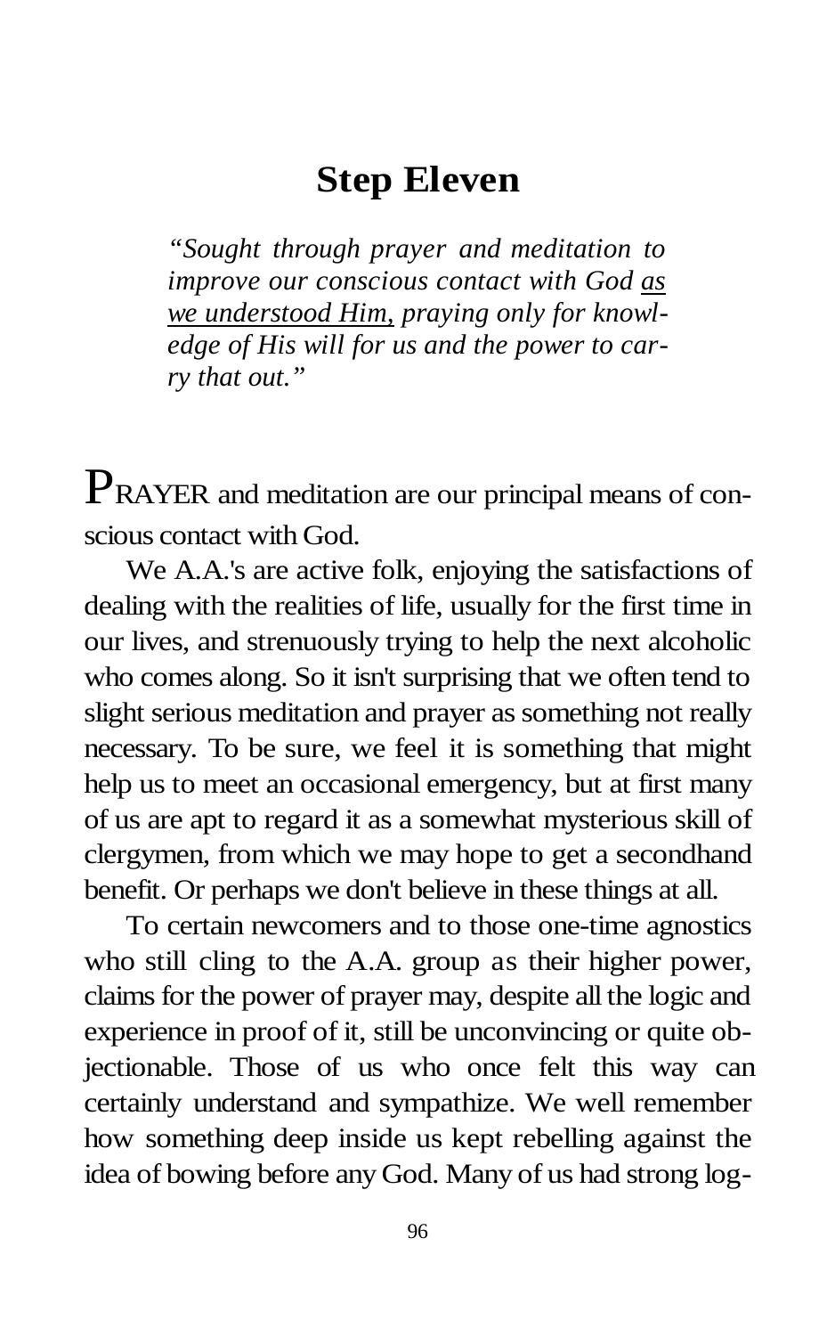# Step Eleven

*"Sought through prayer and meditation to improve our conscious contact with God <u>as we understood Him,</u> praying only for knowledge of His will for us and the power to carry that out."*

PRAYER and meditation are our principal means of conscious contact with God.

We A.A.'s are active folk, enjoying the satisfactions of dealing with the realities of life, usually for the first time in our lives, and strenuously trying to help the next alcoholic who comes along. So it isn't surprising that we often tend to slight serious meditation and prayer as something not really necessary. To be sure, we feel it is something that might help us to meet an occasional emergency, but at first many of us are apt to regard it as a somewhat mysterious skill of clergymen, from which we may hope to get a secondhand benefit. Or perhaps we don't believe in these things at all.

To certain newcomers and to those one-time agnostics who still cling to the A.A. group as their higher power, claims for the power of prayer may, despite all the logic and experience in proof of it, still be unconvincing or quite objectionable. Those of us who once felt this way can certainly understand and sympathize. We well remember how something deep inside us kept rebelling against the idea of bowing before any God. Many of us had strong log-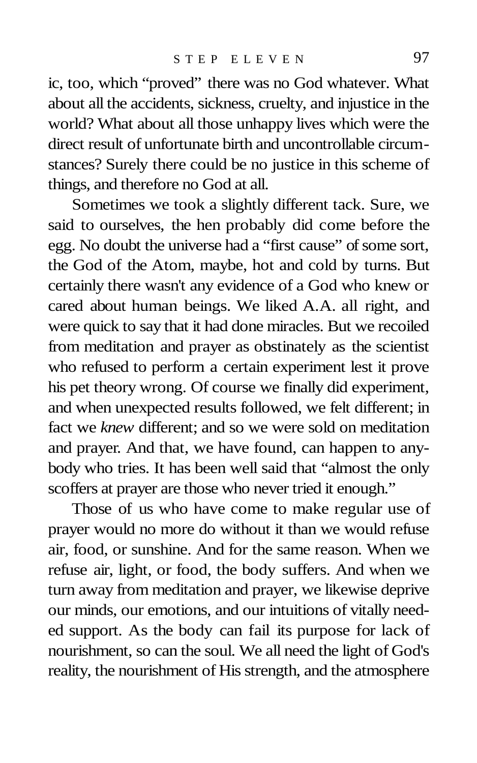ic, too, which "proved" there was no God whatever. What about all the accidents, sickness, cruelty, and injustice in the world? What about all those unhappy lives which were the direct result of unfortunate birth and uncontrollable circumstances? Surely there could be no justice in this scheme of things, and therefore no God at all.

Sometimes we took a slightly different tack. Sure, we said to ourselves, the hen probably did come before the egg. No doubt the universe had a "first cause" of some sort, the God of the Atom, maybe, hot and cold by turns. But certainly there wasn't any evidence of a God who knew or cared about human beings. We liked A.A. all right, and were quick to say that it had done miracles. But we recoiled from meditation and prayer as obstinately as the scientist who refused to perform a certain experiment lest it prove his pet theory wrong. Of course we finally did experiment, and when unexpected results followed, we felt different; in fact we *knew* different; and so we were sold on meditation and prayer. And that, we have found, can happen to anybody who tries. It has been well said that "almost the only scoffers at prayer are those who never tried it enough."

Those of us who have come to make regular use of prayer would no more do without it than we would refuse air, food, or sunshine. And for the same reason. When we refuse air, light, or food, the body suffers. And when we turn away from meditation and prayer, we likewise deprive our minds, our emotions, and our intuitions of vitally needed support. As the body can fail its purpose for lack of nourishment, so can the soul. We all need the light of God's reality, the nourishment of His strength, and the atmosphere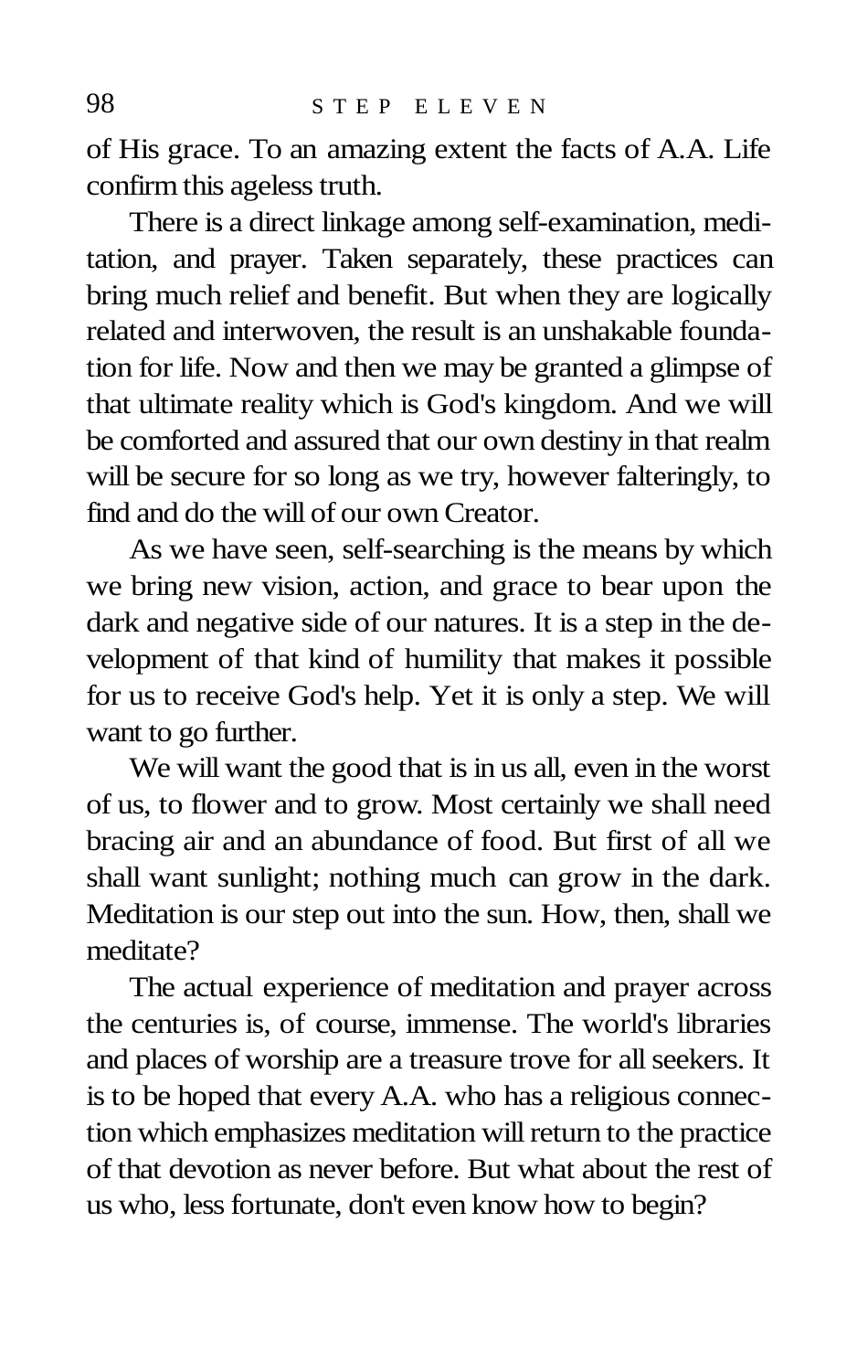of His grace. To an amazing extent the facts of A.A. Life confirm this ageless truth.

There is a direct linkage among self-examination, meditation, and prayer. Taken separately, these practices can bring much relief and benefit. But when they are logically related and interwoven, the result is an unshakable foundation for life. Now and then we may be granted a glimpse of that ultimate reality which is God's kingdom. And we will be comforted and assured that our own destiny in that realm will be secure for so long as we try, however falteringly, to find and do the will of our own Creator.

As we have seen, self-searching is the means by which we bring new vision, action, and grace to bear upon the dark and negative side of our natures. It is a step in the development of that kind of humility that makes it possible for us to receive God's help. Yet it is only a step. We will want to go further.

We will want the good that is in us all, even in the worst of us, to flower and to grow. Most certainly we shall need bracing air and an abundance of food. But first of all we shall want sunlight; nothing much can grow in the dark. Meditation is our step out into the sun. How, then, shall we meditate?

The actual experience of meditation and prayer across the centuries is, of course, immense. The world's libraries and places of worship are a treasure trove for all seekers. It is to be hoped that every A.A. who has a religious connection which emphasizes meditation will return to the practice of that devotion as never before. But what about the rest of us who, less fortunate, don't even know how to begin?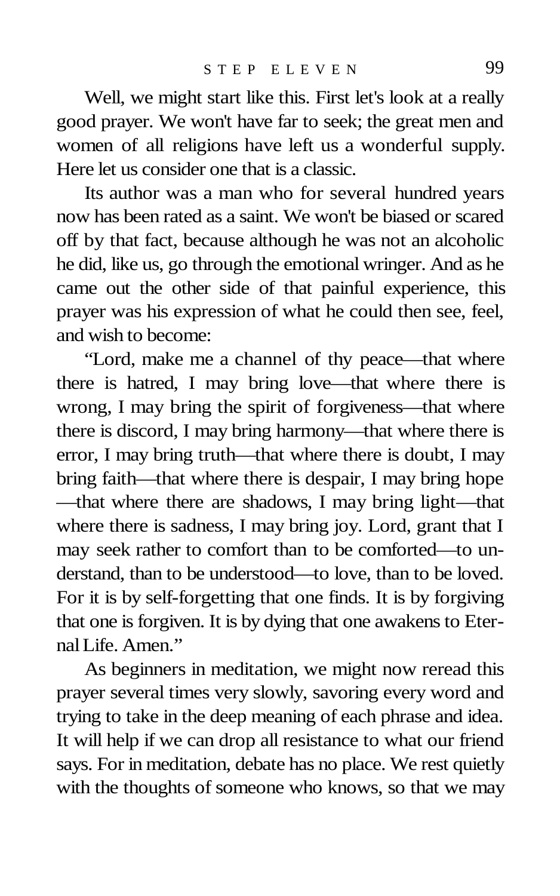Well, we might start like this. First let's look at a really good prayer. We won't have far to seek; the great men and women of all religions have left us a wonderful supply. Here let us consider one that is a classic.

Its author was a man who for several hundred years now has been rated as a saint. We won't be biased or scared off by that fact, because although he was not an alcoholic he did, like us, go through the emotional wringer. And as he came out the other side of that painful experience, this prayer was his expression of what he could then see, feel, and wish to become:

"Lord, make me a channel of thy peace—that where there is hatred, I may bring love—that where there is wrong, I may bring the spirit of forgiveness—that where there is discord, I may bring harmony—that where there is error, I may bring truth—that where there is doubt, I may bring faith—that where there is despair, I may bring hope—that where there are shadows, I may bring light—that where there is sadness, I may bring joy. Lord, grant that I may seek rather to comfort than to be comforted—to understand, than to be understood—to love, than to be loved. For it is by self-forgetting that one finds. It is by forgiving that one is forgiven. It is by dying that one awakens to Eternal Life. Amen."

As beginners in meditation, we might now reread this prayer several times very slowly, savoring every word and trying to take in the deep meaning of each phrase and idea. It will help if we can drop all resistance to what our friend says. For in meditation, debate has no place. We rest quietly with the thoughts of someone who knows, so that we may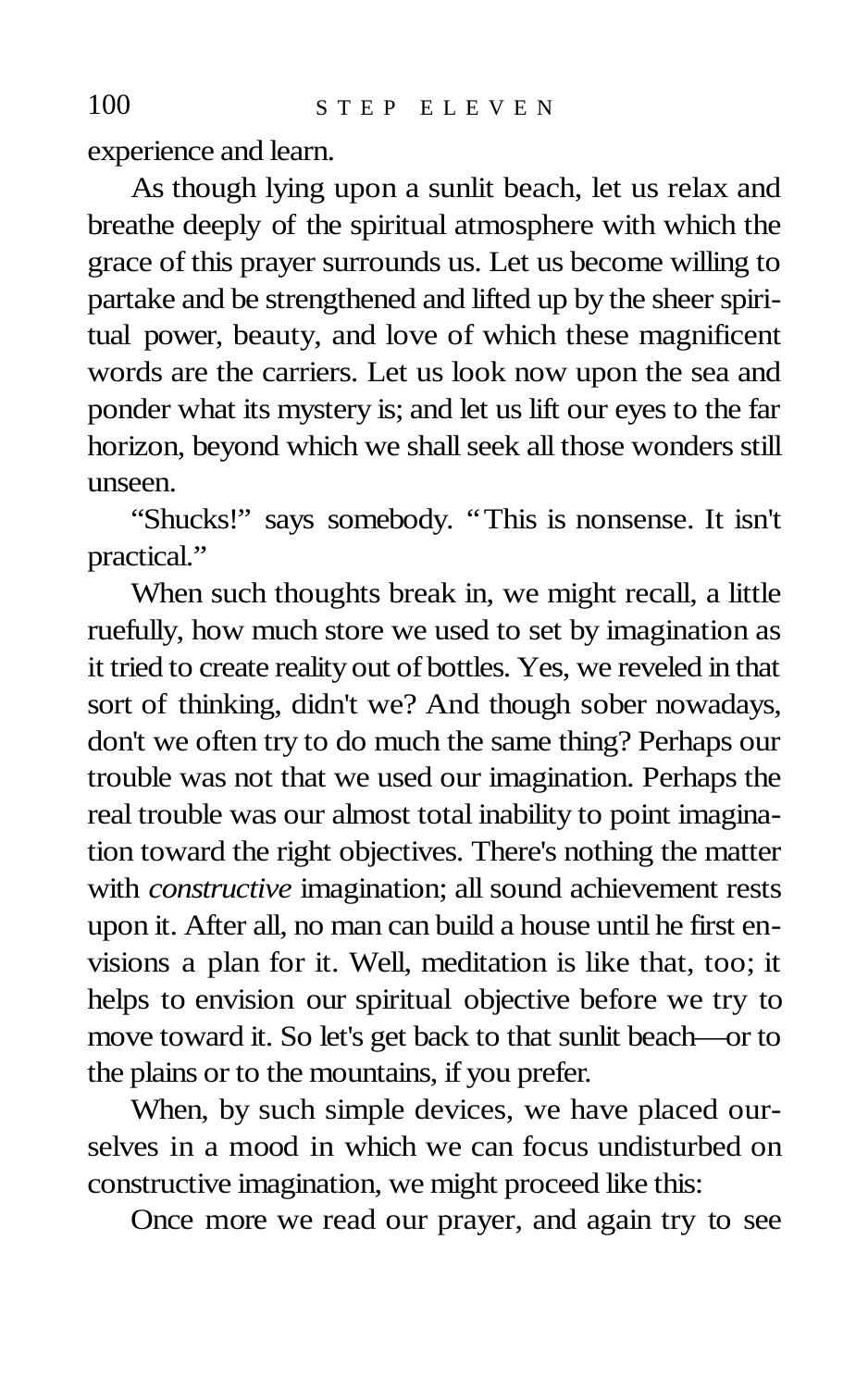experience and learn.

As though lying upon a sunlit beach, let us relax and breathe deeply of the spiritual atmosphere with which the grace of this prayer surrounds us. Let us become willing to partake and be strengthened and lifted up by the sheer spiritual power, beauty, and love of which these magnificent words are the carriers. Let us look now upon the sea and ponder what its mystery is; and let us lift our eyes to the far horizon, beyond which we shall seek all those wonders still unseen.

"Shucks!" says somebody. "This is nonsense. It isn't practical."

When such thoughts break in, we might recall, a little ruefully, how much store we used to set by imagination as it tried to create reality out of bottles. Yes, we reveled in that sort of thinking, didn't we? And though sober nowadays, don't we often try to do much the same thing? Perhaps our trouble was not that we used our imagination. Perhaps the real trouble was our almost total inability to point imagination toward the right objectives. There's nothing the matter with *constructive* imagination; all sound achievement rests upon it. After all, no man can build a house until he first envisions a plan for it. Well, meditation is like that, too; it helps to envision our spiritual objective before we try to move toward it. So let's get back to that sunlit beach—or to the plains or to the mountains, if you prefer.

When, by such simple devices, we have placed ourselves in a mood in which we can focus undisturbed on constructive imagination, we might proceed like this:

Once more we read our prayer, and again try to see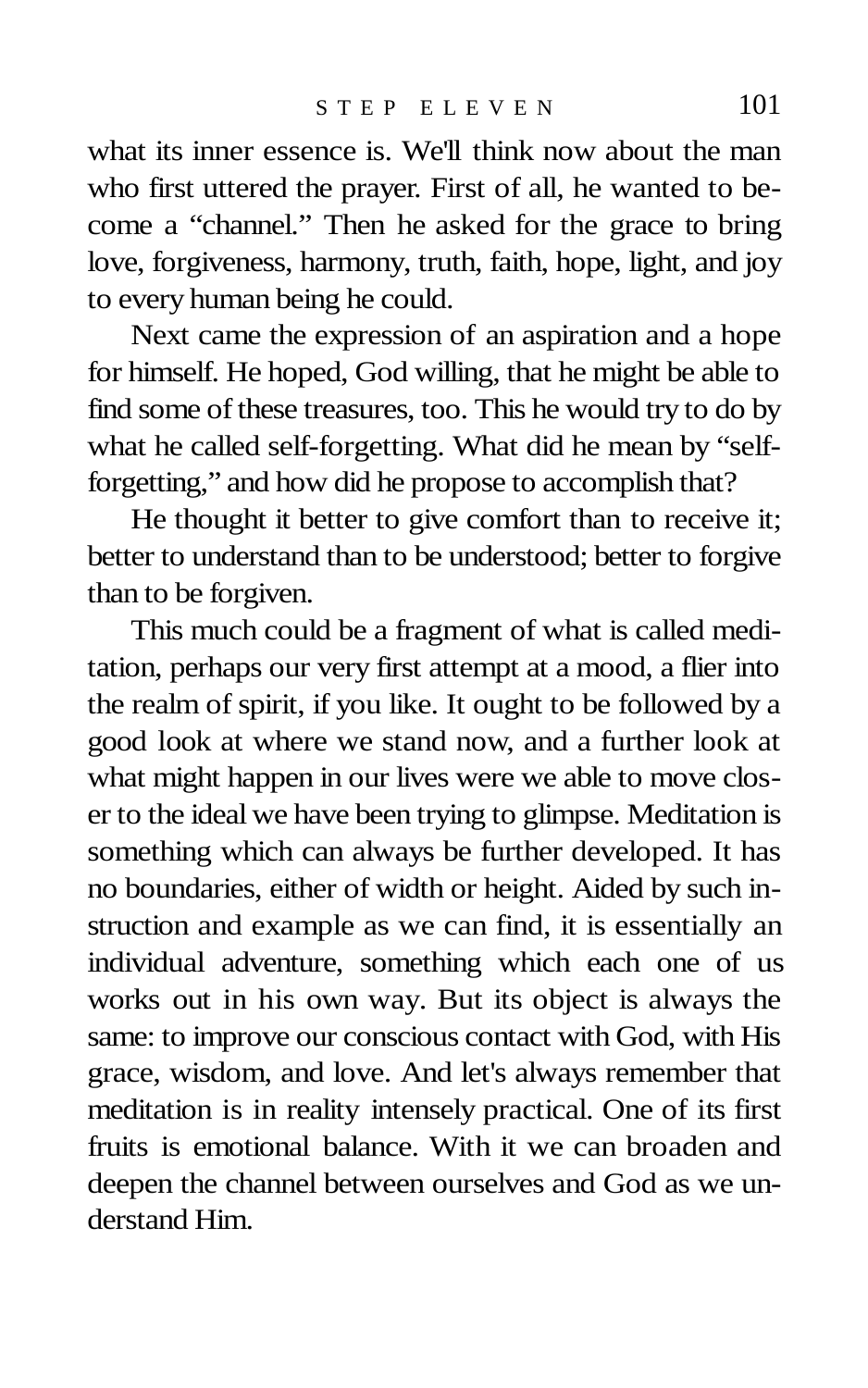what its inner essence is. We'll think now about the man who first uttered the prayer. First of all, he wanted to become a "channel." Then he asked for the grace to bring love, forgiveness, harmony, truth, faith, hope, light, and joy to every human being he could.

Next came the expression of an aspiration and a hope for himself. He hoped, God willing, that he might be able to find some of these treasures, too. This he would try to do by what he called self-forgetting. What did he mean by "self-forgetting," and how did he propose to accomplish that?

He thought it better to give comfort than to receive it; better to understand than to be understood; better to forgive than to be forgiven.

This much could be a fragment of what is called meditation, perhaps our very first attempt at a mood, a flier into the realm of spirit, if you like. It ought to be followed by a good look at where we stand now, and a further look at what might happen in our lives were we able to move closer to the ideal we have been trying to glimpse. Meditation is something which can always be further developed. It has no boundaries, either of width or height. Aided by such instruction and example as we can find, it is essentially an individual adventure, something which each one of us works out in his own way. But its object is always the same: to improve our conscious contact with God, with His grace, wisdom, and love. And let's always remember that meditation is in reality intensely practical. One of its first fruits is emotional balance. With it we can broaden and deepen the channel between ourselves and God as we understand Him.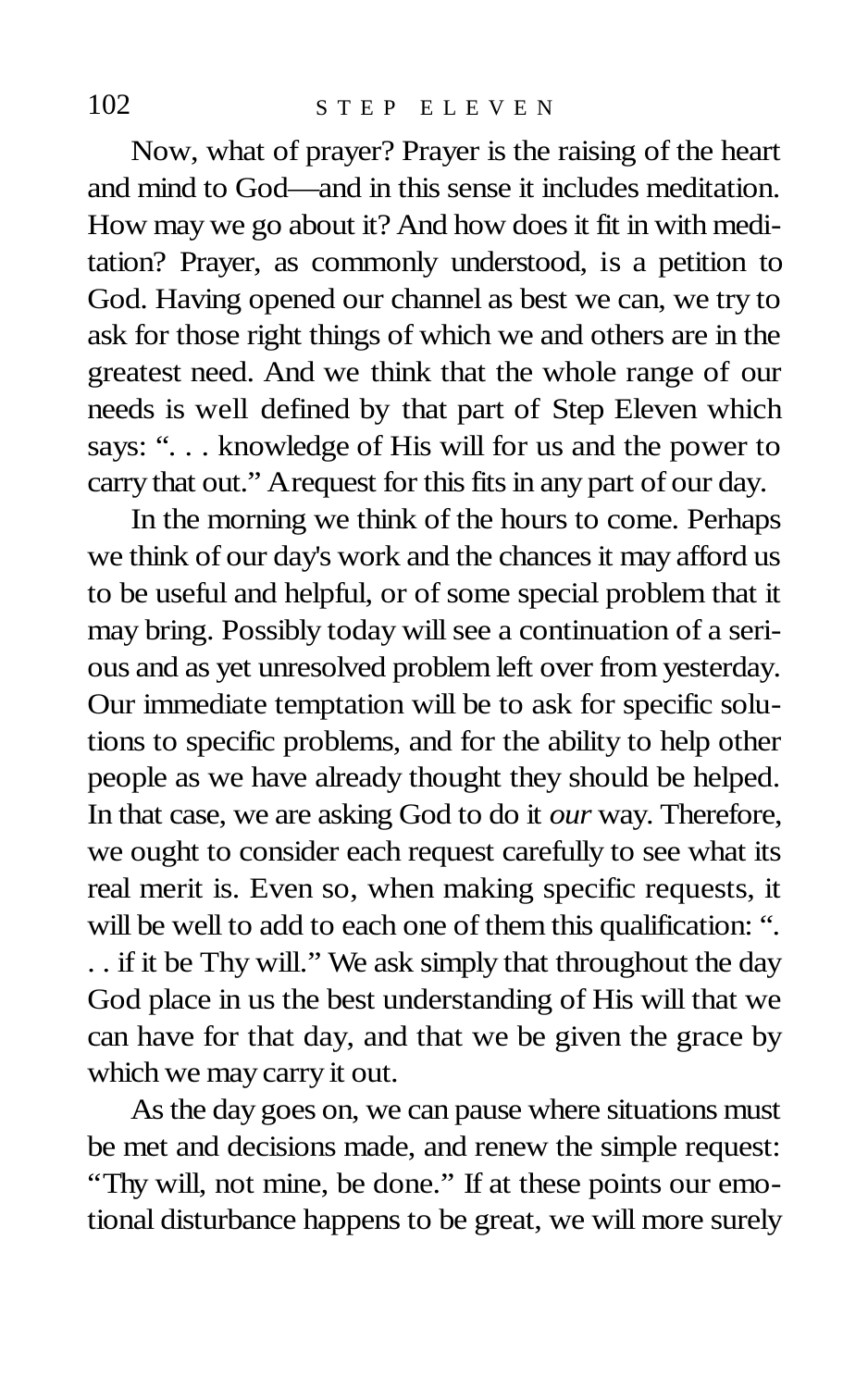Now, what of prayer? Prayer is the raising of the heart and mind to God—and in this sense it includes meditation. How may we go about it? And how does it fit in with meditation? Prayer, as commonly understood, is a petition to God. Having opened our channel as best we can, we try to ask for those right things of which we and others are in the greatest need. And we think that the whole range of our needs is well defined by that part of Step Eleven which says: ". . . knowledge of His will for us and the power to carry that out." A request for this fits in any part of our day.

In the morning we think of the hours to come. Perhaps we think of our day's work and the chances it may afford us to be useful and helpful, or of some special problem that it may bring. Possibly today will see a continuation of a serious and as yet unresolved problem left over from yesterday. Our immediate temptation will be to ask for specific solutions to specific problems, and for the ability to help other people as we have already thought they should be helped. In that case, we are asking God to do it *our* way. Therefore, we ought to consider each request carefully to see what its real merit is. Even so, when making specific requests, it will be well to add to each one of them this qualification: ". . . if it be Thy will." We ask simply that throughout the day God place in us the best understanding of His will that we can have for that day, and that we be given the grace by which we may carry it out.

As the day goes on, we can pause where situations must be met and decisions made, and renew the simple request: "Thy will, not mine, be done." If at these points our emotional disturbance happens to be great, we will more surely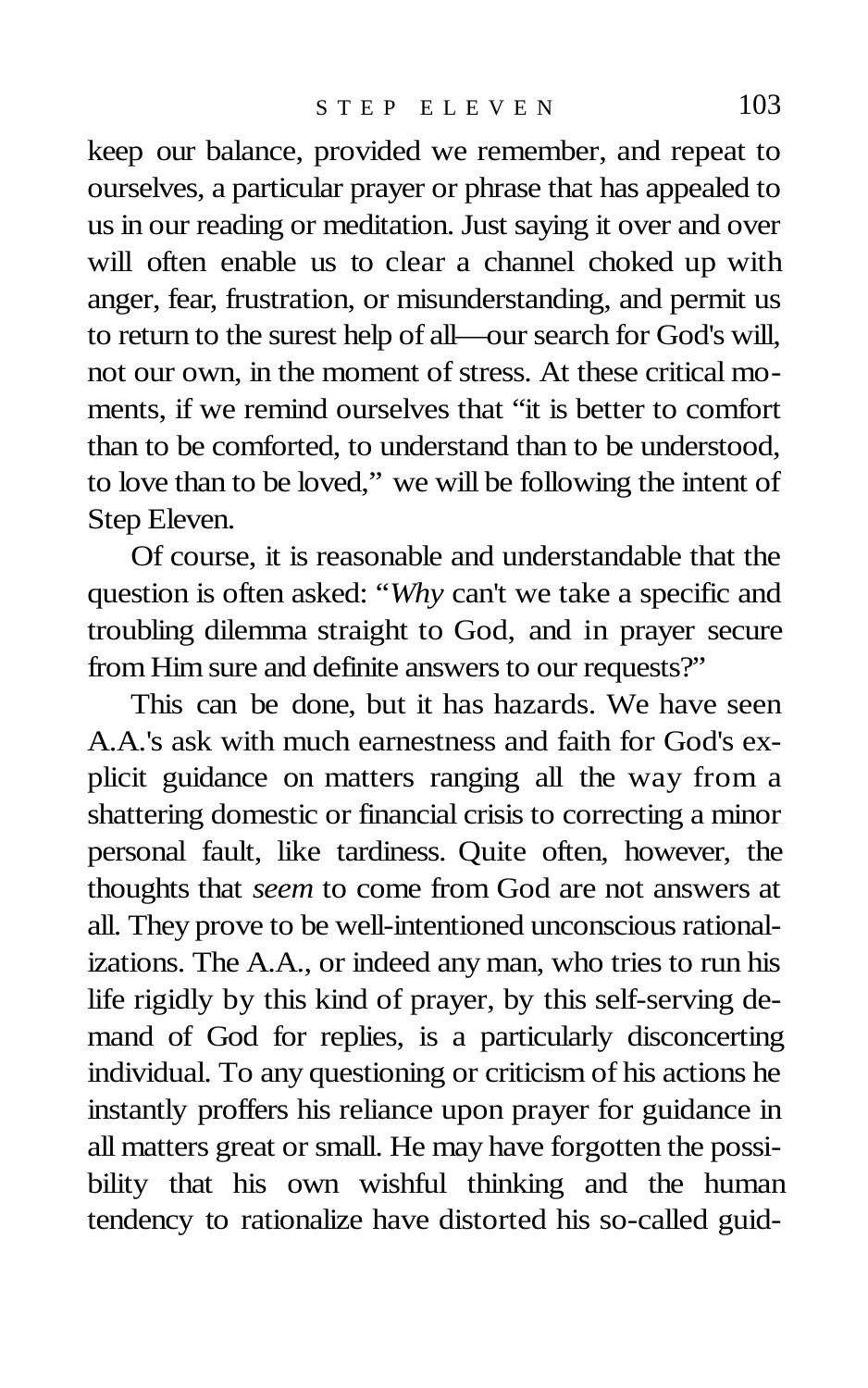keep our balance, provided we remember, and repeat to ourselves, a particular prayer or phrase that has appealed to us in our reading or meditation. Just saying it over and over will often enable us to clear a channel choked up with anger, fear, frustration, or misunderstanding, and permit us to return to the surest help of all—our search for God's will, not our own, in the moment of stress. At these critical moments, if we remind ourselves that "it is better to comfort than to be comforted, to understand than to be understood, to love than to be loved," we will be following the intent of Step Eleven.

Of course, it is reasonable and understandable that the question is often asked: "*Why* can't we take a specific and troubling dilemma straight to God, and in prayer secure from Him sure and definite answers to our requests?"

This can be done, but it has hazards. We have seen A.A.'s ask with much earnestness and faith for God's explicit guidance on matters ranging all the way from a shattering domestic or financial crisis to correcting a minor personal fault, like tardiness. Quite often, however, the thoughts that *seem* to come from God are not answers at all. They prove to be well-intentioned unconscious rationalizations. The A.A., or indeed any man, who tries to run his life rigidly by this kind of prayer, by this self-serving demand of God for replies, is a particularly disconcerting individual. To any questioning or criticism of his actions he instantly proffers his reliance upon prayer for guidance in all matters great or small. He may have forgotten the possibility that his own wishful thinking and the human tendency to rationalize have distorted his so-called guid-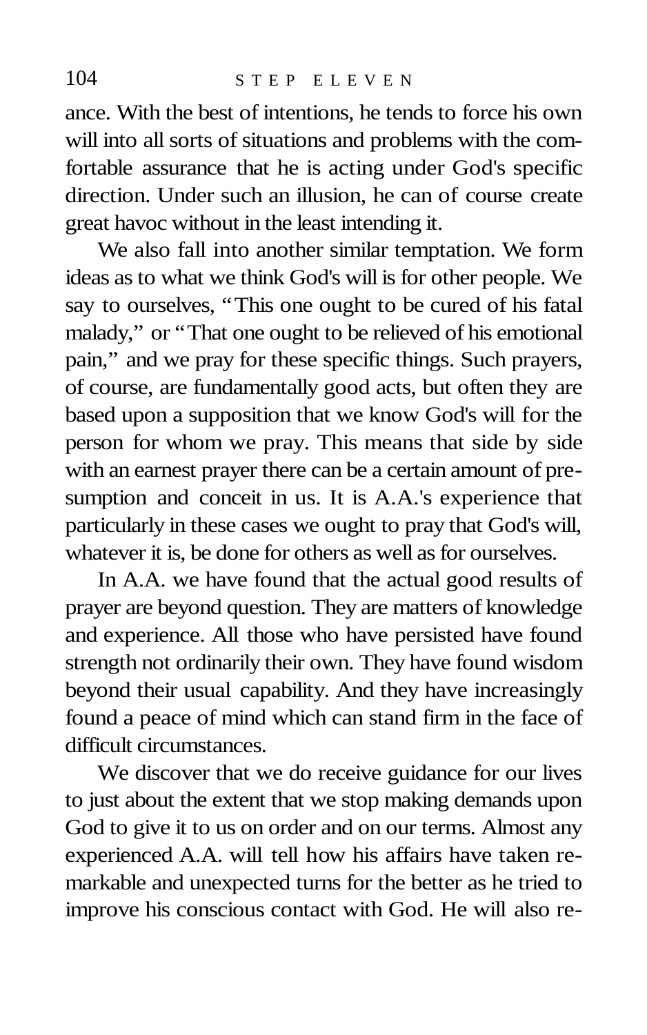ance. With the best of intentions, he tends to force his own will into all sorts of situations and problems with the comfortable assurance that he is acting under God's specific direction. Under such an illusion, he can of course create great havoc without in the least intending it.

We also fall into another similar temptation. We form ideas as to what we think God's will is for other people. We say to ourselves, "This one ought to be cured of his fatal malady," or "That one ought to be relieved of his emotional pain," and we pray for these specific things. Such prayers, of course, are fundamentally good acts, but often they are based upon a supposition that we know God's will for the person for whom we pray. This means that side by side with an earnest prayer there can be a certain amount of presumption and conceit in us. It is A.A.'s experience that particularly in these cases we ought to pray that God's will, whatever it is, be done for others as well as for ourselves.

In A.A. we have found that the actual good results of prayer are beyond question. They are matters of knowledge and experience. All those who have persisted have found strength not ordinarily their own. They have found wisdom beyond their usual capability. And they have increasingly found a peace of mind which can stand firm in the face of difficult circumstances.

We discover that we do receive guidance for our lives to just about the extent that we stop making demands upon God to give it to us on order and on our terms. Almost any experienced A.A. will tell how his affairs have taken remarkable and unexpected turns for the better as he tried to improve his conscious contact with God. He will also re-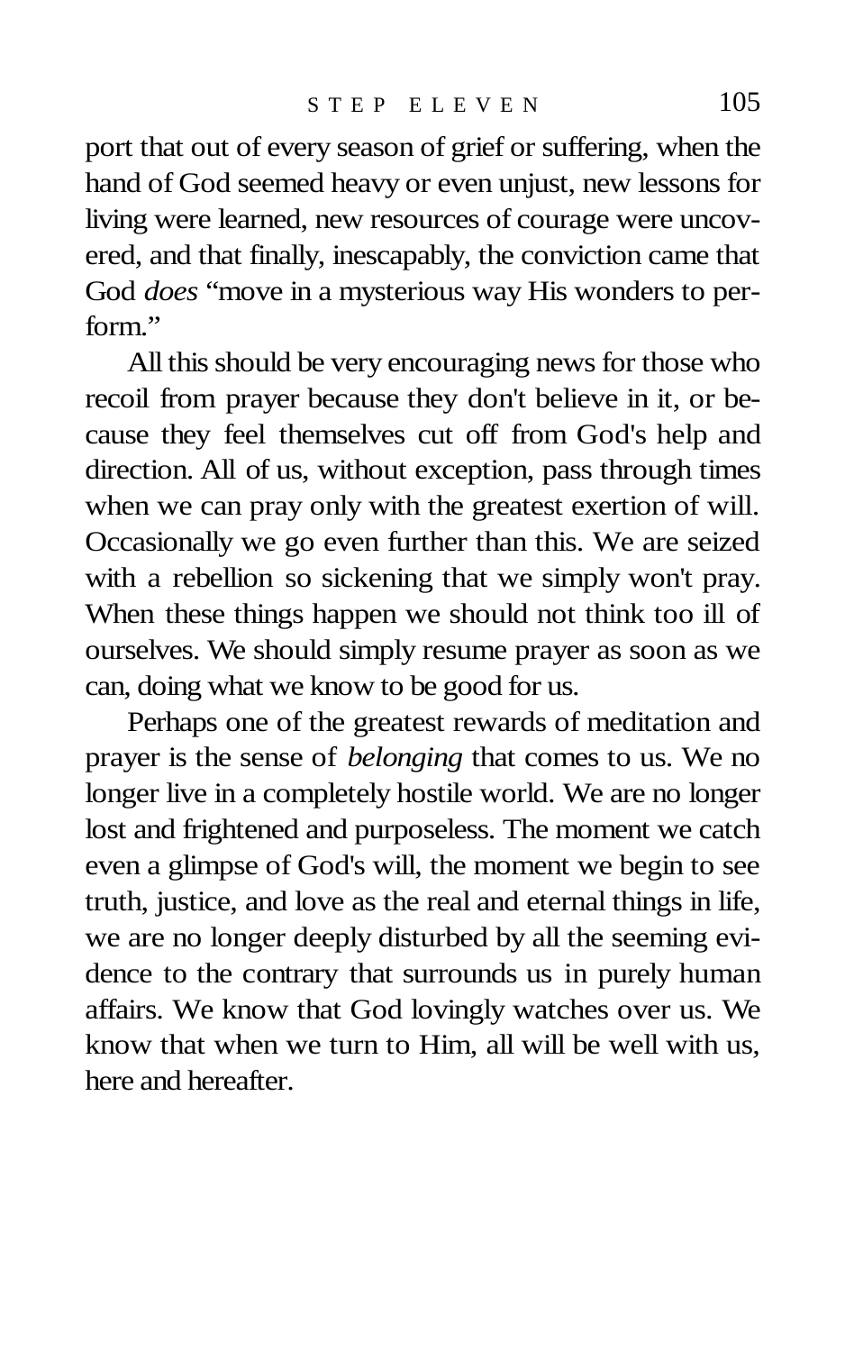port that out of every season of grief or suffering, when the hand of God seemed heavy or even unjust, new lessons for living were learned, new resources of courage were uncovered, and that finally, inescapably, the conviction came that God *does* "move in a mysterious way His wonders to perform."

All this should be very encouraging news for those who recoil from prayer because they don't believe in it, or because they feel themselves cut off from God's help and direction. All of us, without exception, pass through times when we can pray only with the greatest exertion of will. Occasionally we go even further than this. We are seized with a rebellion so sickening that we simply won't pray. When these things happen we should not think too ill of ourselves. We should simply resume prayer as soon as we can, doing what we know to be good for us.

Perhaps one of the greatest rewards of meditation and prayer is the sense of *belonging* that comes to us. We no longer live in a completely hostile world. We are no longer lost and frightened and purposeless. The moment we catch even a glimpse of God's will, the moment we begin to see truth, justice, and love as the real and eternal things in life, we are no longer deeply disturbed by all the seeming evidence to the contrary that surrounds us in purely human affairs. We know that God lovingly watches over us. We know that when we turn to Him, all will be well with us, here and hereafter.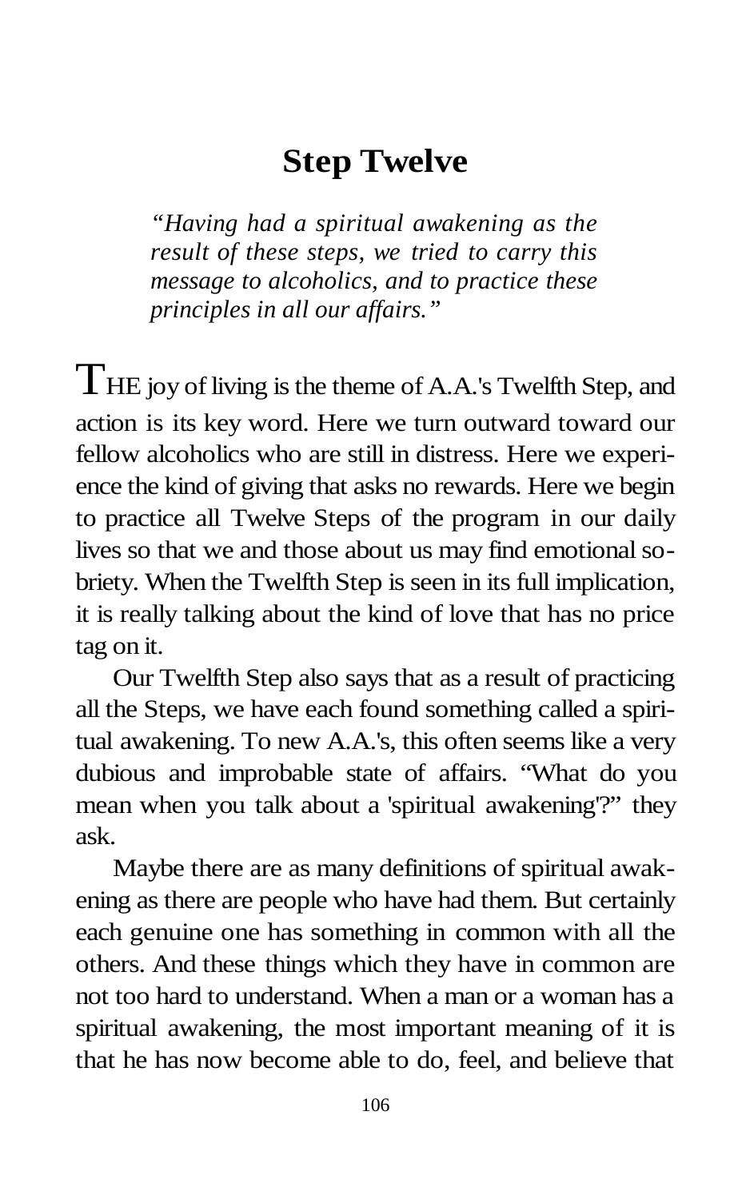# Step Twelve

*"Having had a spiritual awakening as the result of these steps, we tried to carry this message to alcoholics, and to practice these principles in all our affairs."*

THE joy of living is the theme of A.A.'s Twelfth Step, and action is its key word. Here we turn outward toward our fellow alcoholics who are still in distress. Here we experience the kind of giving that asks no rewards. Here we begin to practice all Twelve Steps of the program in our daily lives so that we and those about us may find emotional sobriety. When the Twelfth Step is seen in its full implication, it is really talking about the kind of love that has no price tag on it.

Our Twelfth Step also says that as a result of practicing all the Steps, we have each found something called a spiritual awakening. To new A.A.'s, this often seems like a very dubious and improbable state of affairs. "What do you mean when you talk about a 'spiritual awakening'?" they ask.

Maybe there are as many definitions of spiritual awakening as there are people who have had them. But certainly each genuine one has something in common with all the others. And these things which they have in common are not too hard to understand. When a man or a woman has a spiritual awakening, the most important meaning of it is that he has now become able to do, feel, and believe that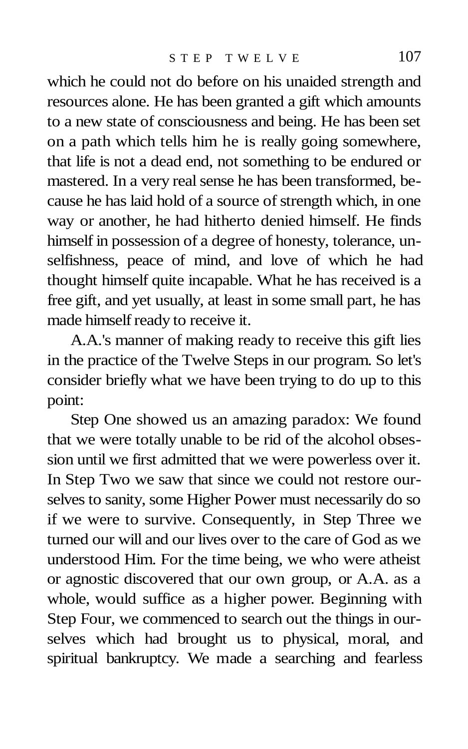which he could not do before on his unaided strength and resources alone. He has been granted a gift which amounts to a new state of consciousness and being. He has been set on a path which tells him he is really going somewhere, that life is not a dead end, not something to be endured or mastered. In a very real sense he has been transformed, because he has laid hold of a source of strength which, in one way or another, he had hitherto denied himself. He finds himself in possession of a degree of honesty, tolerance, unselfishness, peace of mind, and love of which he had thought himself quite incapable. What he has received is a free gift, and yet usually, at least in some small part, he has made himself ready to receive it.

A.A.'s manner of making ready to receive this gift lies in the practice of the Twelve Steps in our program. So let's consider briefly what we have been trying to do up to this point:

Step One showed us an amazing paradox: We found that we were totally unable to be rid of the alcohol obsession until we first admitted that we were powerless over it. In Step Two we saw that since we could not restore ourselves to sanity, some Higher Power must necessarily do so if we were to survive. Consequently, in Step Three we turned our will and our lives over to the care of God as we understood Him. For the time being, we who were atheist or agnostic discovered that our own group, or A.A. as a whole, would suffice as a higher power. Beginning with Step Four, we commenced to search out the things in ourselves which had brought us to physical, moral, and spiritual bankruptcy. We made a searching and fearless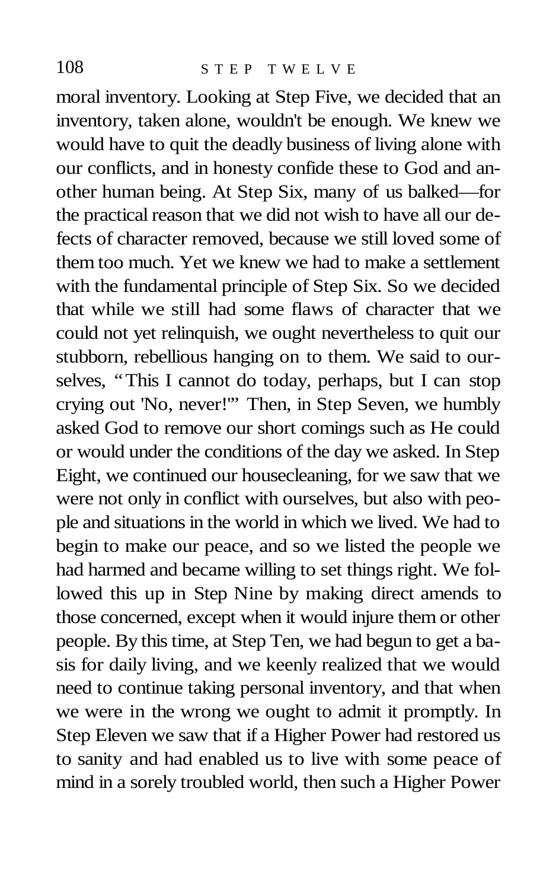moral inventory. Looking at Step Five, we decided that an inventory, taken alone, wouldn't be enough. We knew we would have to quit the deadly business of living alone with our conflicts, and in honesty confide these to God and another human being. At Step Six, many of us balked—for the practical reason that we did not wish to have all our defects of character removed, because we still loved some of them too much. Yet we knew we had to make a settlement with the fundamental principle of Step Six. So we decided that while we still had some flaws of character that we could not yet relinquish, we ought nevertheless to quit our stubborn, rebellious hanging on to them. We said to ourselves, "This I cannot do today, perhaps, but I can stop crying out 'No, never!'" Then, in Step Seven, we humbly asked God to remove our short comings such as He could or would under the conditions of the day we asked. In Step Eight, we continued our housecleaning, for we saw that we were not only in conflict with ourselves, but also with people and situations in the world in which we lived. We had to begin to make our peace, and so we listed the people we had harmed and became willing to set things right. We followed this up in Step Nine by making direct amends to those concerned, except when it would injure them or other people. By this time, at Step Ten, we had begun to get a basis for daily living, and we keenly realized that we would need to continue taking personal inventory, and that when we were in the wrong we ought to admit it promptly. In Step Eleven we saw that if a Higher Power had restored us to sanity and had enabled us to live with some peace of mind in a sorely troubled world, then such a Higher Power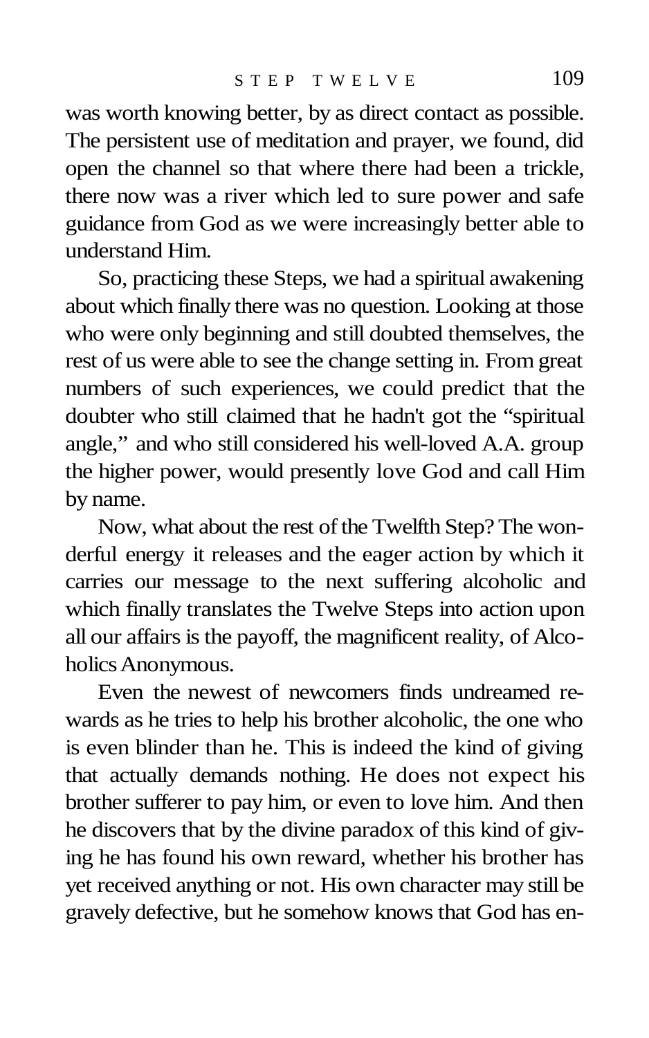was worth knowing better, by as direct contact as possible. The persistent use of meditation and prayer, we found, did open the channel so that where there had been a trickle, there now was a river which led to sure power and safe guidance from God as we were increasingly better able to understand Him.

So, practicing these Steps, we had a spiritual awakening about which finally there was no question. Looking at those who were only beginning and still doubted themselves, the rest of us were able to see the change setting in. From great numbers of such experiences, we could predict that the doubter who still claimed that he hadn't got the "spiritual angle," and who still considered his well-loved A.A. group the higher power, would presently love God and call Him by name.

Now, what about the rest of the Twelfth Step? The wonderful energy it releases and the eager action by which it carries our message to the next suffering alcoholic and which finally translates the Twelve Steps into action upon all our affairs is the payoff, the magnificent reality, of Alcoholics Anonymous.

Even the newest of newcomers finds undreamed rewards as he tries to help his brother alcoholic, the one who is even blinder than he. This is indeed the kind of giving that actually demands nothing. He does not expect his brother sufferer to pay him, or even to love him. And then he discovers that by the divine paradox of this kind of giving he has found his own reward, whether his brother has yet received anything or not. His own character may still be gravely defective, but he somehow knows that God has en-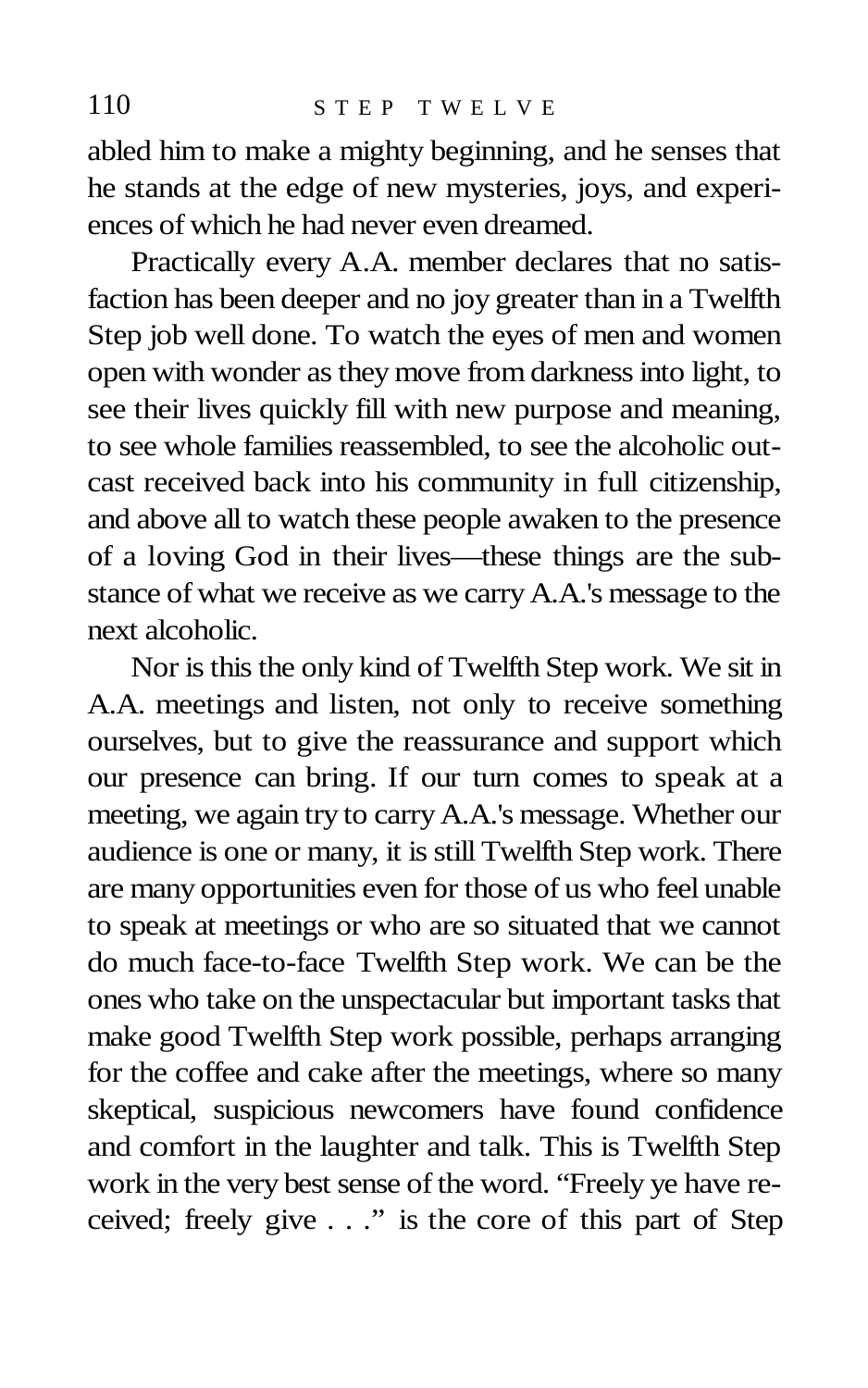abled him to make a mighty beginning, and he senses that he stands at the edge of new mysteries, joys, and experiences of which he had never even dreamed.

Practically every A.A. member declares that no satisfaction has been deeper and no joy greater than in a Twelfth Step job well done. To watch the eyes of men and women open with wonder as they move from darkness into light, to see their lives quickly fill with new purpose and meaning, to see whole families reassembled, to see the alcoholic outcast received back into his community in full citizenship, and above all to watch these people awaken to the presence of a loving God in their lives—these things are the substance of what we receive as we carry A.A.'s message to the next alcoholic.

Nor is this the only kind of Twelfth Step work. We sit in A.A. meetings and listen, not only to receive something ourselves, but to give the reassurance and support which our presence can bring. If our turn comes to speak at a meeting, we again try to carry A.A.'s message. Whether our audience is one or many, it is still Twelfth Step work. There are many opportunities even for those of us who feel unable to speak at meetings or who are so situated that we cannot do much face-to-face Twelfth Step work. We can be the ones who take on the unspectacular but important tasks that make good Twelfth Step work possible, perhaps arranging for the coffee and cake after the meetings, where so many skeptical, suspicious newcomers have found confidence and comfort in the laughter and talk. This is Twelfth Step work in the very best sense of the word. "Freely ye have received; freely give . . ." is the core of this part of Step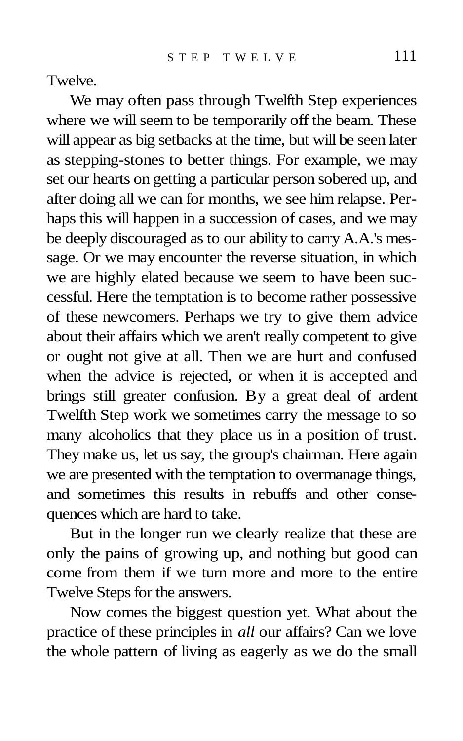Twelve.

We may often pass through Twelfth Step experiences where we will seem to be temporarily off the beam. These will appear as big setbacks at the time, but will be seen later as stepping-stones to better things. For example, we may set our hearts on getting a particular person sobered up, and after doing all we can for months, we see him relapse. Perhaps this will happen in a succession of cases, and we may be deeply discouraged as to our ability to carry A.A.'s message. Or we may encounter the reverse situation, in which we are highly elated because we seem to have been successful. Here the temptation is to become rather possessive of these newcomers. Perhaps we try to give them advice about their affairs which we aren't really competent to give or ought not give at all. Then we are hurt and confused when the advice is rejected, or when it is accepted and brings still greater confusion. By a great deal of ardent Twelfth Step work we sometimes carry the message to so many alcoholics that they place us in a position of trust. They make us, let us say, the group's chairman. Here again we are presented with the temptation to overmanage things, and sometimes this results in rebuffs and other consequences which are hard to take.

But in the longer run we clearly realize that these are only the pains of growing up, and nothing but good can come from them if we turn more and more to the entire Twelve Steps for the answers.

Now comes the biggest question yet. What about the practice of these principles in *all* our affairs? Can we love the whole pattern of living as eagerly as we do the small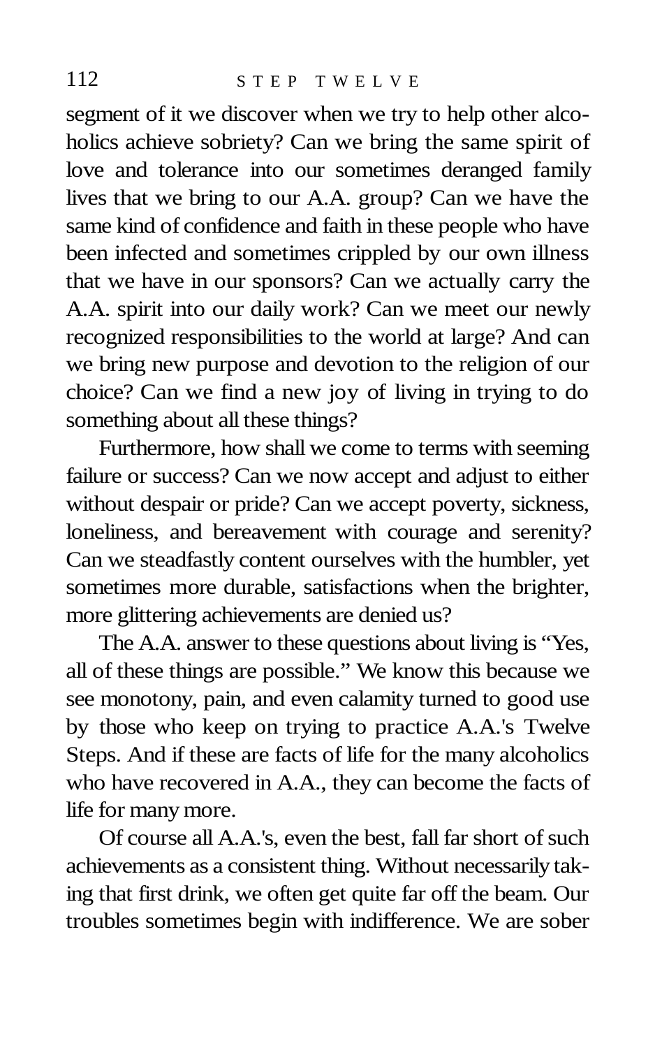segment of it we discover when we try to help other alcoholics achieve sobriety? Can we bring the same spirit of love and tolerance into our sometimes deranged family lives that we bring to our A.A. group? Can we have the same kind of confidence and faith in these people who have been infected and sometimes crippled by our own illness that we have in our sponsors? Can we actually carry the A.A. spirit into our daily work? Can we meet our newly recognized responsibilities to the world at large? And can we bring new purpose and devotion to the religion of our choice? Can we find a new joy of living in trying to do something about all these things?

Furthermore, how shall we come to terms with seeming failure or success? Can we now accept and adjust to either without despair or pride? Can we accept poverty, sickness, loneliness, and bereavement with courage and serenity? Can we steadfastly content ourselves with the humbler, yet sometimes more durable, satisfactions when the brighter, more glittering achievements are denied us?

The A.A. answer to these questions about living is "Yes, all of these things are possible." We know this because we see monotony, pain, and even calamity turned to good use by those who keep on trying to practice A.A.'s Twelve Steps. And if these are facts of life for the many alcoholics who have recovered in A.A., they can become the facts of life for many more.

Of course all A.A.'s, even the best, fall far short of such achievements as a consistent thing. Without necessarily taking that first drink, we often get quite far off the beam. Our troubles sometimes begin with indifference. We are sober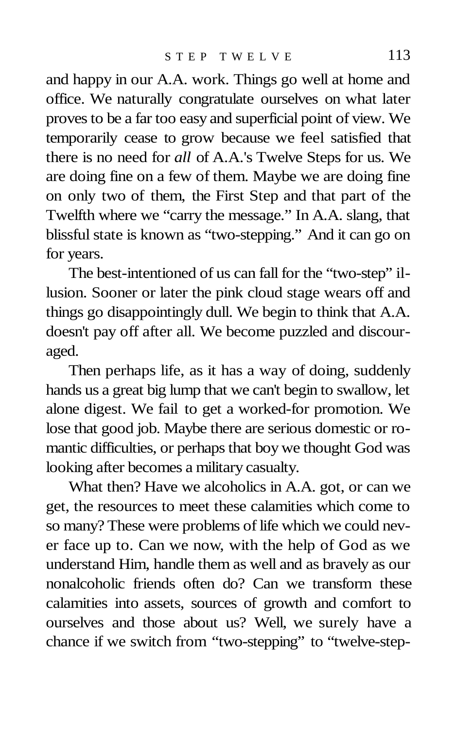and happy in our A.A. work. Things go well at home and office. We naturally congratulate ourselves on what later proves to be a far too easy and superficial point of view. We temporarily cease to grow because we feel satisfied that there is no need for *all* of A.A.'s Twelve Steps for us. We are doing fine on a few of them. Maybe we are doing fine on only two of them, the First Step and that part of the Twelfth where we "carry the message." In A.A. slang, that blissful state is known as "two-stepping." And it can go on for years.

The best-intentioned of us can fall for the "two-step" illusion. Sooner or later the pink cloud stage wears off and things go disappointingly dull. We begin to think that A.A. doesn't pay off after all. We become puzzled and discouraged.

Then perhaps life, as it has a way of doing, suddenly hands us a great big lump that we can't begin to swallow, let alone digest. We fail to get a worked-for promotion. We lose that good job. Maybe there are serious domestic or romantic difficulties, or perhaps that boy we thought God was looking after becomes a military casualty.

What then? Have we alcoholics in A.A. got, or can we get, the resources to meet these calamities which come to so many? These were problems of life which we could never face up to. Can we now, with the help of God as we understand Him, handle them as well and as bravely as our nonalcoholic friends often do? Can we transform these calamities into assets, sources of growth and comfort to ourselves and those about us? Well, we surely have a chance if we switch from "two-stepping" to "twelve-step-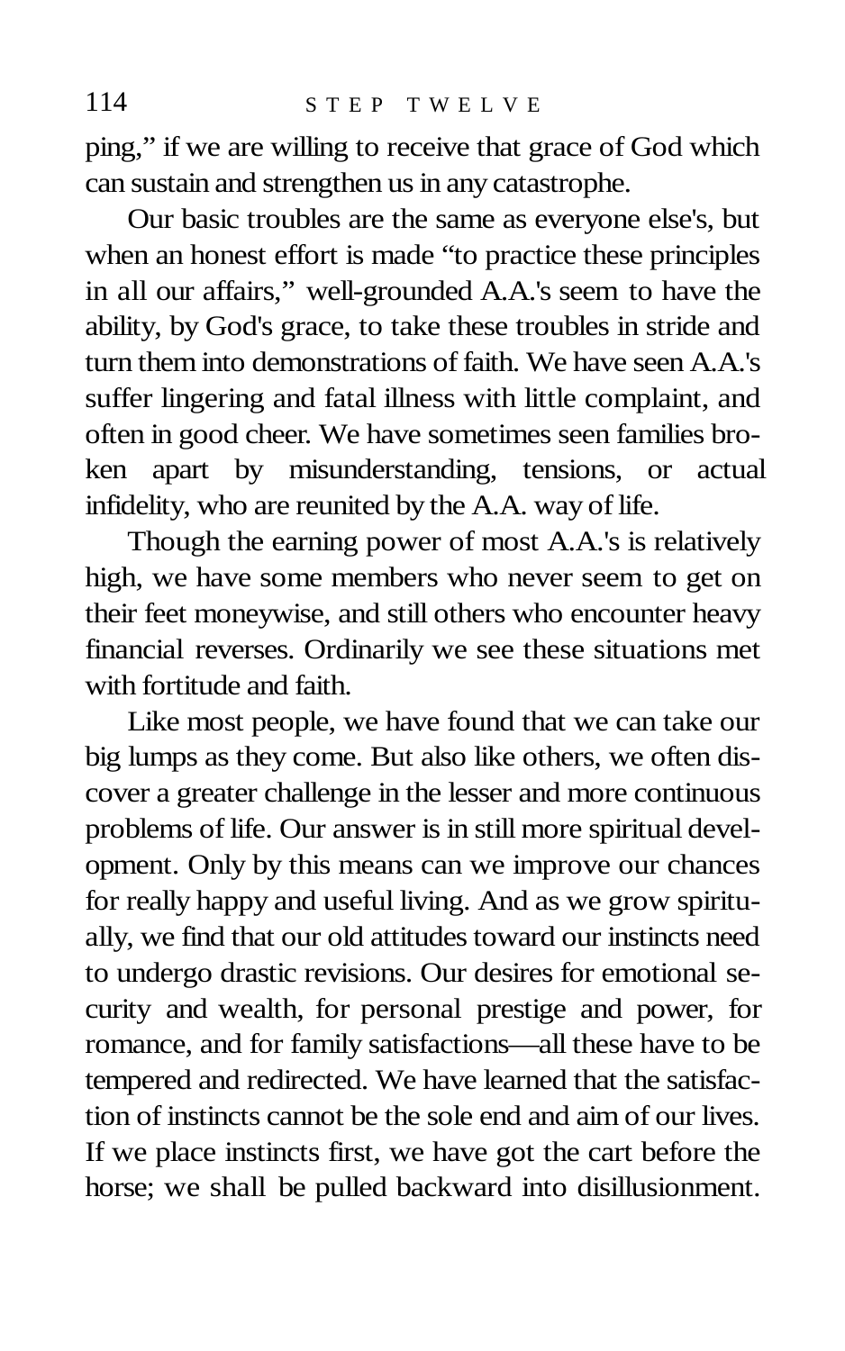ping," if we are willing to receive that grace of God which can sustain and strengthen us in any catastrophe.

Our basic troubles are the same as everyone else's, but when an honest effort is made "to practice these principles in all our affairs," well-grounded A.A.'s seem to have the ability, by God's grace, to take these troubles in stride and turn them into demonstrations of faith. We have seen A.A.'s suffer lingering and fatal illness with little complaint, and often in good cheer. We have sometimes seen families broken apart by misunderstanding, tensions, or actual infidelity, who are reunited by the A.A. way of life.

Though the earning power of most A.A.'s is relatively high, we have some members who never seem to get on their feet moneywise, and still others who encounter heavy financial reverses. Ordinarily we see these situations met with fortitude and faith.

Like most people, we have found that we can take our big lumps as they come. But also like others, we often discover a greater challenge in the lesser and more continuous problems of life. Our answer is in still more spiritual development. Only by this means can we improve our chances for really happy and useful living. And as we grow spiritually, we find that our old attitudes toward our instincts need to undergo drastic revisions. Our desires for emotional security and wealth, for personal prestige and power, for romance, and for family satisfactions—all these have to be tempered and redirected. We have learned that the satisfaction of instincts cannot be the sole end and aim of our lives. If we place instincts first, we have got the cart before the horse; we shall be pulled backward into disillusionment.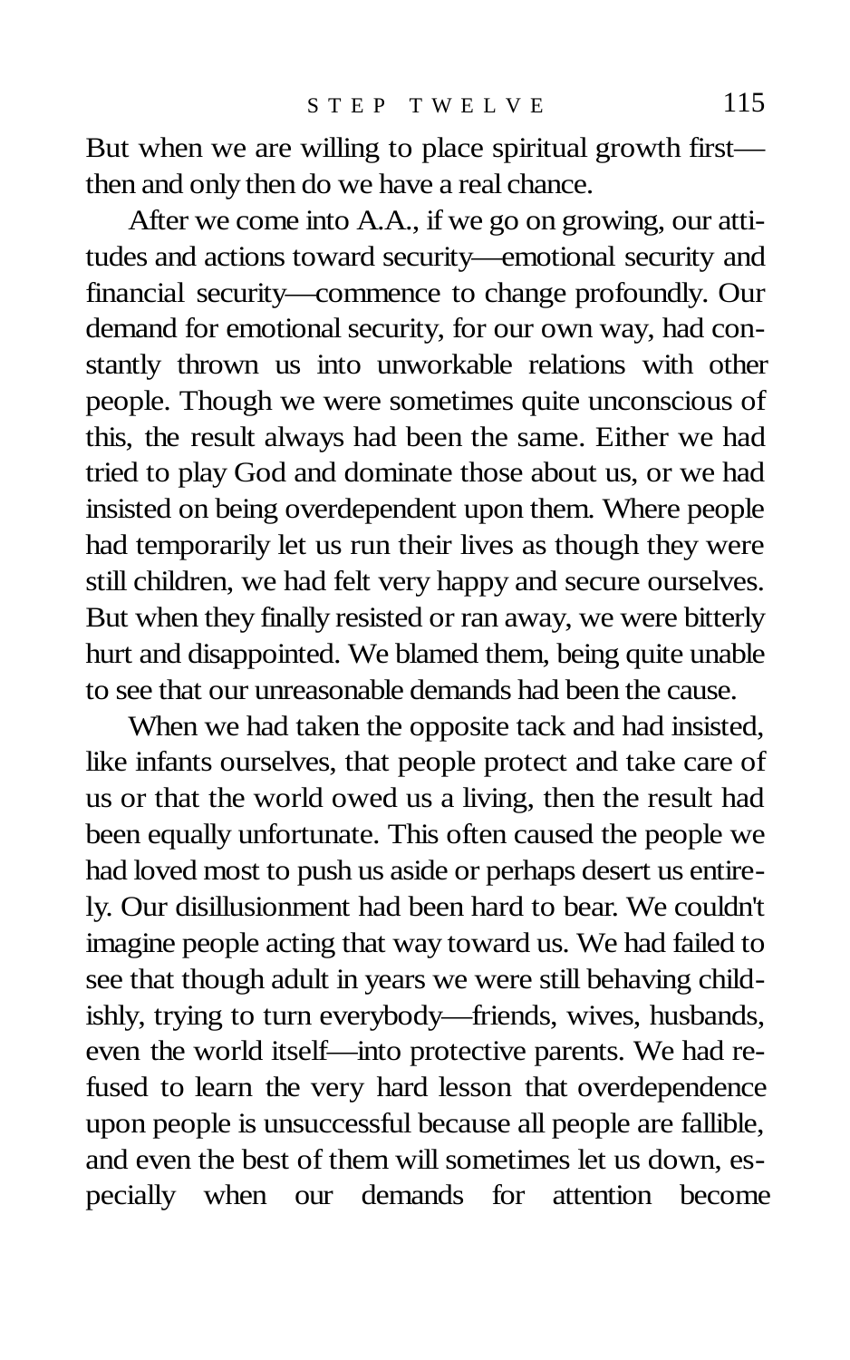But when we are willing to place spiritual growth first—then and only then do we have a real chance.

After we come into A.A., if we go on growing, our attitudes and actions toward security—emotional security and financial security—commence to change profoundly. Our demand for emotional security, for our own way, had constantly thrown us into unworkable relations with other people. Though we were sometimes quite unconscious of this, the result always had been the same. Either we had tried to play God and dominate those about us, or we had insisted on being overdependent upon them. Where people had temporarily let us run their lives as though they were still children, we had felt very happy and secure ourselves. But when they finally resisted or ran away, we were bitterly hurt and disappointed. We blamed them, being quite unable to see that our unreasonable demands had been the cause.

When we had taken the opposite tack and had insisted, like infants ourselves, that people protect and take care of us or that the world owed us a living, then the result had been equally unfortunate. This often caused the people we had loved most to push us aside or perhaps desert us entirely. Our disillusionment had been hard to bear. We couldn't imagine people acting that way toward us. We had failed to see that though adult in years we were still behaving childishly, trying to turn everybody—friends, wives, husbands, even the world itself—into protective parents. We had refused to learn the very hard lesson that overdependence upon people is unsuccessful because all people are fallible, and even the best of them will sometimes let us down, especially when our demands for attention become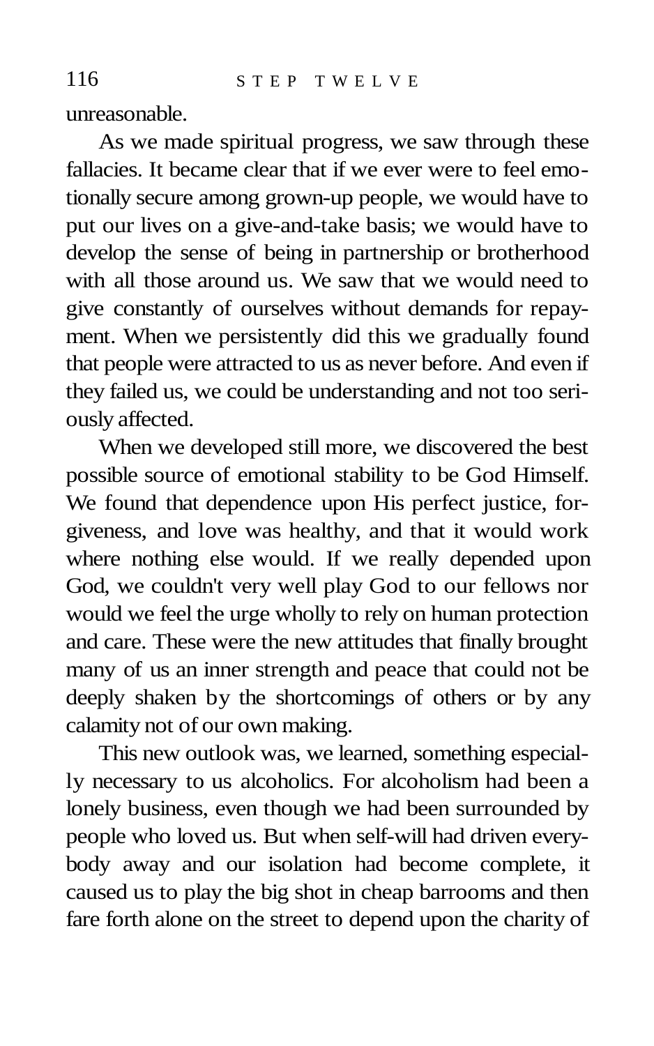unreasonable.

As we made spiritual progress, we saw through these fallacies. It became clear that if we ever were to feel emotionally secure among grown-up people, we would have to put our lives on a give-and-take basis; we would have to develop the sense of being in partnership or brotherhood with all those around us. We saw that we would need to give constantly of ourselves without demands for repayment. When we persistently did this we gradually found that people were attracted to us as never before. And even if they failed us, we could be understanding and not too seriously affected.

When we developed still more, we discovered the best possible source of emotional stability to be God Himself. We found that dependence upon His perfect justice, forgiveness, and love was healthy, and that it would work where nothing else would. If we really depended upon God, we couldn't very well play God to our fellows nor would we feel the urge wholly to rely on human protection and care. These were the new attitudes that finally brought many of us an inner strength and peace that could not be deeply shaken by the shortcomings of others or by any calamity not of our own making.

This new outlook was, we learned, something especially necessary to us alcoholics. For alcoholism had been a lonely business, even though we had been surrounded by people who loved us. But when self-will had driven everybody away and our isolation had become complete, it caused us to play the big shot in cheap barrooms and then fare forth alone on the street to depend upon the charity of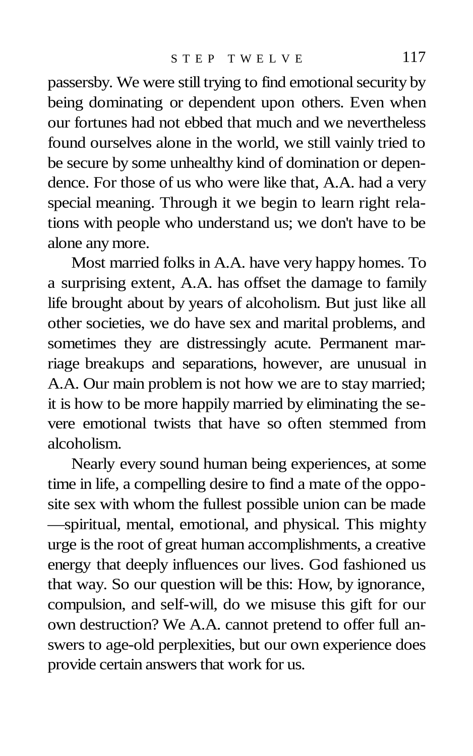passersby. We were still trying to find emotional security by being dominating or dependent upon others. Even when our fortunes had not ebbed that much and we nevertheless found ourselves alone in the world, we still vainly tried to be secure by some unhealthy kind of domination or dependence. For those of us who were like that, A.A. had a very special meaning. Through it we begin to learn right relations with people who understand us; we don't have to be alone any more.

Most married folks in A.A. have very happy homes. To a surprising extent, A.A. has offset the damage to family life brought about by years of alcoholism. But just like all other societies, we do have sex and marital problems, and sometimes they are distressingly acute. Permanent marriage breakups and separations, however, are unusual in A.A. Our main problem is not how we are to stay married; it is how to be more happily married by eliminating the severe emotional twists that have so often stemmed from alcoholism.

Nearly every sound human being experiences, at some time in life, a compelling desire to find a mate of the opposite sex with whom the fullest possible union can be made—spiritual, mental, emotional, and physical. This mighty urge is the root of great human accomplishments, a creative energy that deeply influences our lives. God fashioned us that way. So our question will be this: How, by ignorance, compulsion, and self-will, do we misuse this gift for our own destruction? We A.A. cannot pretend to offer full answers to age-old perplexities, but our own experience does provide certain answers that work for us.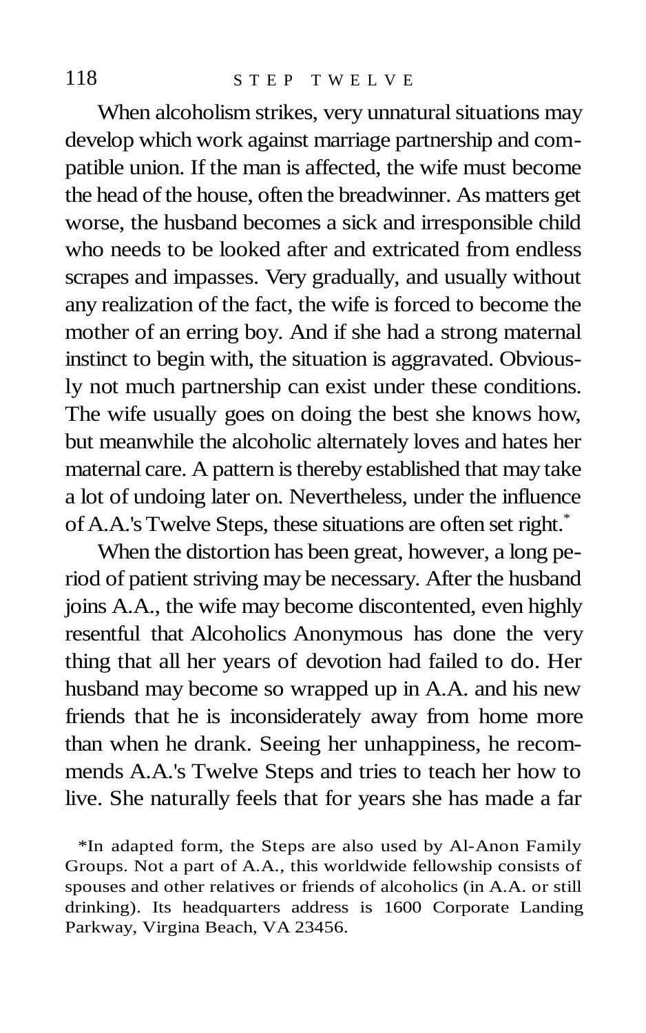When alcoholism strikes, very unnatural situations may develop which work against marriage partnership and compatible union. If the man is affected, the wife must become the head of the house, often the breadwinner. As matters get worse, the husband becomes a sick and irresponsible child who needs to be looked after and extricated from endless scrapes and impasses. Very gradually, and usually without any realization of the fact, the wife is forced to become the mother of an erring boy. And if she had a strong maternal instinct to begin with, the situation is aggravated. Obviously not much partnership can exist under these conditions. The wife usually goes on doing the best she knows how, but meanwhile the alcoholic alternately loves and hates her maternal care. A pattern is thereby established that may take a lot of undoing later on. Nevertheless, under the influence of A.A.'s Twelve Steps, these situations are often set right.*

When the distortion has been great, however, a long period of patient striving may be necessary. After the husband joins A.A., the wife may become discontented, even highly resentful that Alcoholics Anonymous has done the very thing that all her years of devotion had failed to do. Her husband may become so wrapped up in A.A. and his new friends that he is inconsiderately away from home more than when he drank. Seeing her unhappiness, he recommends A.A.'s Twelve Steps and tries to teach her how to live. She naturally feels that for years she has made a far

*In adapted form, the Steps are also used by Al-Anon Family Groups. Not a part of A.A., this worldwide fellowship consists of spouses and other relatives or friends of alcoholics (in A.A. or still drinking). Its headquarters address is 1600 Corporate Landing Parkway, Virgina Beach, VA 23456.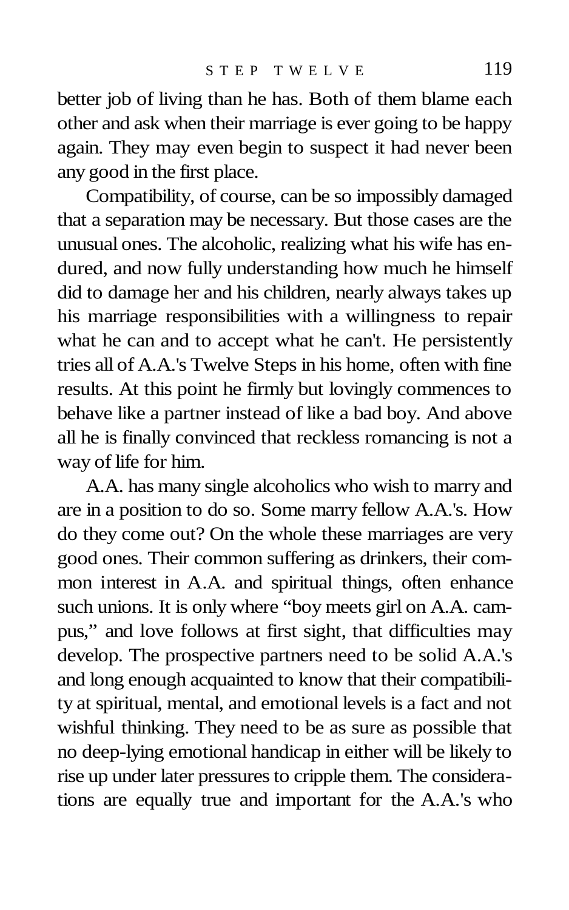better job of living than he has. Both of them blame each other and ask when their marriage is ever going to be happy again. They may even begin to suspect it had never been any good in the first place.

Compatibility, of course, can be so impossibly damaged that a separation may be necessary. But those cases are the unusual ones. The alcoholic, realizing what his wife has endured, and now fully understanding how much he himself did to damage her and his children, nearly always takes up his marriage responsibilities with a willingness to repair what he can and to accept what he can't. He persistently tries all of A.A.'s Twelve Steps in his home, often with fine results. At this point he firmly but lovingly commences to behave like a partner instead of like a bad boy. And above all he is finally convinced that reckless romancing is not a way of life for him.

A.A. has many single alcoholics who wish to marry and are in a position to do so. Some marry fellow A.A.'s. How do they come out? On the whole these marriages are very good ones. Their common suffering as drinkers, their common interest in A.A. and spiritual things, often enhance such unions. It is only where "boy meets girl on A.A. campus," and love follows at first sight, that difficulties may develop. The prospective partners need to be solid A.A.'s and long enough acquainted to know that their compatibility at spiritual, mental, and emotional levels is a fact and not wishful thinking. They need to be as sure as possible that no deep-lying emotional handicap in either will be likely to rise up under later pressures to cripple them. The considerations are equally true and important for the A.A.'s who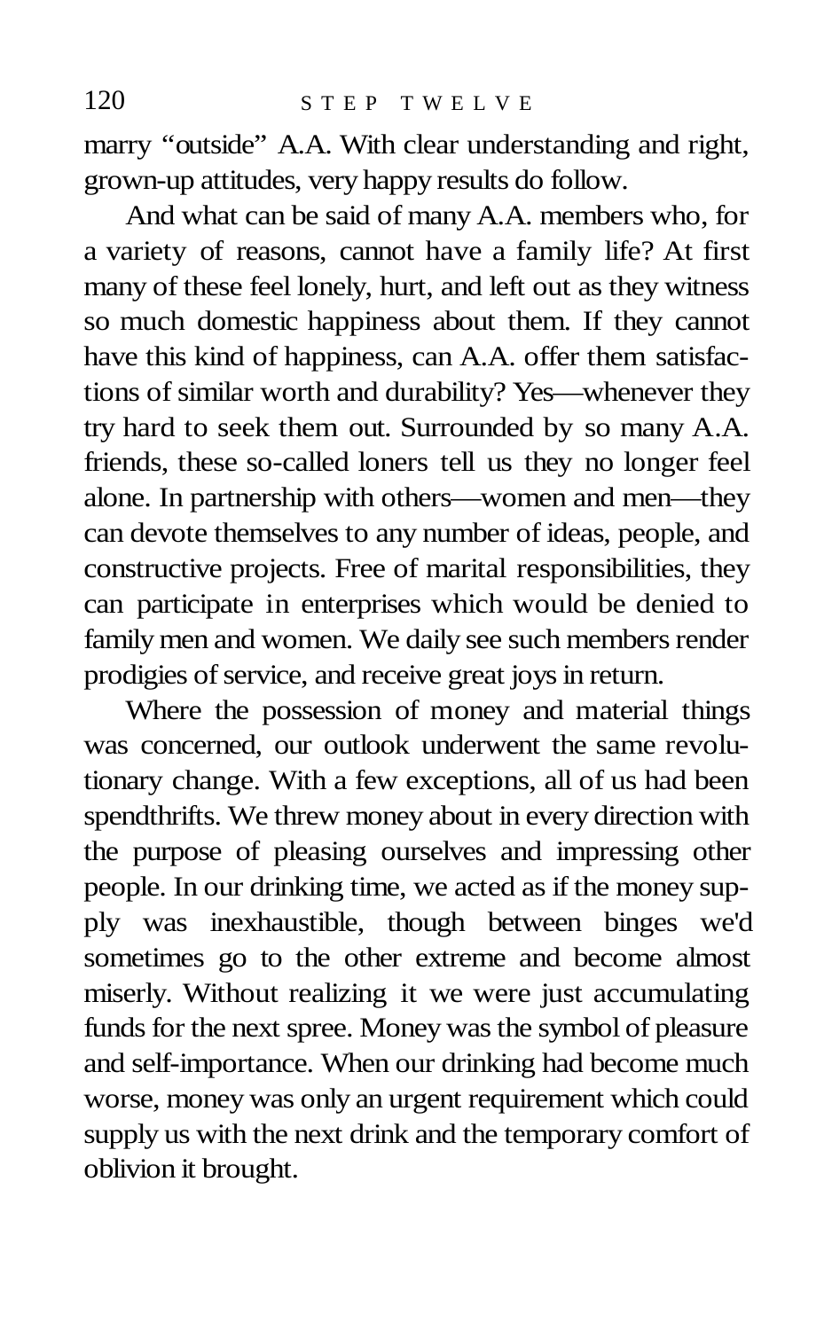marry “outside” A.A. With clear understanding and right, grown-up attitudes, very happy results do follow.

And what can be said of many A.A. members who, for a variety of reasons, cannot have a family life? At first many of these feel lonely, hurt, and left out as they witness so much domestic happiness about them. If they cannot have this kind of happiness, can A.A. offer them satisfactions of similar worth and durability? Yes—whenever they try hard to seek them out. Surrounded by so many A.A. friends, these so-called loners tell us they no longer feel alone. In partnership with others—women and men—they can devote themselves to any number of ideas, people, and constructive projects. Free of marital responsibilities, they can participate in enterprises which would be denied to family men and women. We daily see such members render prodigies of service, and receive great joys in return.

Where the possession of money and material things was concerned, our outlook underwent the same revolutionary change. With a few exceptions, all of us had been spendthrifts. We threw money about in every direction with the purpose of pleasing ourselves and impressing other people. In our drinking time, we acted as if the money supply was inexhaustible, though between binges we'd sometimes go to the other extreme and become almost miserly. Without realizing it we were just accumulating funds for the next spree. Money was the symbol of pleasure and self-importance. When our drinking had become much worse, money was only an urgent requirement which could supply us with the next drink and the temporary comfort of oblivion it brought.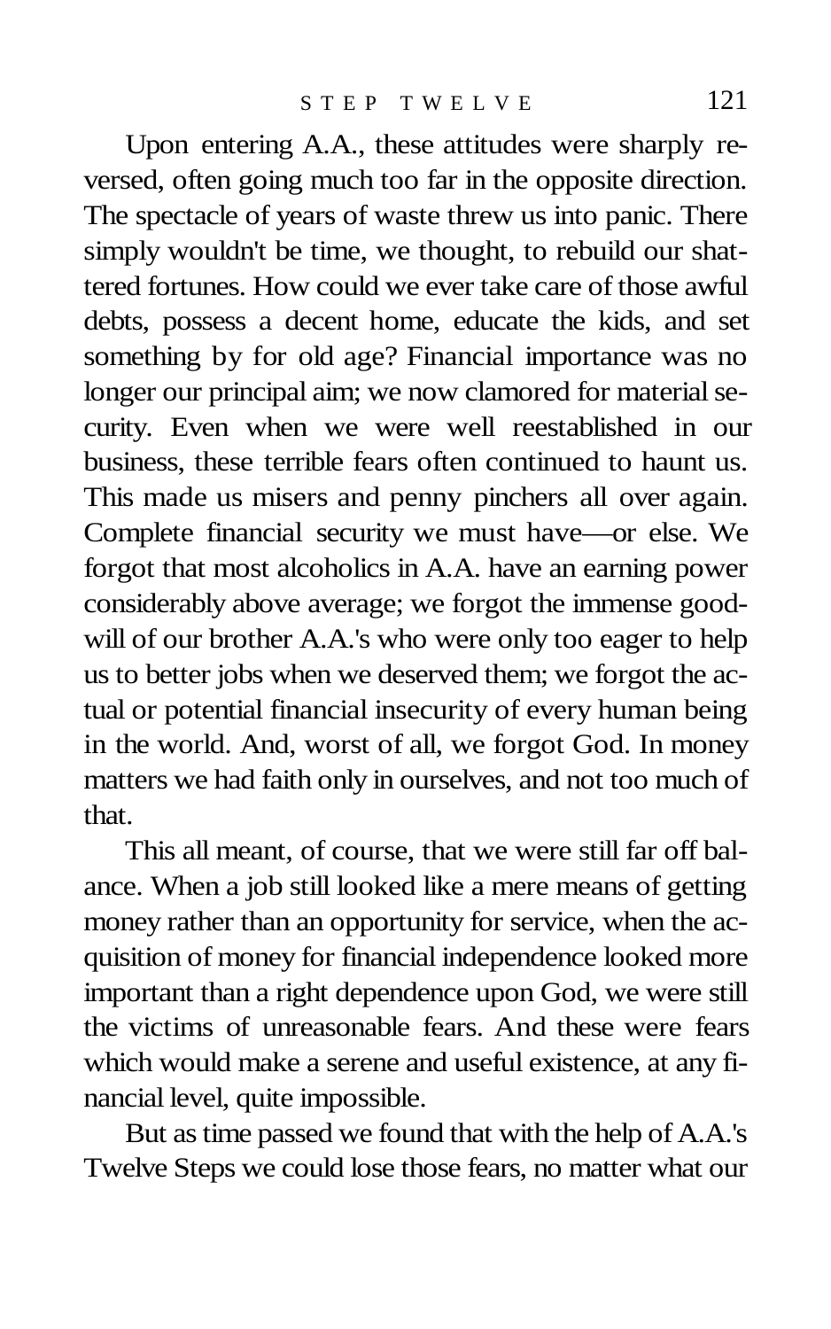Upon entering A.A., these attitudes were sharply reversed, often going much too far in the opposite direction. The spectacle of years of waste threw us into panic. There simply wouldn't be time, we thought, to rebuild our shattered fortunes. How could we ever take care of those awful debts, possess a decent home, educate the kids, and set something by for old age? Financial importance was no longer our principal aim; we now clamored for material security. Even when we were well reestablished in our business, these terrible fears often continued to haunt us. This made us misers and penny pinchers all over again. Complete financial security we must have—or else. We forgot that most alcoholics in A.A. have an earning power considerably above average; we forgot the immense goodwill of our brother A.A.'s who were only too eager to help us to better jobs when we deserved them; we forgot the actual or potential financial insecurity of every human being in the world. And, worst of all, we forgot God. In money matters we had faith only in ourselves, and not too much of that.

This all meant, of course, that we were still far off balance. When a job still looked like a mere means of getting money rather than an opportunity for service, when the acquisition of money for financial independence looked more important than a right dependence upon God, we were still the victims of unreasonable fears. And these were fears which would make a serene and useful existence, at any financial level, quite impossible.

But as time passed we found that with the help of A.A.'s Twelve Steps we could lose those fears, no matter what our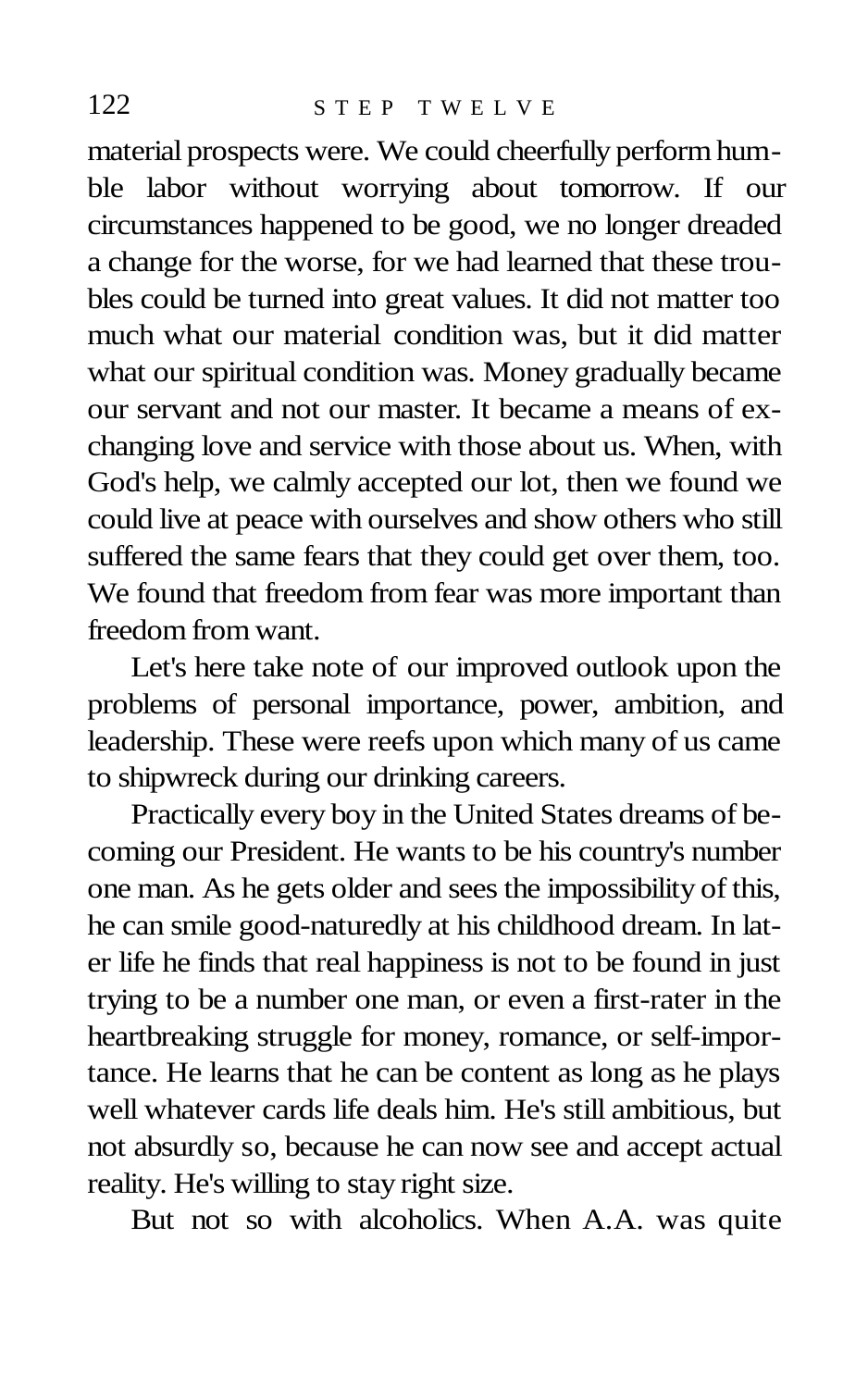material prospects were. We could cheerfully perform humble labor without worrying about tomorrow. If our circumstances happened to be good, we no longer dreaded a change for the worse, for we had learned that these troubles could be turned into great values. It did not matter too much what our material condition was, but it did matter what our spiritual condition was. Money gradually became our servant and not our master. It became a means of exchanging love and service with those about us. When, with God's help, we calmly accepted our lot, then we found we could live at peace with ourselves and show others who still suffered the same fears that they could get over them, too. We found that freedom from fear was more important than freedom from want.

Let's here take note of our improved outlook upon the problems of personal importance, power, ambition, and leadership. These were reefs upon which many of us came to shipwreck during our drinking careers.

Practically every boy in the United States dreams of becoming our President. He wants to be his country's number one man. As he gets older and sees the impossibility of this, he can smile good-naturedly at his childhood dream. In later life he finds that real happiness is not to be found in just trying to be a number one man, or even a first-rater in the heartbreaking struggle for money, romance, or self-importance. He learns that he can be content as long as he plays well whatever cards life deals him. He's still ambitious, but not absurdly so, because he can now see and accept actual reality. He's willing to stay right size.

But not so with alcoholics. When A.A. was quite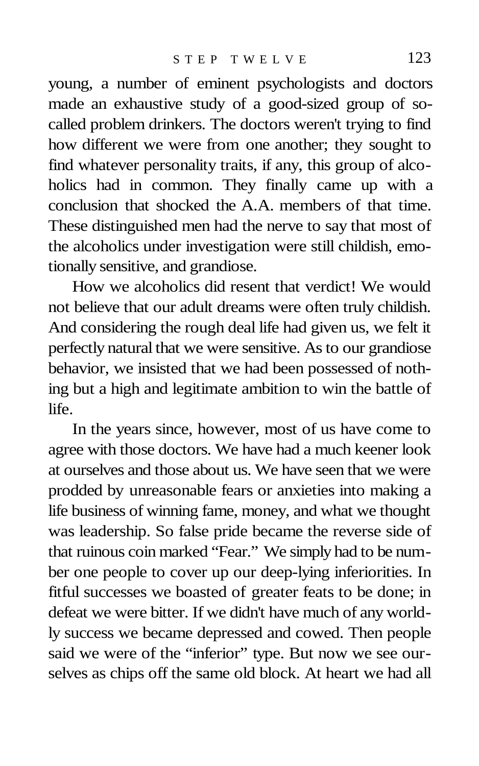young, a number of eminent psychologists and doctors made an exhaustive study of a good-sized group of so-called problem drinkers. The doctors weren't trying to find how different we were from one another; they sought to find whatever personality traits, if any, this group of alcoholics had in common. They finally came up with a conclusion that shocked the A.A. members of that time. These distinguished men had the nerve to say that most of the alcoholics under investigation were still childish, emotionally sensitive, and grandiose.

How we alcoholics did resent that verdict! We would not believe that our adult dreams were often truly childish. And considering the rough deal life had given us, we felt it perfectly natural that we were sensitive. As to our grandiose behavior, we insisted that we had been possessed of nothing but a high and legitimate ambition to win the battle of life.

In the years since, however, most of us have come to agree with those doctors. We have had a much keener look at ourselves and those about us. We have seen that we were prodded by unreasonable fears or anxieties into making a life business of winning fame, money, and what we thought was leadership. So false pride became the reverse side of that ruinous coin marked "Fear." We simply had to be number one people to cover up our deep-lying inferiorities. In fitful successes we boasted of greater feats to be done; in defeat we were bitter. If we didn't have much of any worldly success we became depressed and cowed. Then people said we were of the "inferior" type. But now we see ourselves as chips off the same old block. At heart we had all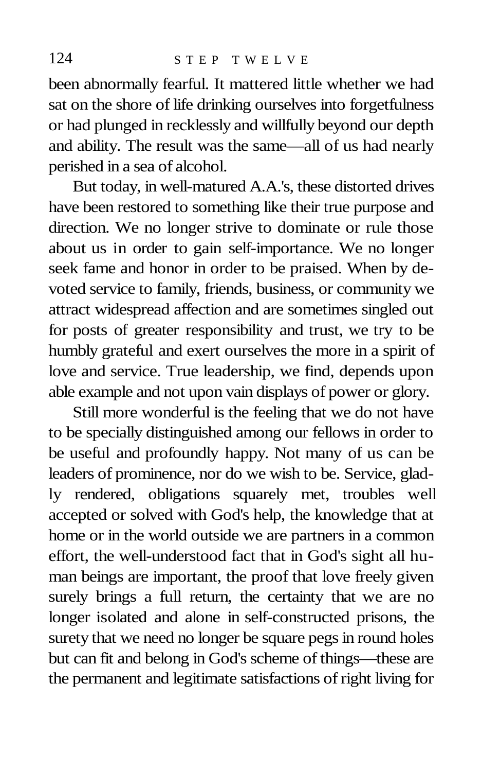been abnormally fearful. It mattered little whether we had sat on the shore of life drinking ourselves into forgetfulness or had plunged in recklessly and willfully beyond our depth and ability. The result was the same—all of us had nearly perished in a sea of alcohol.

But today, in well-matured A.A.'s, these distorted drives have been restored to something like their true purpose and direction. We no longer strive to dominate or rule those about us in order to gain self-importance. We no longer seek fame and honor in order to be praised. When by devoted service to family, friends, business, or community we attract widespread affection and are sometimes singled out for posts of greater responsibility and trust, we try to be humbly grateful and exert ourselves the more in a spirit of love and service. True leadership, we find, depends upon able example and not upon vain displays of power or glory.

Still more wonderful is the feeling that we do not have to be specially distinguished among our fellows in order to be useful and profoundly happy. Not many of us can be leaders of prominence, nor do we wish to be. Service, gladly rendered, obligations squarely met, troubles well accepted or solved with God's help, the knowledge that at home or in the world outside we are partners in a common effort, the well-understood fact that in God's sight all human beings are important, the proof that love freely given surely brings a full return, the certainty that we are no longer isolated and alone in self-constructed prisons, the surety that we need no longer be square pegs in round holes but can fit and belong in God's scheme of things—these are the permanent and legitimate satisfactions of right living for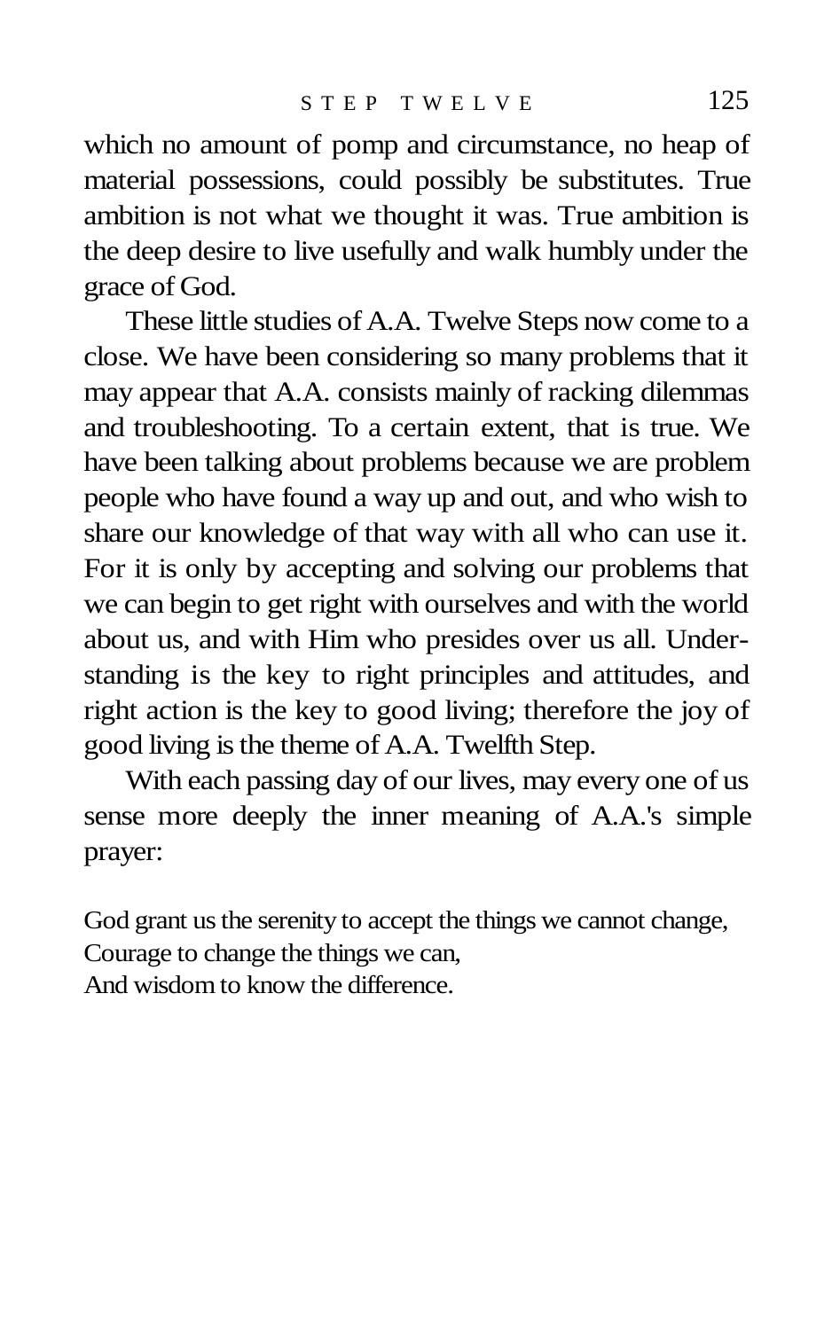which no amount of pomp and circumstance, no heap of material possessions, could possibly be substitutes. True ambition is not what we thought it was. True ambition is the deep desire to live usefully and walk humbly under the grace of God.

These little studies of A.A. Twelve Steps now come to a close. We have been considering so many problems that it may appear that A.A. consists mainly of racking dilemmas and troubleshooting. To a certain extent, that is true. We have been talking about problems because we are problem people who have found a way up and out, and who wish to share our knowledge of that way with all who can use it. For it is only by accepting and solving our problems that we can begin to get right with ourselves and with the world about us, and with Him who presides over us all. Understanding is the key to right principles and attitudes, and right action is the key to good living; therefore the joy of good living is the theme of A.A. Twelfth Step.

With each passing day of our lives, may every one of us sense more deeply the inner meaning of A.A.'s simple prayer:

God grant us the serenity to accept the things we cannot change,
Courage to change the things we can,
And wisdom to know the difference.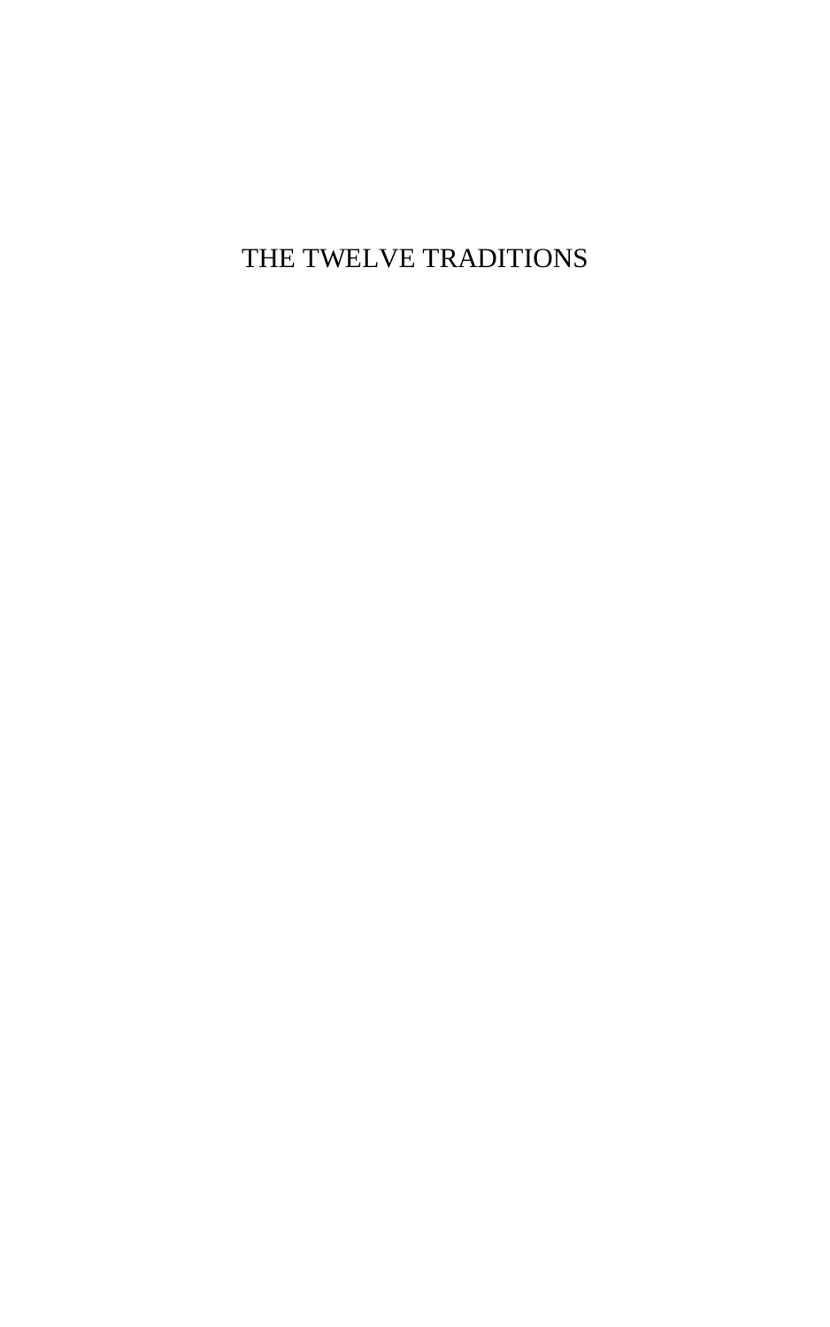# THE TWELVE TRADITIONS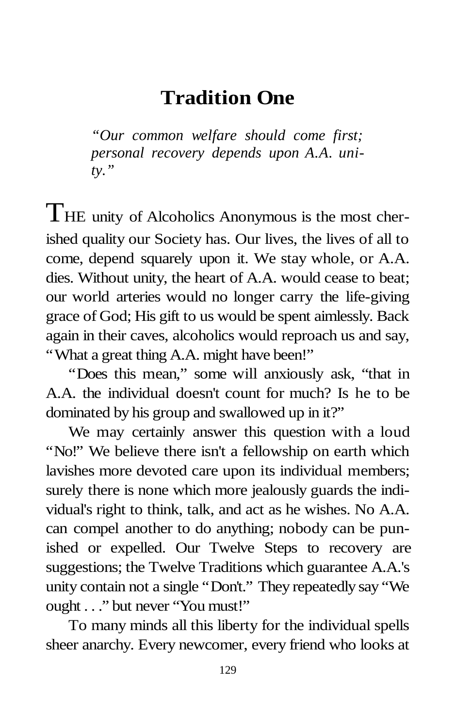# Tradition One

*"Our common welfare should come first; personal recovery depends upon A.A. unity."*

THE unity of Alcoholics Anonymous is the most cherished quality our Society has. Our lives, the lives of all to come, depend squarely upon it. We stay whole, or A.A. dies. Without unity, the heart of A.A. would cease to beat; our world arteries would no longer carry the life-giving grace of God; His gift to us would be spent aimlessly. Back again in their caves, alcoholics would reproach us and say, "What a great thing A.A. might have been!"

"Does this mean," some will anxiously ask, "that in A.A. the individual doesn't count for much? Is he to be dominated by his group and swallowed up in it?"

We may certainly answer this question with a loud "No!" We believe there isn't a fellowship on earth which lavishes more devoted care upon its individual members; surely there is none which more jealously guards the individual's right to think, talk, and act as he wishes. No A.A. can compel another to do anything; nobody can be punished or expelled. Our Twelve Steps to recovery are suggestions; the Twelve Traditions which guarantee A.A.'s unity contain not a single "Don't." They repeatedly say "We ought . . ." but never "You must!"

To many minds all this liberty for the individual spells sheer anarchy. Every newcomer, every friend who looks at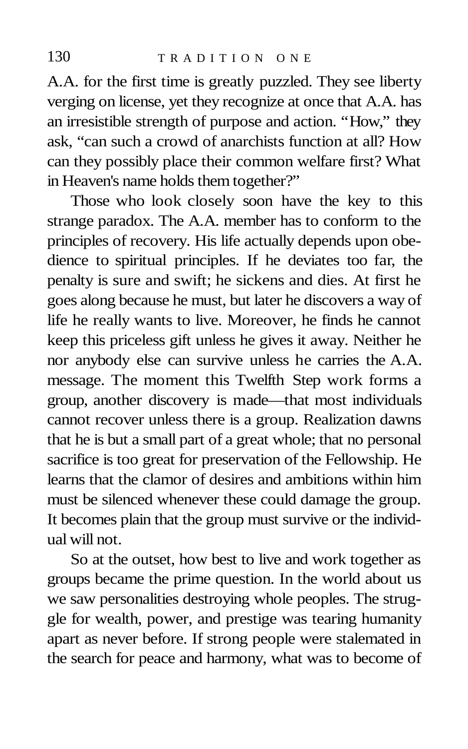A.A. for the first time is greatly puzzled. They see liberty verging on license, yet they recognize at once that A.A. has an irresistible strength of purpose and action. "How," they ask, "can such a crowd of anarchists function at all? How can they possibly place their common welfare first? What in Heaven's name holds them together?"

Those who look closely soon have the key to this strange paradox. The A.A. member has to conform to the principles of recovery. His life actually depends upon obedience to spiritual principles. If he deviates too far, the penalty is sure and swift; he sickens and dies. At first he goes along because he must, but later he discovers a way of life he really wants to live. Moreover, he finds he cannot keep this priceless gift unless he gives it away. Neither he nor anybody else can survive unless he carries the A.A. message. The moment this Twelfth Step work forms a group, another discovery is made—that most individuals cannot recover unless there is a group. Realization dawns that he is but a small part of a great whole; that no personal sacrifice is too great for preservation of the Fellowship. He learns that the clamor of desires and ambitions within him must be silenced whenever these could damage the group. It becomes plain that the group must survive or the individual will not.

So at the outset, how best to live and work together as groups became the prime question. In the world about us we saw personalities destroying whole peoples. The struggle for wealth, power, and prestige was tearing humanity apart as never before. If strong people were stalemated in the search for peace and harmony, what was to become of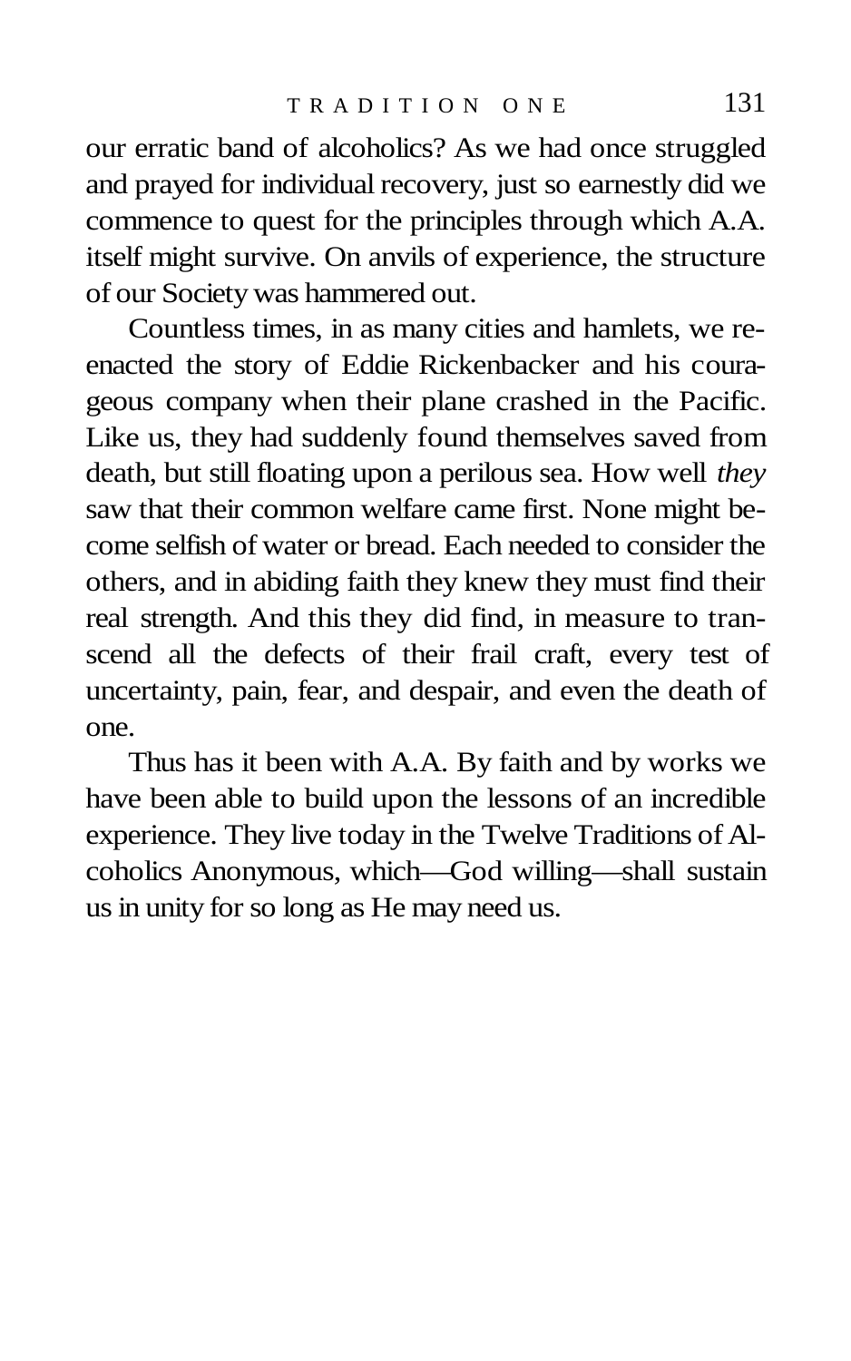our erratic band of alcoholics? As we had once struggled and prayed for individual recovery, just so earnestly did we commence to quest for the principles through which A.A. itself might survive. On anvils of experience, the structure of our Society was hammered out.

Countless times, in as many cities and hamlets, we reenacted the story of Eddie Rickenbacker and his courageous company when their plane crashed in the Pacific. Like us, they had suddenly found themselves saved from death, but still floating upon a perilous sea. How well *they* saw that their common welfare came first. None might become selfish of water or bread. Each needed to consider the others, and in abiding faith they knew they must find their real strength. And this they did find, in measure to transcend all the defects of their frail craft, every test of uncertainty, pain, fear, and despair, and even the death of one.

Thus has it been with A.A. By faith and by works we have been able to build upon the lessons of an incredible experience. They live today in the Twelve Traditions of Alcoholics Anonymous, which—God willing—shall sustain us in unity for so long as He may need us.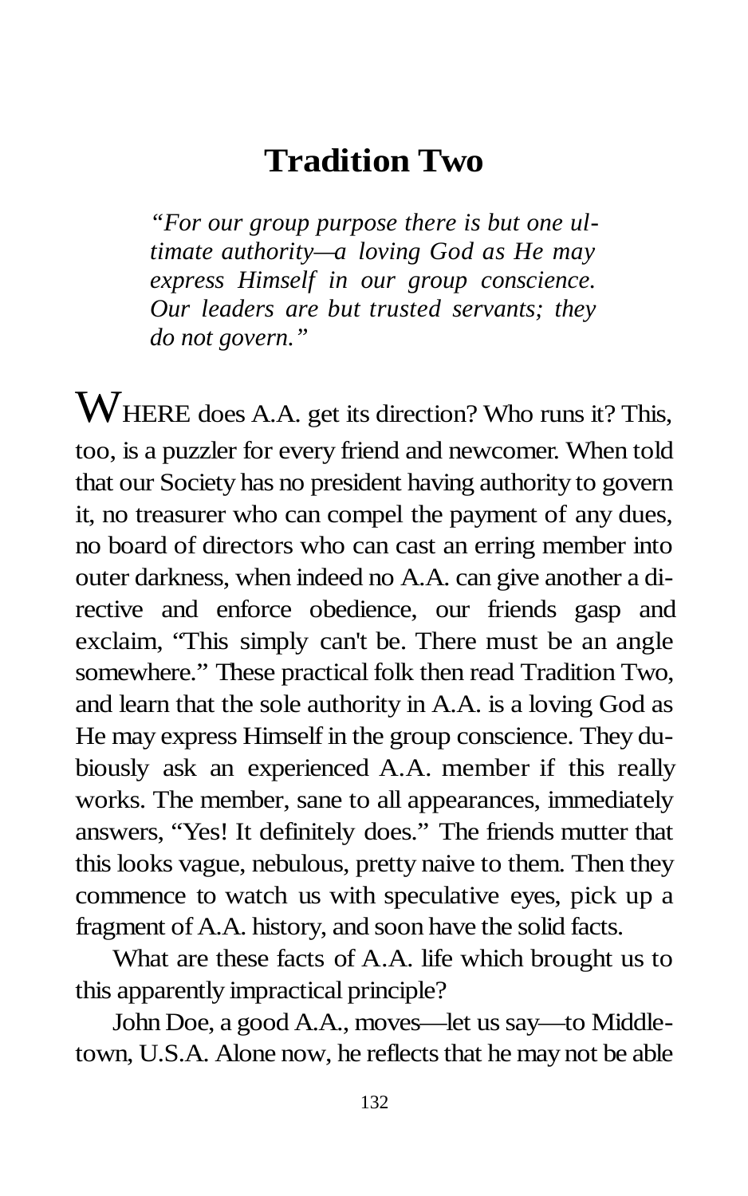# Tradition Two

*"For our group purpose there is but one ultimate authority—a loving God as He may express Himself in our group conscience. Our leaders are but trusted servants; they do not govern."*

WHERE does A.A. get its direction? Who runs it? This, too, is a puzzler for every friend and newcomer. When told that our Society has no president having authority to govern it, no treasurer who can compel the payment of any dues, no board of directors who can cast an erring member into outer darkness, when indeed no A.A. can give another a directive and enforce obedience, our friends gasp and exclaim, "This simply can't be. There must be an angle somewhere." These practical folk then read Tradition Two, and learn that the sole authority in A.A. is a loving God as He may express Himself in the group conscience. They dubiously ask an experienced A.A. member if this really works. The member, sane to all appearances, immediately answers, "Yes! It definitely does." The friends mutter that this looks vague, nebulous, pretty naive to them. Then they commence to watch us with speculative eyes, pick up a fragment of A.A. history, and soon have the solid facts.

What are these facts of A.A. life which brought us to this apparently impractical principle?

John Doe, a good A.A., moves—let us say—to Middletown, U.S.A. Alone now, he reflects that he may not be able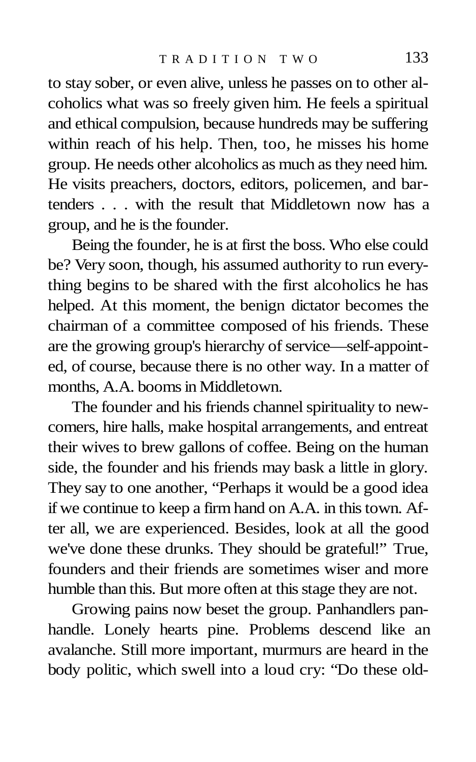to stay sober, or even alive, unless he passes on to other alcoholics what was so freely given him. He feels a spiritual and ethical compulsion, because hundreds may be suffering within reach of his help. Then, too, he misses his home group. He needs other alcoholics as much as they need him. He visits preachers, doctors, editors, policemen, and bartenders . . . with the result that Middletown now has a group, and he is the founder.

Being the founder, he is at first the boss. Who else could be? Very soon, though, his assumed authority to run everything begins to be shared with the first alcoholics he has helped. At this moment, the benign dictator becomes the chairman of a committee composed of his friends. These are the growing group's hierarchy of service—self-appointed, of course, because there is no other way. In a matter of months, A.A. booms in Middletown.

The founder and his friends channel spirituality to newcomers, hire halls, make hospital arrangements, and entreat their wives to brew gallons of coffee. Being on the human side, the founder and his friends may bask a little in glory. They say to one another, "Perhaps it would be a good idea if we continue to keep a firm hand on A.A. in this town. After all, we are experienced. Besides, look at all the good we've done these drunks. They should be grateful!" True, founders and their friends are sometimes wiser and more humble than this. But more often at this stage they are not.

Growing pains now beset the group. Panhandlers panhandle. Lonely hearts pine. Problems descend like an avalanche. Still more important, murmurs are heard in the body politic, which swell into a loud cry: "Do these old-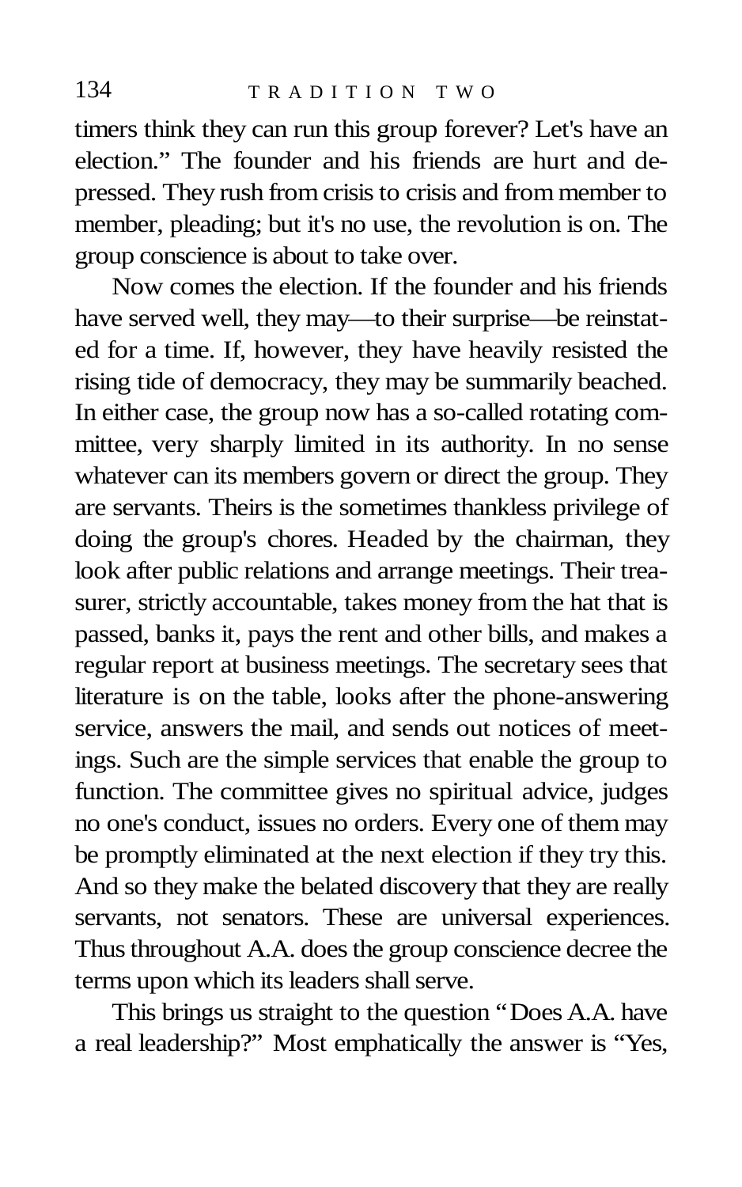timers think they can run this group forever? Let's have an election." The founder and his friends are hurt and depressed. They rush from crisis to crisis and from member to member, pleading; but it's no use, the revolution is on. The group conscience is about to take over.

Now comes the election. If the founder and his friends have served well, they may—to their surprise—be reinstated for a time. If, however, they have heavily resisted the rising tide of democracy, they may be summarily beached. In either case, the group now has a so-called rotating committee, very sharply limited in its authority. In no sense whatever can its members govern or direct the group. They are servants. Theirs is the sometimes thankless privilege of doing the group's chores. Headed by the chairman, they look after public relations and arrange meetings. Their treasurer, strictly accountable, takes money from the hat that is passed, banks it, pays the rent and other bills, and makes a regular report at business meetings. The secretary sees that literature is on the table, looks after the phone-answering service, answers the mail, and sends out notices of meetings. Such are the simple services that enable the group to function. The committee gives no spiritual advice, judges no one's conduct, issues no orders. Every one of them may be promptly eliminated at the next election if they try this. And so they make the belated discovery that they are really servants, not senators. These are universal experiences. Thus throughout A.A. does the group conscience decree the terms upon which its leaders shall serve.

This brings us straight to the question "Does A.A. have a real leadership?" Most emphatically the answer is "Yes,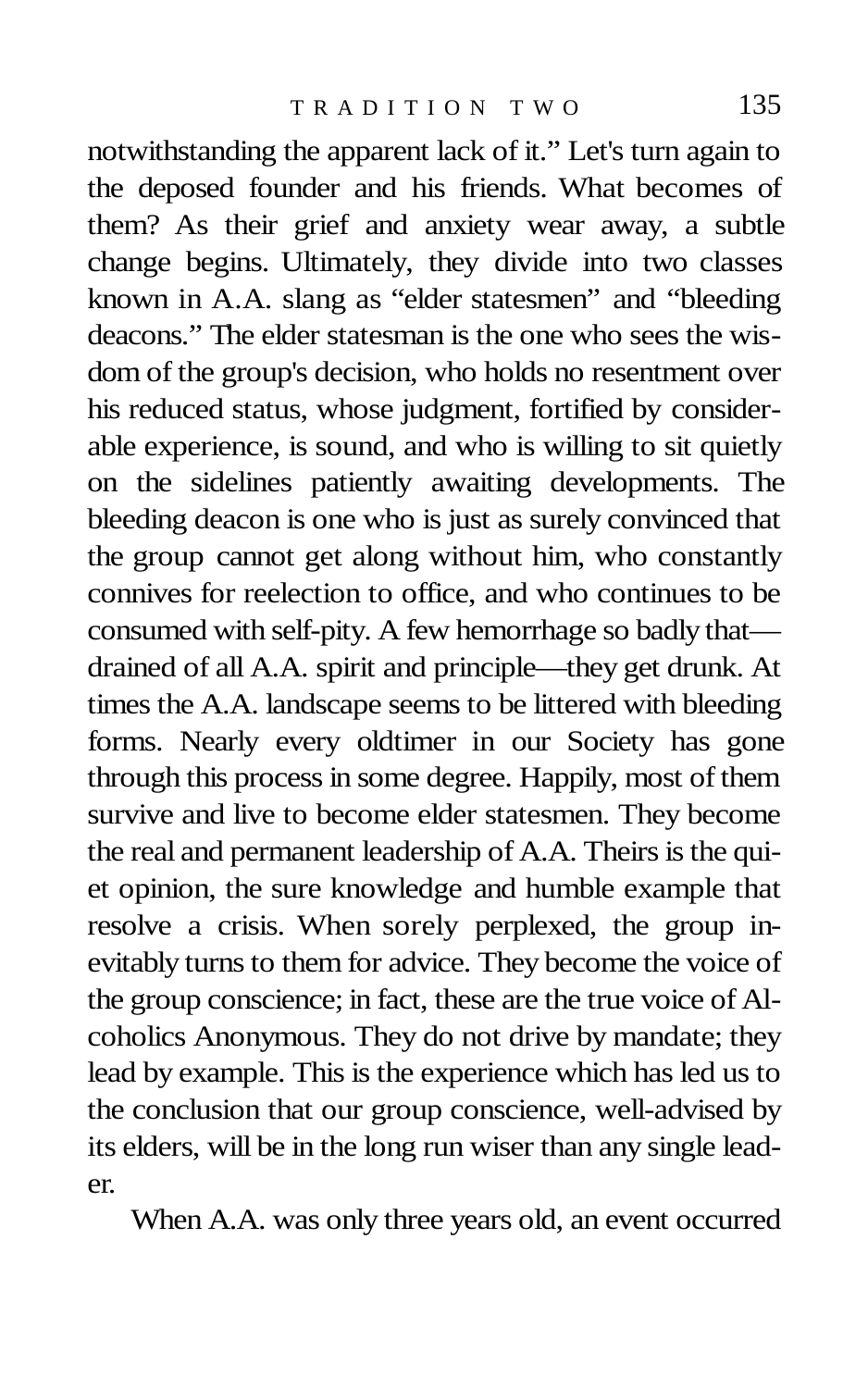notwithstanding the apparent lack of it." Let's turn again to the deposed founder and his friends. What becomes of them? As their grief and anxiety wear away, a subtle change begins. Ultimately, they divide into two classes known in A.A. slang as "elder statesmen" and "bleeding deacons." The elder statesman is the one who sees the wisdom of the group's decision, who holds no resentment over his reduced status, whose judgment, fortified by considerable experience, is sound, and who is willing to sit quietly on the sidelines patiently awaiting developments. The bleeding deacon is one who is just as surely convinced that the group cannot get along without him, who constantly connives for reelection to office, and who continues to be consumed with self-pity. A few hemorrhage so badly that—drained of all A.A. spirit and principle—they get drunk. At times the A.A. landscape seems to be littered with bleeding forms. Nearly every oldtimer in our Society has gone through this process in some degree. Happily, most of them survive and live to become elder statesmen. They become the real and permanent leadership of A.A. Theirs is the quiet opinion, the sure knowledge and humble example that resolve a crisis. When sorely perplexed, the group inevitably turns to them for advice. They become the voice of the group conscience; in fact, these are the true voice of Alcoholics Anonymous. They do not drive by mandate; they lead by example. This is the experience which has led us to the conclusion that our group conscience, well-advised by its elders, will be in the long run wiser than any single leader.

When A.A. was only three years old, an event occurred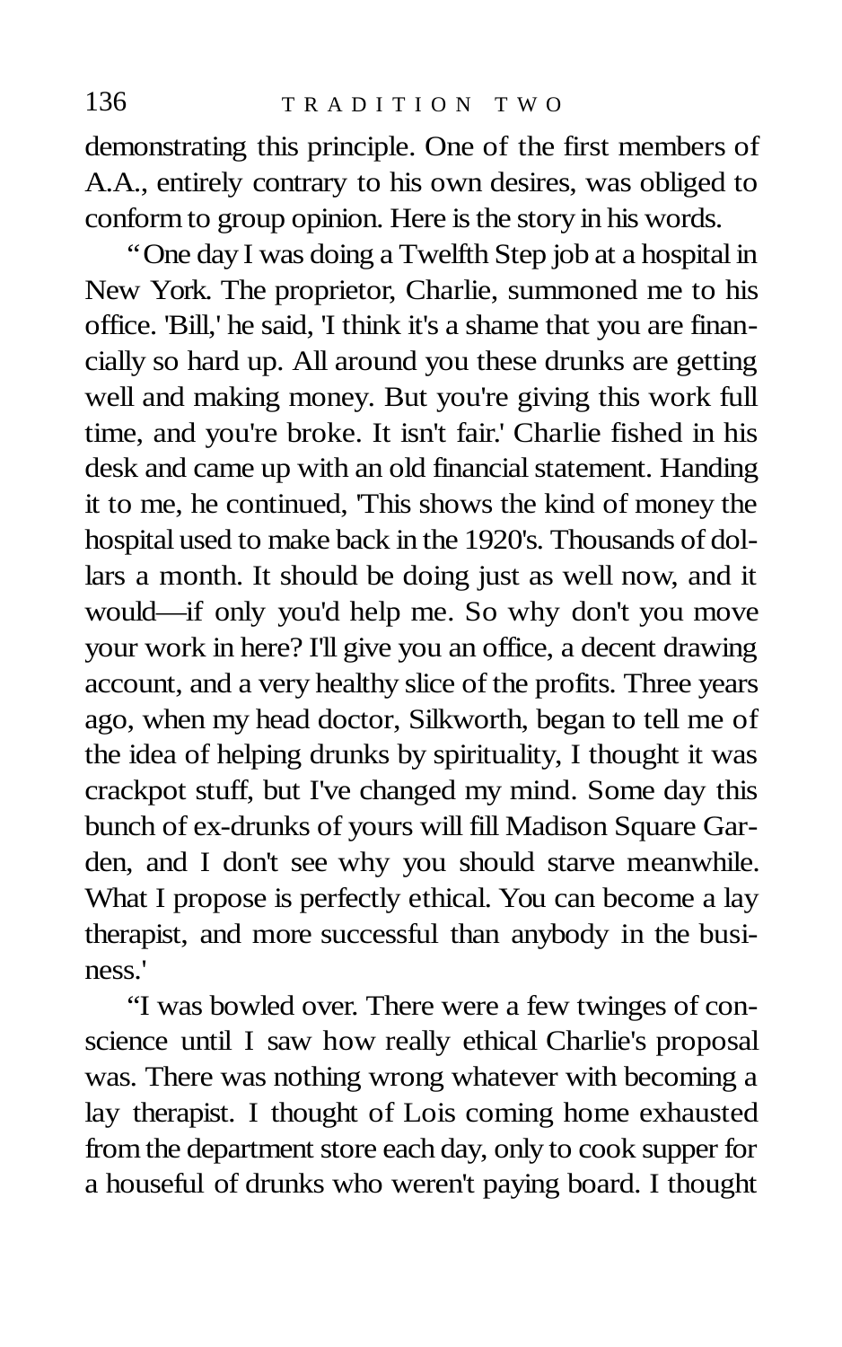demonstrating this principle. One of the first members of A.A., entirely contrary to his own desires, was obliged to conform to group opinion. Here is the story in his words.

"One day I was doing a Twelfth Step job at a hospital in New York. The proprietor, Charlie, summoned me to his office. 'Bill,' he said, 'I think it's a shame that you are financially so hard up. All around you these drunks are getting well and making money. But you're giving this work full time, and you're broke. It isn't fair.' Charlie fished in his desk and came up with an old financial statement. Handing it to me, he continued, 'This shows the kind of money the hospital used to make back in the 1920's. Thousands of dollars a month. It should be doing just as well now, and it would—if only you'd help me. So why don't you move your work in here? I'll give you an office, a decent drawing account, and a very healthy slice of the profits. Three years ago, when my head doctor, Silkworth, began to tell me of the idea of helping drunks by spirituality, I thought it was crackpot stuff, but I've changed my mind. Some day this bunch of ex-drunks of yours will fill Madison Square Garden, and I don't see why you should starve meanwhile. What I propose is perfectly ethical. You can become a lay therapist, and more successful than anybody in the business.'

"I was bowled over. There were a few twinges of conscience until I saw how really ethical Charlie's proposal was. There was nothing wrong whatever with becoming a lay therapist. I thought of Lois coming home exhausted from the department store each day, only to cook supper for a houseful of drunks who weren't paying board. I thought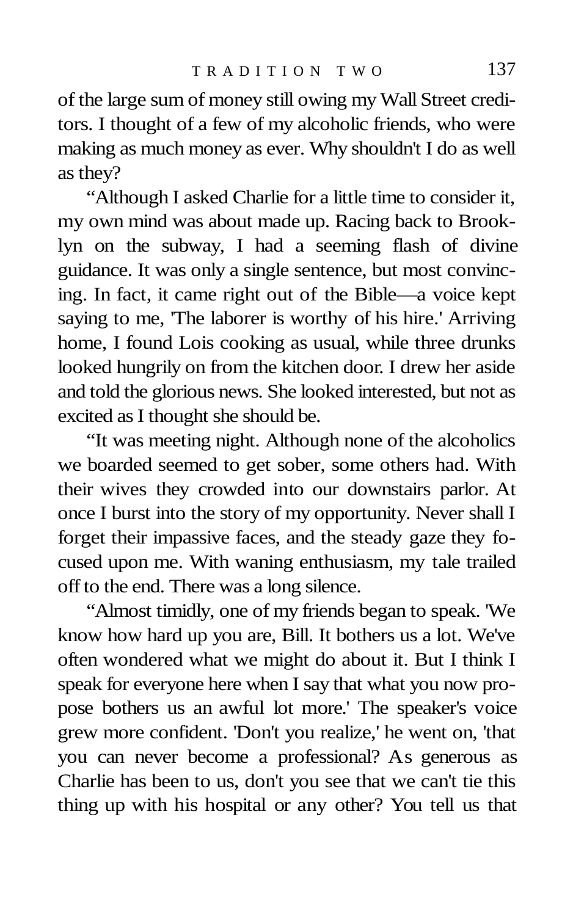of the large sum of money still owing my Wall Street creditors. I thought of a few of my alcoholic friends, who were making as much money as ever. Why shouldn't I do as well as they?

“Although I asked Charlie for a little time to consider it, my own mind was about made up. Racing back to Brooklyn on the subway, I had a seeming flash of divine guidance. It was only a single sentence, but most convincing. In fact, it came right out of the Bible—a voice kept saying to me, 'The laborer is worthy of his hire.' Arriving home, I found Lois cooking as usual, while three drunks looked hungrily on from the kitchen door. I drew her aside and told the glorious news. She looked interested, but not as excited as I thought she should be.

“It was meeting night. Although none of the alcoholics we boarded seemed to get sober, some others had. With their wives they crowded into our downstairs parlor. At once I burst into the story of my opportunity. Never shall I forget their impassive faces, and the steady gaze they focused upon me. With waning enthusiasm, my tale trailed off to the end. There was a long silence.

“Almost timidly, one of my friends began to speak. 'We know how hard up you are, Bill. It bothers us a lot. We've often wondered what we might do about it. But I think I speak for everyone here when I say that what you now propose bothers us an awful lot more.' The speaker's voice grew more confident. 'Don't you realize,' he went on, 'that you can never become a professional? As generous as Charlie has been to us, don't you see that we can't tie this thing up with his hospital or any other? You tell us that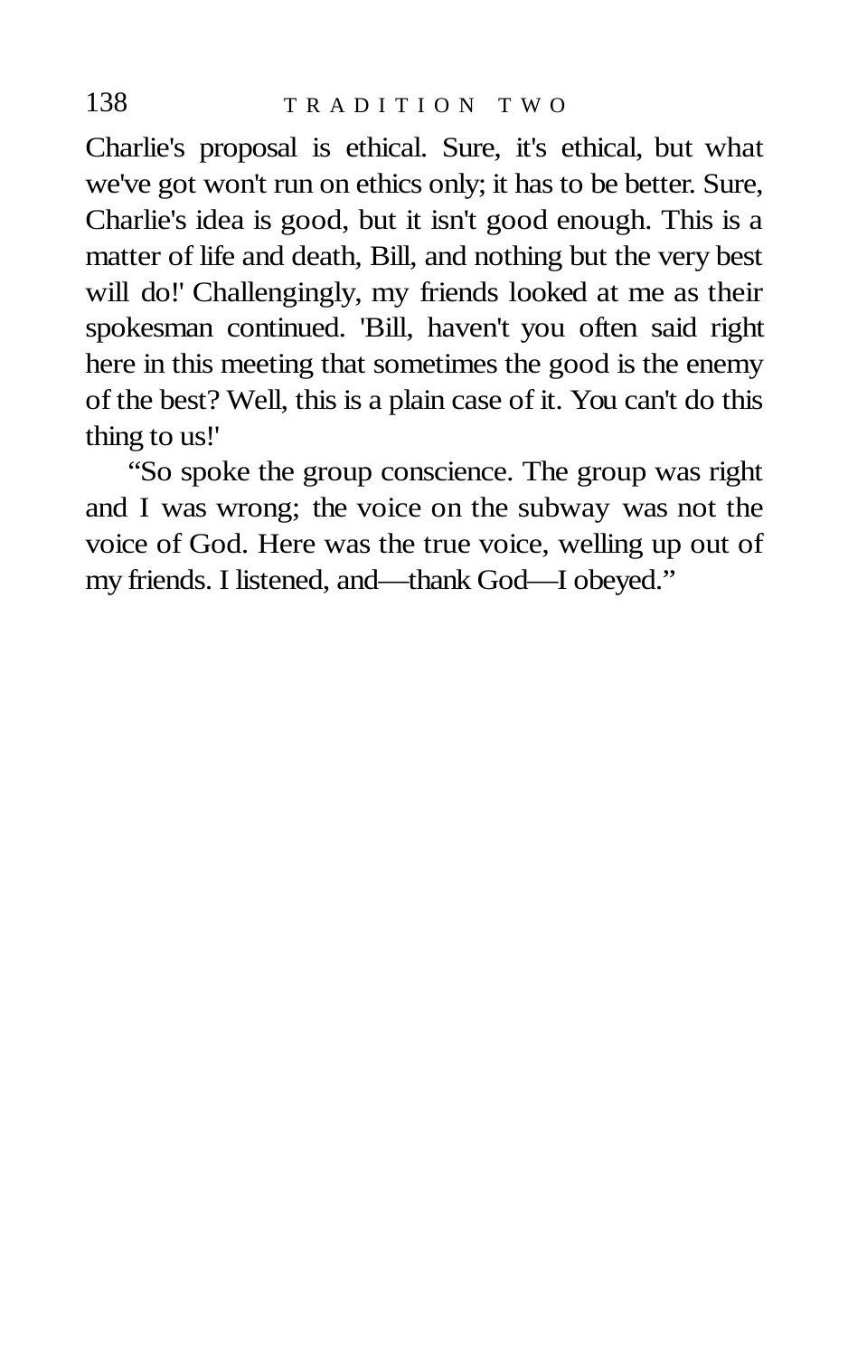Charlie's proposal is ethical. Sure, it's ethical, but what we've got won't run on ethics only; it has to be better. Sure, Charlie's idea is good, but it isn't good enough. This is a matter of life and death, Bill, and nothing but the very best will do!' Challengingly, my friends looked at me as their spokesman continued. 'Bill, haven't you often said right here in this meeting that sometimes the good is the enemy of the best? Well, this is a plain case of it. You can't do this thing to us!'

"So spoke the group conscience. The group was right and I was wrong; the voice on the subway was not the voice of God. Here was the true voice, welling up out of my friends. I listened, and—thank God—I obeyed."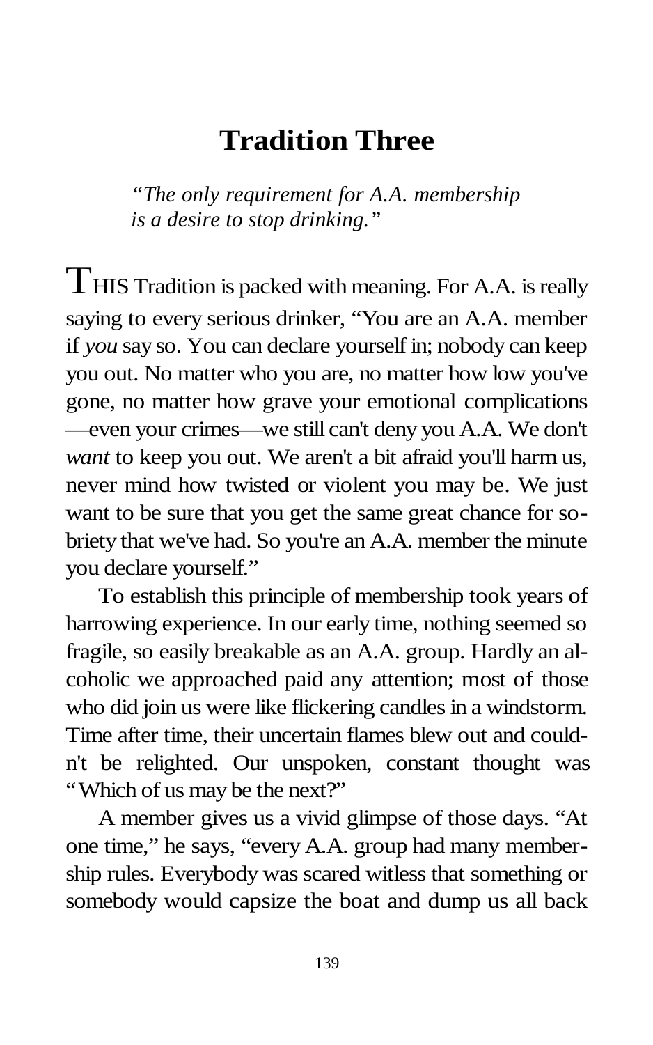# Tradition Three

*"The only requirement for A.A. membership is a desire to stop drinking."*

THIS Tradition is packed with meaning. For A.A. is really saying to every serious drinker, "You are an A.A. member if *you* say so. You can declare yourself in; nobody can keep you out. No matter who you are, no matter how low you've gone, no matter how grave your emotional complications —even your crimes—we still can't deny you A.A. We don't *want* to keep you out. We aren't a bit afraid you'll harm us, never mind how twisted or violent you may be. We just want to be sure that you get the same great chance for sobriety that we've had. So you're an A.A. member the minute you declare yourself."

To establish this principle of membership took years of harrowing experience. In our early time, nothing seemed so fragile, so easily breakable as an A.A. group. Hardly an alcoholic we approached paid any attention; most of those who did join us were like flickering candles in a windstorm. Time after time, their uncertain flames blew out and couldn't be relighted. Our unspoken, constant thought was "Which of us may be the next?"

A member gives us a vivid glimpse of those days. "At one time," he says, "every A.A. group had many membership rules. Everybody was scared witless that something or somebody would capsize the boat and dump us all back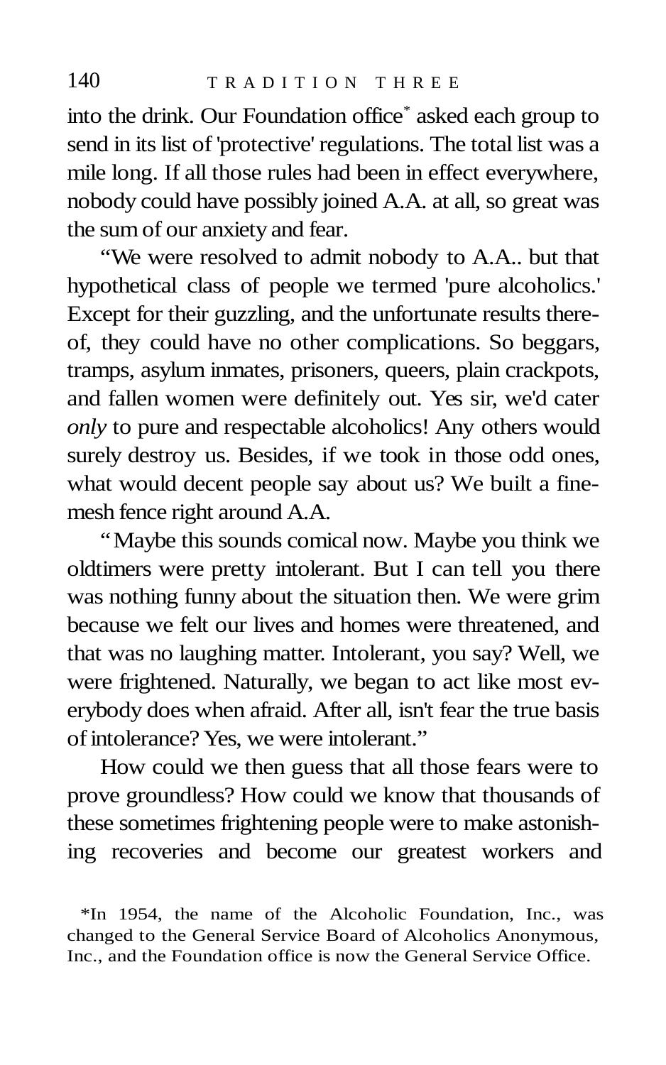into the drink. Our Foundation office* asked each group to send in its list of 'protective' regulations. The total list was a mile long. If all those rules had been in effect everywhere, nobody could have possibly joined A.A. at all, so great was the sum of our anxiety and fear.

"We were resolved to admit nobody to A.A.. but that hypothetical class of people we termed 'pure alcoholics.' Except for their guzzling, and the unfortunate results thereof, they could have no other complications. So beggars, tramps, asylum inmates, prisoners, queers, plain crackpots, and fallen women were definitely out. Yes sir, we'd cater *only* to pure and respectable alcoholics! Any others would surely destroy us. Besides, if we took in those odd ones, what would decent people say about us? We built a fine-mesh fence right around A.A.

"Maybe this sounds comical now. Maybe you think we oldtimers were pretty intolerant. But I can tell you there was nothing funny about the situation then. We were grim because we felt our lives and homes were threatened, and that was no laughing matter. Intolerant, you say? Well, we were frightened. Naturally, we began to act like most everybody does when afraid. After all, isn't fear the true basis of intolerance? Yes, we were intolerant."

How could we then guess that all those fears were to prove groundless? How could we know that thousands of these sometimes frightening people were to make astonishing recoveries and become our greatest workers and

*In 1954, the name of the Alcoholic Foundation, Inc., was changed to the General Service Board of Alcoholics Anonymous, Inc., and the Foundation office is now the General Service Office.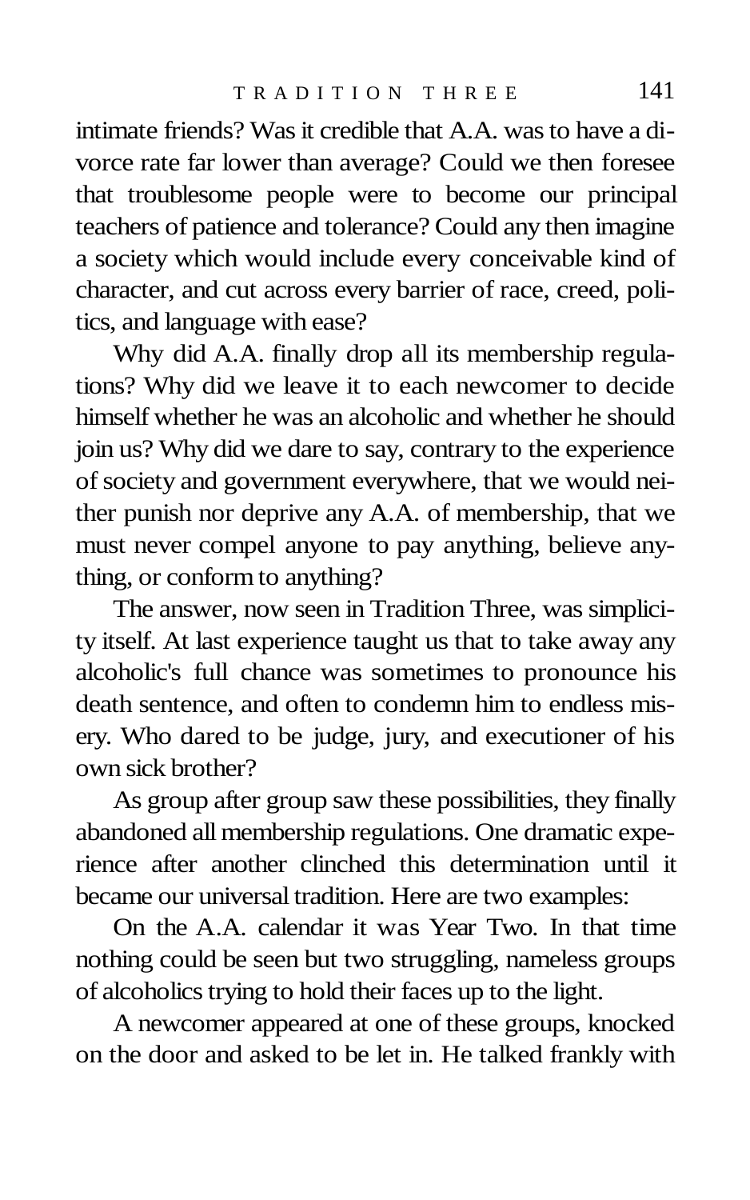intimate friends? Was it credible that A.A. was to have a divorce rate far lower than average? Could we then foresee that troublesome people were to become our principal teachers of patience and tolerance? Could any then imagine a society which would include every conceivable kind of character, and cut across every barrier of race, creed, politics, and language with ease?

Why did A.A. finally drop all its membership regulations? Why did we leave it to each newcomer to decide himself whether he was an alcoholic and whether he should join us? Why did we dare to say, contrary to the experience of society and government everywhere, that we would neither punish nor deprive any A.A. of membership, that we must never compel anyone to pay anything, believe anything, or conform to anything?

The answer, now seen in Tradition Three, was simplicity itself. At last experience taught us that to take away any alcoholic's full chance was sometimes to pronounce his death sentence, and often to condemn him to endless misery. Who dared to be judge, jury, and executioner of his own sick brother?

As group after group saw these possibilities, they finally abandoned all membership regulations. One dramatic experience after another clinched this determination until it became our universal tradition. Here are two examples:

On the A.A. calendar it was Year Two. In that time nothing could be seen but two struggling, nameless groups of alcoholics trying to hold their faces up to the light.

A newcomer appeared at one of these groups, knocked on the door and asked to be let in. He talked frankly with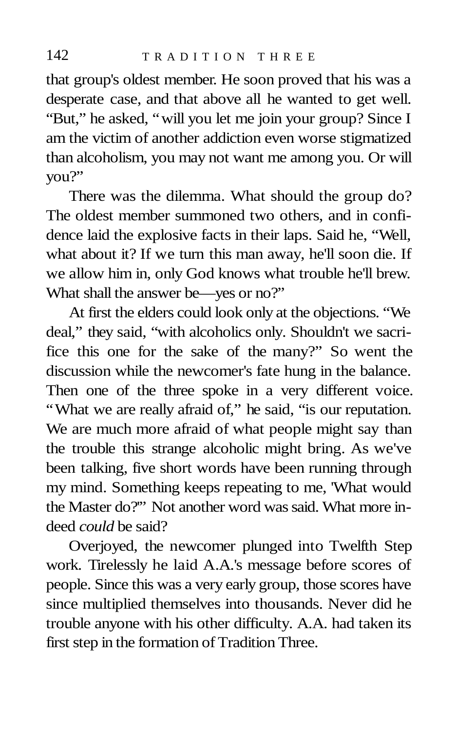that group's oldest member. He soon proved that his was a desperate case, and that above all he wanted to get well. "But," he asked, "will you let me join your group? Since I am the victim of another addiction even worse stigmatized than alcoholism, you may not want me among you. Or will you?"

There was the dilemma. What should the group do? The oldest member summoned two others, and in confidence laid the explosive facts in their laps. Said he, "Well, what about it? If we turn this man away, he'll soon die. If we allow him in, only God knows what trouble he'll brew. What shall the answer be—yes or no?"

At first the elders could look only at the objections. "We deal," they said, "with alcoholics only. Shouldn't we sacrifice this one for the sake of the many?" So went the discussion while the newcomer's fate hung in the balance. Then one of the three spoke in a very different voice. "What we are really afraid of," he said, "is our reputation. We are much more afraid of what people might say than the trouble this strange alcoholic might bring. As we've been talking, five short words have been running through my mind. Something keeps repeating to me, 'What would the Master do?'" Not another word was said. What more indeed *could* be said?

Overjoyed, the newcomer plunged into Twelfth Step work. Tirelessly he laid A.A.'s message before scores of people. Since this was a very early group, those scores have since multiplied themselves into thousands. Never did he trouble anyone with his other difficulty. A.A. had taken its first step in the formation of Tradition Three.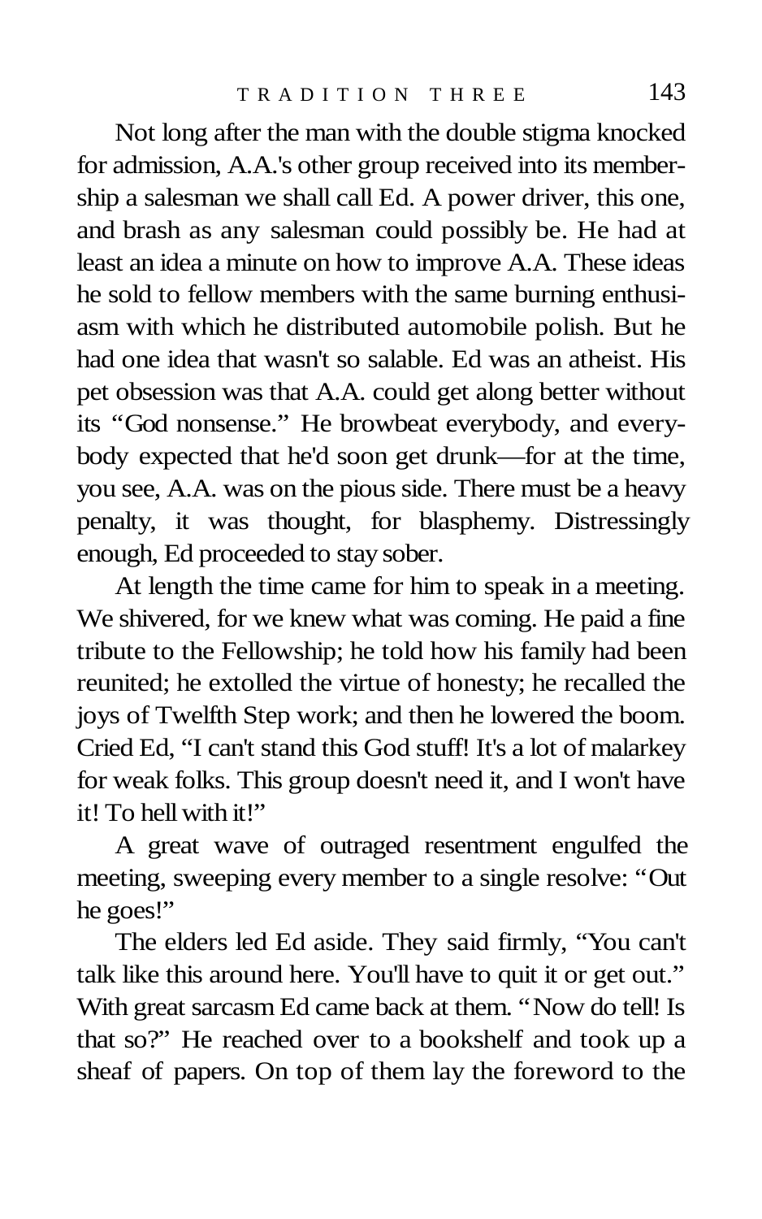Not long after the man with the double stigma knocked for admission, A.A.'s other group received into its membership a salesman we shall call Ed. A power driver, this one, and brash as any salesman could possibly be. He had at least an idea a minute on how to improve A.A. These ideas he sold to fellow members with the same burning enthusiasm with which he distributed automobile polish. But he had one idea that wasn't so salable. Ed was an atheist. His pet obsession was that A.A. could get along better without its "God nonsense." He browbeat everybody, and everybody expected that he'd soon get drunk—for at the time, you see, A.A. was on the pious side. There must be a heavy penalty, it was thought, for blasphemy. Distressingly enough, Ed proceeded to stay sober.

At length the time came for him to speak in a meeting. We shivered, for we knew what was coming. He paid a fine tribute to the Fellowship; he told how his family had been reunited; he extolled the virtue of honesty; he recalled the joys of Twelfth Step work; and then he lowered the boom. Cried Ed, "I can't stand this God stuff! It's a lot of malarkey for weak folks. This group doesn't need it, and I won't have it! To hell with it!"

A great wave of outraged resentment engulfed the meeting, sweeping every member to a single resolve: "Out he goes!"

The elders led Ed aside. They said firmly, "You can't talk like this around here. You'll have to quit it or get out." With great sarcasm Ed came back at them. "Now do tell! Is that so?" He reached over to a bookshelf and took up a sheaf of papers. On top of them lay the foreword to the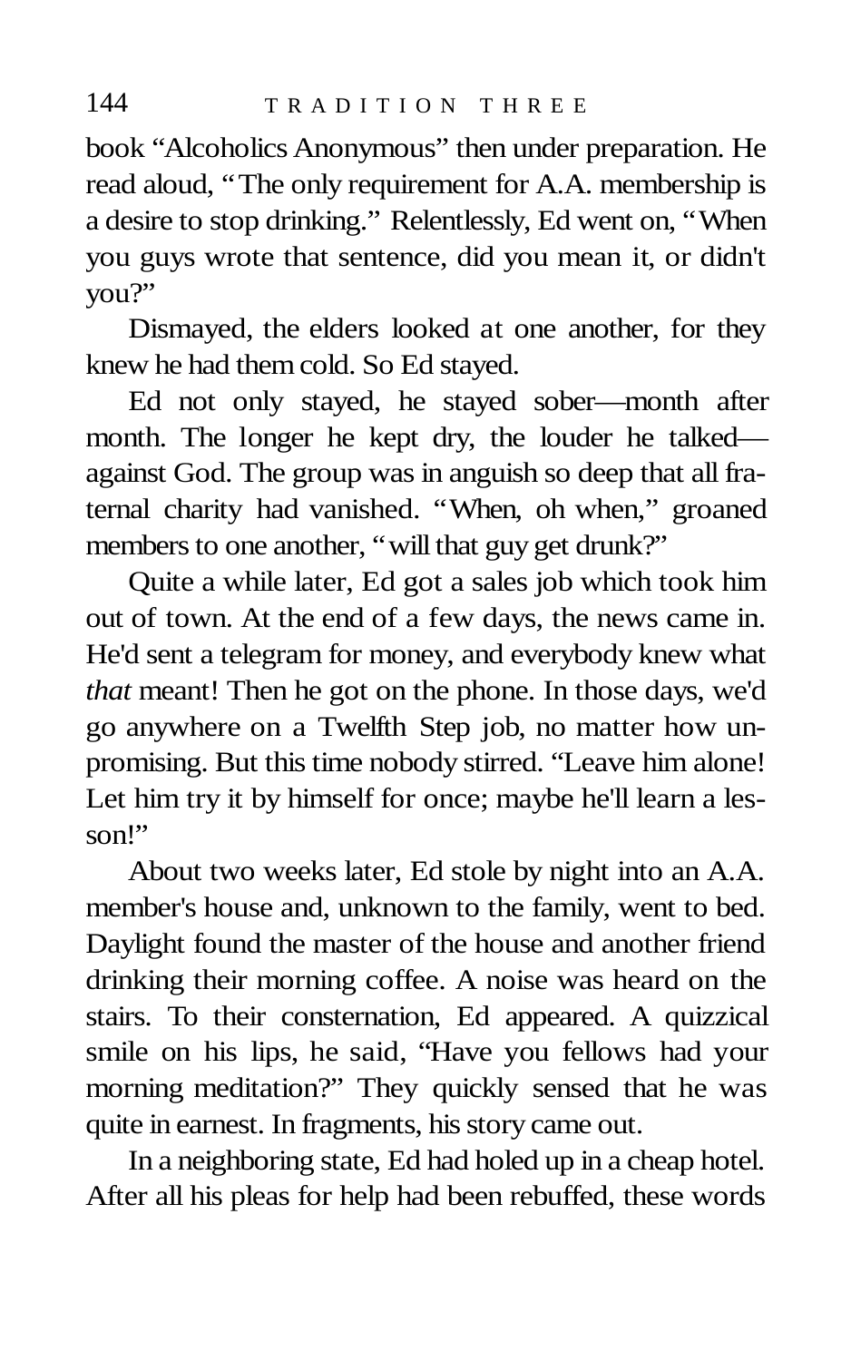book "Alcoholics Anonymous" then under preparation. He read aloud, "The only requirement for A.A. membership is a desire to stop drinking." Relentlessly, Ed went on, "When you guys wrote that sentence, did you mean it, or didn't you?"

Dismayed, the elders looked at one another, for they knew he had them cold. So Ed stayed.

Ed not only stayed, he stayed sober—month after month. The longer he kept dry, the louder he talked—against God. The group was in anguish so deep that all fraternal charity had vanished. "When, oh when," groaned members to one another, "will that guy get drunk?"

Quite a while later, Ed got a sales job which took him out of town. At the end of a few days, the news came in. He'd sent a telegram for money, and everybody knew what *that* meant! Then he got on the phone. In those days, we'd go anywhere on a Twelfth Step job, no matter how unpromising. But this time nobody stirred. "Leave him alone! Let him try it by himself for once; maybe he'll learn a lesson!"

About two weeks later, Ed stole by night into an A.A. member's house and, unknown to the family, went to bed. Daylight found the master of the house and another friend drinking their morning coffee. A noise was heard on the stairs. To their consternation, Ed appeared. A quizzical smile on his lips, he said, "Have you fellows had your morning meditation?" They quickly sensed that he was quite in earnest. In fragments, his story came out.

In a neighboring state, Ed had holed up in a cheap hotel. After all his pleas for help had been rebuffed, these words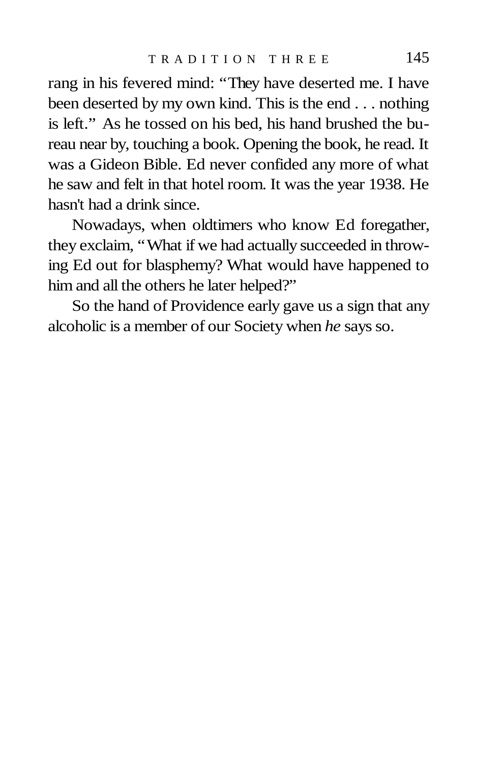rang in his fevered mind: "They have deserted me. I have been deserted by my own kind. This is the end . . . nothing is left." As he tossed on his bed, his hand brushed the bureau near by, touching a book. Opening the book, he read. It was a Gideon Bible. Ed never confided any more of what he saw and felt in that hotel room. It was the year 1938. He hasn't had a drink since.

Nowadays, when oldtimers who know Ed foregather, they exclaim, "What if we had actually succeeded in throwing Ed out for blasphemy? What would have happened to him and all the others he later helped?"

So the hand of Providence early gave us a sign that any alcoholic is a member of our Society when *he* says so.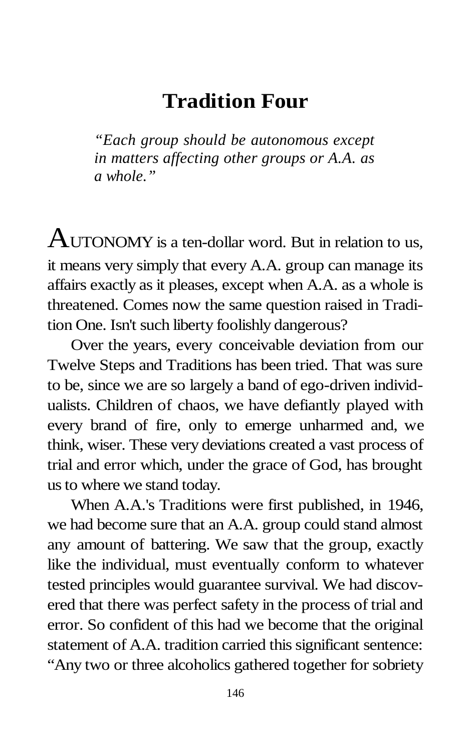# Tradition Four

*"Each group should be autonomous except in matters affecting other groups or A.A. as a whole."*

AUTONOMY is a ten-dollar word. But in relation to us, it means very simply that every A.A. group can manage its affairs exactly as it pleases, except when A.A. as a whole is threatened. Comes now the same question raised in Tradition One. Isn't such liberty foolishly dangerous?

Over the years, every conceivable deviation from our Twelve Steps and Traditions has been tried. That was sure to be, since we are so largely a band of ego-driven individualists. Children of chaos, we have defiantly played with every brand of fire, only to emerge unharmed and, we think, wiser. These very deviations created a vast process of trial and error which, under the grace of God, has brought us to where we stand today.

When A.A.'s Traditions were first published, in 1946, we had become sure that an A.A. group could stand almost any amount of battering. We saw that the group, exactly like the individual, must eventually conform to whatever tested principles would guarantee survival. We had discovered that there was perfect safety in the process of trial and error. So confident of this had we become that the original statement of A.A. tradition carried this significant sentence: "Any two or three alcoholics gathered together for sobriety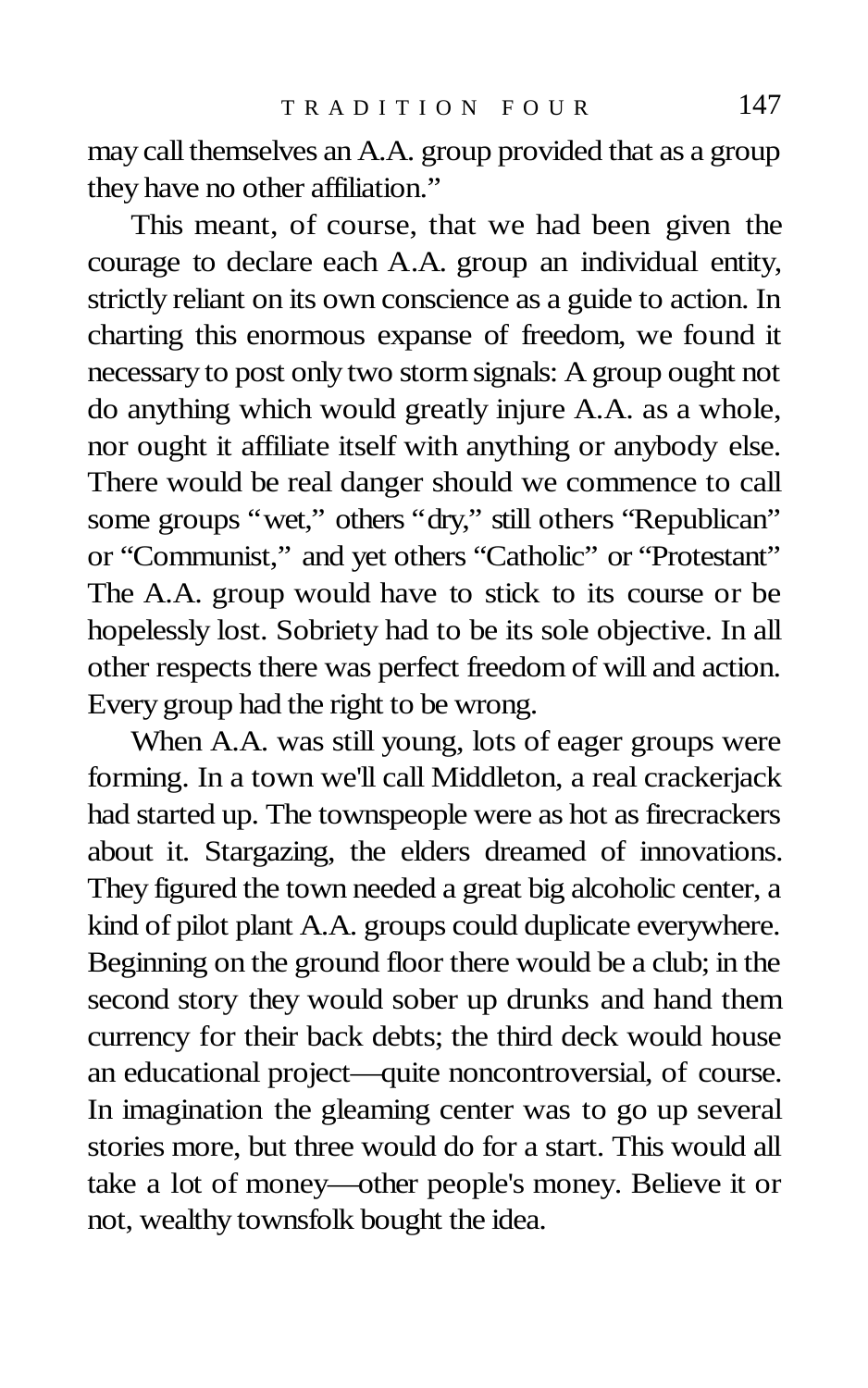may call themselves an A.A. group provided that as a group they have no other affiliation."

This meant, of course, that we had been given the courage to declare each A.A. group an individual entity, strictly reliant on its own conscience as a guide to action. In charting this enormous expanse of freedom, we found it necessary to post only two storm signals: A group ought not do anything which would greatly injure A.A. as a whole, nor ought it affiliate itself with anything or anybody else. There would be real danger should we commence to call some groups "wet," others "dry," still others "Republican" or "Communist," and yet others "Catholic" or "Protestant" The A.A. group would have to stick to its course or be hopelessly lost. Sobriety had to be its sole objective. In all other respects there was perfect freedom of will and action. Every group had the right to be wrong.

When A.A. was still young, lots of eager groups were forming. In a town we'll call Middleton, a real crackerjack had started up. The townspeople were as hot as firecrackers about it. Stargazing, the elders dreamed of innovations. They figured the town needed a great big alcoholic center, a kind of pilot plant A.A. groups could duplicate everywhere. Beginning on the ground floor there would be a club; in the second story they would sober up drunks and hand them currency for their back debts; the third deck would house an educational project—quite noncontroversial, of course. In imagination the gleaming center was to go up several stories more, but three would do for a start. This would all take a lot of money—other people's money. Believe it or not, wealthy townsfolk bought the idea.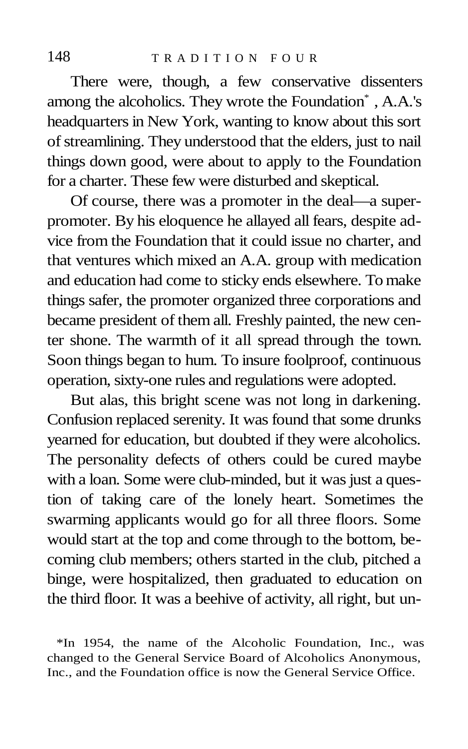There were, though, a few conservative dissenters among the alcoholics. They wrote the Foundation*, A.A.'s headquarters in New York, wanting to know about this sort of streamlining. They understood that the elders, just to nail things down good, were about to apply to the Foundation for a charter. These few were disturbed and skeptical.

Of course, there was a promoter in the deal—a super-promoter. By his eloquence he allayed all fears, despite advice from the Foundation that it could issue no charter, and that ventures which mixed an A.A. group with medication and education had come to sticky ends elsewhere. To make things safer, the promoter organized three corporations and became president of them all. Freshly painted, the new center shone. The warmth of it all spread through the town. Soon things began to hum. To insure foolproof, continuous operation, sixty-one rules and regulations were adopted.

But alas, this bright scene was not long in darkening. Confusion replaced serenity. It was found that some drunks yearned for education, but doubted if they were alcoholics. The personality defects of others could be cured maybe with a loan. Some were club-minded, but it was just a question of taking care of the lonely heart. Sometimes the swarming applicants would go for all three floors. Some would start at the top and come through to the bottom, becoming club members; others started in the club, pitched a binge, were hospitalized, then graduated to education on the third floor. It was a beehive of activity, all right, but un-

*In 1954, the name of the Alcoholic Foundation, Inc., was changed to the General Service Board of Alcoholics Anonymous, Inc., and the Foundation office is now the General Service Office.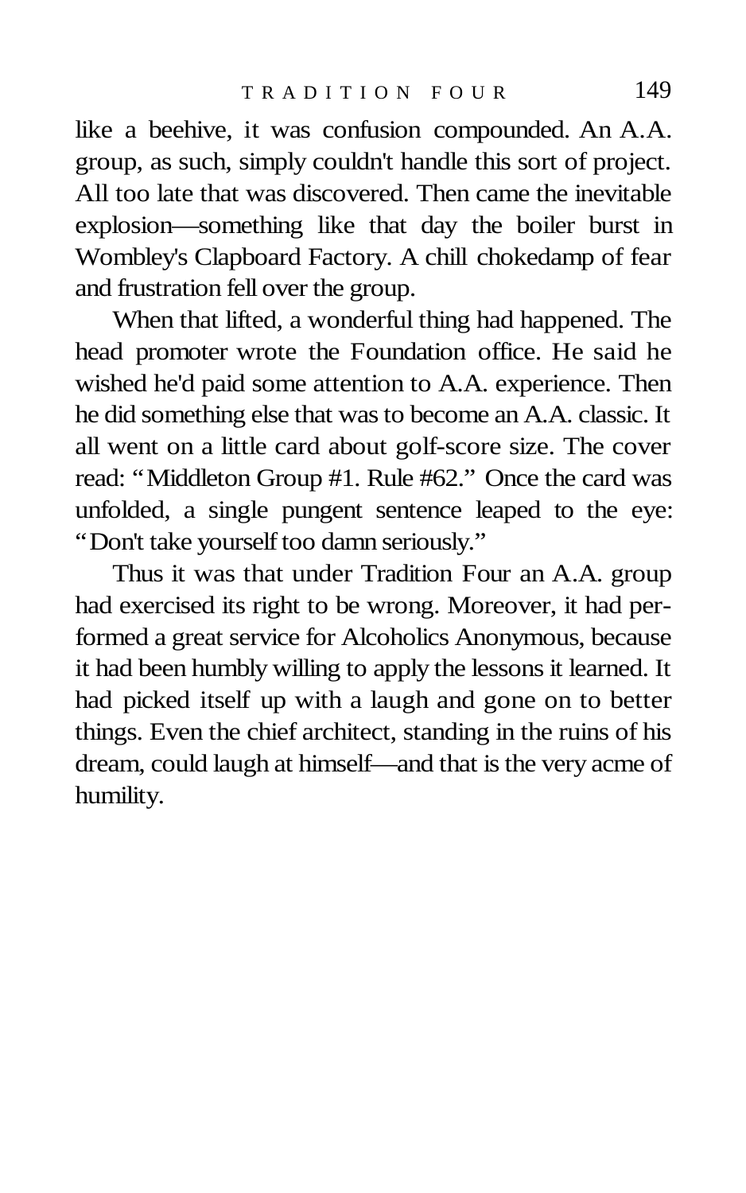like a beehive, it was confusion compounded. An A.A. group, as such, simply couldn't handle this sort of project. All too late that was discovered. Then came the inevitable explosion—something like that day the boiler burst in Wombley's Clapboard Factory. A chill chokedamp of fear and frustration fell over the group.

When that lifted, a wonderful thing had happened. The head promoter wrote the Foundation office. He said he wished he'd paid some attention to A.A. experience. Then he did something else that was to become an A.A. classic. It all went on a little card about golf-score size. The cover read: "Middleton Group #1. Rule #62." Once the card was unfolded, a single pungent sentence leaped to the eye: "Don't take yourself too damn seriously."

Thus it was that under Tradition Four an A.A. group had exercised its right to be wrong. Moreover, it had performed a great service for Alcoholics Anonymous, because it had been humbly willing to apply the lessons it learned. It had picked itself up with a laugh and gone on to better things. Even the chief architect, standing in the ruins of his dream, could laugh at himself—and that is the very acme of humility.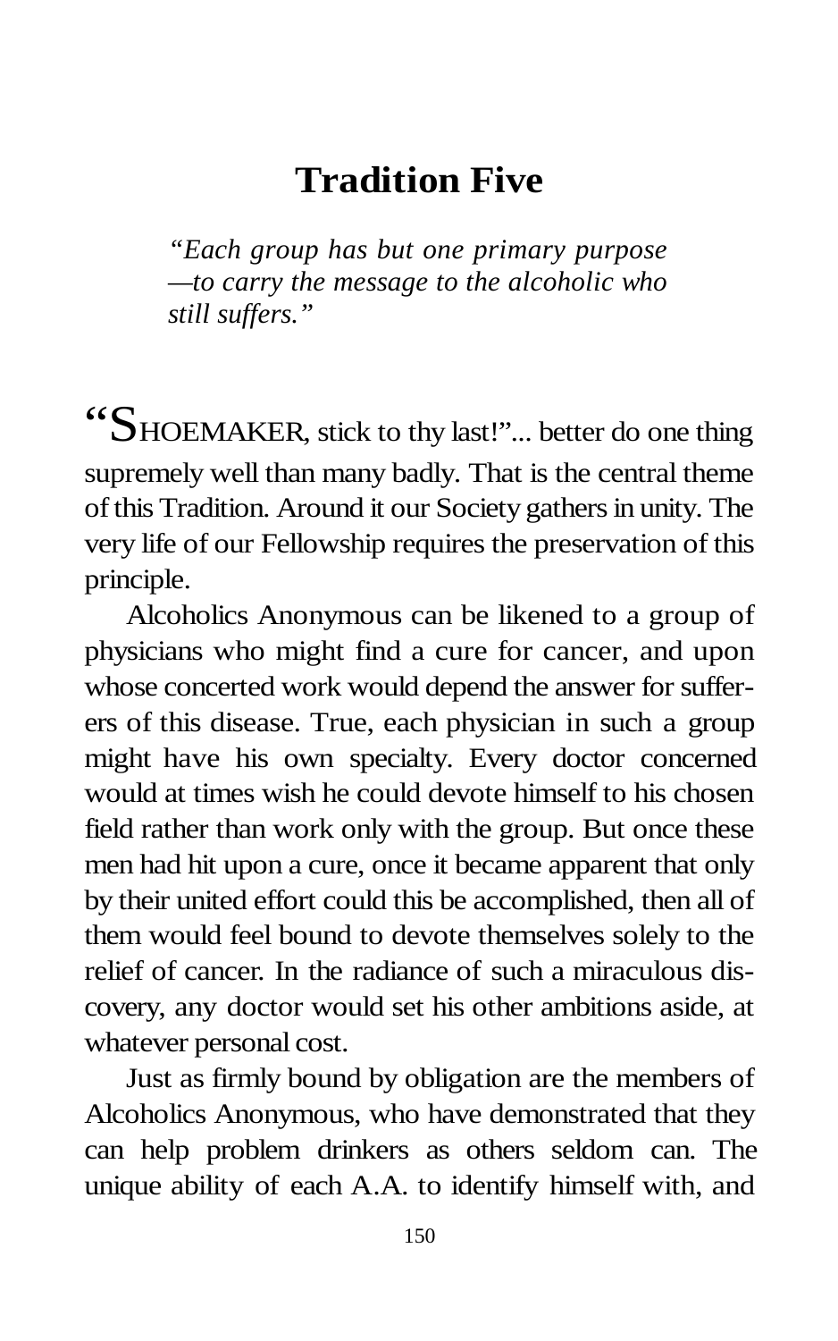# Tradition Five

*"Each group has but one primary purpose —to carry the message to the alcoholic who still suffers."*

"SHOEMAKER, stick to thy last!"... better do one thing supremely well than many badly. That is the central theme of this Tradition. Around it our Society gathers in unity. The very life of our Fellowship requires the preservation of this principle.

Alcoholics Anonymous can be likened to a group of physicians who might find a cure for cancer, and upon whose concerted work would depend the answer for sufferers of this disease. True, each physician in such a group might have his own specialty. Every doctor concerned would at times wish he could devote himself to his chosen field rather than work only with the group. But once these men had hit upon a cure, once it became apparent that only by their united effort could this be accomplished, then all of them would feel bound to devote themselves solely to the relief of cancer. In the radiance of such a miraculous discovery, any doctor would set his other ambitions aside, at whatever personal cost.

Just as firmly bound by obligation are the members of Alcoholics Anonymous, who have demonstrated that they can help problem drinkers as others seldom can. The unique ability of each A.A. to identify himself with, and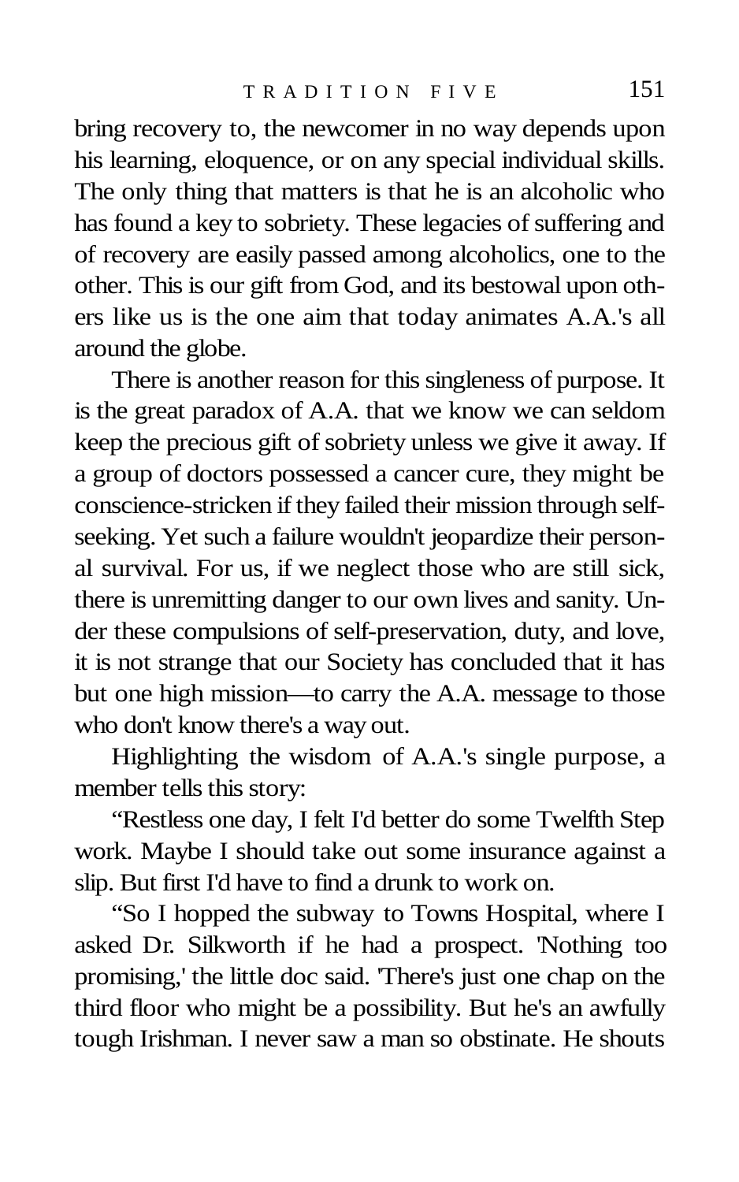bring recovery to, the newcomer in no way depends upon his learning, eloquence, or on any special individual skills. The only thing that matters is that he is an alcoholic who has found a key to sobriety. These legacies of suffering and of recovery are easily passed among alcoholics, one to the other. This is our gift from God, and its bestowal upon others like us is the one aim that today animates A.A.'s all around the globe.

There is another reason for this singleness of purpose. It is the great paradox of A.A. that we know we can seldom keep the precious gift of sobriety unless we give it away. If a group of doctors possessed a cancer cure, they might be conscience-stricken if they failed their mission through self-seeking. Yet such a failure wouldn't jeopardize their personal survival. For us, if we neglect those who are still sick, there is unremitting danger to our own lives and sanity. Under these compulsions of self-preservation, duty, and love, it is not strange that our Society has concluded that it has but one high mission—to carry the A.A. message to those who don't know there's a way out.

Highlighting the wisdom of A.A.'s single purpose, a member tells this story:

"Restless one day, I felt I'd better do some Twelfth Step work. Maybe I should take out some insurance against a slip. But first I'd have to find a drunk to work on.

"So I hopped the subway to Towns Hospital, where I asked Dr. Silkworth if he had a prospect. 'Nothing too promising,' the little doc said. 'There's just one chap on the third floor who might be a possibility. But he's an awfully tough Irishman. I never saw a man so obstinate. He shouts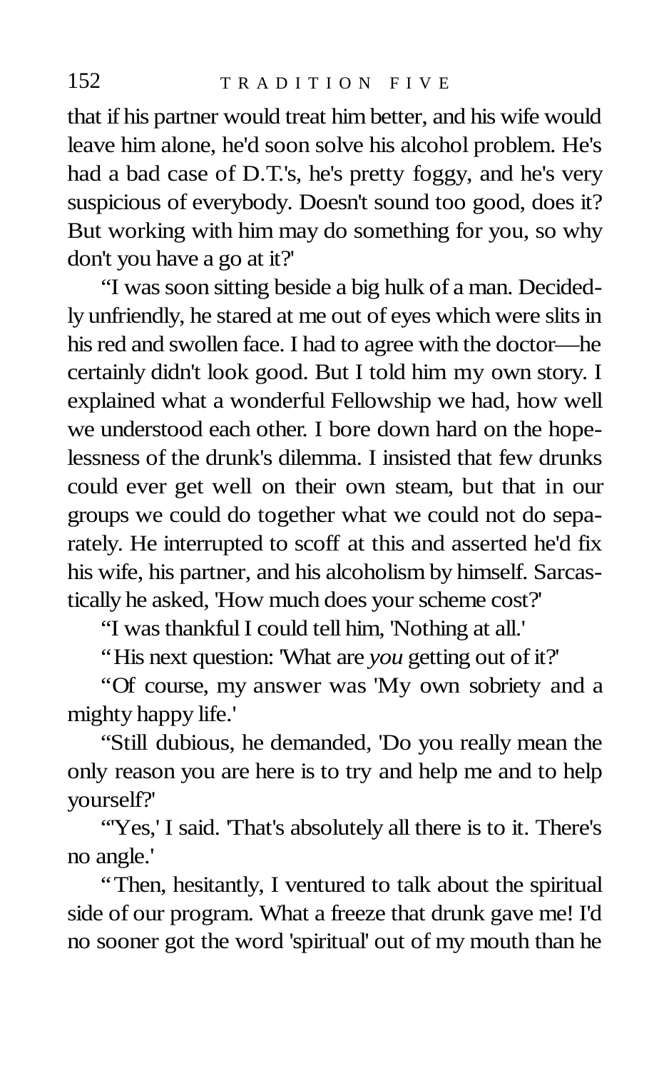that if his partner would treat him better, and his wife would leave him alone, he'd soon solve his alcohol problem. He's had a bad case of D.T.'s, he's pretty foggy, and he's very suspicious of everybody. Doesn't sound too good, does it? But working with him may do something for you, so why don't you have a go at it?'

"I was soon sitting beside a big hulk of a man. Decidedly unfriendly, he stared at me out of eyes which were slits in his red and swollen face. I had to agree with the doctor—he certainly didn't look good. But I told him my own story. I explained what a wonderful Fellowship we had, how well we understood each other. I bore down hard on the hopelessness of the drunk's dilemma. I insisted that few drunks could ever get well on their own steam, but that in our groups we could do together what we could not do separately. He interrupted to scoff at this and asserted he'd fix his wife, his partner, and his alcoholism by himself. Sarcastically he asked, 'How much does your scheme cost?'

"I was thankful I could tell him, 'Nothing at all.'

"His next question: 'What are *you* getting out of it?'

"Of course, my answer was 'My own sobriety and a mighty happy life.'

"Still dubious, he demanded, 'Do you really mean the only reason you are here is to try and help me and to help yourself?'

"'Yes,' I said. 'That's absolutely all there is to it. There's no angle.'

"Then, hesitantly, I ventured to talk about the spiritual side of our program. What a freeze that drunk gave me! I'd no sooner got the word 'spiritual' out of my mouth than he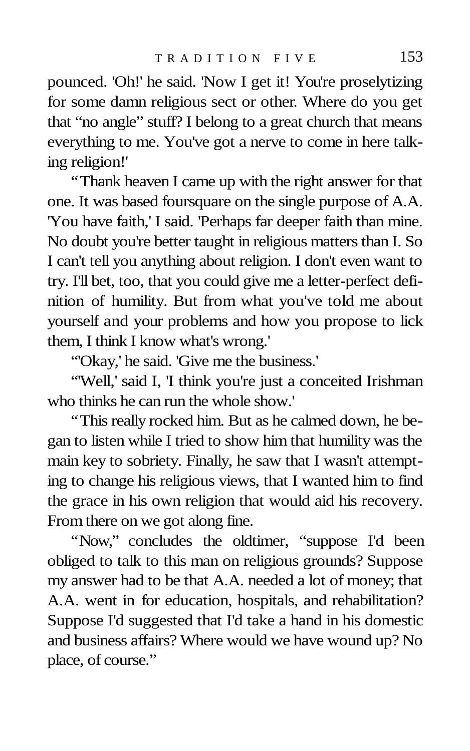pounced. 'Oh!' he said. 'Now I get it! You're proselytizing for some damn religious sect or other. Where do you get that "no angle" stuff? I belong to a great church that means everything to me. You've got a nerve to come in here talking religion!'

"Thank heaven I came up with the right answer for that one. It was based foursquare on the single purpose of A.A. 'You have faith,' I said. 'Perhaps far deeper faith than mine. No doubt you're better taught in religious matters than I. So I can't tell you anything about religion. I don't even want to try. I'll bet, too, that you could give me a letter-perfect definition of humility. But from what you've told me about yourself and your problems and how you propose to lick them, I think I know what's wrong.'

"'Okay,' he said. 'Give me the business.'

"'Well,' said I, 'I think you're just a conceited Irishman who thinks he can run the whole show.'

"This really rocked him. But as he calmed down, he began to listen while I tried to show him that humility was the main key to sobriety. Finally, he saw that I wasn't attempting to change his religious views, that I wanted him to find the grace in his own religion that would aid his recovery. From there on we got along fine.

"Now," concludes the oldtimer, "suppose I'd been obliged to talk to this man on religious grounds? Suppose my answer had to be that A.A. needed a lot of money; that A.A. went in for education, hospitals, and rehabilitation? Suppose I'd suggested that I'd take a hand in his domestic and business affairs? Where would we have wound up? No place, of course."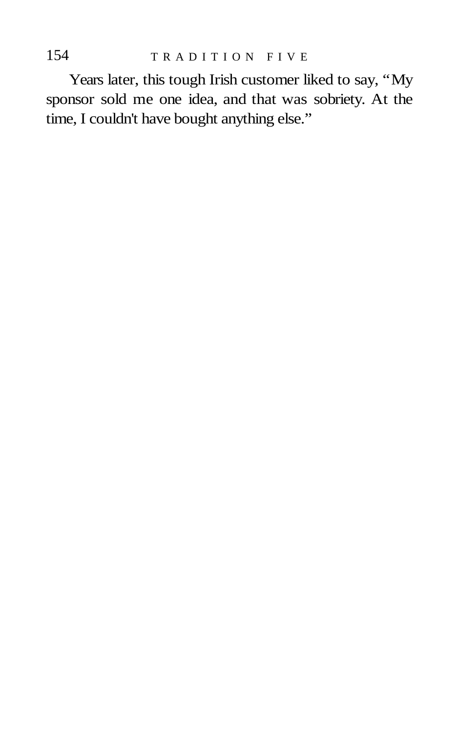Years later, this tough Irish customer liked to say, "My sponsor sold me one idea, and that was sobriety. At the time, I couldn't have bought anything else."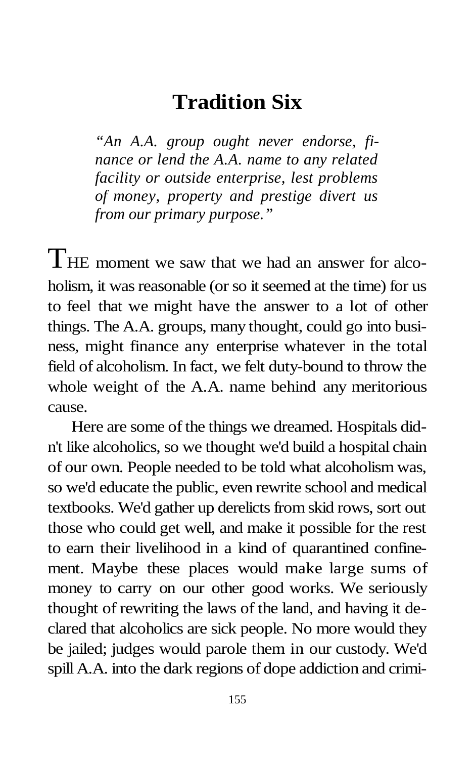# Tradition Six

*"An A.A. group ought never endorse, finance or lend the A.A. name to any related facility or outside enterprise, lest problems of money, property and prestige divert us from our primary purpose."*

THE moment we saw that we had an answer for alcoholism, it was reasonable (or so it seemed at the time) for us to feel that we might have the answer to a lot of other things. The A.A. groups, many thought, could go into business, might finance any enterprise whatever in the total field of alcoholism. In fact, we felt duty-bound to throw the whole weight of the A.A. name behind any meritorious cause.

Here are some of the things we dreamed. Hospitals didn't like alcoholics, so we thought we'd build a hospital chain of our own. People needed to be told what alcoholism was, so we'd educate the public, even rewrite school and medical textbooks. We'd gather up derelicts from skid rows, sort out those who could get well, and make it possible for the rest to earn their livelihood in a kind of quarantined confinement. Maybe these places would make large sums of money to carry on our other good works. We seriously thought of rewriting the laws of the land, and having it declared that alcoholics are sick people. No more would they be jailed; judges would parole them in our custody. We'd spill A.A. into the dark regions of dope addiction and crimi-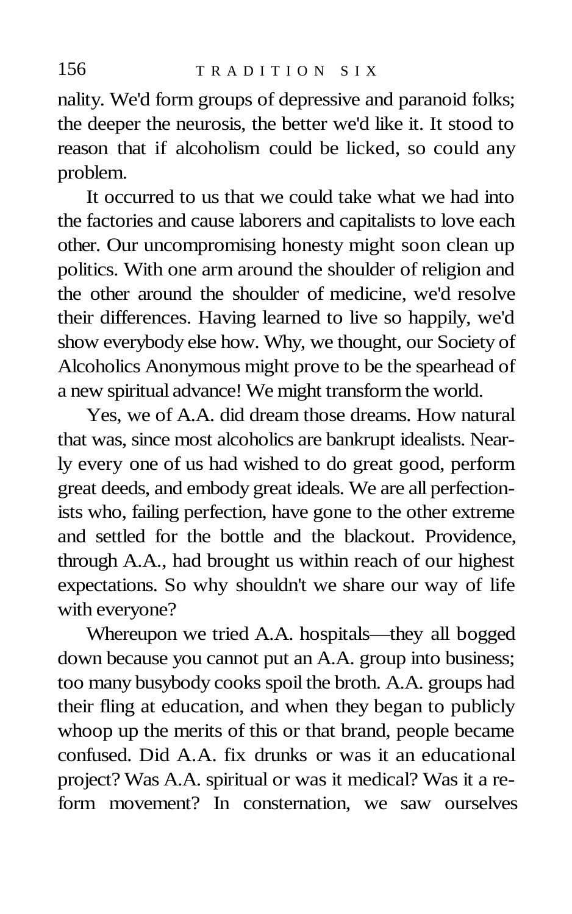nality. We'd form groups of depressive and paranoid folks; the deeper the neurosis, the better we'd like it. It stood to reason that if alcoholism could be licked, so could any problem.

It occurred to us that we could take what we had into the factories and cause laborers and capitalists to love each other. Our uncompromising honesty might soon clean up politics. With one arm around the shoulder of religion and the other around the shoulder of medicine, we'd resolve their differences. Having learned to live so happily, we'd show everybody else how. Why, we thought, our Society of Alcoholics Anonymous might prove to be the spearhead of a new spiritual advance! We might transform the world.

Yes, we of A.A. did dream those dreams. How natural that was, since most alcoholics are bankrupt idealists. Nearly every one of us had wished to do great good, perform great deeds, and embody great ideals. We are all perfectionists who, failing perfection, have gone to the other extreme and settled for the bottle and the blackout. Providence, through A.A., had brought us within reach of our highest expectations. So why shouldn't we share our way of life with everyone?

Whereupon we tried A.A. hospitals—they all bogged down because you cannot put an A.A. group into business; too many busybody cooks spoil the broth. A.A. groups had their fling at education, and when they began to publicly whoop up the merits of this or that brand, people became confused. Did A.A. fix drunks or was it an educational project? Was A.A. spiritual or was it medical? Was it a reform movement? In consternation, we saw ourselves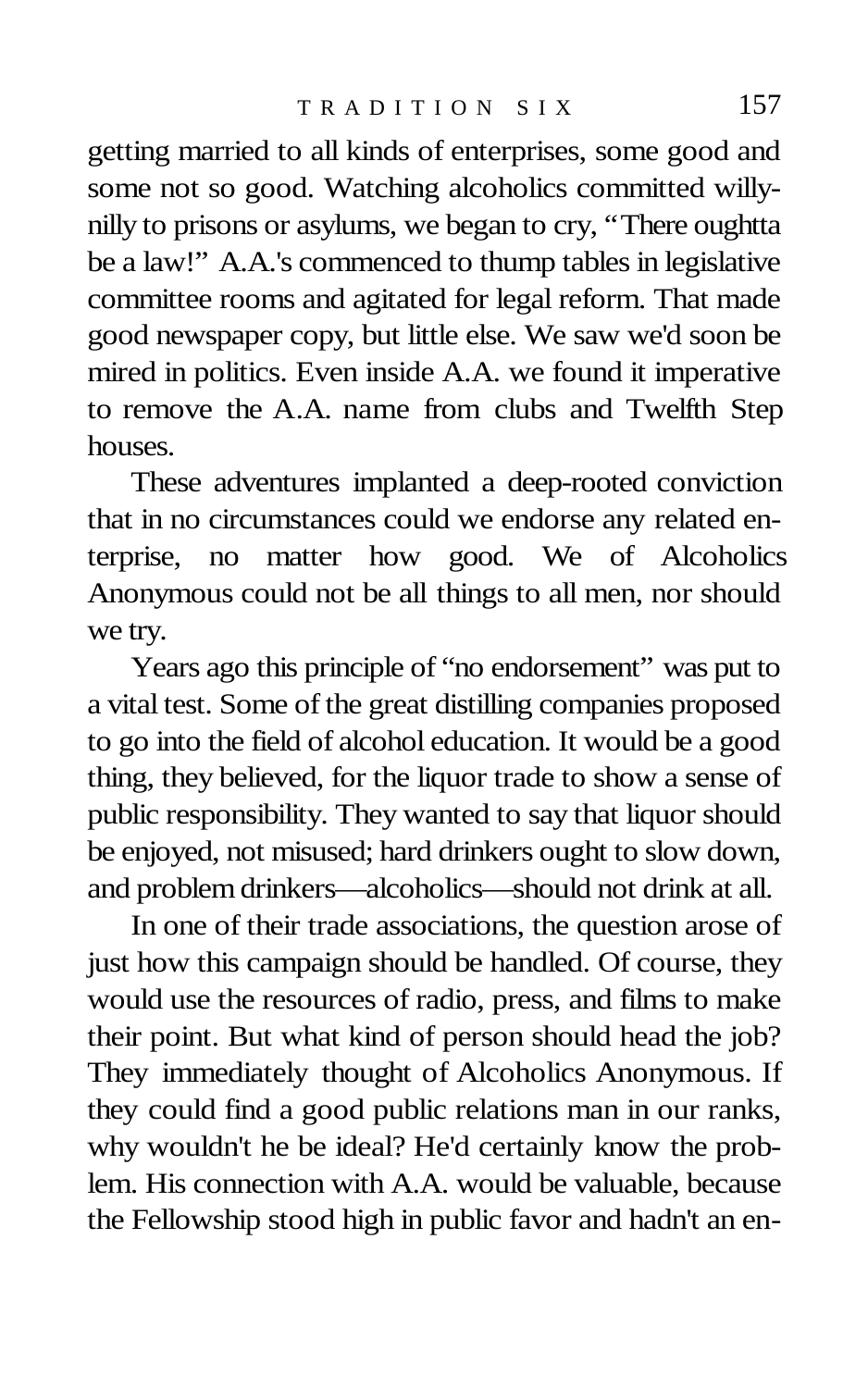getting married to all kinds of enterprises, some good and some not so good. Watching alcoholics committed willy-nilly to prisons or asylums, we began to cry, "There oughtta be a law!" A.A.'s commenced to thump tables in legislative committee rooms and agitated for legal reform. That made good newspaper copy, but little else. We saw we'd soon be mired in politics. Even inside A.A. we found it imperative to remove the A.A. name from clubs and Twelfth Step houses.

These adventures implanted a deep-rooted conviction that in no circumstances could we endorse any related enterprise, no matter how good. We of Alcoholics Anonymous could not be all things to all men, nor should we try.

Years ago this principle of "no endorsement" was put to a vital test. Some of the great distilling companies proposed to go into the field of alcohol education. It would be a good thing, they believed, for the liquor trade to show a sense of public responsibility. They wanted to say that liquor should be enjoyed, not misused; hard drinkers ought to slow down, and problem drinkers—alcoholics—should not drink at all.

In one of their trade associations, the question arose of just how this campaign should be handled. Of course, they would use the resources of radio, press, and films to make their point. But what kind of person should head the job? They immediately thought of Alcoholics Anonymous. If they could find a good public relations man in our ranks, why wouldn't he be ideal? He'd certainly know the problem. His connection with A.A. would be valuable, because the Fellowship stood high in public favor and hadn't an en-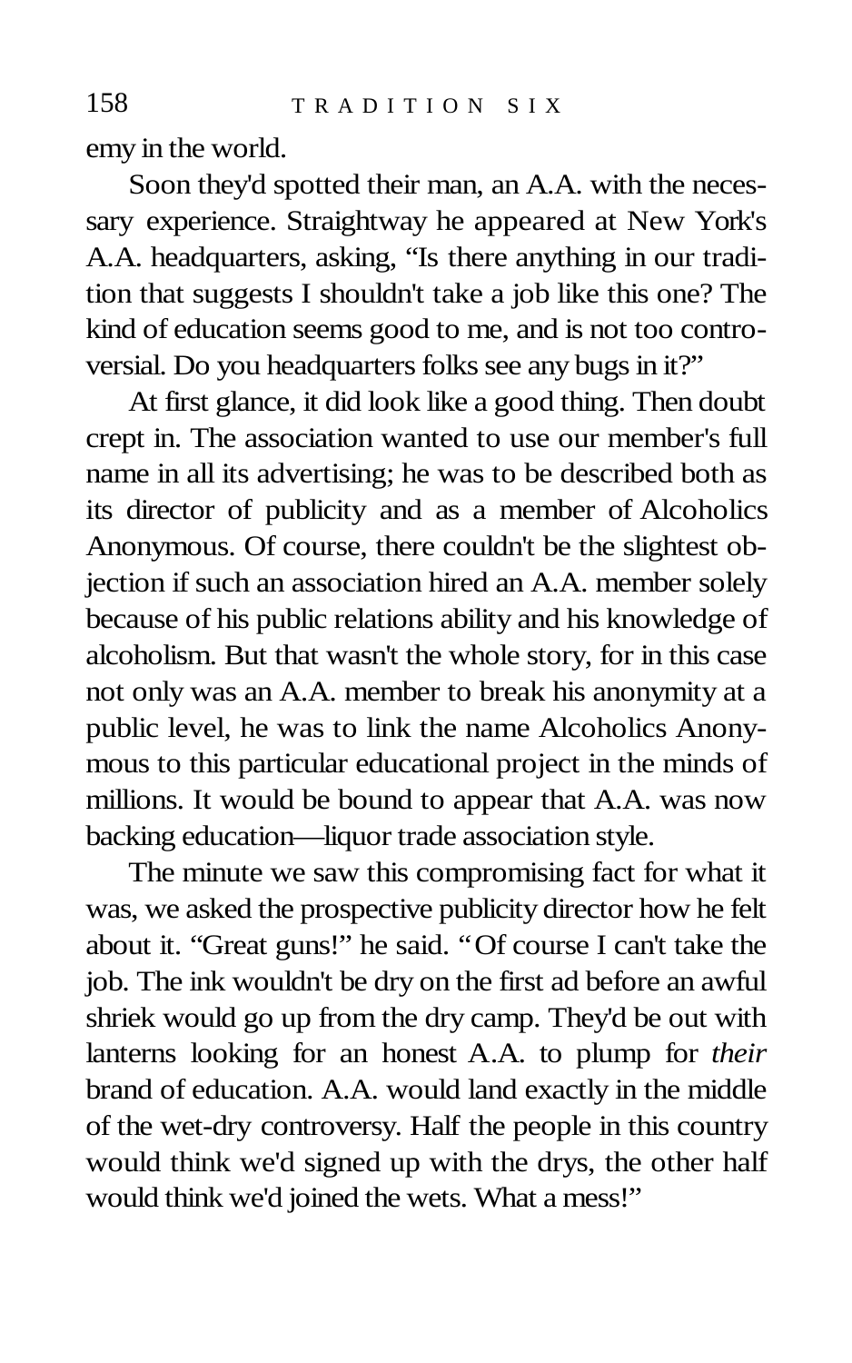emy in the world.

Soon they'd spotted their man, an A.A. with the necessary experience. Straightway he appeared at New York's A.A. headquarters, asking, "Is there anything in our tradition that suggests I shouldn't take a job like this one? The kind of education seems good to me, and is not too controversial. Do you headquarters folks see any bugs in it?"

At first glance, it did look like a good thing. Then doubt crept in. The association wanted to use our member's full name in all its advertising; he was to be described both as its director of publicity and as a member of Alcoholics Anonymous. Of course, there couldn't be the slightest objection if such an association hired an A.A. member solely because of his public relations ability and his knowledge of alcoholism. But that wasn't the whole story, for in this case not only was an A.A. member to break his anonymity at a public level, he was to link the name Alcoholics Anonymous to this particular educational project in the minds of millions. It would be bound to appear that A.A. was now backing education—liquor trade association style.

The minute we saw this compromising fact for what it was, we asked the prospective publicity director how he felt about it. "Great guns!" he said. "Of course I can't take the job. The ink wouldn't be dry on the first ad before an awful shriek would go up from the dry camp. They'd be out with lanterns looking for an honest A.A. to plump for *their* brand of education. A.A. would land exactly in the middle of the wet-dry controversy. Half the people in this country would think we'd signed up with the drys, the other half would think we'd joined the wets. What a mess!"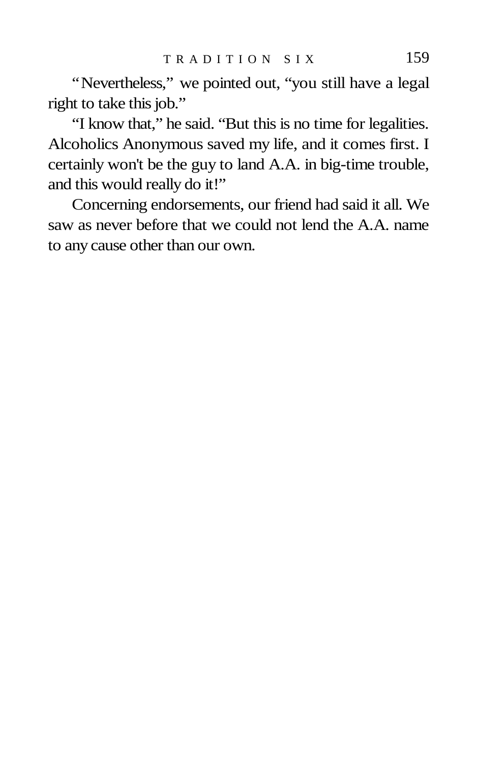"Nevertheless," we pointed out, "you still have a legal right to take this job."

"I know that," he said. "But this is no time for legalities. Alcoholics Anonymous saved my life, and it comes first. I certainly won't be the guy to land A.A. in big-time trouble, and this would really do it!"

Concerning endorsements, our friend had said it all. We saw as never before that we could not lend the A.A. name to any cause other than our own.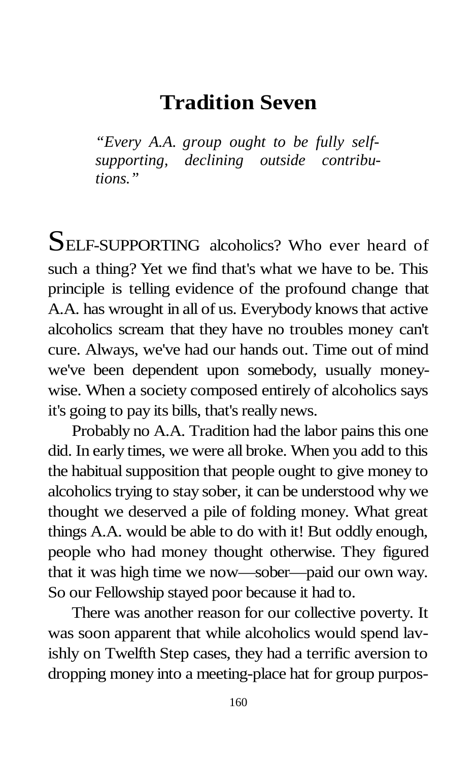# Tradition Seven

*"Every A.A. group ought to be fully self-supporting, declining outside contributions."*

SELF-SUPPORTING alcoholics? Who ever heard of such a thing? Yet we find that's what we have to be. This principle is telling evidence of the profound change that A.A. has wrought in all of us. Everybody knows that active alcoholics scream that they have no troubles money can't cure. Always, we've had our hands out. Time out of mind we've been dependent upon somebody, usually money-wise. When a society composed entirely of alcoholics says it's going to pay its bills, that's really news.

Probably no A.A. Tradition had the labor pains this one did. In early times, we were all broke. When you add to this the habitual supposition that people ought to give money to alcoholics trying to stay sober, it can be understood why we thought we deserved a pile of folding money. What great things A.A. would be able to do with it! But oddly enough, people who had money thought otherwise. They figured that it was high time we now—sober—paid our own way. So our Fellowship stayed poor because it had to.

There was another reason for our collective poverty. It was soon apparent that while alcoholics would spend lavishly on Twelfth Step cases, they had a terrific aversion to dropping money into a meeting-place hat for group purpos-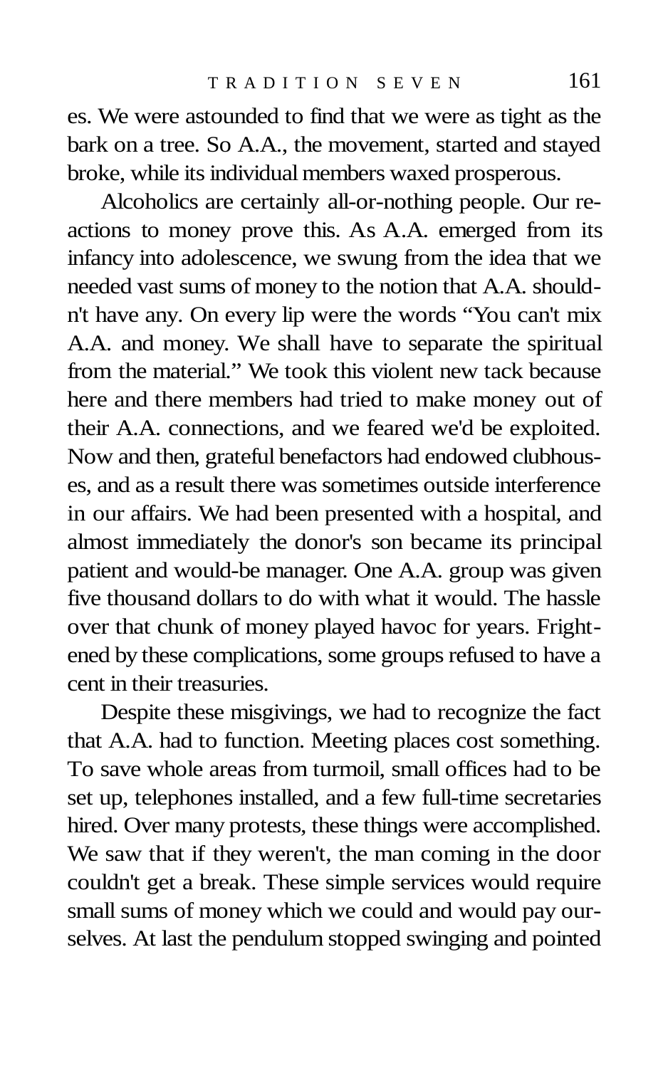es. We were astounded to find that we were as tight as the bark on a tree. So A.A., the movement, started and stayed broke, while its individual members waxed prosperous.

Alcoholics are certainly all-or-nothing people. Our reactions to money prove this. As A.A. emerged from its infancy into adolescence, we swung from the idea that we needed vast sums of money to the notion that A.A. shouldn't have any. On every lip were the words "You can't mix A.A. and money. We shall have to separate the spiritual from the material." We took this violent new tack because here and there members had tried to make money out of their A.A. connections, and we feared we'd be exploited. Now and then, grateful benefactors had endowed clubhouses, and as a result there was sometimes outside interference in our affairs. We had been presented with a hospital, and almost immediately the donor's son became its principal patient and would-be manager. One A.A. group was given five thousand dollars to do with what it would. The hassle over that chunk of money played havoc for years. Frightened by these complications, some groups refused to have a cent in their treasuries.

Despite these misgivings, we had to recognize the fact that A.A. had to function. Meeting places cost something. To save whole areas from turmoil, small offices had to be set up, telephones installed, and a few full-time secretaries hired. Over many protests, these things were accomplished. We saw that if they weren't, the man coming in the door couldn't get a break. These simple services would require small sums of money which we could and would pay ourselves. At last the pendulum stopped swinging and pointed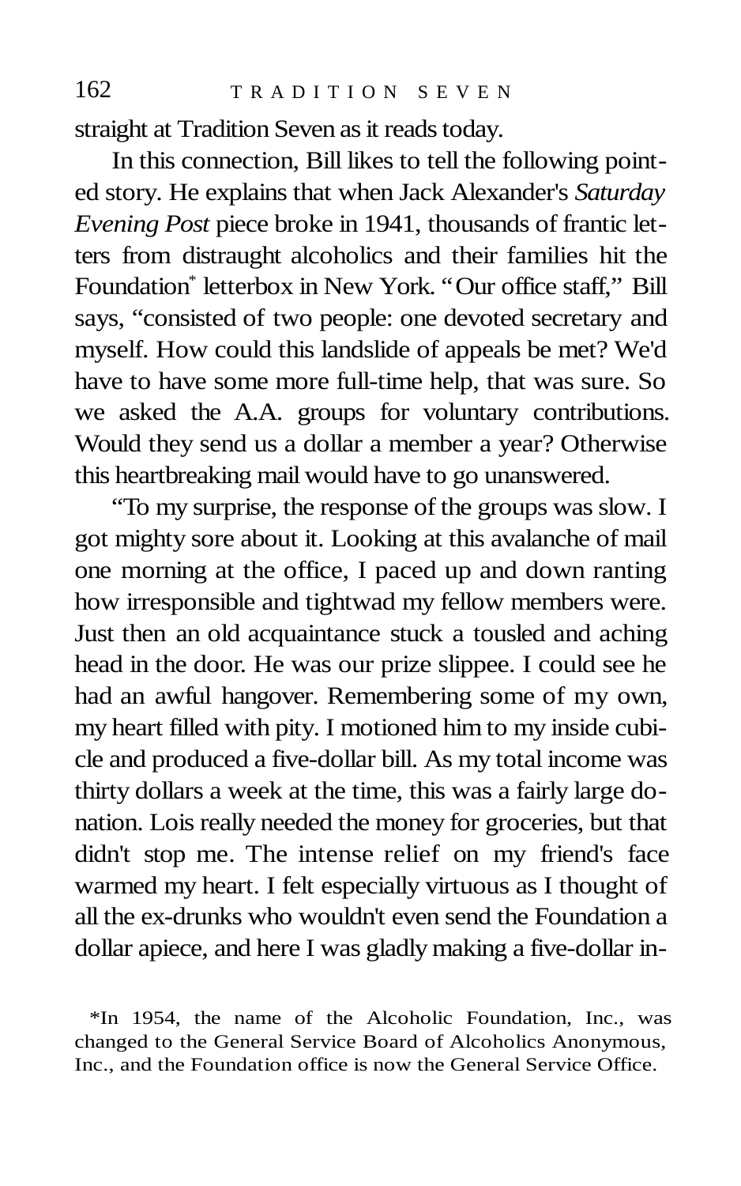straight at Tradition Seven as it reads today.

In this connection, Bill likes to tell the following pointed story. He explains that when Jack Alexander's *Saturday Evening Post* piece broke in 1941, thousands of frantic letters from distraught alcoholics and their families hit the Foundation* letterbox in New York. "Our office staff," Bill says, "consisted of two people: one devoted secretary and myself. How could this landslide of appeals be met? We'd have to have some more full-time help, that was sure. So we asked the A.A. groups for voluntary contributions. Would they send us a dollar a member a year? Otherwise this heartbreaking mail would have to go unanswered.

"To my surprise, the response of the groups was slow. I got mighty sore about it. Looking at this avalanche of mail one morning at the office, I paced up and down ranting how irresponsible and tightwad my fellow members were. Just then an old acquaintance stuck a tousled and aching head in the door. He was our prize slippee. I could see he had an awful hangover. Remembering some of my own, my heart filled with pity. I motioned him to my inside cubicle and produced a five-dollar bill. As my total income was thirty dollars a week at the time, this was a fairly large donation. Lois really needed the money for groceries, but that didn't stop me. The intense relief on my friend's face warmed my heart. I felt especially virtuous as I thought of all the ex-drunks who wouldn't even send the Foundation a dollar apiece, and here I was gladly making a five-dollar in-

*In 1954, the name of the Alcoholic Foundation, Inc., was changed to the General Service Board of Alcoholics Anonymous, Inc., and the Foundation office is now the General Service Office.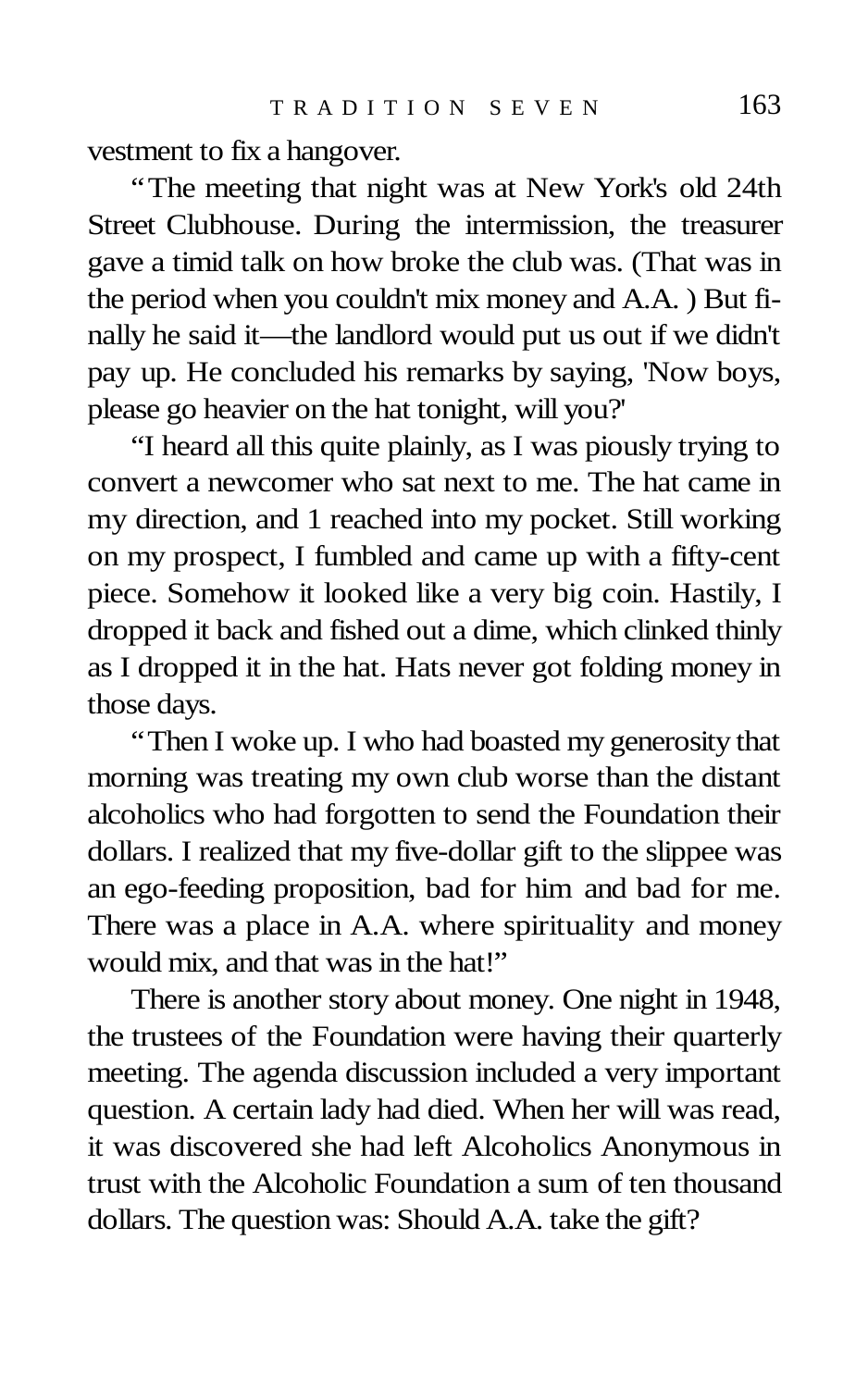vestment to fix a hangover.

"The meeting that night was at New York's old 24th Street Clubhouse. During the intermission, the treasurer gave a timid talk on how broke the club was. (That was in the period when you couldn't mix money and A.A. ) But finally he said it—the landlord would put us out if we didn't pay up. He concluded his remarks by saying, 'Now boys, please go heavier on the hat tonight, will you?'

"I heard all this quite plainly, as I was piously trying to convert a newcomer who sat next to me. The hat came in my direction, and 1 reached into my pocket. Still working on my prospect, I fumbled and came up with a fifty-cent piece. Somehow it looked like a very big coin. Hastily, I dropped it back and fished out a dime, which clinked thinly as I dropped it in the hat. Hats never got folding money in those days.

"Then I woke up. I who had boasted my generosity that morning was treating my own club worse than the distant alcoholics who had forgotten to send the Foundation their dollars. I realized that my five-dollar gift to the slippee was an ego-feeding proposition, bad for him and bad for me. There was a place in A.A. where spirituality and money would mix, and that was in the hat!"

There is another story about money. One night in 1948, the trustees of the Foundation were having their quarterly meeting. The agenda discussion included a very important question. A certain lady had died. When her will was read, it was discovered she had left Alcoholics Anonymous in trust with the Alcoholic Foundation a sum of ten thousand dollars. The question was: Should A.A. take the gift?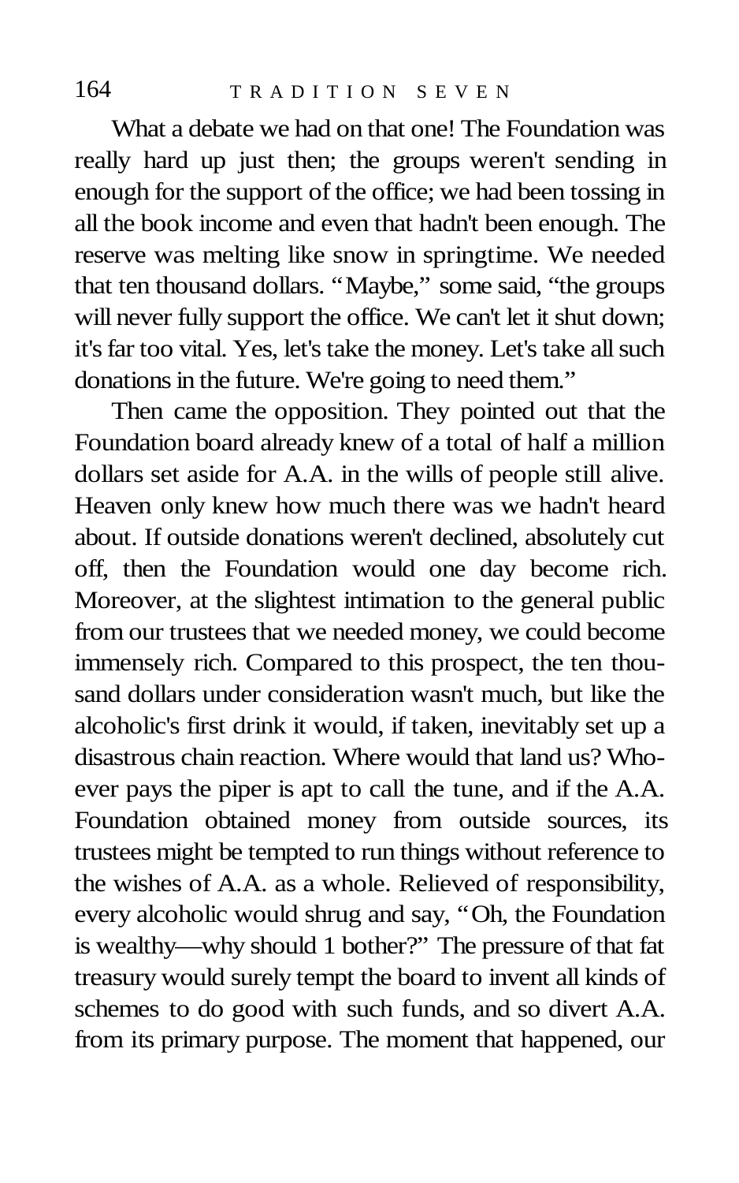What a debate we had on that one! The Foundation was really hard up just then; the groups weren't sending in enough for the support of the office; we had been tossing in all the book income and even that hadn't been enough. The reserve was melting like snow in springtime. We needed that ten thousand dollars. "Maybe," some said, "the groups will never fully support the office. We can't let it shut down; it's far too vital. Yes, let's take the money. Let's take all such donations in the future. We're going to need them."

Then came the opposition. They pointed out that the Foundation board already knew of a total of half a million dollars set aside for A.A. in the wills of people still alive. Heaven only knew how much there was we hadn't heard about. If outside donations weren't declined, absolutely cut off, then the Foundation would one day become rich. Moreover, at the slightest intimation to the general public from our trustees that we needed money, we could become immensely rich. Compared to this prospect, the ten thousand dollars under consideration wasn't much, but like the alcoholic's first drink it would, if taken, inevitably set up a disastrous chain reaction. Where would that land us? Whoever pays the piper is apt to call the tune, and if the A.A. Foundation obtained money from outside sources, its trustees might be tempted to run things without reference to the wishes of A.A. as a whole. Relieved of responsibility, every alcoholic would shrug and say, "Oh, the Foundation is wealthy—why should I bother?" The pressure of that fat treasury would surely tempt the board to invent all kinds of schemes to do good with such funds, and so divert A.A. from its primary purpose. The moment that happened, our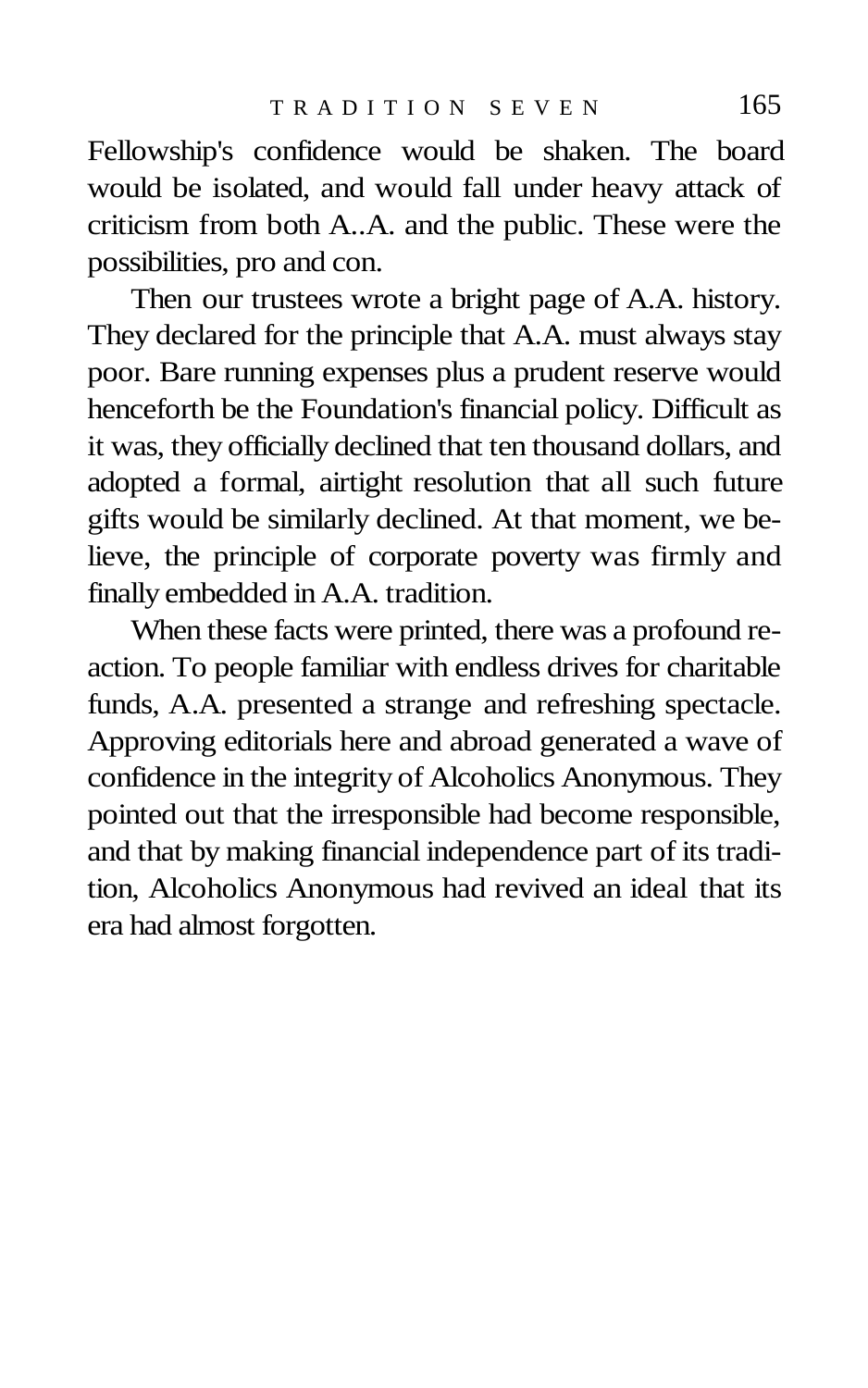Fellowship's confidence would be shaken. The board would be isolated, and would fall under heavy attack of criticism from both A..A. and the public. These were the possibilities, pro and con.

Then our trustees wrote a bright page of A.A. history. They declared for the principle that A.A. must always stay poor. Bare running expenses plus a prudent reserve would henceforth be the Foundation's financial policy. Difficult as it was, they officially declined that ten thousand dollars, and adopted a formal, airtight resolution that all such future gifts would be similarly declined. At that moment, we believe, the principle of corporate poverty was firmly and finally embedded in A.A. tradition.

When these facts were printed, there was a profound reaction. To people familiar with endless drives for charitable funds, A.A. presented a strange and refreshing spectacle. Approving editorials here and abroad generated a wave of confidence in the integrity of Alcoholics Anonymous. They pointed out that the irresponsible had become responsible, and that by making financial independence part of its tradition, Alcoholics Anonymous had revived an ideal that its era had almost forgotten.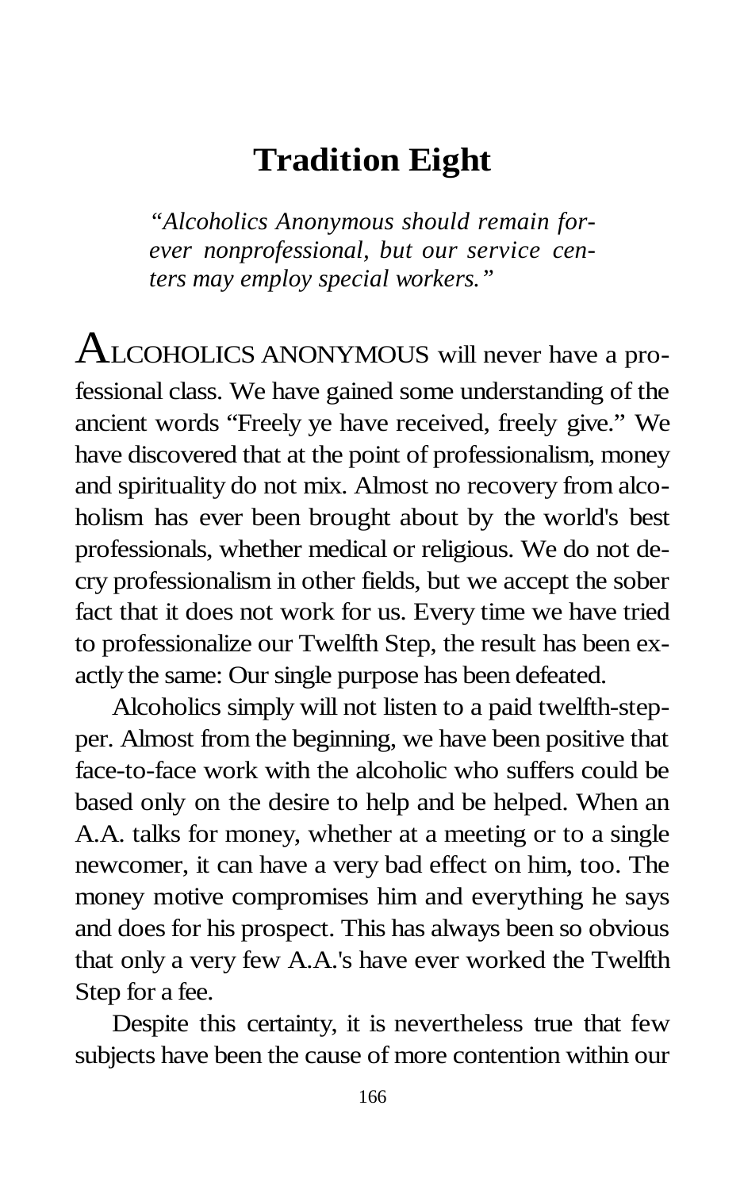# Tradition Eight

*"Alcoholics Anonymous should remain forever nonprofessional, but our service centers may employ special workers."*

ALCOHOLICS ANONYMOUS will never have a professional class. We have gained some understanding of the ancient words "Freely ye have received, freely give." We have discovered that at the point of professionalism, money and spirituality do not mix. Almost no recovery from alcoholism has ever been brought about by the world's best professionals, whether medical or religious. We do not decry professionalism in other fields, but we accept the sober fact that it does not work for us. Every time we have tried to professionalize our Twelfth Step, the result has been exactly the same: Our single purpose has been defeated.

Alcoholics simply will not listen to a paid twelfth-stepper. Almost from the beginning, we have been positive that face-to-face work with the alcoholic who suffers could be based only on the desire to help and be helped. When an A.A. talks for money, whether at a meeting or to a single newcomer, it can have a very bad effect on him, too. The money motive compromises him and everything he says and does for his prospect. This has always been so obvious that only a very few A.A.'s have ever worked the Twelfth Step for a fee.

Despite this certainty, it is nevertheless true that few subjects have been the cause of more contention within our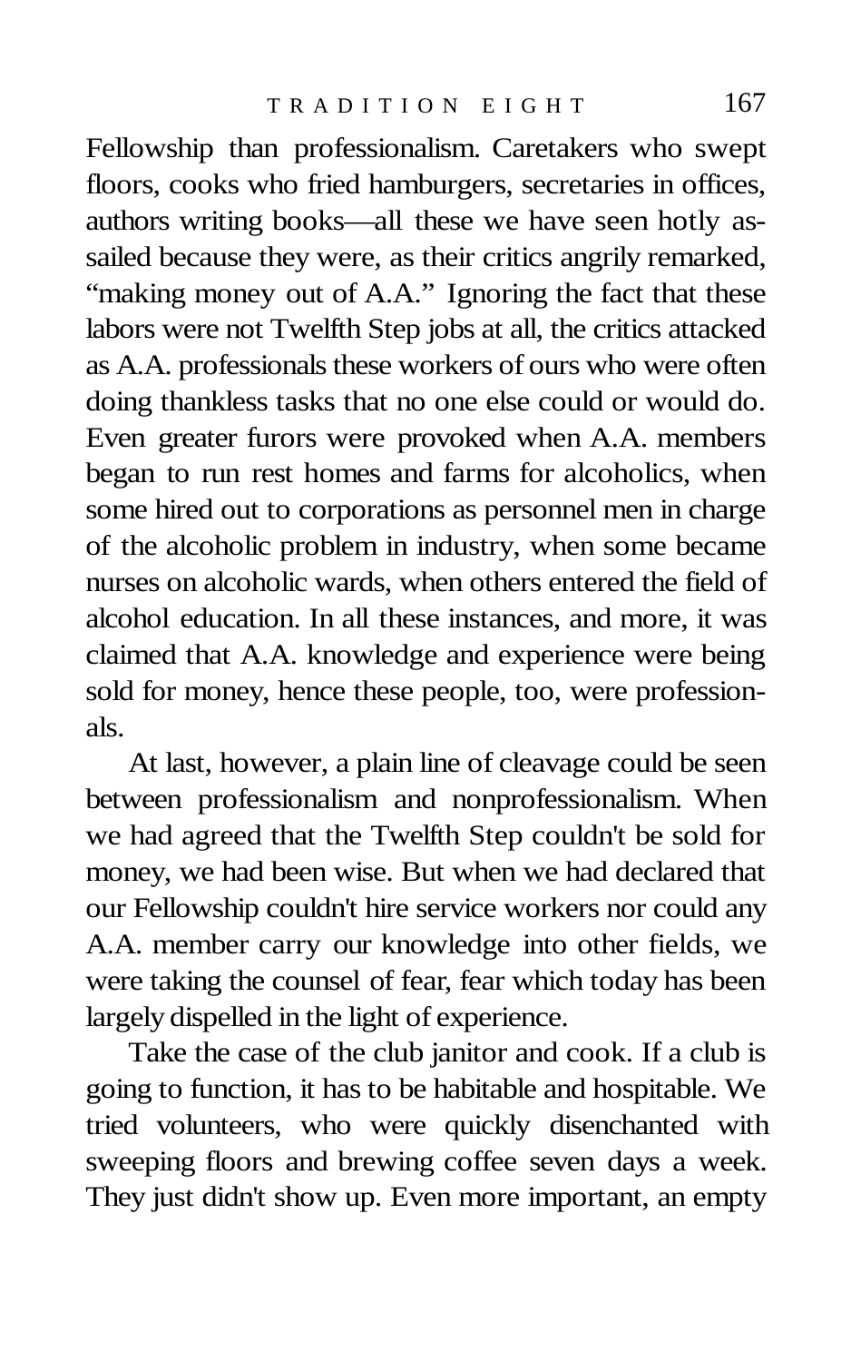Fellowship than professionalism. Caretakers who swept floors, cooks who fried hamburgers, secretaries in offices, authors writing books—all these we have seen hotly assailed because they were, as their critics angrily remarked, "making money out of A.A." Ignoring the fact that these labors were not Twelfth Step jobs at all, the critics attacked as A.A. professionals these workers of ours who were often doing thankless tasks that no one else could or would do. Even greater furors were provoked when A.A. members began to run rest homes and farms for alcoholics, when some hired out to corporations as personnel men in charge of the alcoholic problem in industry, when some became nurses on alcoholic wards, when others entered the field of alcohol education. In all these instances, and more, it was claimed that A.A. knowledge and experience were being sold for money, hence these people, too, were professionals.

At last, however, a plain line of cleavage could be seen between professionalism and nonprofessionalism. When we had agreed that the Twelfth Step couldn't be sold for money, we had been wise. But when we had declared that our Fellowship couldn't hire service workers nor could any A.A. member carry our knowledge into other fields, we were taking the counsel of fear, fear which today has been largely dispelled in the light of experience.

Take the case of the club janitor and cook. If a club is going to function, it has to be habitable and hospitable. We tried volunteers, who were quickly disenchanted with sweeping floors and brewing coffee seven days a week. They just didn't show up. Even more important, an empty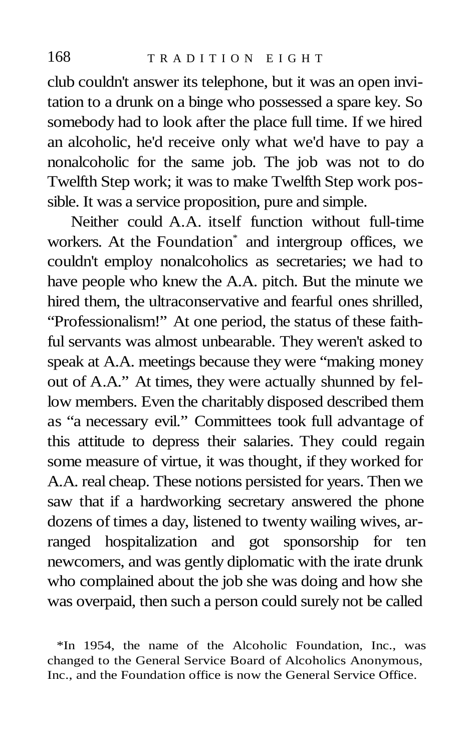club couldn't answer its telephone, but it was an open invitation to a drunk on a binge who possessed a spare key. So somebody had to look after the place full time. If we hired an alcoholic, he'd receive only what we'd have to pay a nonalcoholic for the same job. The job was not to do Twelfth Step work; it was to make Twelfth Step work possible. It was a service proposition, pure and simple.

Neither could A.A. itself function without full-time workers. At the Foundation* and intergroup offices, we couldn't employ nonalcoholics as secretaries; we had to have people who knew the A.A. pitch. But the minute we hired them, the ultraconservative and fearful ones shrilled, "Professionalism!" At one period, the status of these faithful servants was almost unbearable. They weren't asked to speak at A.A. meetings because they were "making money out of A.A." At times, they were actually shunned by fellow members. Even the charitably disposed described them as "a necessary evil." Committees took full advantage of this attitude to depress their salaries. They could regain some measure of virtue, it was thought, if they worked for A.A. real cheap. These notions persisted for years. Then we saw that if a hardworking secretary answered the phone dozens of times a day, listened to twenty wailing wives, arranged hospitalization and got sponsorship for ten newcomers, and was gently diplomatic with the irate drunk who complained about the job she was doing and how she was overpaid, then such a person could surely not be called

*In 1954, the name of the Alcoholic Foundation, Inc., was changed to the General Service Board of Alcoholics Anonymous, Inc., and the Foundation office is now the General Service Office.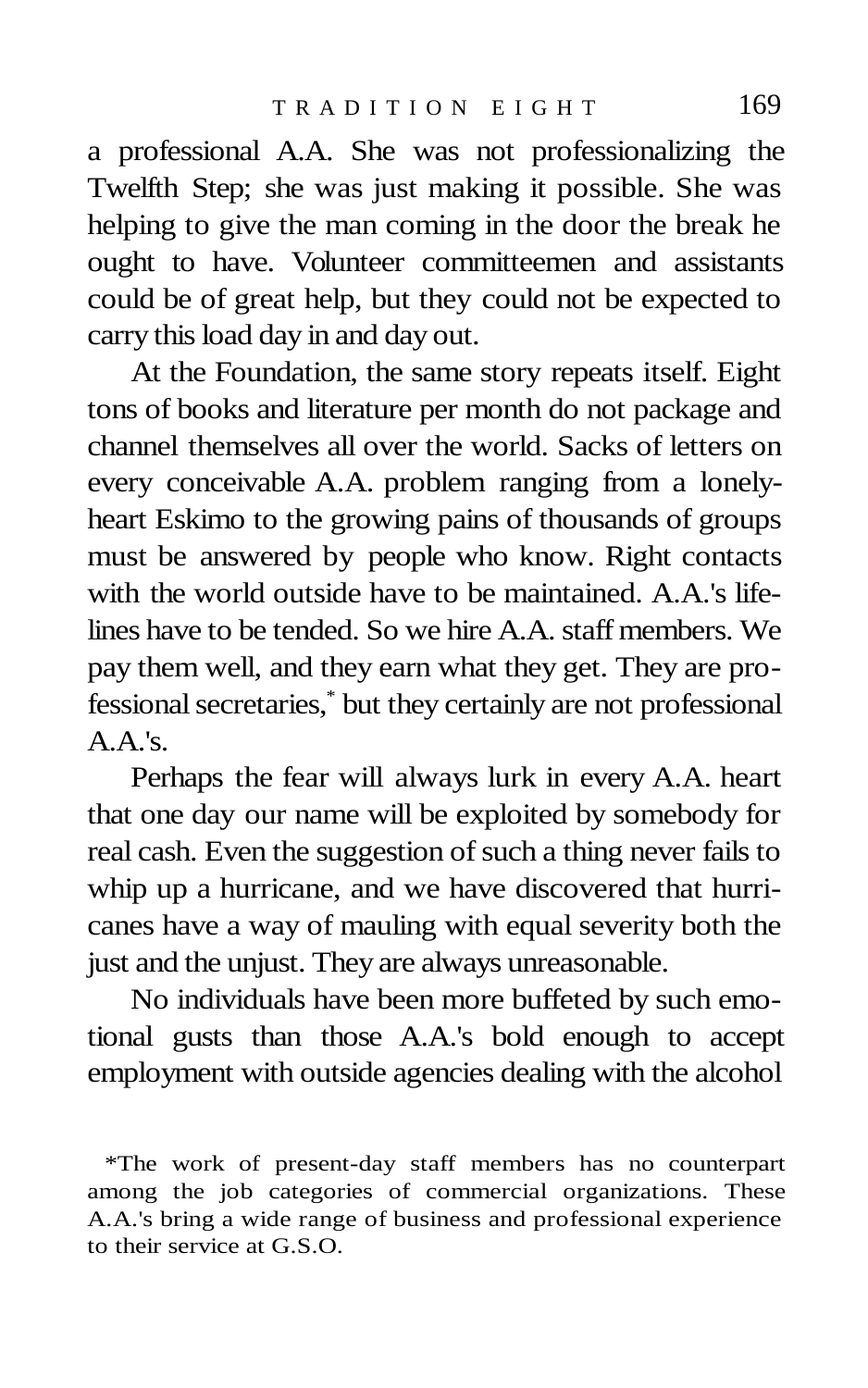a professional A.A. She was not professionalizing the Twelfth Step; she was just making it possible. She was helping to give the man coming in the door the break he ought to have. Volunteer committeemen and assistants could be of great help, but they could not be expected to carry this load day in and day out.

At the Foundation, the same story repeats itself. Eight tons of books and literature per month do not package and channel themselves all over the world. Sacks of letters on every conceivable A.A. problem ranging from a lonely-heart Eskimo to the growing pains of thousands of groups must be answered by people who know. Right contacts with the world outside have to be maintained. A.A.'s life-lines have to be tended. So we hire A.A. staff members. We pay them well, and they earn what they get. They are professional secretaries,* but they certainly are not professional A.A.'s.

Perhaps the fear will always lurk in every A.A. heart that one day our name will be exploited by somebody for real cash. Even the suggestion of such a thing never fails to whip up a hurricane, and we have discovered that hurricanes have a way of mauling with equal severity both the just and the unjust. They are always unreasonable.

No individuals have been more buffeted by such emotional gusts than those A.A.'s bold enough to accept employment with outside agencies dealing with the alcohol

*The work of present-day staff members has no counterpart among the job categories of commercial organizations. These A.A.'s bring a wide range of business and professional experience to their service at G.S.O.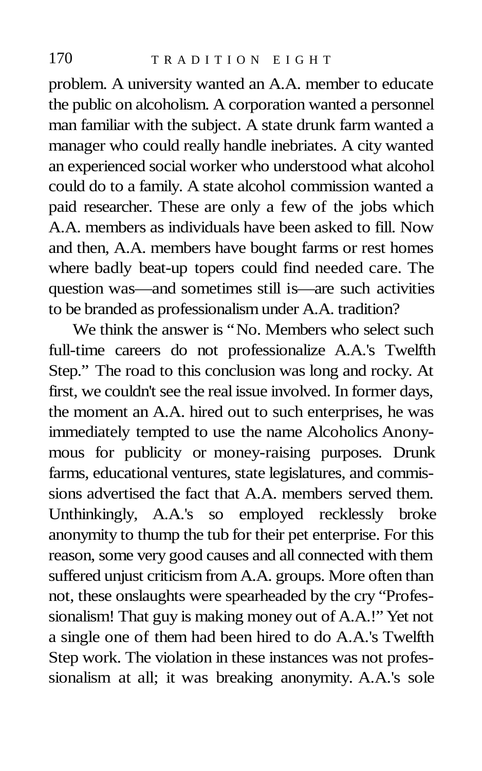problem. A university wanted an A.A. member to educate the public on alcoholism. A corporation wanted a personnel man familiar with the subject. A state drunk farm wanted a manager who could really handle inebriates. A city wanted an experienced social worker who understood what alcohol could do to a family. A state alcohol commission wanted a paid researcher. These are only a few of the jobs which A.A. members as individuals have been asked to fill. Now and then, A.A. members have bought farms or rest homes where badly beat-up topers could find needed care. The question was—and sometimes still is—are such activities to be branded as professionalism under A.A. tradition?

We think the answer is "No. Members who select such full-time careers do not professionalize A.A.'s Twelfth Step." The road to this conclusion was long and rocky. At first, we couldn't see the real issue involved. In former days, the moment an A.A. hired out to such enterprises, he was immediately tempted to use the name Alcoholics Anonymous for publicity or money-raising purposes. Drunk farms, educational ventures, state legislatures, and commissions advertised the fact that A.A. members served them. Unthinkingly, A.A.'s so employed recklessly broke anonymity to thump the tub for their pet enterprise. For this reason, some very good causes and all connected with them suffered unjust criticism from A.A. groups. More often than not, these onslaughts were spearheaded by the cry "Professionalism! That guy is making money out of A.A.!" Yet not a single one of them had been hired to do A.A.'s Twelfth Step work. The violation in these instances was not professionalism at all; it was breaking anonymity. A.A.'s sole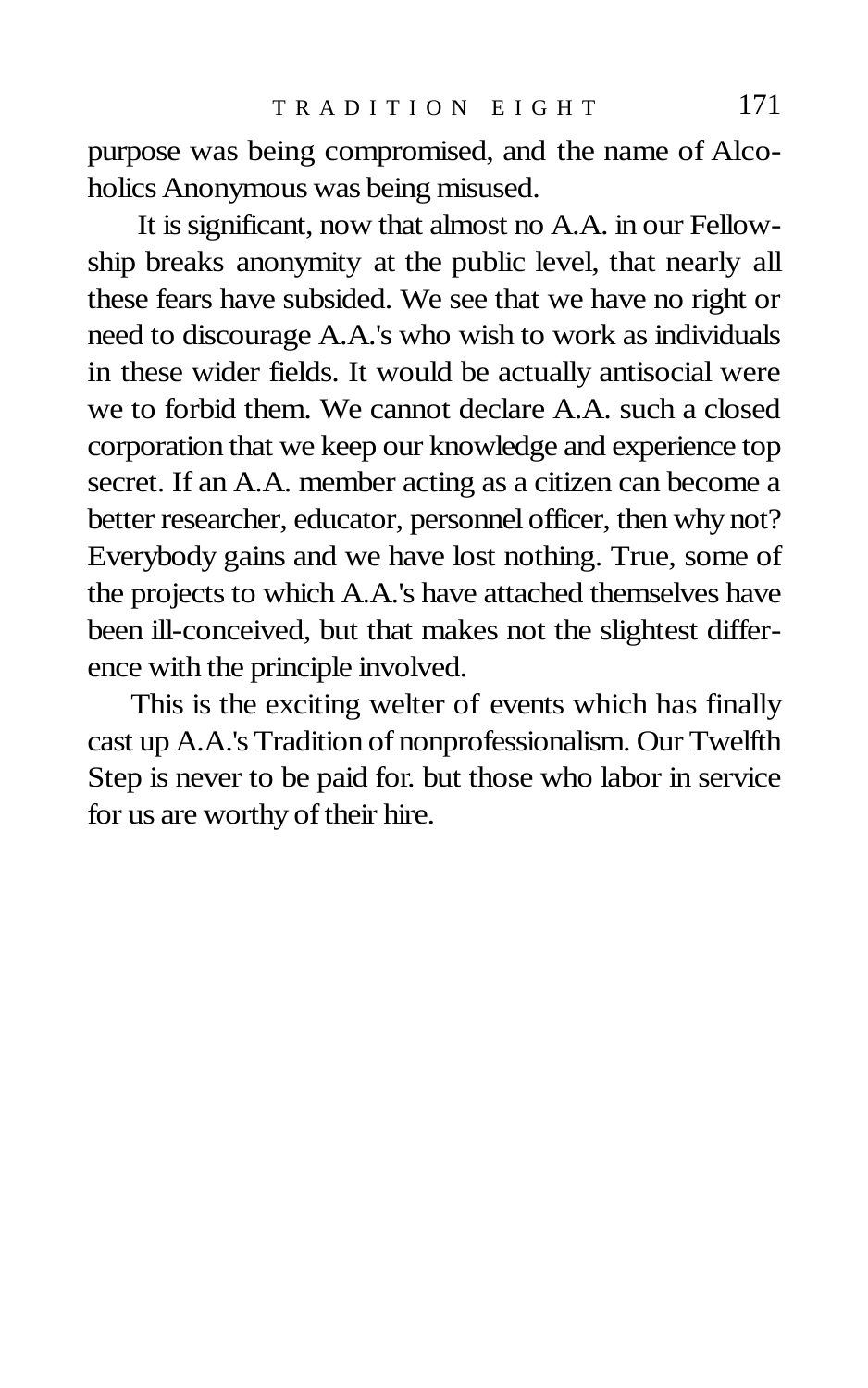purpose was being compromised, and the name of Alcoholics Anonymous was being misused.

It is significant, now that almost no A.A. in our Fellowship breaks anonymity at the public level, that nearly all these fears have subsided. We see that we have no right or need to discourage A.A.'s who wish to work as individuals in these wider fields. It would be actually antisocial were we to forbid them. We cannot declare A.A. such a closed corporation that we keep our knowledge and experience top secret. If an A.A. member acting as a citizen can become a better researcher, educator, personnel officer, then why not? Everybody gains and we have lost nothing. True, some of the projects to which A.A.'s have attached themselves have been ill-conceived, but that makes not the slightest difference with the principle involved.

This is the exciting welter of events which has finally cast up A.A.'s Tradition of nonprofessionalism. Our Twelfth Step is never to be paid for. but those who labor in service for us are worthy of their hire.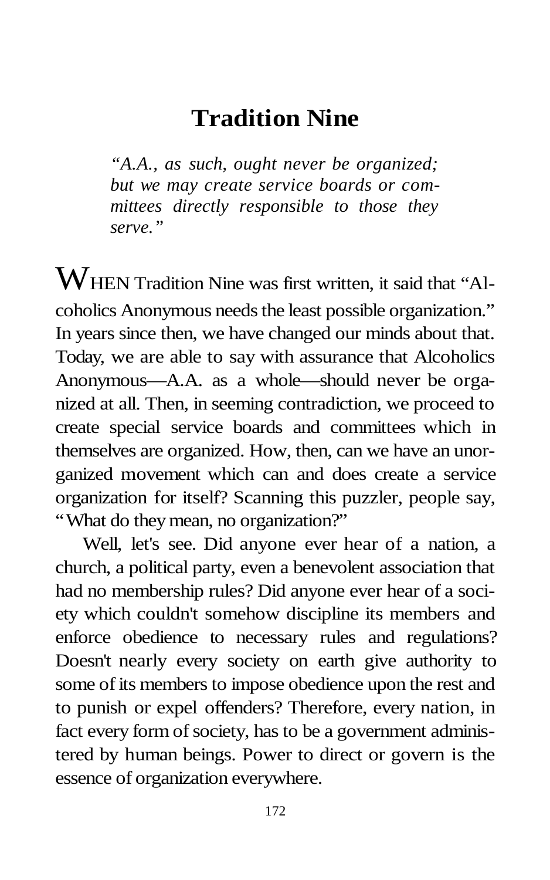# Tradition Nine

*"A.A., as such, ought never be organized; but we may create service boards or committees directly responsible to those they serve."*

WHEN Tradition Nine was first written, it said that "Alcoholics Anonymous needs the least possible organization." In years since then, we have changed our minds about that. Today, we are able to say with assurance that Alcoholics Anonymous—A.A. as a whole—should never be organized at all. Then, in seeming contradiction, we proceed to create special service boards and committees which in themselves are organized. How, then, can we have an unorganized movement which can and does create a service organization for itself? Scanning this puzzler, people say, "What do they mean, no organization?"

Well, let's see. Did anyone ever hear of a nation, a church, a political party, even a benevolent association that had no membership rules? Did anyone ever hear of a society which couldn't somehow discipline its members and enforce obedience to necessary rules and regulations? Doesn't nearly every society on earth give authority to some of its members to impose obedience upon the rest and to punish or expel offenders? Therefore, every nation, in fact every form of society, has to be a government administered by human beings. Power to direct or govern is the essence of organization everywhere.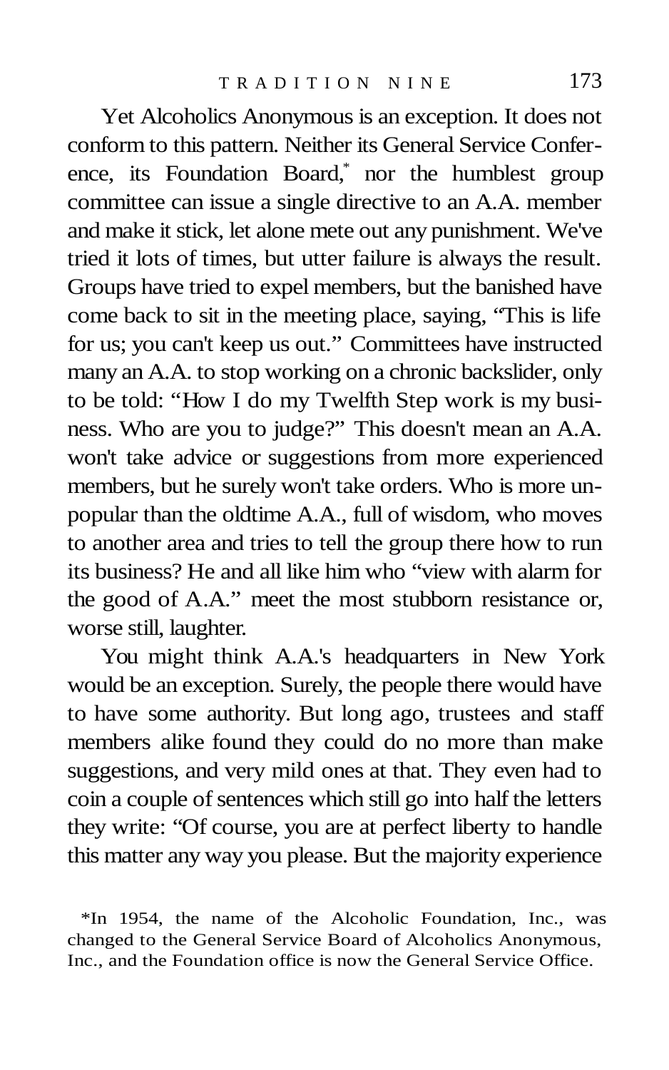Yet Alcoholics Anonymous is an exception. It does not conform to this pattern. Neither its General Service Conference, its Foundation Board,* nor the humblest group committee can issue a single directive to an A.A. member and make it stick, let alone mete out any punishment. We've tried it lots of times, but utter failure is always the result. Groups have tried to expel members, but the banished have come back to sit in the meeting place, saying, "This is life for us; you can't keep us out." Committees have instructed many an A.A. to stop working on a chronic backslider, only to be told: "How I do my Twelfth Step work is my business. Who are you to judge?" This doesn't mean an A.A. won't take advice or suggestions from more experienced members, but he surely won't take orders. Who is more unpopular than the oldtime A.A., full of wisdom, who moves to another area and tries to tell the group there how to run its business? He and all like him who "view with alarm for the good of A.A." meet the most stubborn resistance or, worse still, laughter.

You might think A.A.'s headquarters in New York would be an exception. Surely, the people there would have to have some authority. But long ago, trustees and staff members alike found they could do no more than make suggestions, and very mild ones at that. They even had to coin a couple of sentences which still go into half the letters they write: "Of course, you are at perfect liberty to handle this matter any way you please. But the majority experience

*In 1954, the name of the Alcoholic Foundation, Inc., was changed to the General Service Board of Alcoholics Anonymous, Inc., and the Foundation office is now the General Service Office.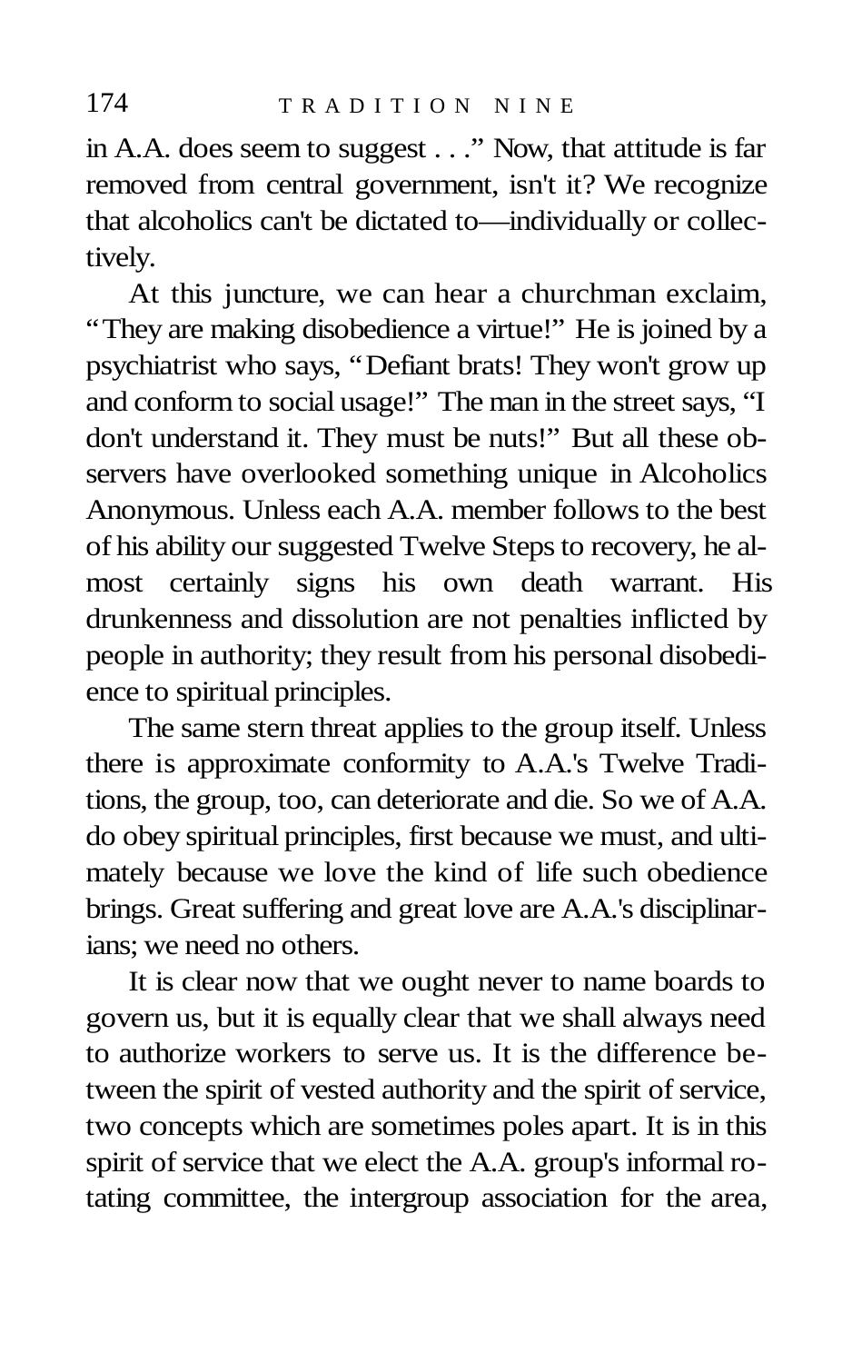in A.A. does seem to suggest . . ." Now, that attitude is far removed from central government, isn't it? We recognize that alcoholics can't be dictated to—individually or collectively.

At this juncture, we can hear a churchman exclaim, "They are making disobedience a virtue!" He is joined by a psychiatrist who says, "Defiant brats! They won't grow up and conform to social usage!" The man in the street says, "I don't understand it. They must be nuts!" But all these observers have overlooked something unique in Alcoholics Anonymous. Unless each A.A. member follows to the best of his ability our suggested Twelve Steps to recovery, he almost certainly signs his own death warrant. His drunkenness and dissolution are not penalties inflicted by people in authority; they result from his personal disobedience to spiritual principles.

The same stern threat applies to the group itself. Unless there is approximate conformity to A.A.'s Twelve Traditions, the group, too, can deteriorate and die. So we of A.A. do obey spiritual principles, first because we must, and ultimately because we love the kind of life such obedience brings. Great suffering and great love are A.A.'s disciplinarians; we need no others.

It is clear now that we ought never to name boards to govern us, but it is equally clear that we shall always need to authorize workers to serve us. It is the difference between the spirit of vested authority and the spirit of service, two concepts which are sometimes poles apart. It is in this spirit of service that we elect the A.A. group's informal rotating committee, the intergroup association for the area,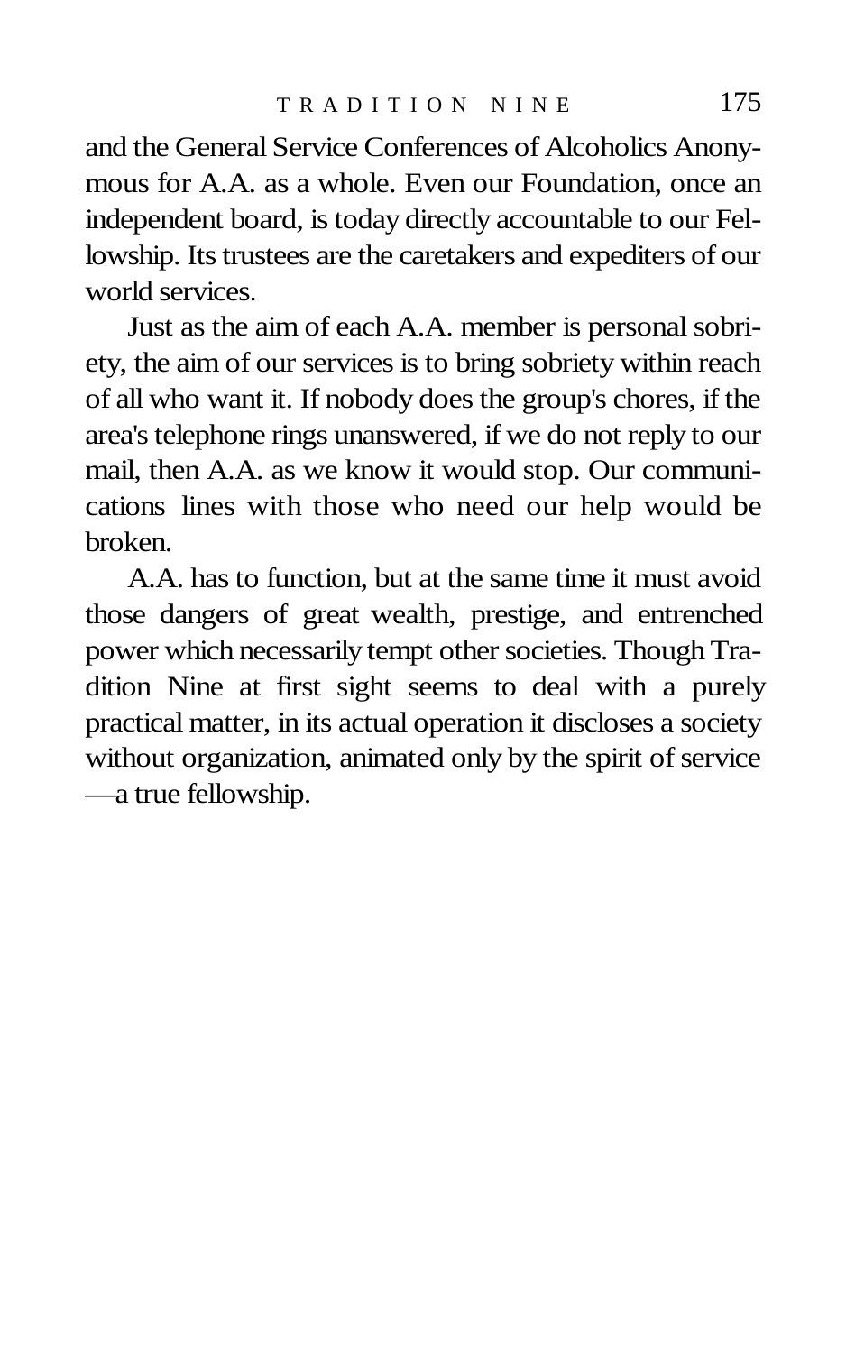and the General Service Conferences of Alcoholics Anonymous for A.A. as a whole. Even our Foundation, once an independent board, is today directly accountable to our Fellowship. Its trustees are the caretakers and expediters of our world services.

Just as the aim of each A.A. member is personal sobriety, the aim of our services is to bring sobriety within reach of all who want it. If nobody does the group's chores, if the area's telephone rings unanswered, if we do not reply to our mail, then A.A. as we know it would stop. Our communications lines with those who need our help would be broken.

A.A. has to function, but at the same time it must avoid those dangers of great wealth, prestige, and entrenched power which necessarily tempt other societies. Though Tradition Nine at first sight seems to deal with a purely practical matter, in its actual operation it discloses a society without organization, animated only by the spirit of service—a true fellowship.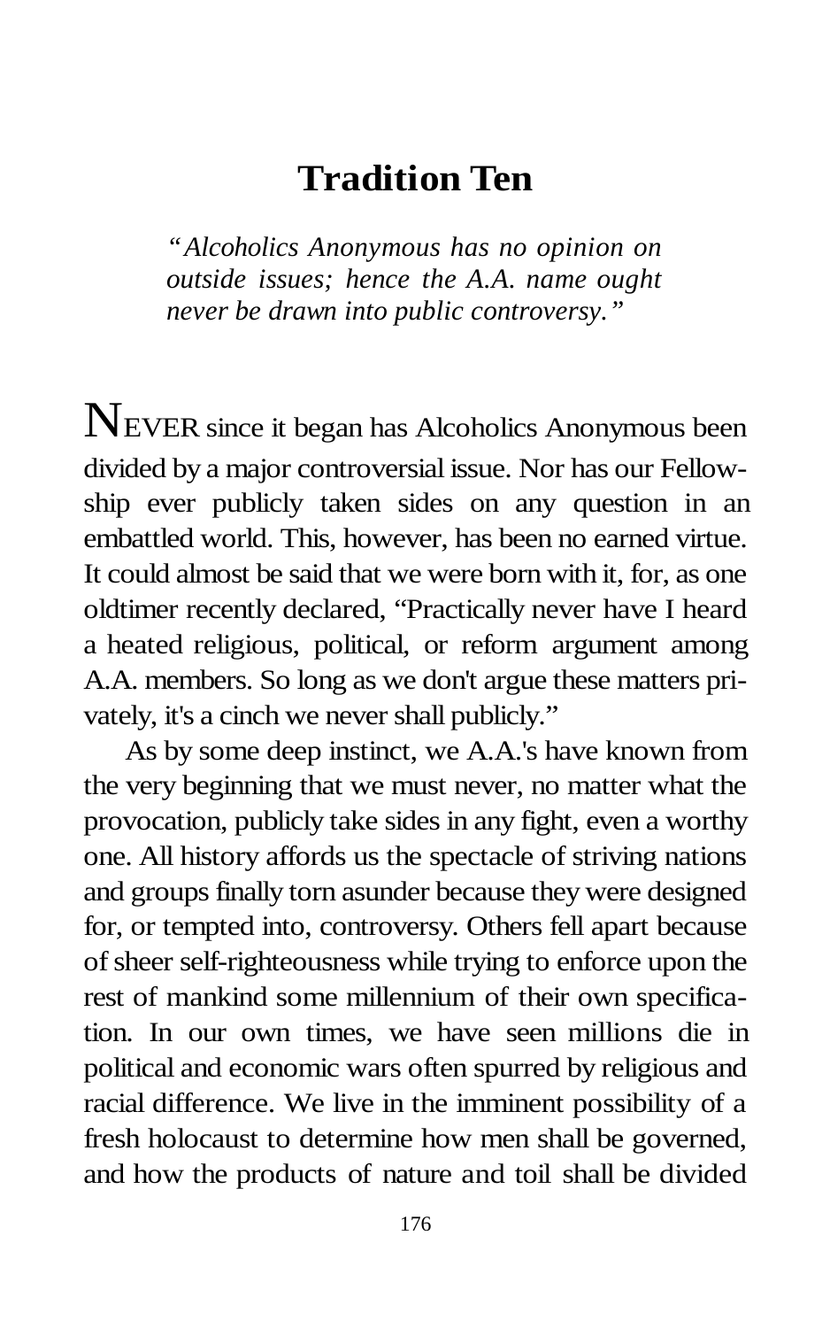# Tradition Ten

*"Alcoholics Anonymous has no opinion on outside issues; hence the A.A. name ought never be drawn into public controversy."*

NEVER since it began has Alcoholics Anonymous been divided by a major controversial issue. Nor has our Fellowship ever publicly taken sides on any question in an embattled world. This, however, has been no earned virtue. It could almost be said that we were born with it, for, as one oldtimer recently declared, "Practically never have I heard a heated religious, political, or reform argument among A.A. members. So long as we don't argue these matters privately, it's a cinch we never shall publicly."

As by some deep instinct, we A.A.'s have known from the very beginning that we must never, no matter what the provocation, publicly take sides in any fight, even a worthy one. All history affords us the spectacle of striving nations and groups finally torn asunder because they were designed for, or tempted into, controversy. Others fell apart because of sheer self-righteousness while trying to enforce upon the rest of mankind some millennium of their own specification. In our own times, we have seen millions die in political and economic wars often spurred by religious and racial difference. We live in the imminent possibility of a fresh holocaust to determine how men shall be governed, and how the products of nature and toil shall be divided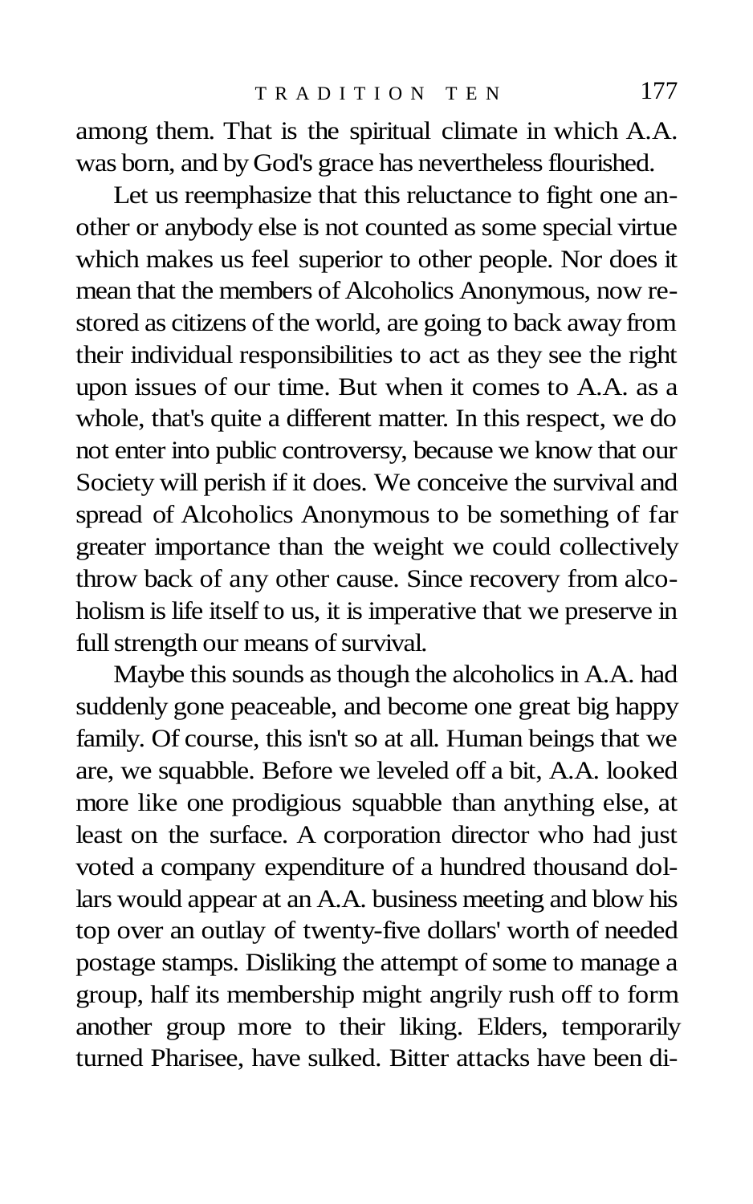among them. That is the spiritual climate in which A.A. was born, and by God's grace has nevertheless flourished.

Let us reemphasize that this reluctance to fight one another or anybody else is not counted as some special virtue which makes us feel superior to other people. Nor does it mean that the members of Alcoholics Anonymous, now restored as citizens of the world, are going to back away from their individual responsibilities to act as they see the right upon issues of our time. But when it comes to A.A. as a whole, that's quite a different matter. In this respect, we do not enter into public controversy, because we know that our Society will perish if it does. We conceive the survival and spread of Alcoholics Anonymous to be something of far greater importance than the weight we could collectively throw back of any other cause. Since recovery from alcoholism is life itself to us, it is imperative that we preserve in full strength our means of survival.

Maybe this sounds as though the alcoholics in A.A. had suddenly gone peaceable, and become one great big happy family. Of course, this isn't so at all. Human beings that we are, we squabble. Before we leveled off a bit, A.A. looked more like one prodigious squabble than anything else, at least on the surface. A corporation director who had just voted a company expenditure of a hundred thousand dollars would appear at an A.A. business meeting and blow his top over an outlay of twenty-five dollars' worth of needed postage stamps. Disliking the attempt of some to manage a group, half its membership might angrily rush off to form another group more to their liking. Elders, temporarily turned Pharisee, have sulked. Bitter attacks have been di-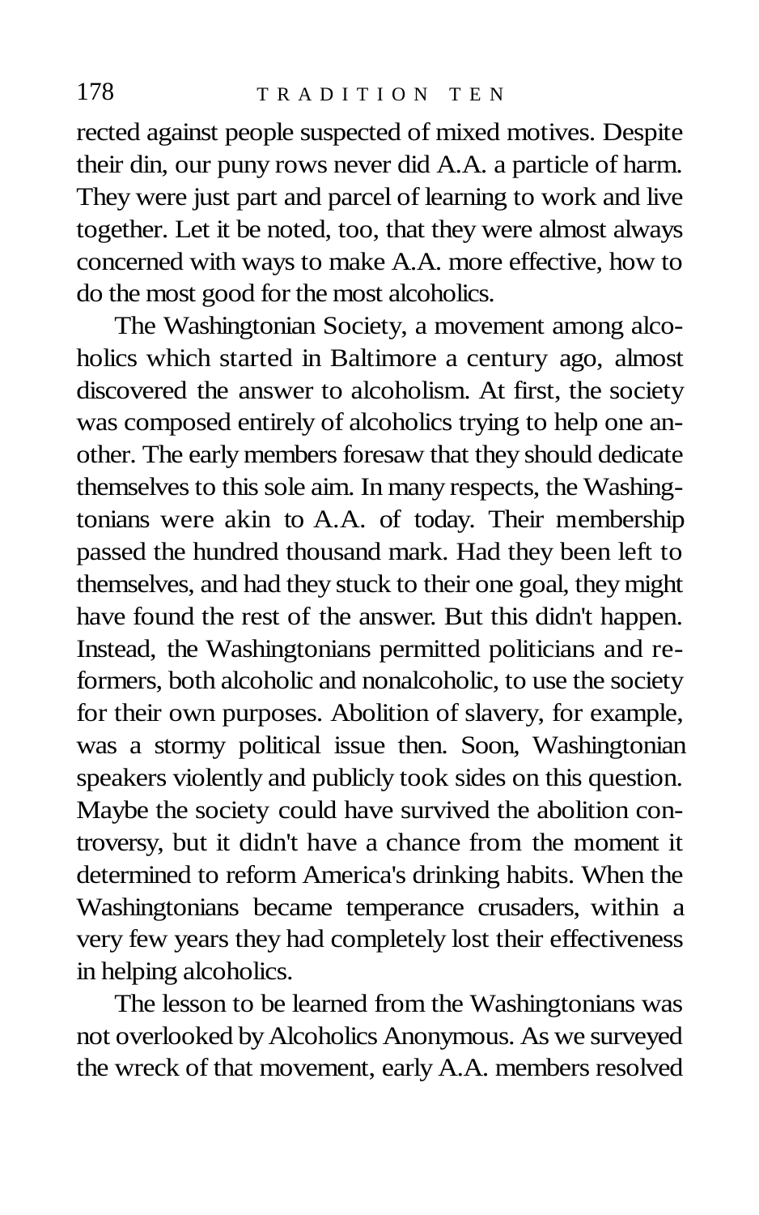rected against people suspected of mixed motives. Despite their din, our puny rows never did A.A. a particle of harm. They were just part and parcel of learning to work and live together. Let it be noted, too, that they were almost always concerned with ways to make A.A. more effective, how to do the most good for the most alcoholics.

The Washingtonian Society, a movement among alcoholics which started in Baltimore a century ago, almost discovered the answer to alcoholism. At first, the society was composed entirely of alcoholics trying to help one another. The early members foresaw that they should dedicate themselves to this sole aim. In many respects, the Washingtonians were akin to A.A. of today. Their membership passed the hundred thousand mark. Had they been left to themselves, and had they stuck to their one goal, they might have found the rest of the answer. But this didn't happen. Instead, the Washingtonians permitted politicians and reformers, both alcoholic and nonalcoholic, to use the society for their own purposes. Abolition of slavery, for example, was a stormy political issue then. Soon, Washingtonian speakers violently and publicly took sides on this question. Maybe the society could have survived the abolition controversy, but it didn't have a chance from the moment it determined to reform America's drinking habits. When the Washingtonians became temperance crusaders, within a very few years they had completely lost their effectiveness in helping alcoholics.

The lesson to be learned from the Washingtonians was not overlooked by Alcoholics Anonymous. As we surveyed the wreck of that movement, early A.A. members resolved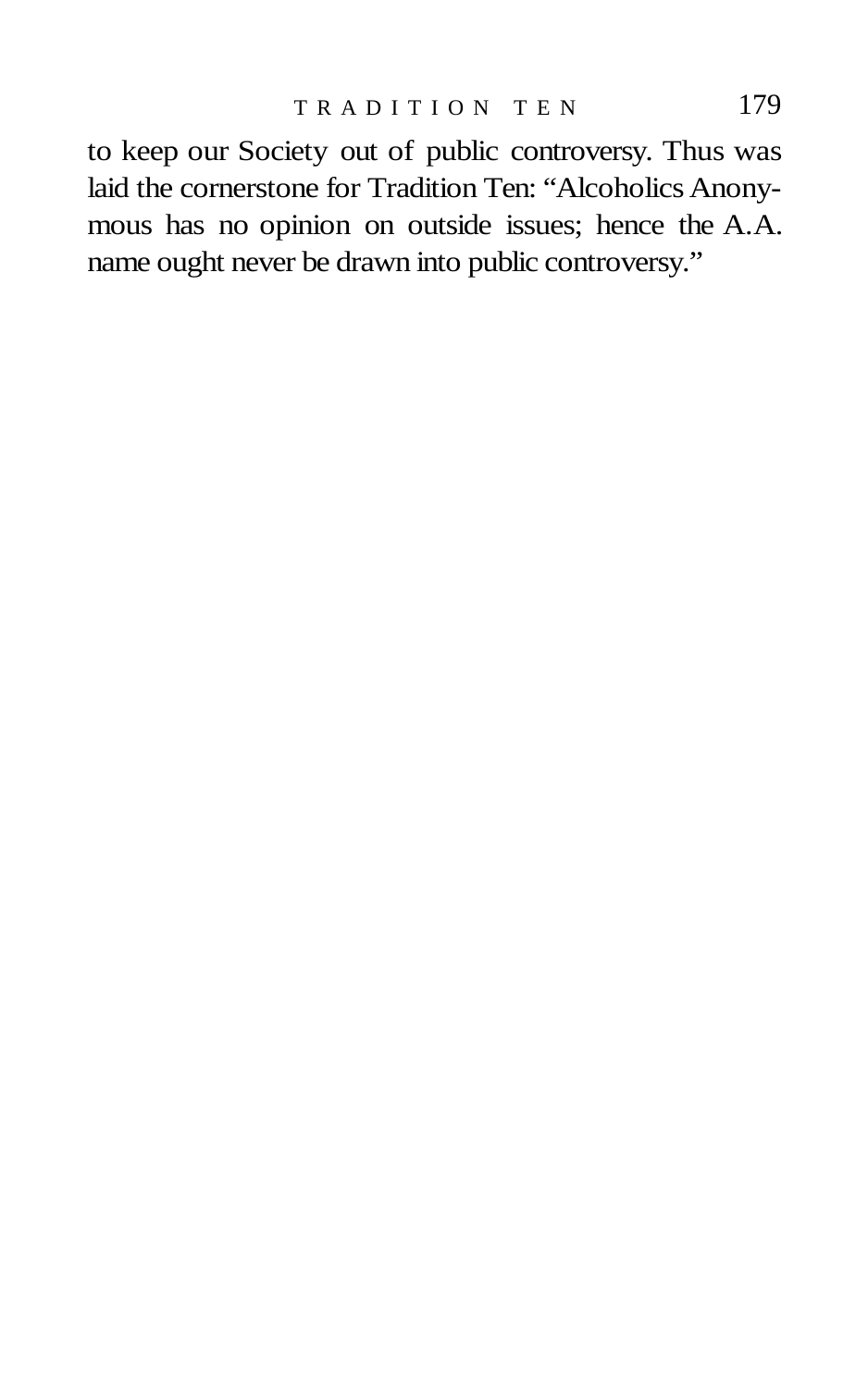to keep our Society out of public controversy. Thus was laid the cornerstone for Tradition Ten: "Alcoholics Anonymous has no opinion on outside issues; hence the A.A. name ought never be drawn into public controversy."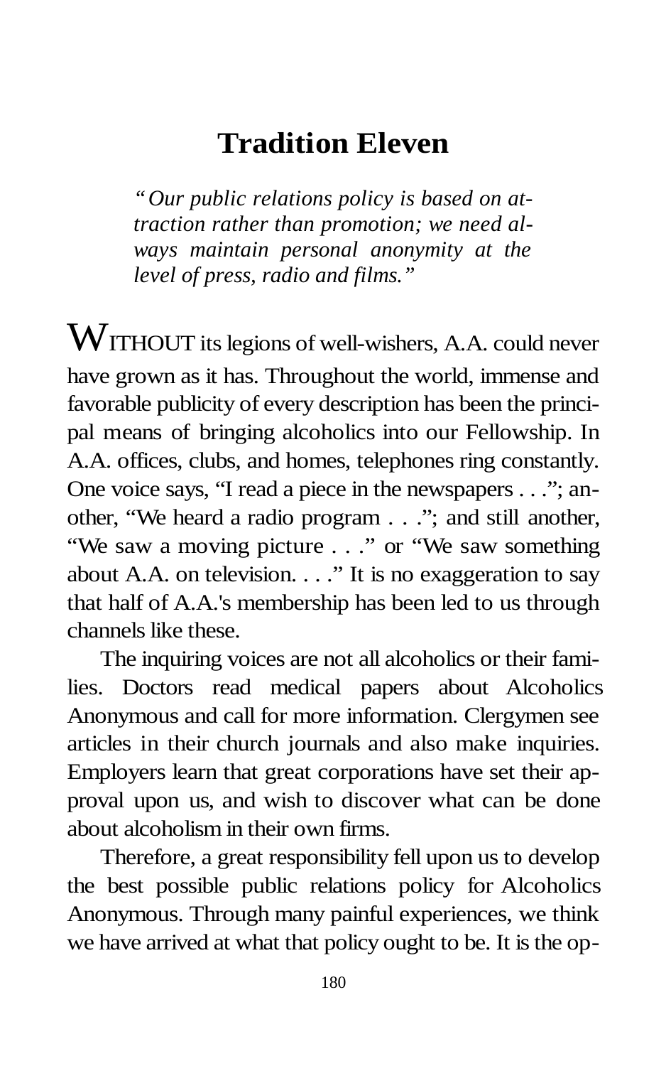# Tradition Eleven

*"Our public relations policy is based on attraction rather than promotion; we need always maintain personal anonymity at the level of press, radio and films."*

WITHOUT its legions of well-wishers, A.A. could never have grown as it has. Throughout the world, immense and favorable publicity of every description has been the principal means of bringing alcoholics into our Fellowship. In A.A. offices, clubs, and homes, telephones ring constantly. One voice says, "I read a piece in the newspapers . . ."; another, "We heard a radio program . . ."; and still another, "We saw a moving picture . . ." or "We saw something about A.A. on television. . . ." It is no exaggeration to say that half of A.A.'s membership has been led to us through channels like these.

The inquiring voices are not all alcoholics or their families. Doctors read medical papers about Alcoholics Anonymous and call for more information. Clergymen see articles in their church journals and also make inquiries. Employers learn that great corporations have set their approval upon us, and wish to discover what can be done about alcoholism in their own firms.

Therefore, a great responsibility fell upon us to develop the best possible public relations policy for Alcoholics Anonymous. Through many painful experiences, we think we have arrived at what that policy ought to be. It is the op-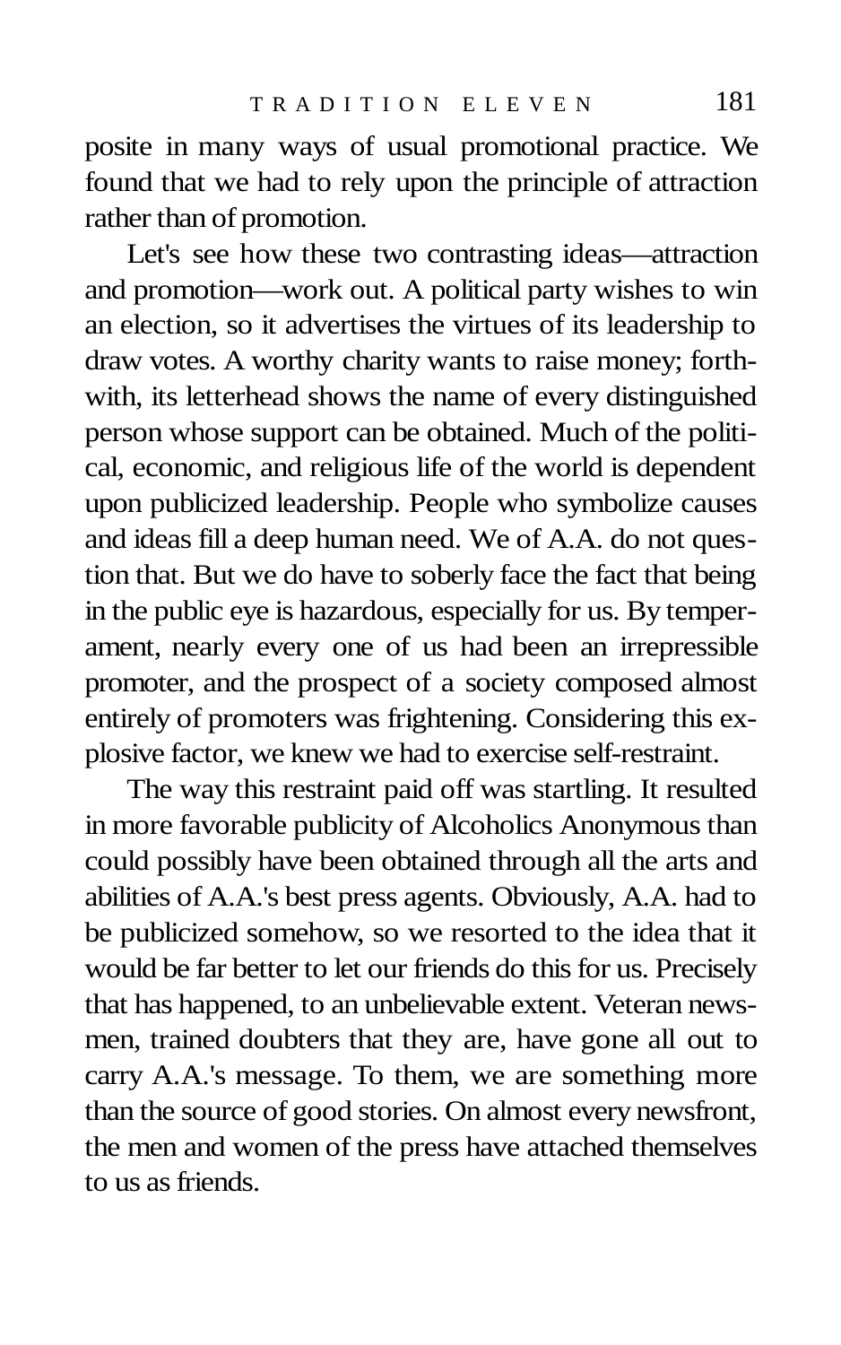posite in many ways of usual promotional practice. We found that we had to rely upon the principle of attraction rather than of promotion.

Let's see how these two contrasting ideas—attraction and promotion—work out. A political party wishes to win an election, so it advertises the virtues of its leadership to draw votes. A worthy charity wants to raise money; forthwith, its letterhead shows the name of every distinguished person whose support can be obtained. Much of the political, economic, and religious life of the world is dependent upon publicized leadership. People who symbolize causes and ideas fill a deep human need. We of A.A. do not question that. But we do have to soberly face the fact that being in the public eye is hazardous, especially for us. By temperament, nearly every one of us had been an irrepressible promoter, and the prospect of a society composed almost entirely of promoters was frightening. Considering this explosive factor, we knew we had to exercise self-restraint.

The way this restraint paid off was startling. It resulted in more favorable publicity of Alcoholics Anonymous than could possibly have been obtained through all the arts and abilities of A.A.'s best press agents. Obviously, A.A. had to be publicized somehow, so we resorted to the idea that it would be far better to let our friends do this for us. Precisely that has happened, to an unbelievable extent. Veteran newsmen, trained doubters that they are, have gone all out to carry A.A.'s message. To them, we are something more than the source of good stories. On almost every newsfront, the men and women of the press have attached themselves to us as friends.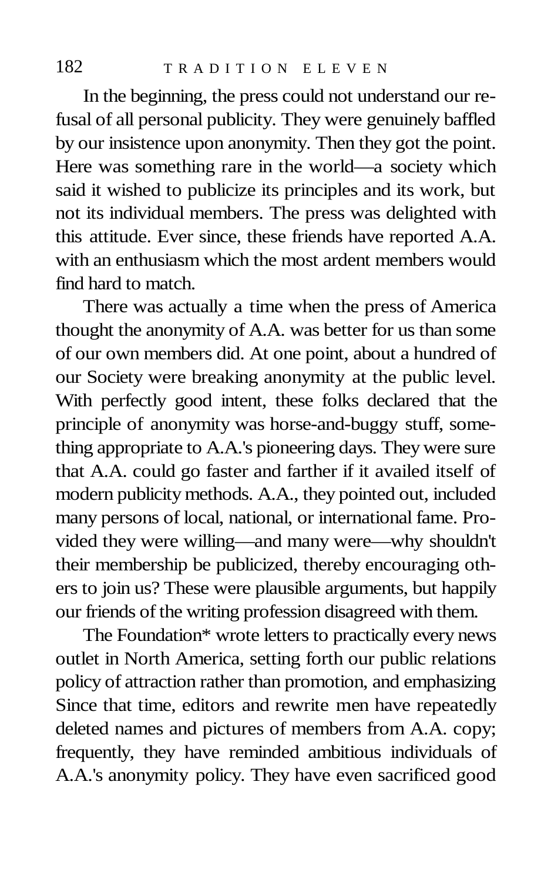In the beginning, the press could not understand our refusal of all personal publicity. They were genuinely baffled by our insistence upon anonymity. Then they got the point. Here was something rare in the world—a society which said it wished to publicize its principles and its work, but not its individual members. The press was delighted with this attitude. Ever since, these friends have reported A.A. with an enthusiasm which the most ardent members would find hard to match.

There was actually a time when the press of America thought the anonymity of A.A. was better for us than some of our own members did. At one point, about a hundred of our Society were breaking anonymity at the public level. With perfectly good intent, these folks declared that the principle of anonymity was horse-and-buggy stuff, something appropriate to A.A.'s pioneering days. They were sure that A.A. could go faster and farther if it availed itself of modern publicity methods. A.A., they pointed out, included many persons of local, national, or international fame. Provided they were willing—and many were—why shouldn't their membership be publicized, thereby encouraging others to join us? These were plausible arguments, but happily our friends of the writing profession disagreed with them.

The Foundation* wrote letters to practically every news outlet in North America, setting forth our public relations policy of attraction rather than promotion, and emphasizing Since that time, editors and rewrite men have repeatedly deleted names and pictures of members from A.A. copy; frequently, they have reminded ambitious individuals of A.A.'s anonymity policy. They have even sacrificed good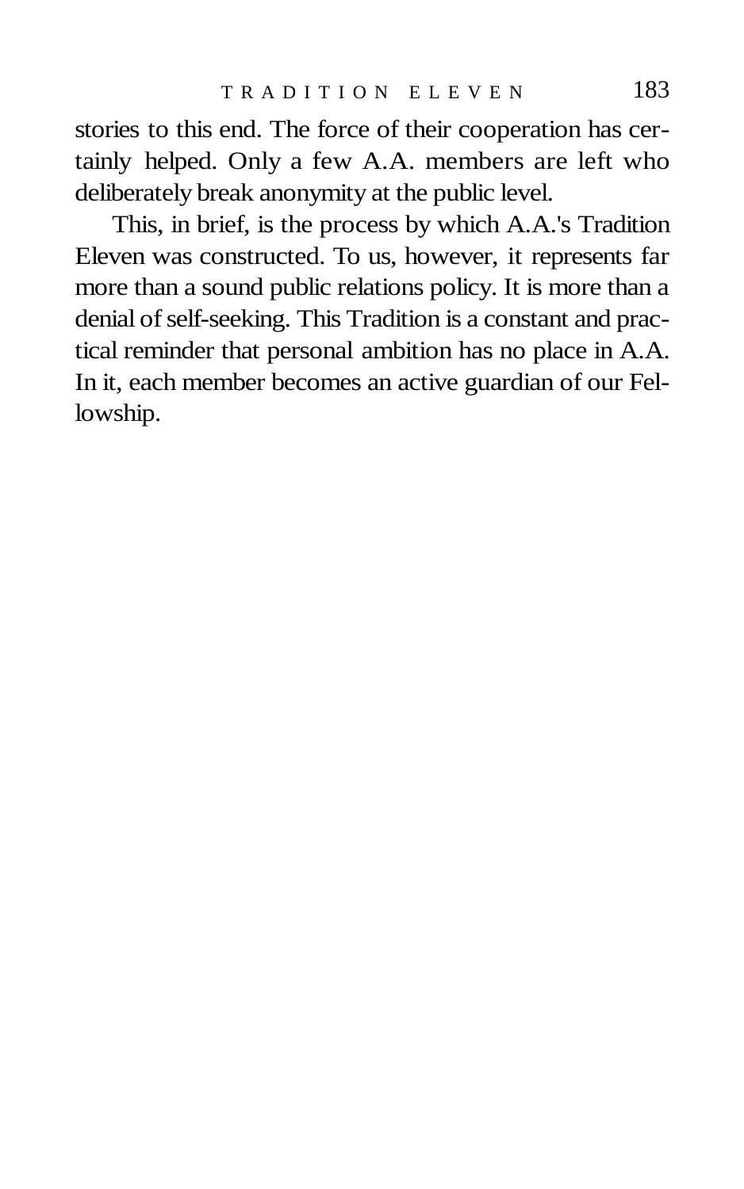stories to this end. The force of their cooperation has certainly helped. Only a few A.A. members are left who deliberately break anonymity at the public level.

This, in brief, is the process by which A.A.'s Tradition Eleven was constructed. To us, however, it represents far more than a sound public relations policy. It is more than a denial of self-seeking. This Tradition is a constant and practical reminder that personal ambition has no place in A.A. In it, each member becomes an active guardian of our Fellowship.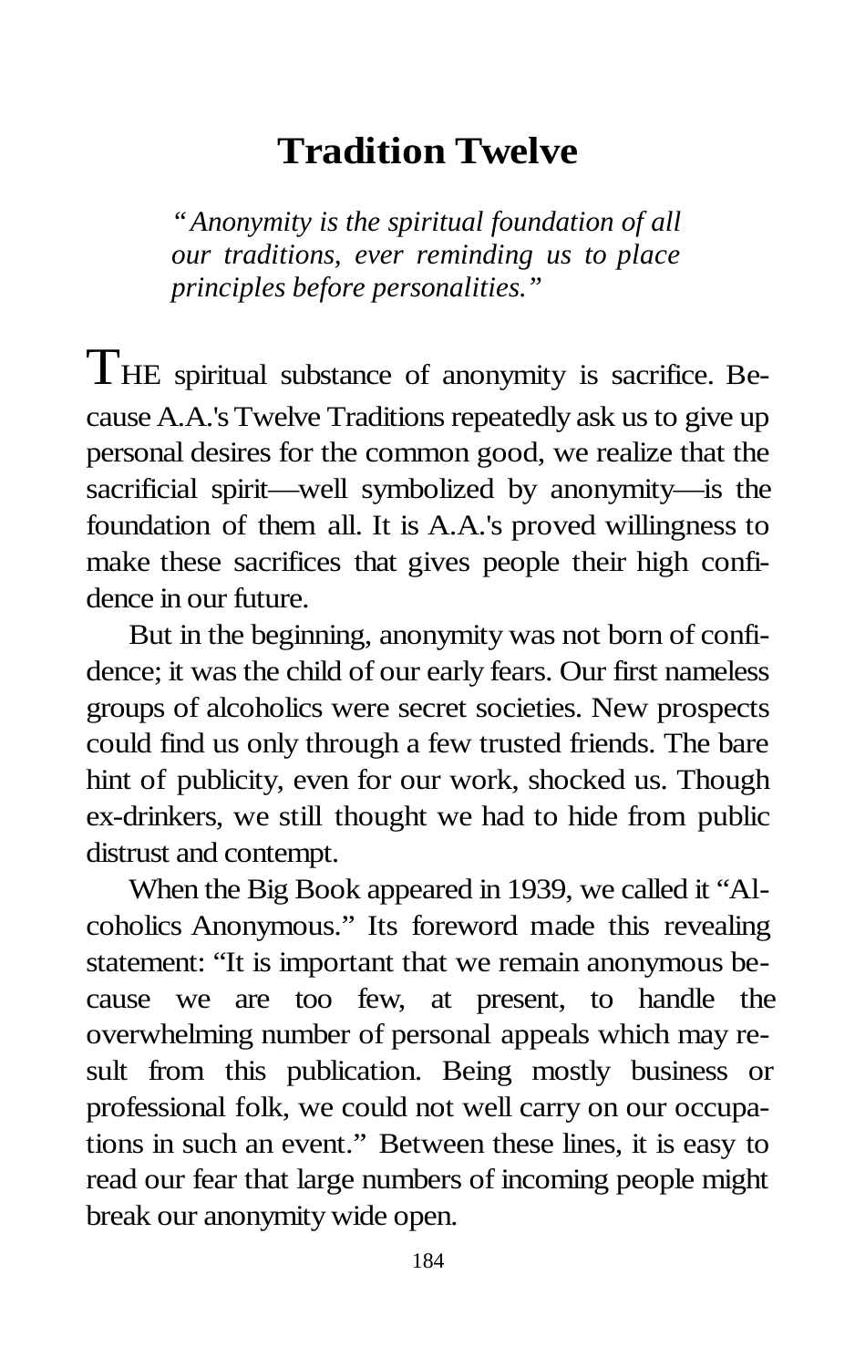# Tradition Twelve

*"Anonymity is the spiritual foundation of all our traditions, ever reminding us to place principles before personalities."*

THE spiritual substance of anonymity is sacrifice. Because A.A.'s Twelve Traditions repeatedly ask us to give up personal desires for the common good, we realize that the sacrificial spirit—well symbolized by anonymity—is the foundation of them all. It is A.A.'s proved willingness to make these sacrifices that gives people their high confidence in our future.

But in the beginning, anonymity was not born of confidence; it was the child of our early fears. Our first nameless groups of alcoholics were secret societies. New prospects could find us only through a few trusted friends. The bare hint of publicity, even for our work, shocked us. Though ex-drinkers, we still thought we had to hide from public distrust and contempt.

When the Big Book appeared in 1939, we called it "Alcoholics Anonymous." Its foreword made this revealing statement: "It is important that we remain anonymous because we are too few, at present, to handle the overwhelming number of personal appeals which may result from this publication. Being mostly business or professional folk, we could not well carry on our occupations in such an event." Between these lines, it is easy to read our fear that large numbers of incoming people might break our anonymity wide open.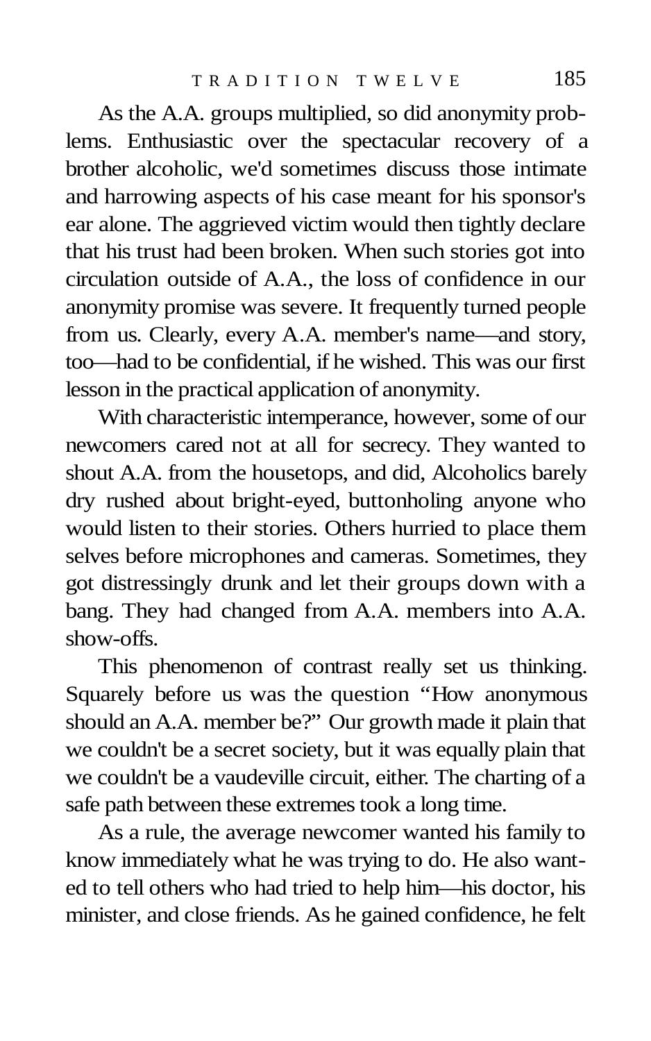As the A.A. groups multiplied, so did anonymity problems. Enthusiastic over the spectacular recovery of a brother alcoholic, we'd sometimes discuss those intimate and harrowing aspects of his case meant for his sponsor's ear alone. The aggrieved victim would then tightly declare that his trust had been broken. When such stories got into circulation outside of A.A., the loss of confidence in our anonymity promise was severe. It frequently turned people from us. Clearly, every A.A. member's name—and story, too—had to be confidential, if he wished. This was our first lesson in the practical application of anonymity.

With characteristic intemperance, however, some of our newcomers cared not at all for secrecy. They wanted to shout A.A. from the housetops, and did, Alcoholics barely dry rushed about bright-eyed, buttonholing anyone who would listen to their stories. Others hurried to place them selves before microphones and cameras. Sometimes, they got distressingly drunk and let their groups down with a bang. They had changed from A.A. members into A.A. show-offs.

This phenomenon of contrast really set us thinking. Squarely before us was the question "How anonymous should an A.A. member be?" Our growth made it plain that we couldn't be a secret society, but it was equally plain that we couldn't be a vaudeville circuit, either. The charting of a safe path between these extremes took a long time.

As a rule, the average newcomer wanted his family to know immediately what he was trying to do. He also wanted to tell others who had tried to help him—his doctor, his minister, and close friends. As he gained confidence, he felt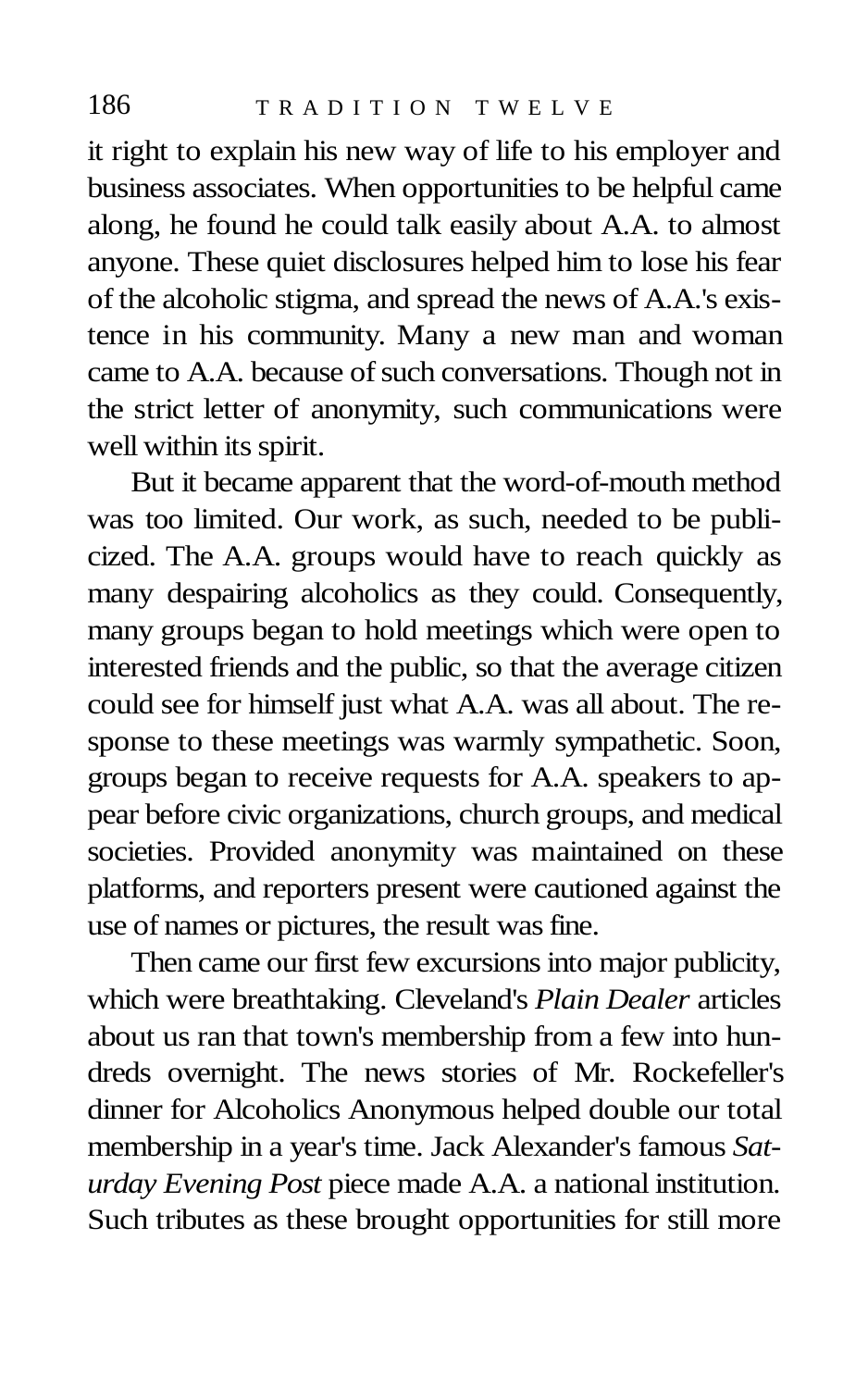it right to explain his new way of life to his employer and business associates. When opportunities to be helpful came along, he found he could talk easily about A.A. to almost anyone. These quiet disclosures helped him to lose his fear of the alcoholic stigma, and spread the news of A.A.'s existence in his community. Many a new man and woman came to A.A. because of such conversations. Though not in the strict letter of anonymity, such communications were well within its spirit.

But it became apparent that the word-of-mouth method was too limited. Our work, as such, needed to be publicized. The A.A. groups would have to reach quickly as many despairing alcoholics as they could. Consequently, many groups began to hold meetings which were open to interested friends and the public, so that the average citizen could see for himself just what A.A. was all about. The response to these meetings was warmly sympathetic. Soon, groups began to receive requests for A.A. speakers to appear before civic organizations, church groups, and medical societies. Provided anonymity was maintained on these platforms, and reporters present were cautioned against the use of names or pictures, the result was fine.

Then came our first few excursions into major publicity, which were breathtaking. Cleveland's *Plain Dealer* articles about us ran that town's membership from a few into hundreds overnight. The news stories of Mr. Rockefeller's dinner for Alcoholics Anonymous helped double our total membership in a year's time. Jack Alexander's famous *Saturday Evening Post* piece made A.A. a national institution. Such tributes as these brought opportunities for still more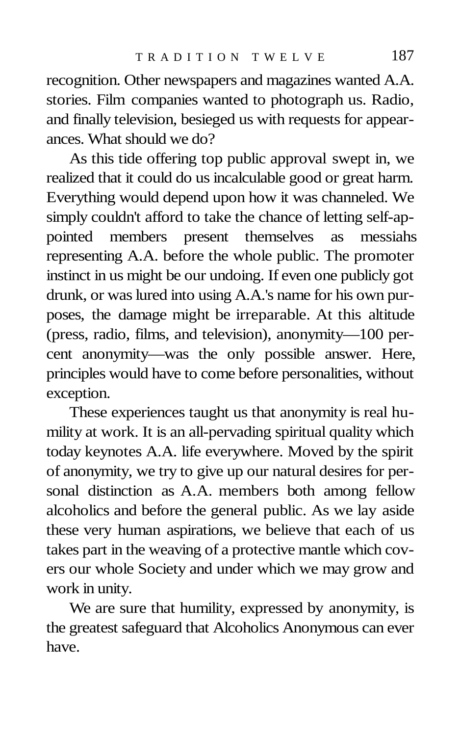recognition. Other newspapers and magazines wanted A.A. stories. Film companies wanted to photograph us. Radio, and finally television, besieged us with requests for appearances. What should we do?

As this tide offering top public approval swept in, we realized that it could do us incalculable good or great harm. Everything would depend upon how it was channeled. We simply couldn't afford to take the chance of letting self-appointed members present themselves as messiahs representing A.A. before the whole public. The promoter instinct in us might be our undoing. If even one publicly got drunk, or was lured into using A.A.'s name for his own purposes, the damage might be irreparable. At this altitude (press, radio, films, and television), anonymity—100 percent anonymity—was the only possible answer. Here, principles would have to come before personalities, without exception.

These experiences taught us that anonymity is real humility at work. It is an all-pervading spiritual quality which today keynotes A.A. life everywhere. Moved by the spirit of anonymity, we try to give up our natural desires for personal distinction as A.A. members both among fellow alcoholics and before the general public. As we lay aside these very human aspirations, we believe that each of us takes part in the weaving of a protective mantle which covers our whole Society and under which we may grow and work in unity.

We are sure that humility, expressed by anonymity, is the greatest safeguard that Alcoholics Anonymous can ever have.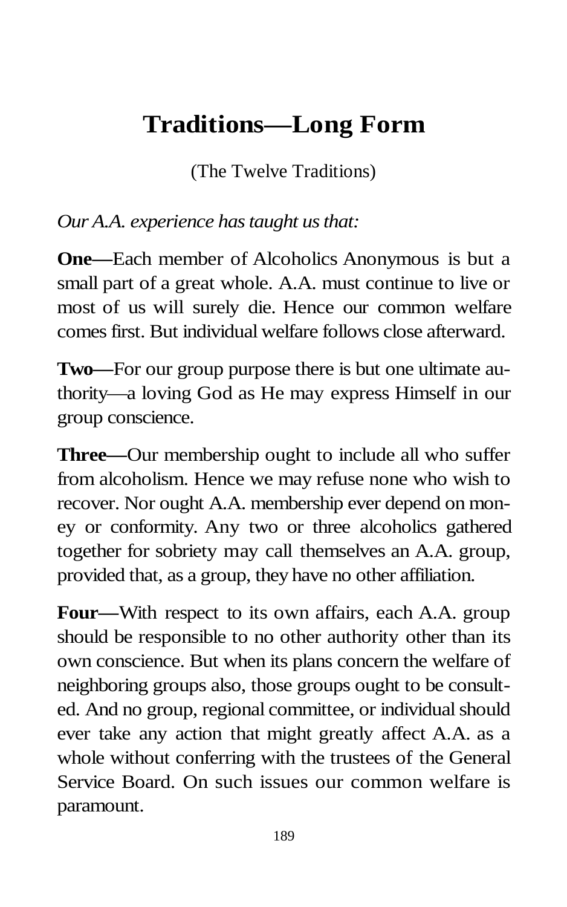# Traditions—Long Form

(The Twelve Traditions)

*Our A.A. experience has taught us that:*

**One—**Each member of Alcoholics Anonymous is but a small part of a great whole. A.A. must continue to live or most of us will surely die. Hence our common welfare comes first. But individual welfare follows close afterward.

**Two—**For our group purpose there is but one ultimate authority—a loving God as He may express Himself in our group conscience.

**Three—**Our membership ought to include all who suffer from alcoholism. Hence we may refuse none who wish to recover. Nor ought A.A. membership ever depend on money or conformity. Any two or three alcoholics gathered together for sobriety may call themselves an A.A. group, provided that, as a group, they have no other affiliation.

**Four—**With respect to its own affairs, each A.A. group should be responsible to no other authority other than its own conscience. But when its plans concern the welfare of neighboring groups also, those groups ought to be consulted. And no group, regional committee, or individual should ever take any action that might greatly affect A.A. as a whole without conferring with the trustees of the General Service Board. On such issues our common welfare is paramount.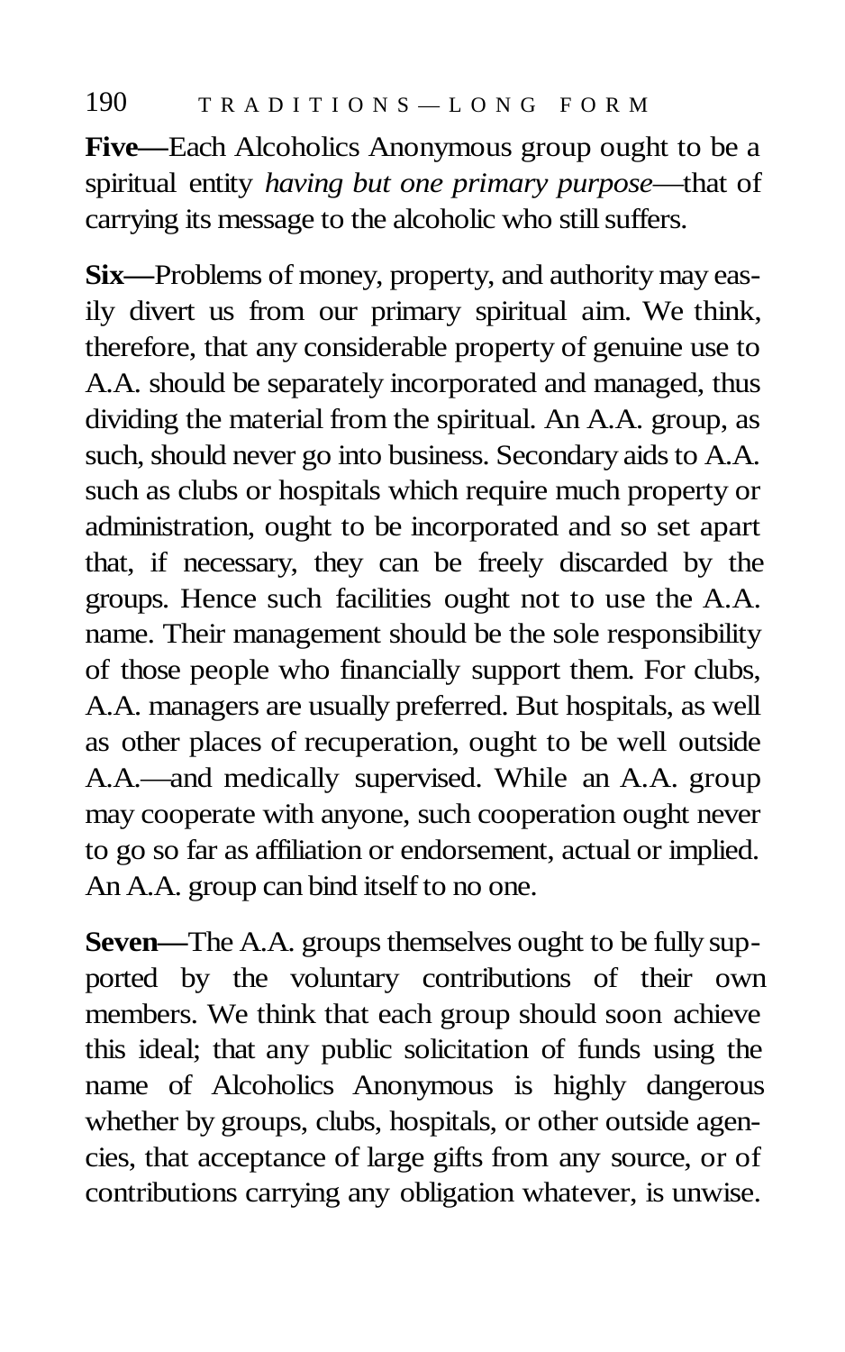**Five—**Each Alcoholics Anonymous group ought to be a spiritual entity *having but one primary purpose*—that of carrying its message to the alcoholic who still suffers.

**Six—**Problems of money, property, and authority may easily divert us from our primary spiritual aim. We think, therefore, that any considerable property of genuine use to A.A. should be separately incorporated and managed, thus dividing the material from the spiritual. An A.A. group, as such, should never go into business. Secondary aids to A.A. such as clubs or hospitals which require much property or administration, ought to be incorporated and so set apart that, if necessary, they can be freely discarded by the groups. Hence such facilities ought not to use the A.A. name. Their management should be the sole responsibility of those people who financially support them. For clubs, A.A. managers are usually preferred. But hospitals, as well as other places of recuperation, ought to be well outside A.A.—and medically supervised. While an A.A. group may cooperate with anyone, such cooperation ought never to go so far as affiliation or endorsement, actual or implied. An A.A. group can bind itself to no one.

**Seven—**The A.A. groups themselves ought to be fully supported by the voluntary contributions of their own members. We think that each group should soon achieve this ideal; that any public solicitation of funds using the name of Alcoholics Anonymous is highly dangerous whether by groups, clubs, hospitals, or other outside agencies, that acceptance of large gifts from any source, or of contributions carrying any obligation whatever, is unwise.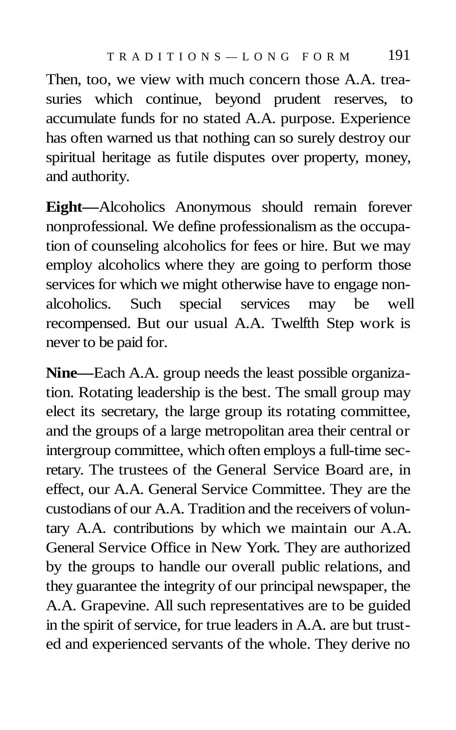Then, too, we view with much concern those A.A. treasuries which continue, beyond prudent reserves, to accumulate funds for no stated A.A. purpose. Experience has often warned us that nothing can so surely destroy our spiritual heritage as futile disputes over property, money, and authority.

**Eight—**Alcoholics Anonymous should remain forever nonprofessional. We define professionalism as the occupation of counseling alcoholics for fees or hire. But we may employ alcoholics where they are going to perform those services for which we might otherwise have to engage nonalcoholics. Such special services may be well recompensed. But our usual A.A. Twelfth Step work is never to be paid for.

**Nine—**Each A.A. group needs the least possible organization. Rotating leadership is the best. The small group may elect its secretary, the large group its rotating committee, and the groups of a large metropolitan area their central or intergroup committee, which often employs a full-time secretary. The trustees of the General Service Board are, in effect, our A.A. General Service Committee. They are the custodians of our A.A. Tradition and the receivers of voluntary A.A. contributions by which we maintain our A.A. General Service Office in New York. They are authorized by the groups to handle our overall public relations, and they guarantee the integrity of our principal newspaper, the A.A. Grapevine. All such representatives are to be guided in the spirit of service, for true leaders in A.A. are but trusted and experienced servants of the whole. They derive no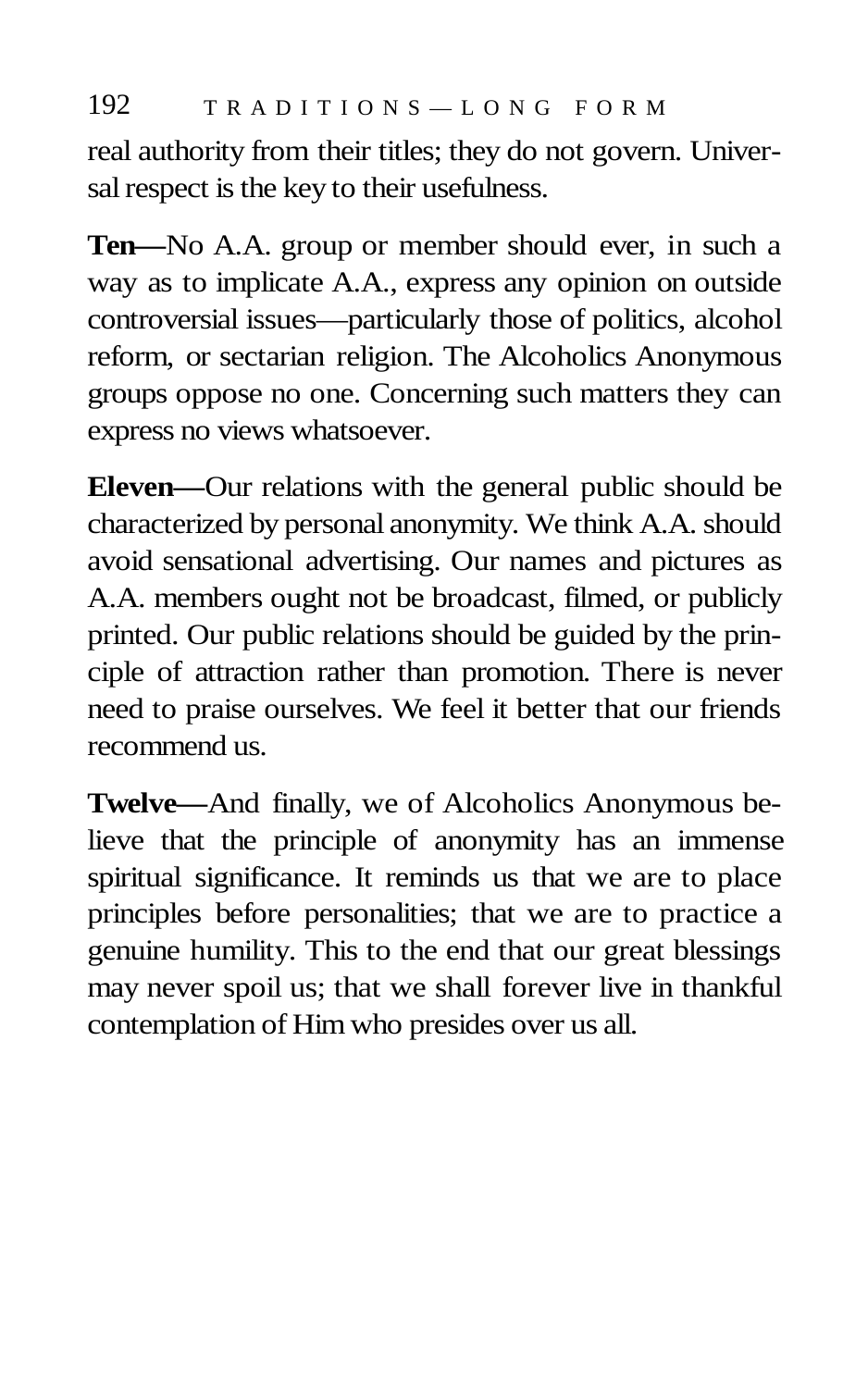real authority from their titles; they do not govern. Universal respect is the key to their usefulness.

**Ten—**No A.A. group or member should ever, in such a way as to implicate A.A., express any opinion on outside controversial issues—particularly those of politics, alcohol reform, or sectarian religion. The Alcoholics Anonymous groups oppose no one. Concerning such matters they can express no views whatsoever.

**Eleven—**Our relations with the general public should be characterized by personal anonymity. We think A.A. should avoid sensational advertising. Our names and pictures as A.A. members ought not be broadcast, filmed, or publicly printed. Our public relations should be guided by the principle of attraction rather than promotion. There is never need to praise ourselves. We feel it better that our friends recommend us.

**Twelve—**And finally, we of Alcoholics Anonymous believe that the principle of anonymity has an immense spiritual significance. It reminds us that we are to place principles before personalities; that we are to practice a genuine humility. This to the end that our great blessings may never spoil us; that we shall forever live in thankful contemplation of Him who presides over us all.